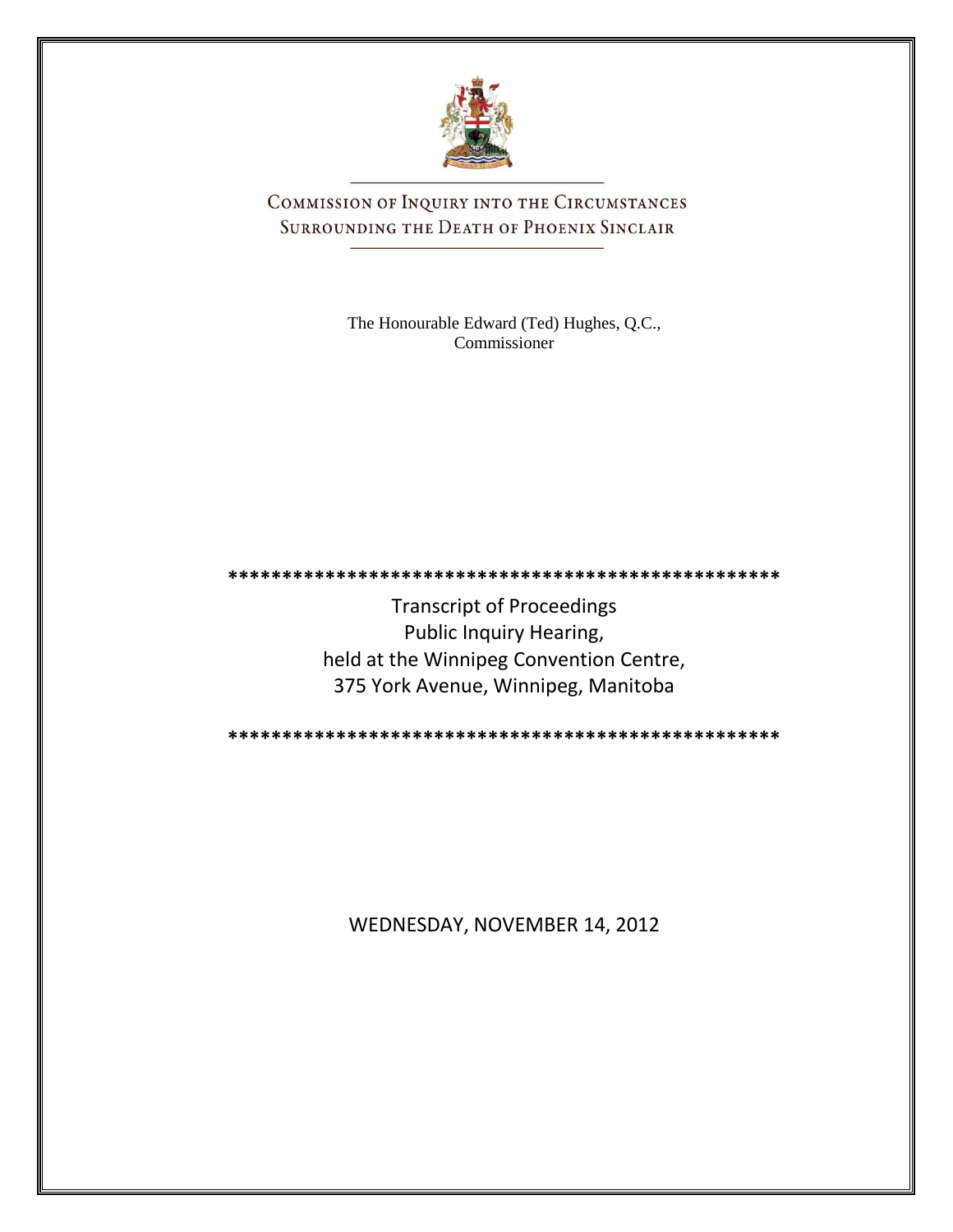# COMMISSION OF INQUIRY INTO THE CIRCUMSTANCES SURROUNDING THE DEATH OF PHOENIX SINCLAIR

The Honourable Edward (Ted) Hughes, Q.C., Commissioner

\*\*\*\*\*\*\*\*\*\*\*\*\*\*\*\*\*\*\*\*\*\*\*\*\*\*\*\*\*\*\*\*\*\*\*\*\*\*\*\*\*\*\*\*\*\*\*\*\*\*\*\*

Transcript of Proceedings
Public Inquiry Hearing,
held at the Winnipeg Convention Centre,
375 York Avenue, Winnipeg, Manitoba

\*\*\*\*\*\*\*\*\*\*\*\*\*\*\*\*\*\*\*\*\*\*\*\*\*\*\*\*\*\*\*\*\*\*\*\*\*\*\*\*\*\*\*\*\*\*\*\*\*\*\*\*

WEDNESDAY, NOVEMBER 14, 2012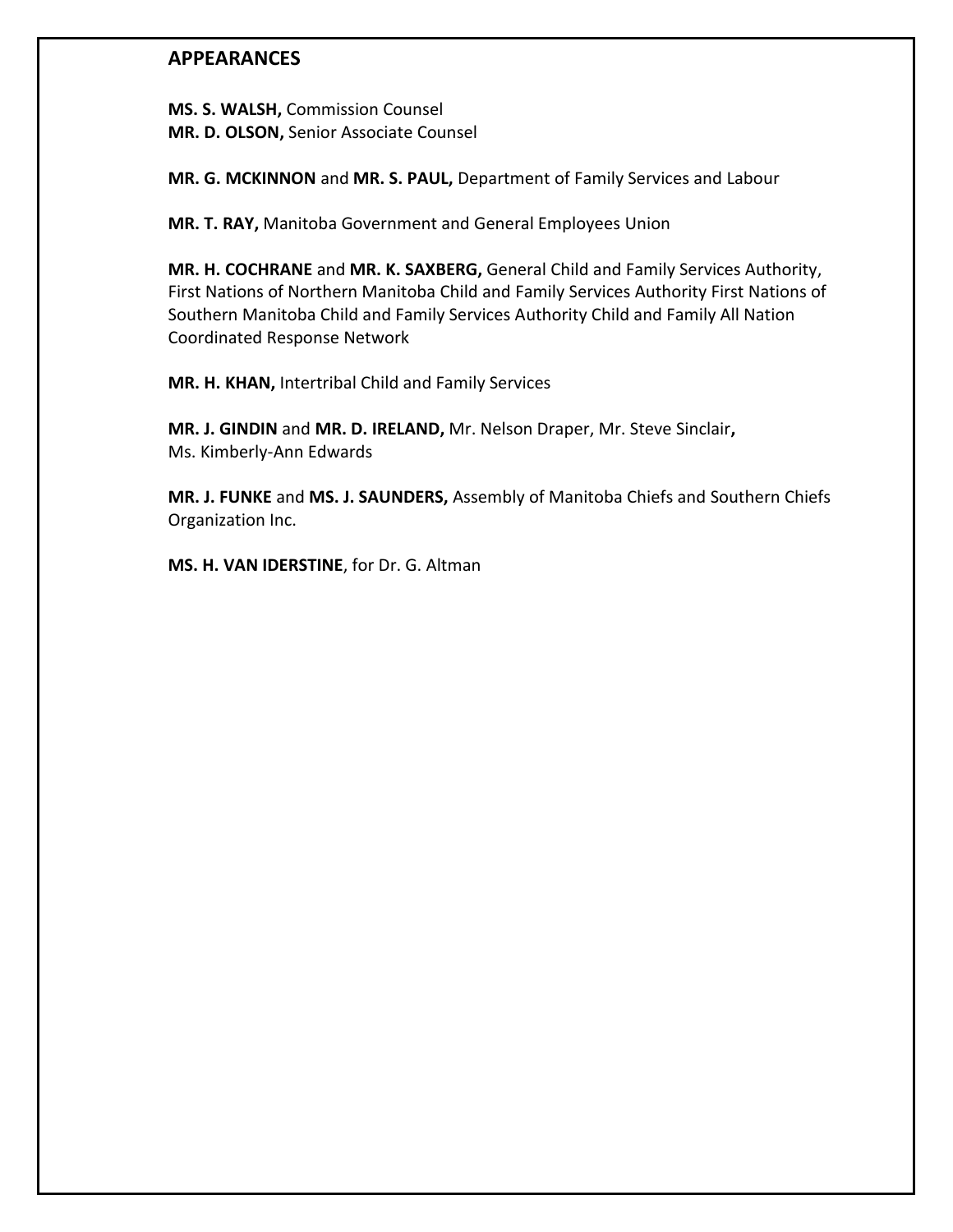## APPEARANCES

**MS. S. WALSH,** Commission Counsel
**MR. D. OLSON,** Senior Associate Counsel

**MR. G. MCKINNON** and **MR. S. PAUL,** Department of Family Services and Labour

**MR. T. RAY,** Manitoba Government and General Employees Union

**MR. H. COCHRANE** and **MR. K. SAXBERG,** General Child and Family Services Authority, First Nations of Northern Manitoba Child and Family Services Authority First Nations of Southern Manitoba Child and Family Services Authority Child and Family All Nation Coordinated Response Network

**MR. H. KHAN,** Intertribal Child and Family Services

**MR. J. GINDIN** and **MR. D. IRELAND,** Mr. Nelson Draper, Mr. Steve Sinclair**,** Ms. Kimberly-Ann Edwards

**MR. J. FUNKE** and **MS. J. SAUNDERS,** Assembly of Manitoba Chiefs and Southern Chiefs Organization Inc.

**MS. H. VAN IDERSTINE**, for Dr. G. Altman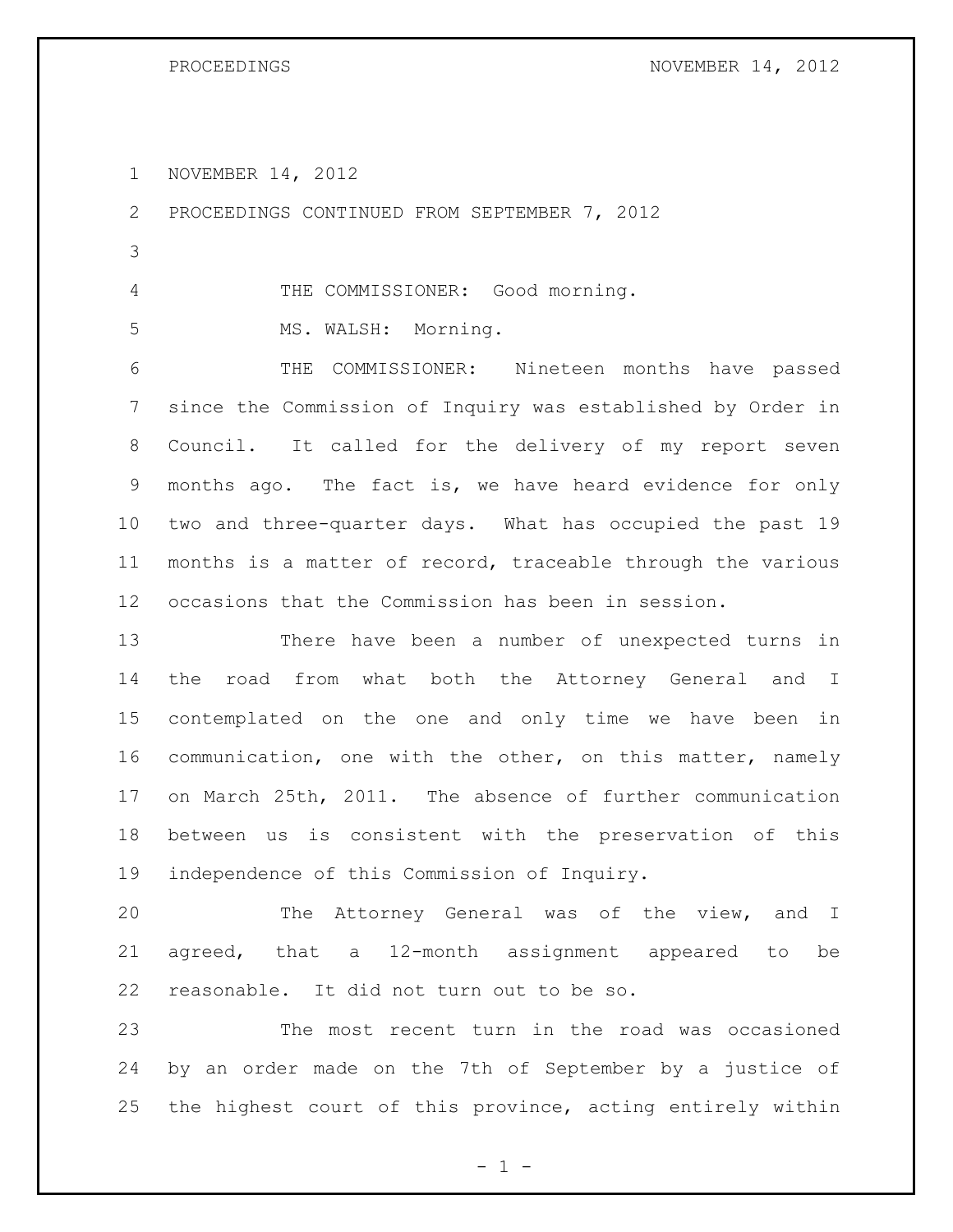NOVEMBER 14, 2012

PROCEEDINGS CONTINUED FROM SEPTEMBER 7, 2012

THE COMMISSIONER: Good morning.

MS. WALSH: Morning.

THE COMMISSIONER: Nineteen months have passed since the Commission of Inquiry was established by Order in Council. It called for the delivery of my report seven months ago. The fact is, we have heard evidence for only two and three-quarter days. What has occupied the past 19 months is a matter of record, traceable through the various occasions that the Commission has been in session.

There have been a number of unexpected turns in the road from what both the Attorney General and I contemplated on the one and only time we have been in communication, one with the other, on this matter, namely on March 25th, 2011. The absence of further communication between us is consistent with the preservation of this independence of this Commission of Inquiry.

The Attorney General was of the view, and I agreed, that a 12-month assignment appeared to be reasonable. It did not turn out to be so.

The most recent turn in the road was occasioned by an order made on the 7th of September by a justice of the highest court of this province, acting entirely within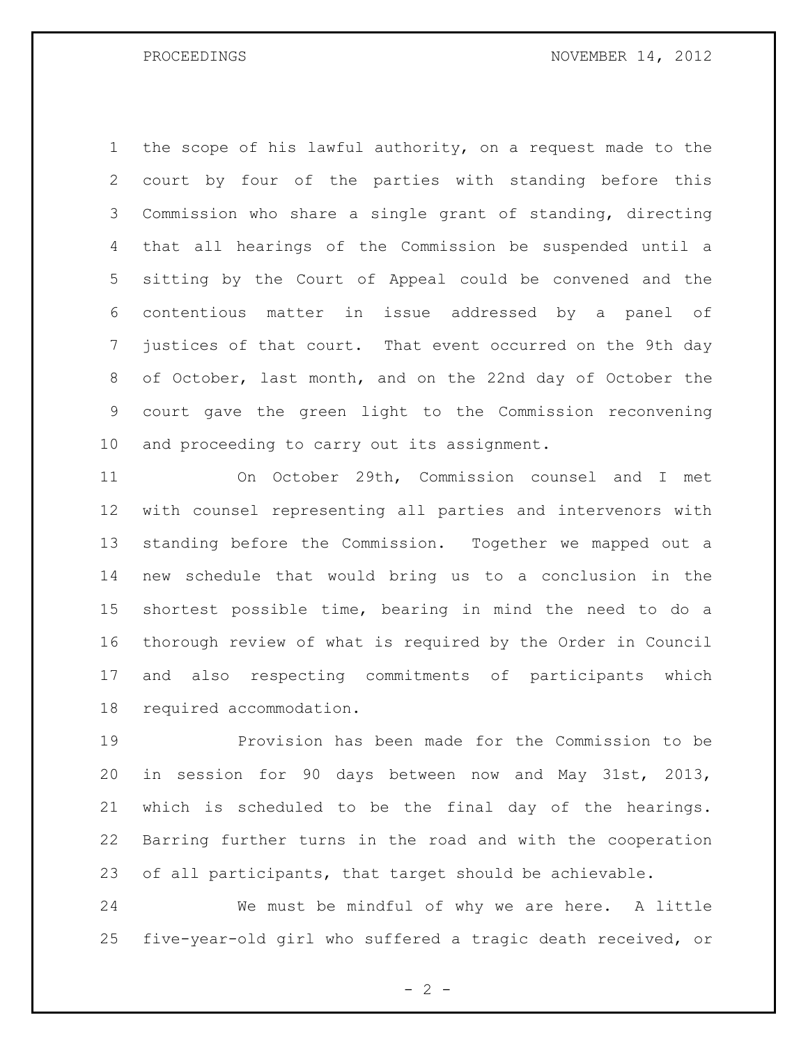the scope of his lawful authority, on a request made to the court by four of the parties with standing before this Commission who share a single grant of standing, directing that all hearings of the Commission be suspended until a sitting by the Court of Appeal could be convened and the contentious matter in issue addressed by a panel of justices of that court. That event occurred on the 9th day of October, last month, and on the 22nd day of October the court gave the green light to the Commission reconvening and proceeding to carry out its assignment.

On October 29th, Commission counsel and I met with counsel representing all parties and intervenors with standing before the Commission. Together we mapped out a new schedule that would bring us to a conclusion in the shortest possible time, bearing in mind the need to do a thorough review of what is required by the Order in Council and also respecting commitments of participants which required accommodation.

Provision has been made for the Commission to be in session for 90 days between now and May 31st, 2013, which is scheduled to be the final day of the hearings. Barring further turns in the road and with the cooperation of all participants, that target should be achievable.

We must be mindful of why we are here. A little five-year-old girl who suffered a tragic death received, or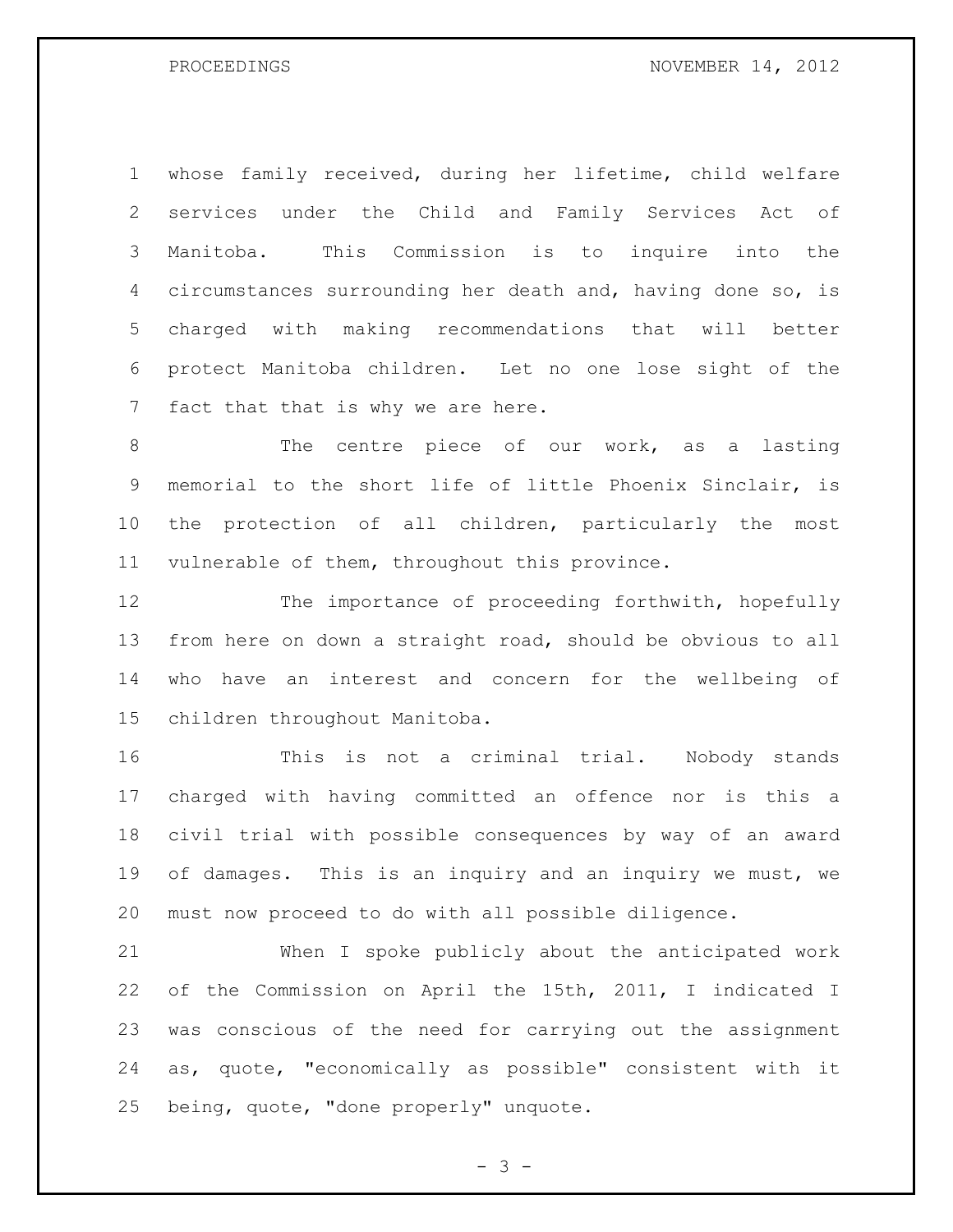whose family received, during her lifetime, child welfare services under the Child and Family Services Act of Manitoba. This Commission is to inquire into the circumstances surrounding her death and, having done so, is charged with making recommendations that will better protect Manitoba children. Let no one lose sight of the fact that that is why we are here.

The centre piece of our work, as a lasting memorial to the short life of little Phoenix Sinclair, is the protection of all children, particularly the most vulnerable of them, throughout this province.

The importance of proceeding forthwith, hopefully from here on down a straight road, should be obvious to all who have an interest and concern for the wellbeing of children throughout Manitoba.

This is not a criminal trial. Nobody stands charged with having committed an offence nor is this a civil trial with possible consequences by way of an award of damages. This is an inquiry and an inquiry we must, we must now proceed to do with all possible diligence.

When I spoke publicly about the anticipated work of the Commission on April the 15th, 2011, I indicated I was conscious of the need for carrying out the assignment as, quote, "economically as possible" consistent with it being, quote, "done properly" unquote.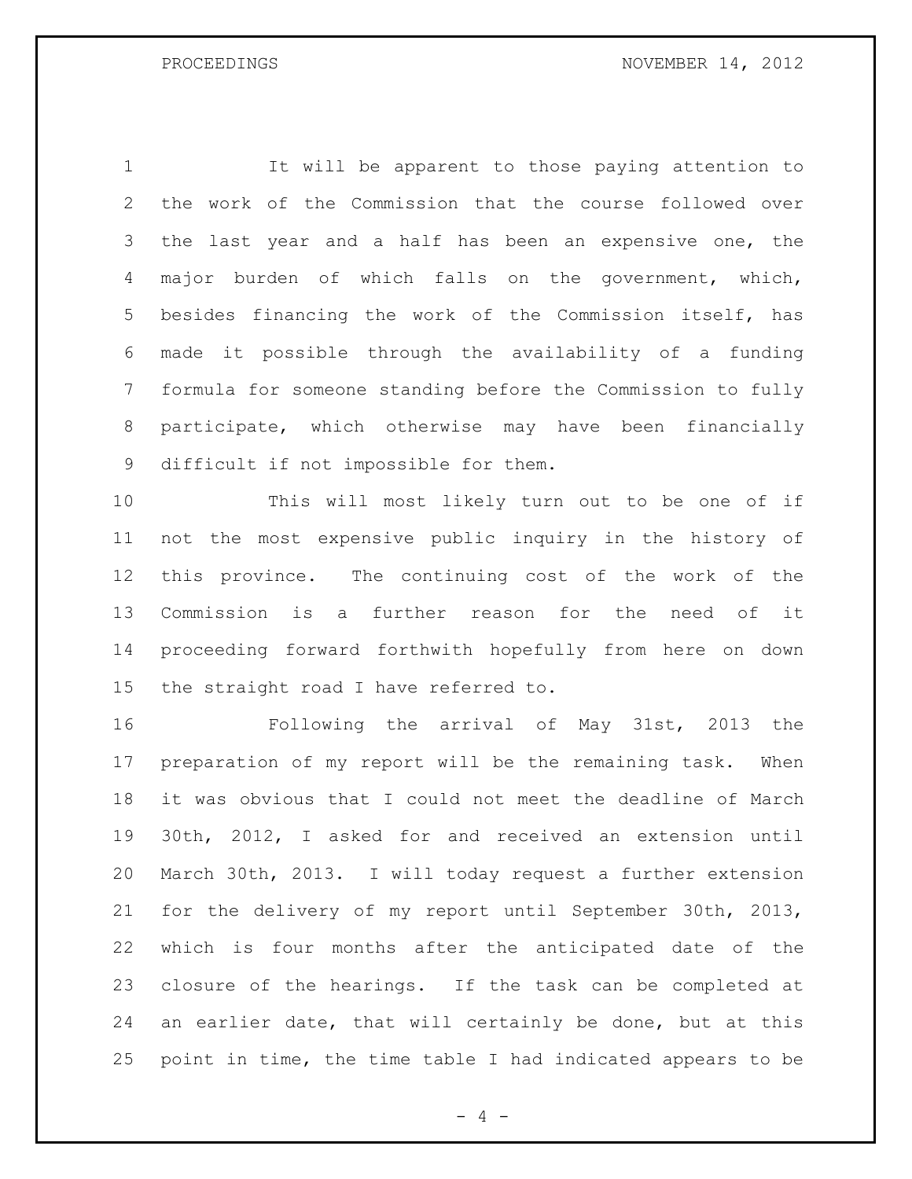It will be apparent to those paying attention to the work of the Commission that the course followed over the last year and a half has been an expensive one, the major burden of which falls on the government, which, besides financing the work of the Commission itself, has made it possible through the availability of a funding formula for someone standing before the Commission to fully participate, which otherwise may have been financially difficult if not impossible for them.

This will most likely turn out to be one of if not the most expensive public inquiry in the history of this province. The continuing cost of the work of the Commission is a further reason for the need of it proceeding forward forthwith hopefully from here on down the straight road I have referred to.

Following the arrival of May 31st, 2013 the preparation of my report will be the remaining task. When it was obvious that I could not meet the deadline of March 30th, 2012, I asked for and received an extension until March 30th, 2013. I will today request a further extension for the delivery of my report until September 30th, 2013, which is four months after the anticipated date of the closure of the hearings. If the task can be completed at an earlier date, that will certainly be done, but at this point in time, the time table I had indicated appears to be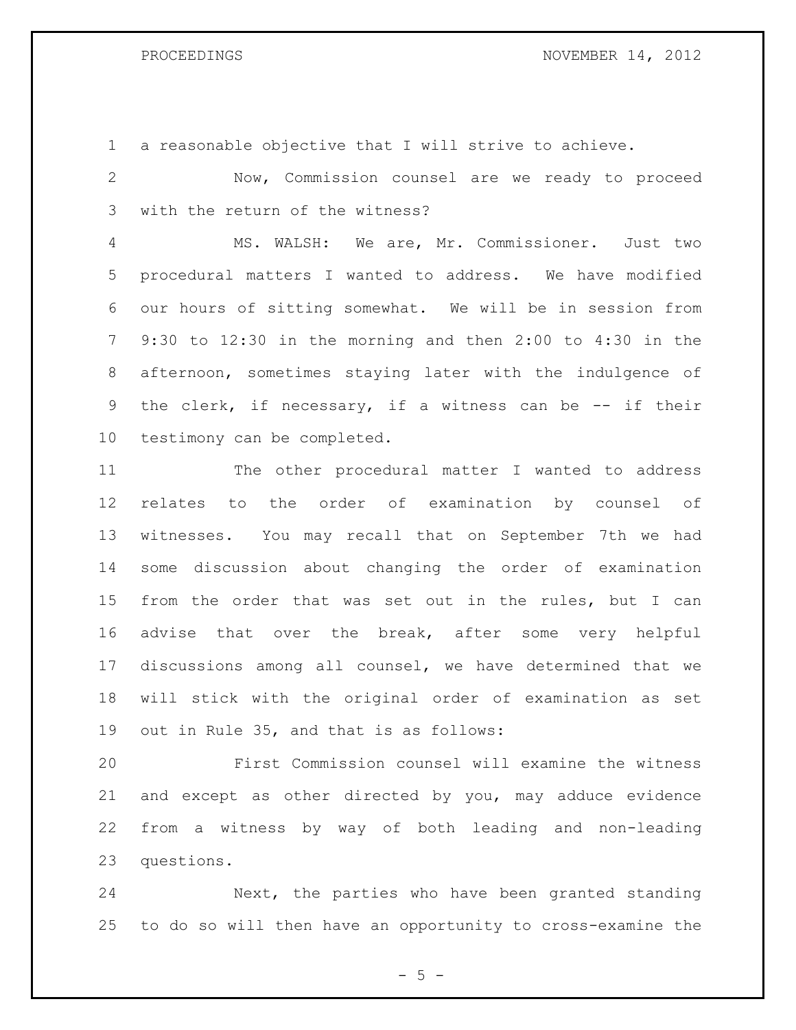a reasonable objective that I will strive to achieve.

Now, Commission counsel are we ready to proceed with the return of the witness?

MS. WALSH: We are, Mr. Commissioner. Just two procedural matters I wanted to address. We have modified our hours of sitting somewhat. We will be in session from 9:30 to 12:30 in the morning and then 2:00 to 4:30 in the afternoon, sometimes staying later with the indulgence of the clerk, if necessary, if a witness can be -- if their testimony can be completed.

The other procedural matter I wanted to address relates to the order of examination by counsel of witnesses. You may recall that on September 7th we had some discussion about changing the order of examination from the order that was set out in the rules, but I can advise that over the break, after some very helpful discussions among all counsel, we have determined that we will stick with the original order of examination as set out in Rule 35, and that is as follows:

First Commission counsel will examine the witness and except as other directed by you, may adduce evidence from a witness by way of both leading and non-leading questions.

Next, the parties who have been granted standing to do so will then have an opportunity to cross-examine the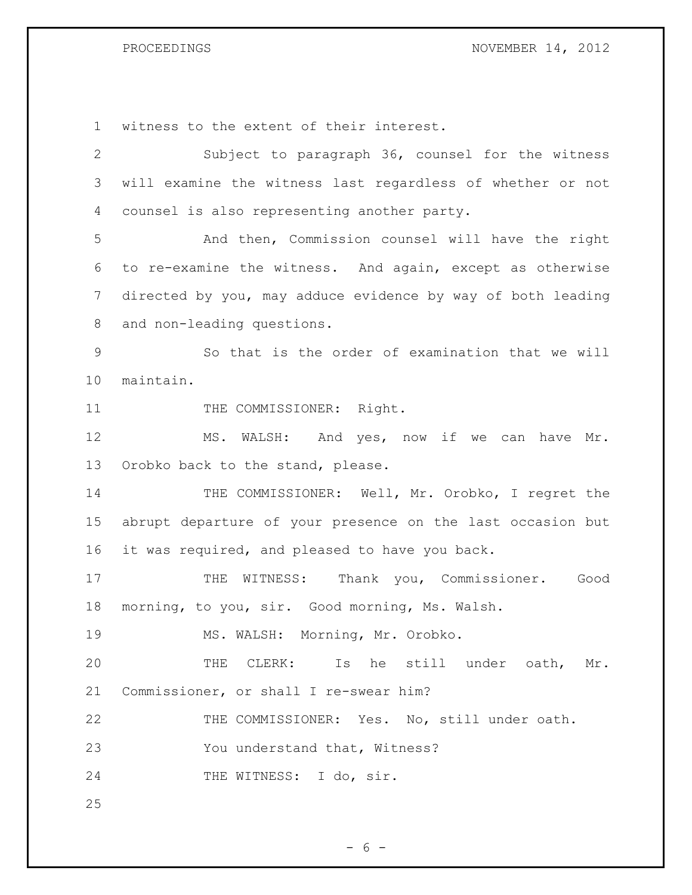witness to the extent of their interest.

Subject to paragraph 36, counsel for the witness will examine the witness last regardless of whether or not counsel is also representing another party.

And then, Commission counsel will have the right to re-examine the witness. And again, except as otherwise directed by you, may adduce evidence by way of both leading and non-leading questions.

So that is the order of examination that we will maintain.

THE COMMISSIONER: Right.

MS. WALSH: And yes, now if we can have Mr. Orobko back to the stand, please.

THE COMMISSIONER: Well, Mr. Orobko, I regret the abrupt departure of your presence on the last occasion but it was required, and pleased to have you back.

THE WITNESS: Thank you, Commissioner. Good morning, to you, sir. Good morning, Ms. Walsh.

MS. WALSH: Morning, Mr. Orobko.

THE CLERK: Is he still under oath, Mr. Commissioner, or shall I re-swear him?

THE COMMISSIONER: Yes. No, still under oath.

You understand that, Witness?

THE WITNESS: I do, sir.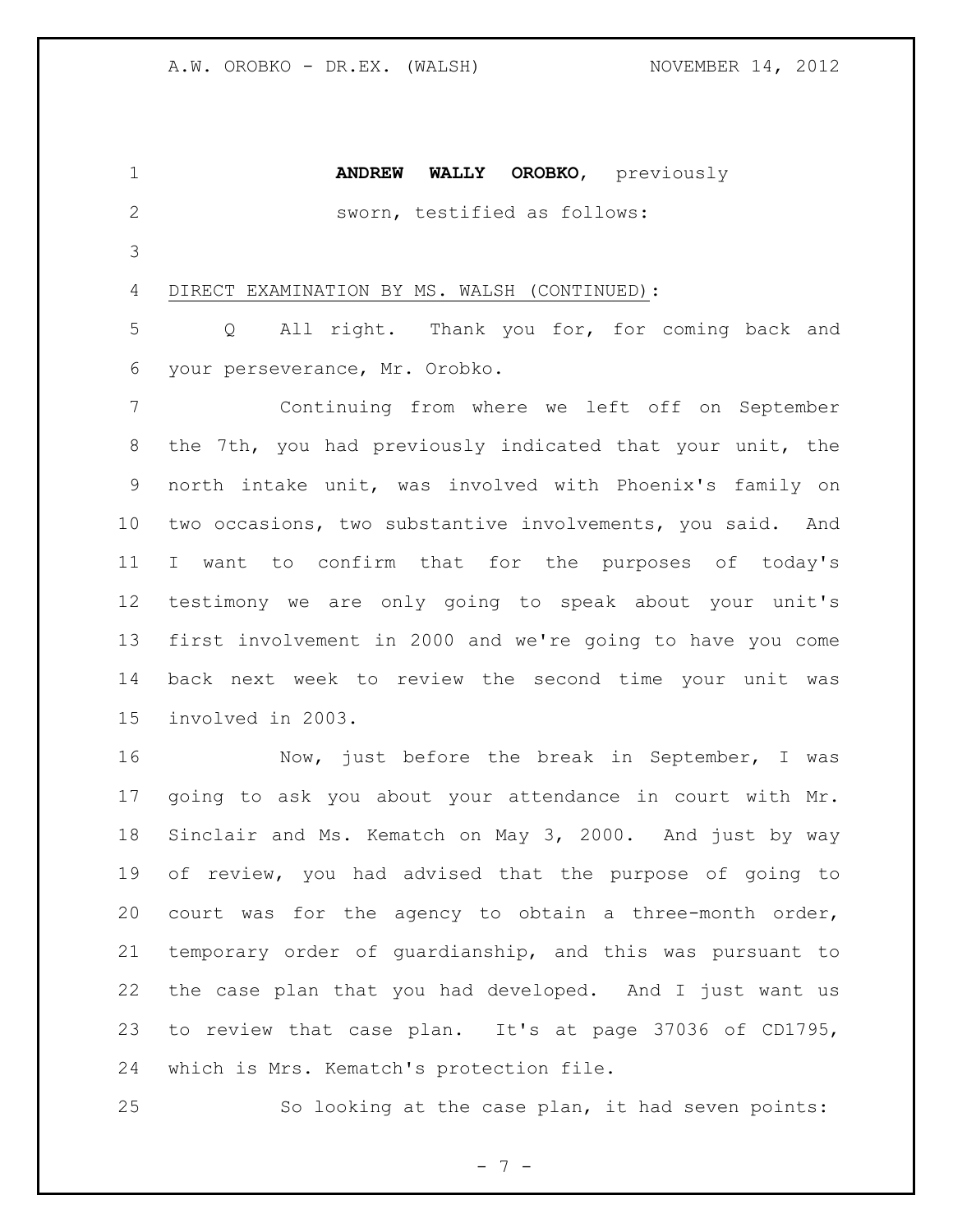**ANDREW WALLY OROBKO**, previously sworn, testified as follows:

DIRECT EXAMINATION BY MS. WALSH (CONTINUED):

Q All right. Thank you for, for coming back and your perseverance, Mr. Orobko.

Continuing from where we left off on September the 7th, you had previously indicated that your unit, the north intake unit, was involved with Phoenix's family on two occasions, two substantive involvements, you said. And I want to confirm that for the purposes of today's testimony we are only going to speak about your unit's first involvement in 2000 and we're going to have you come back next week to review the second time your unit was involved in 2003.

Now, just before the break in September, I was going to ask you about your attendance in court with Mr. Sinclair and Ms. Kematch on May 3, 2000. And just by way of review, you had advised that the purpose of going to court was for the agency to obtain a three-month order, temporary order of guardianship, and this was pursuant to the case plan that you had developed. And I just want us to review that case plan. It's at page 37036 of CD1795, which is Mrs. Kematch's protection file.

So looking at the case plan, it had seven points: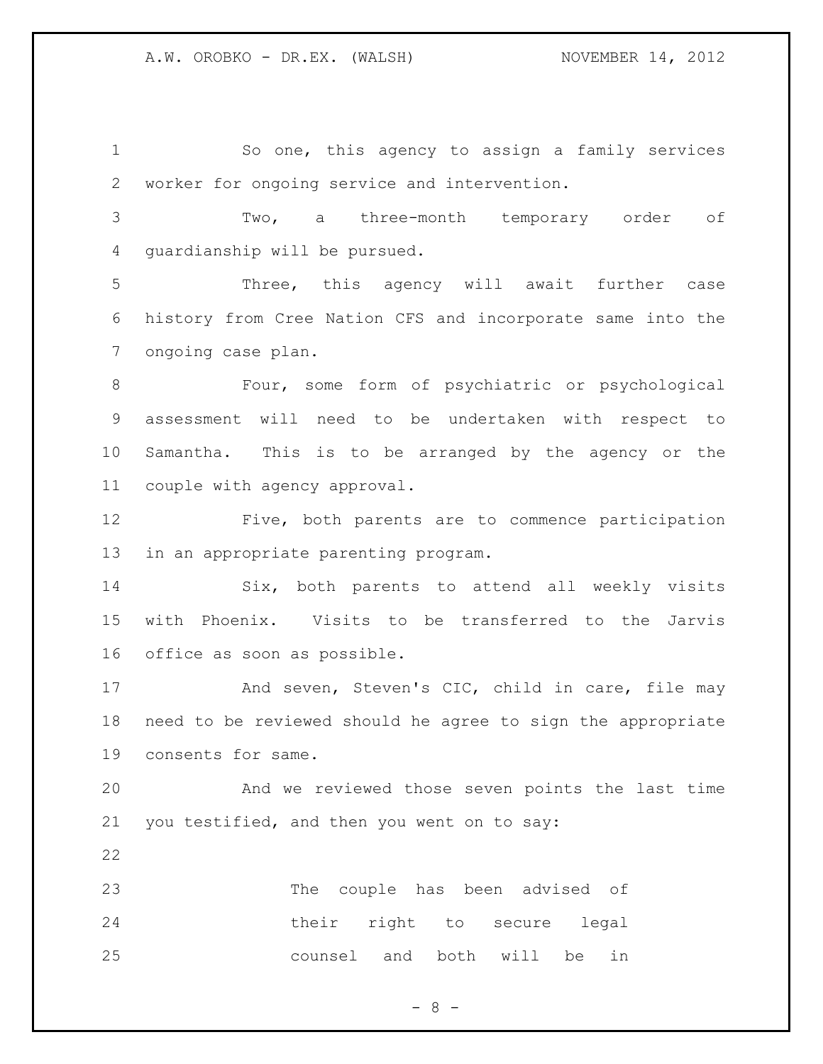So one, this agency to assign a family services worker for ongoing service and intervention.

Two, a three-month temporary order of guardianship will be pursued.

Three, this agency will await further case history from Cree Nation CFS and incorporate same into the ongoing case plan.

Four, some form of psychiatric or psychological assessment will need to be undertaken with respect to Samantha. This is to be arranged by the agency or the couple with agency approval.

Five, both parents are to commence participation in an appropriate parenting program.

Six, both parents to attend all weekly visits with Phoenix. Visits to be transferred to the Jarvis office as soon as possible.

And seven, Steven's CIC, child in care, file may need to be reviewed should he agree to sign the appropriate consents for same.

And we reviewed those seven points the last time you testified, and then you went on to say:

> The couple has been advised of their right to secure legal counsel and both will be in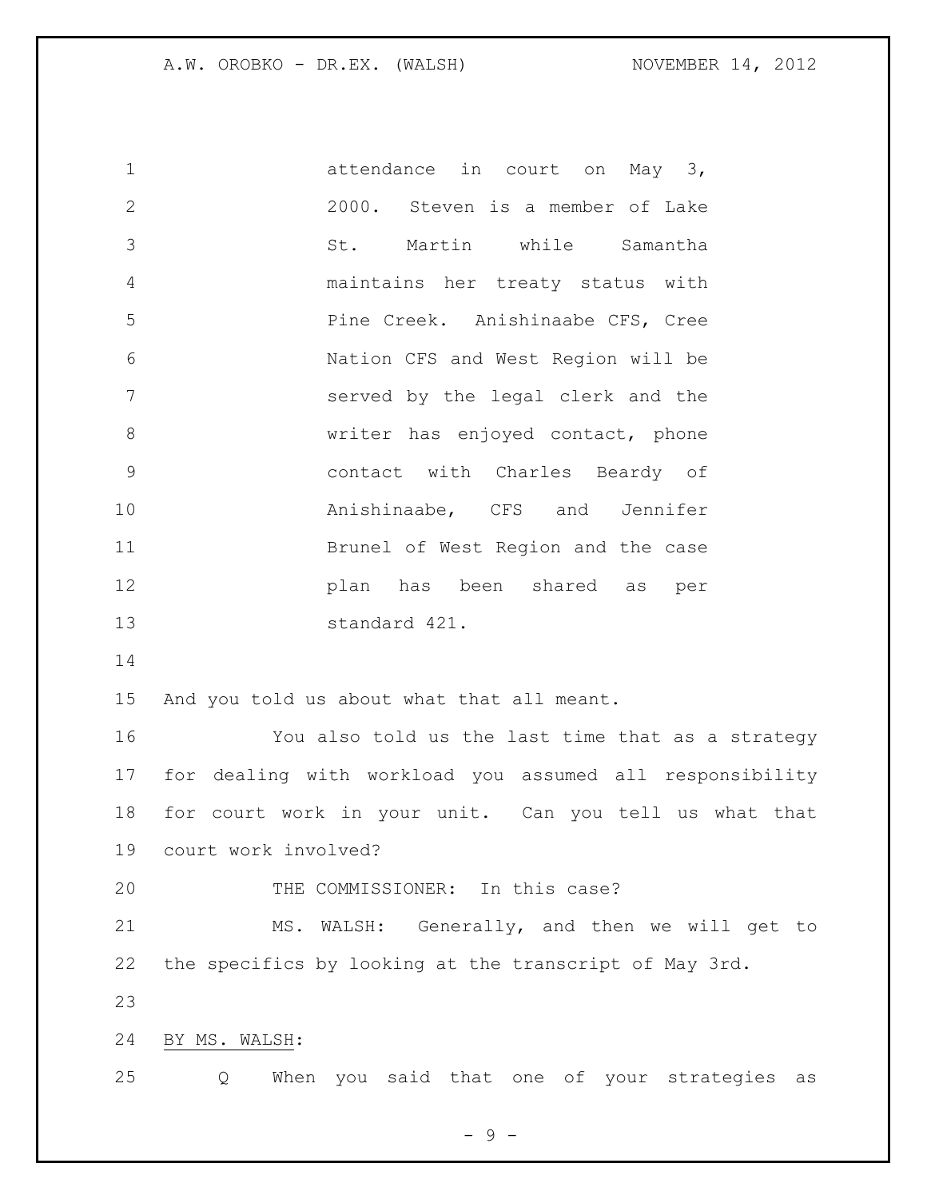attendance in court on May 3, 2000. Steven is a member of Lake St. Martin while Samantha maintains her treaty status with Pine Creek. Anishinaabe CFS, Cree Nation CFS and West Region will be served by the legal clerk and the writer has enjoyed contact, phone contact with Charles Beardy of Anishinaabe, CFS and Jennifer Brunel of West Region and the case plan has been shared as per standard 421.

And you told us about what that all meant.

You also told us the last time that as a strategy for dealing with workload you assumed all responsibility for court work in your unit. Can you tell us what that court work involved?

THE COMMISSIONER: In this case?

MS. WALSH: Generally, and then we will get to the specifics by looking at the transcript of May 3rd.

BY MS. WALSH:

Q When you said that one of your strategies as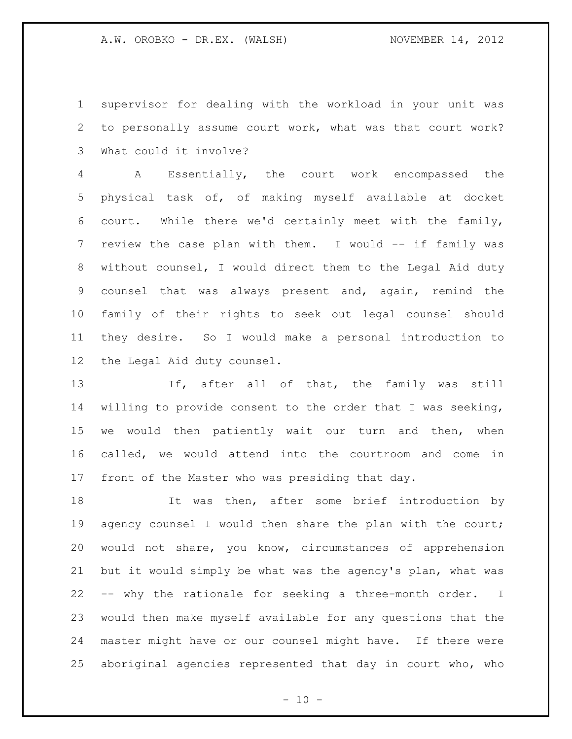supervisor for dealing with the workload in your unit was to personally assume court work, what was that court work? What could it involve?

A Essentially, the court work encompassed the physical task of, of making myself available at docket court. While there we'd certainly meet with the family, review the case plan with them. I would -- if family was without counsel, I would direct them to the Legal Aid duty counsel that was always present and, again, remind the family of their rights to seek out legal counsel should they desire. So I would make a personal introduction to the Legal Aid duty counsel.

If, after all of that, the family was still willing to provide consent to the order that I was seeking, we would then patiently wait our turn and then, when called, we would attend into the courtroom and come in front of the Master who was presiding that day.

It was then, after some brief introduction by agency counsel I would then share the plan with the court; would not share, you know, circumstances of apprehension but it would simply be what was the agency's plan, what was -- why the rationale for seeking a three-month order. I would then make myself available for any questions that the master might have or our counsel might have. If there were aboriginal agencies represented that day in court who, who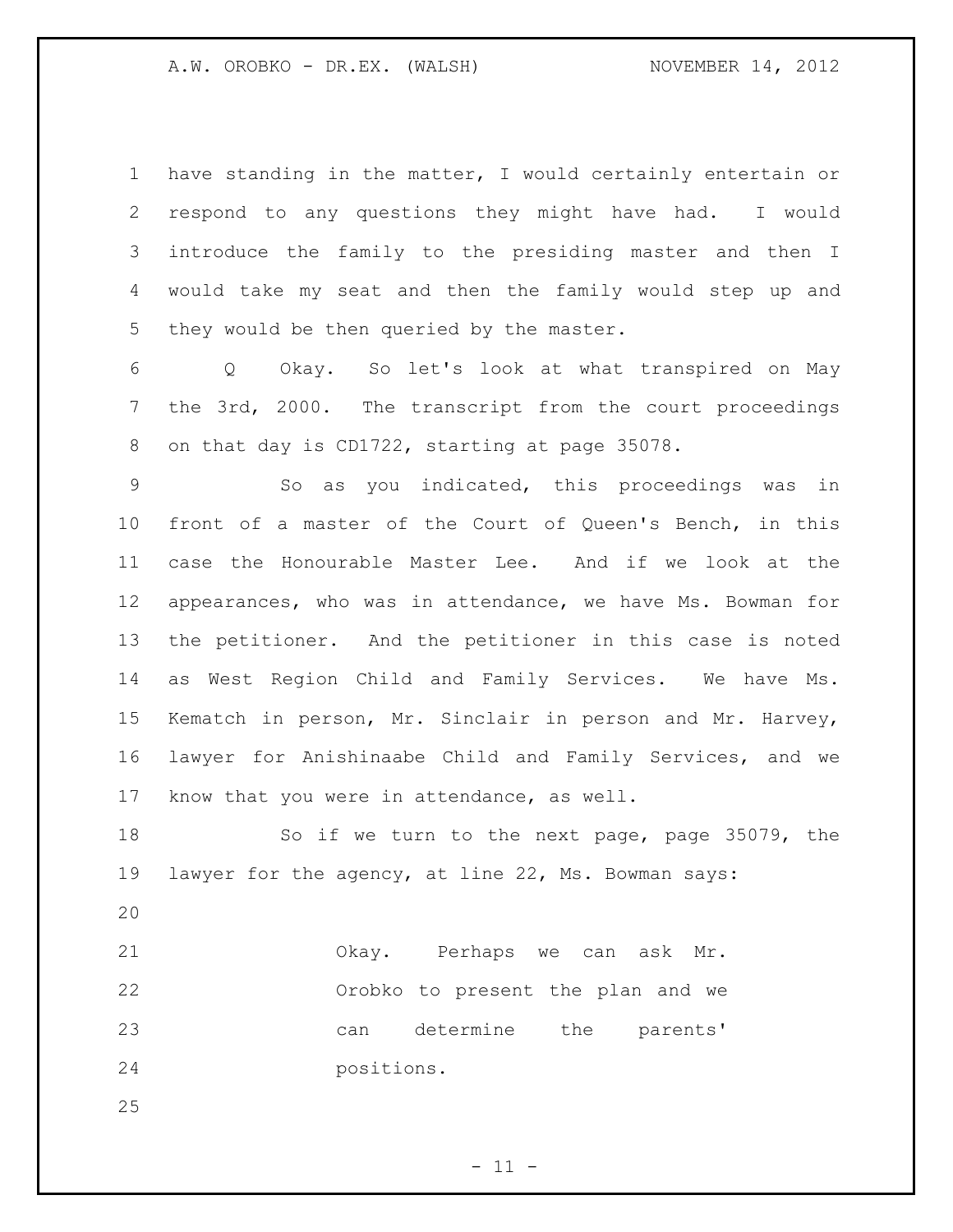have standing in the matter, I would certainly entertain or respond to any questions they might have had. I would introduce the family to the presiding master and then I would take my seat and then the family would step up and they would be then queried by the master.

Q Okay. So let's look at what transpired on May the 3rd, 2000. The transcript from the court proceedings on that day is CD1722, starting at page 35078.

So as you indicated, this proceedings was in front of a master of the Court of Queen's Bench, in this case the Honourable Master Lee. And if we look at the appearances, who was in attendance, we have Ms. Bowman for the petitioner. And the petitioner in this case is noted as West Region Child and Family Services. We have Ms. Kematch in person, Mr. Sinclair in person and Mr. Harvey, lawyer for Anishinaabe Child and Family Services, and we know that you were in attendance, as well.

So if we turn to the next page, page 35079, the lawyer for the agency, at line 22, Ms. Bowman says:

> Okay. Perhaps we can ask Mr. Orobko to present the plan and we can determine the parents' positions.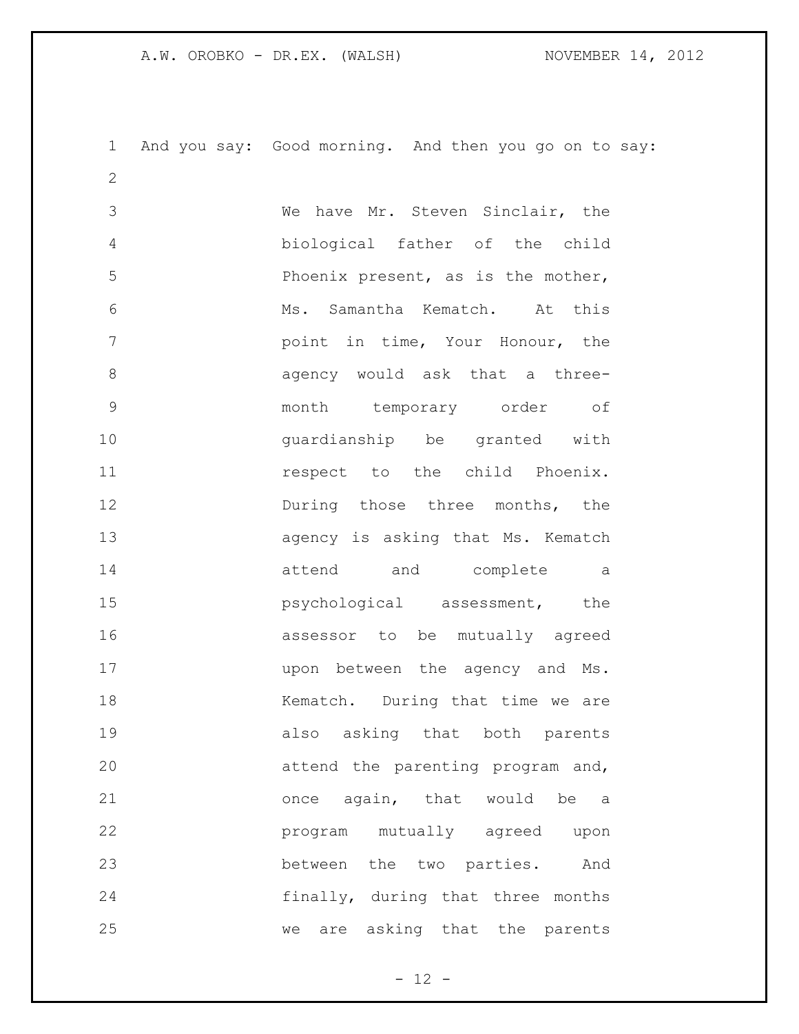And you say: Good morning. And then you go on to say:

> We have Mr. Steven Sinclair, the biological father of the child Phoenix present, as is the mother, Ms. Samantha Kematch. At this point in time, Your Honour, the agency would ask that a three-month temporary order of guardianship be granted with respect to the child Phoenix. During those three months, the agency is asking that Ms. Kematch attend and complete a psychological assessment, the assessor to be mutually agreed upon between the agency and Ms. Kematch. During that time we are also asking that both parents attend the parenting program and, once again, that would be a program mutually agreed upon between the two parties. And finally, during that three months we are asking that the parents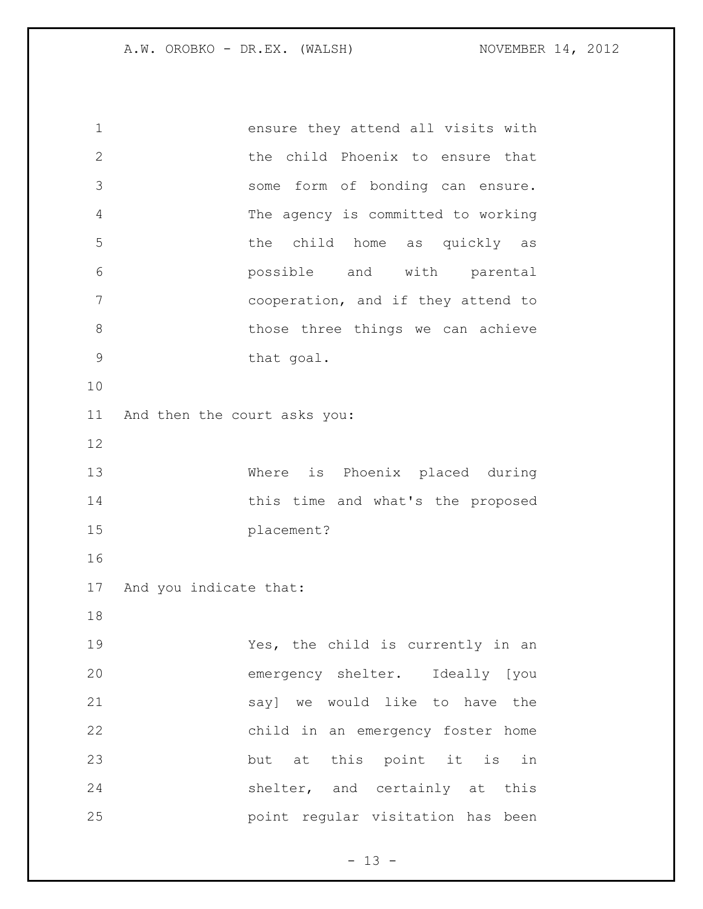ensure they attend all visits with the child Phoenix to ensure that some form of bonding can ensure. The agency is committed to working the child home as quickly as possible and with parental cooperation, and if they attend to those three things we can achieve that goal.

And then the court asks you:

> Where is Phoenix placed during this time and what's the proposed placement?

And you indicate that:

> Yes, the child is currently in an emergency shelter. Ideally [you say] we would like to have the child in an emergency foster home but at this point it is in shelter, and certainly at this point regular visitation has been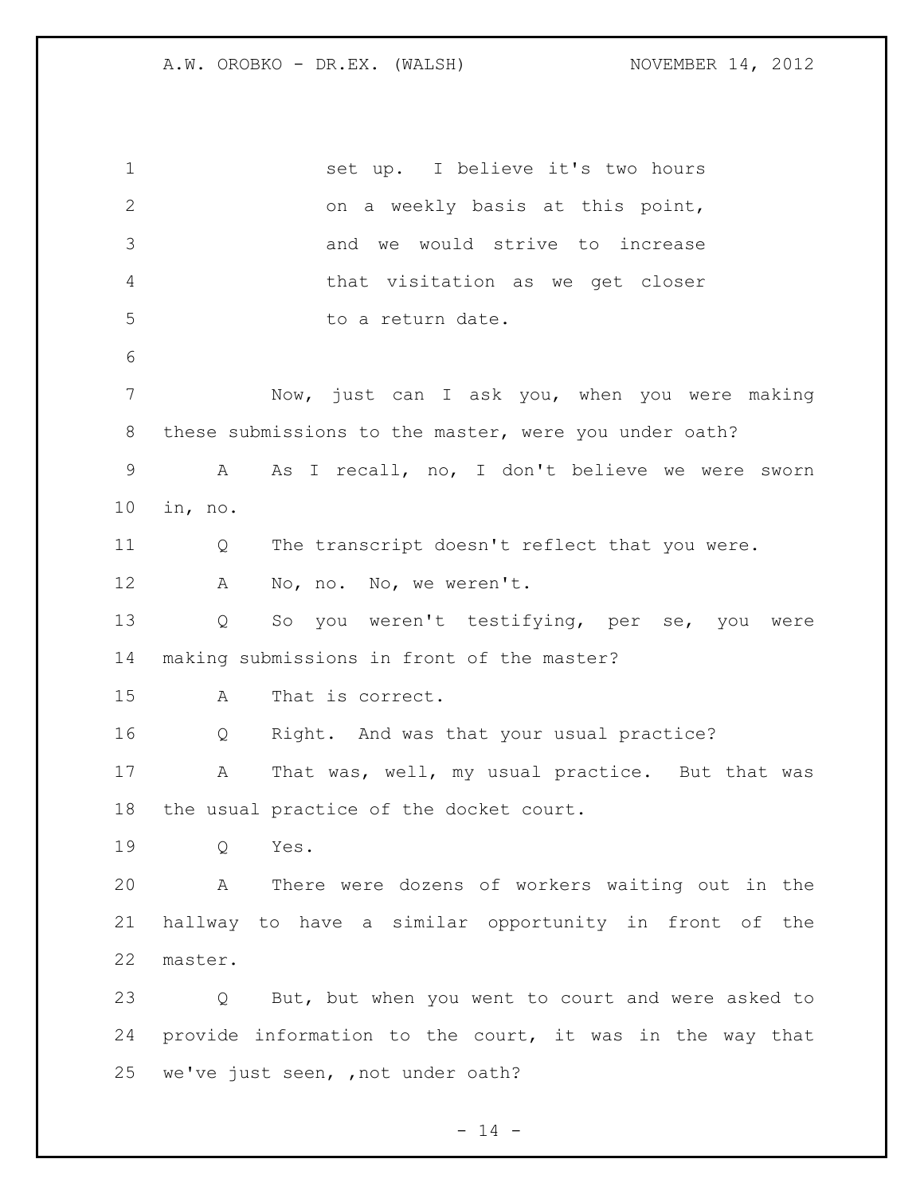set up. I believe it's two hours on a weekly basis at this point, and we would strive to increase that visitation as we get closer to a return date.

Now, just can I ask you, when you were making these submissions to the master, were you under oath?

A As I recall, no, I don't believe we were sworn in, no.

Q The transcript doesn't reflect that you were.

A No, no. No, we weren't.

Q So you weren't testifying, per se, you were making submissions in front of the master?

A That is correct.

Q Right. And was that your usual practice?

A That was, well, my usual practice. But that was the usual practice of the docket court.

Q Yes.

A There were dozens of workers waiting out in the hallway to have a similar opportunity in front of the master.

Q But, but when you went to court and were asked to provide information to the court, it was in the way that we've just seen, ,not under oath?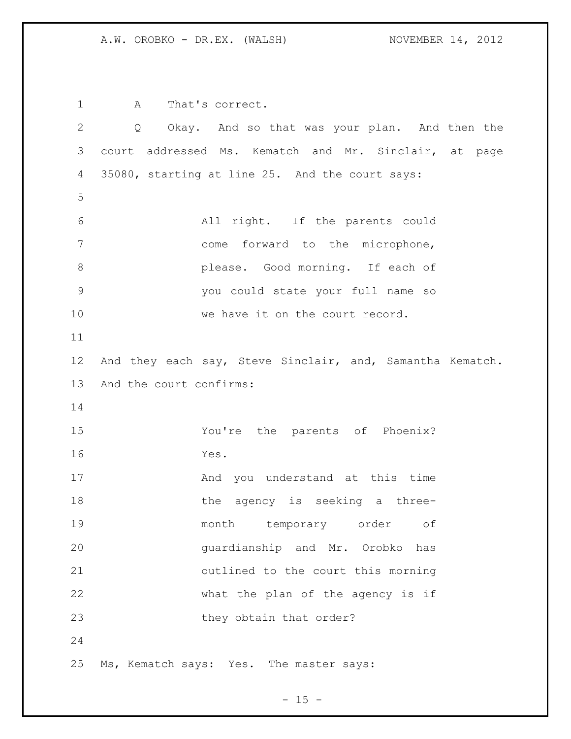A That's correct.

Q Okay. And so that was your plan. And then the court addressed Ms. Kematch and Mr. Sinclair, at page 35080, starting at line 25. And the court says:

> All right. If the parents could come forward to the microphone, please. Good morning. If each of you could state your full name so we have it on the court record.

And they each say, Steve Sinclair, and, Samantha Kematch. And the court confirms:

> You're the parents of Phoenix?
> Yes.
> And you understand at this time the agency is seeking a three-month temporary order of guardianship and Mr. Orobko has outlined to the court this morning what the plan of the agency is if they obtain that order?

Ms, Kematch says: Yes. The master says: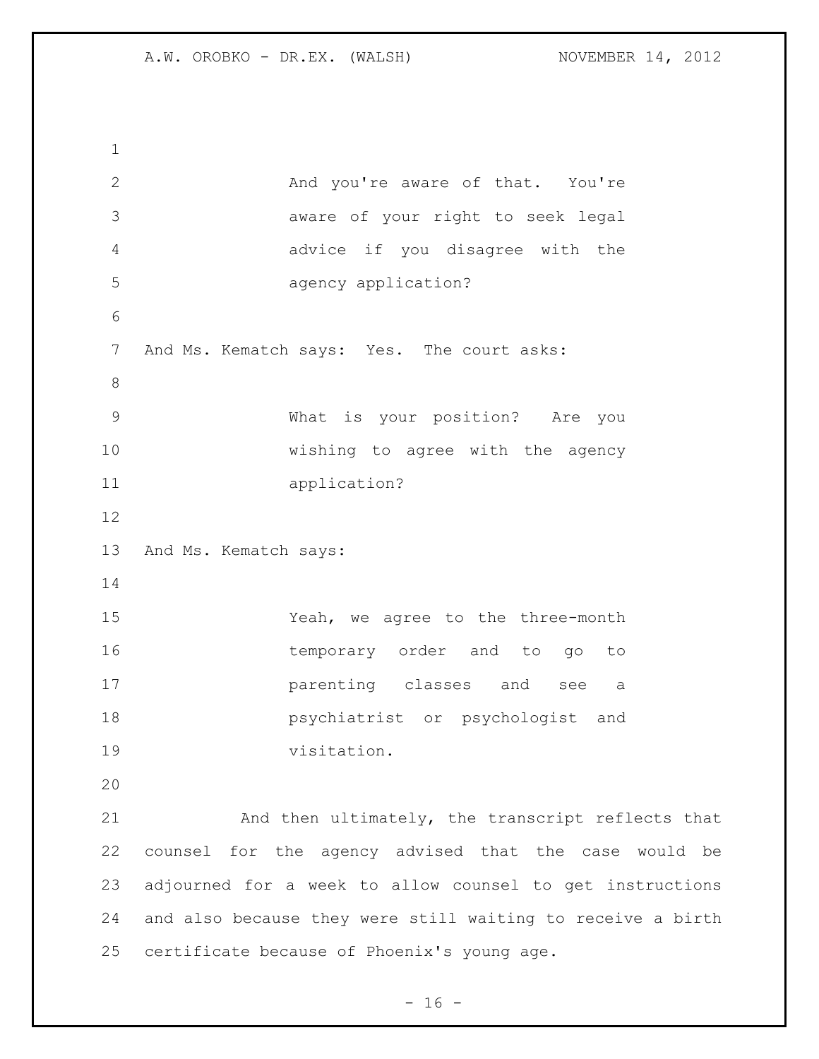> And you're aware of that. You're aware of your right to seek legal advice if you disagree with the agency application?

And Ms. Kematch says: Yes. The court asks:

> What is your position? Are you wishing to agree with the agency application?

And Ms. Kematch says:

> Yeah, we agree to the three-month temporary order and to go to parenting classes and see a psychiatrist or psychologist and visitation.

And then ultimately, the transcript reflects that counsel for the agency advised that the case would be adjourned for a week to allow counsel to get instructions and also because they were still waiting to receive a birth certificate because of Phoenix's young age.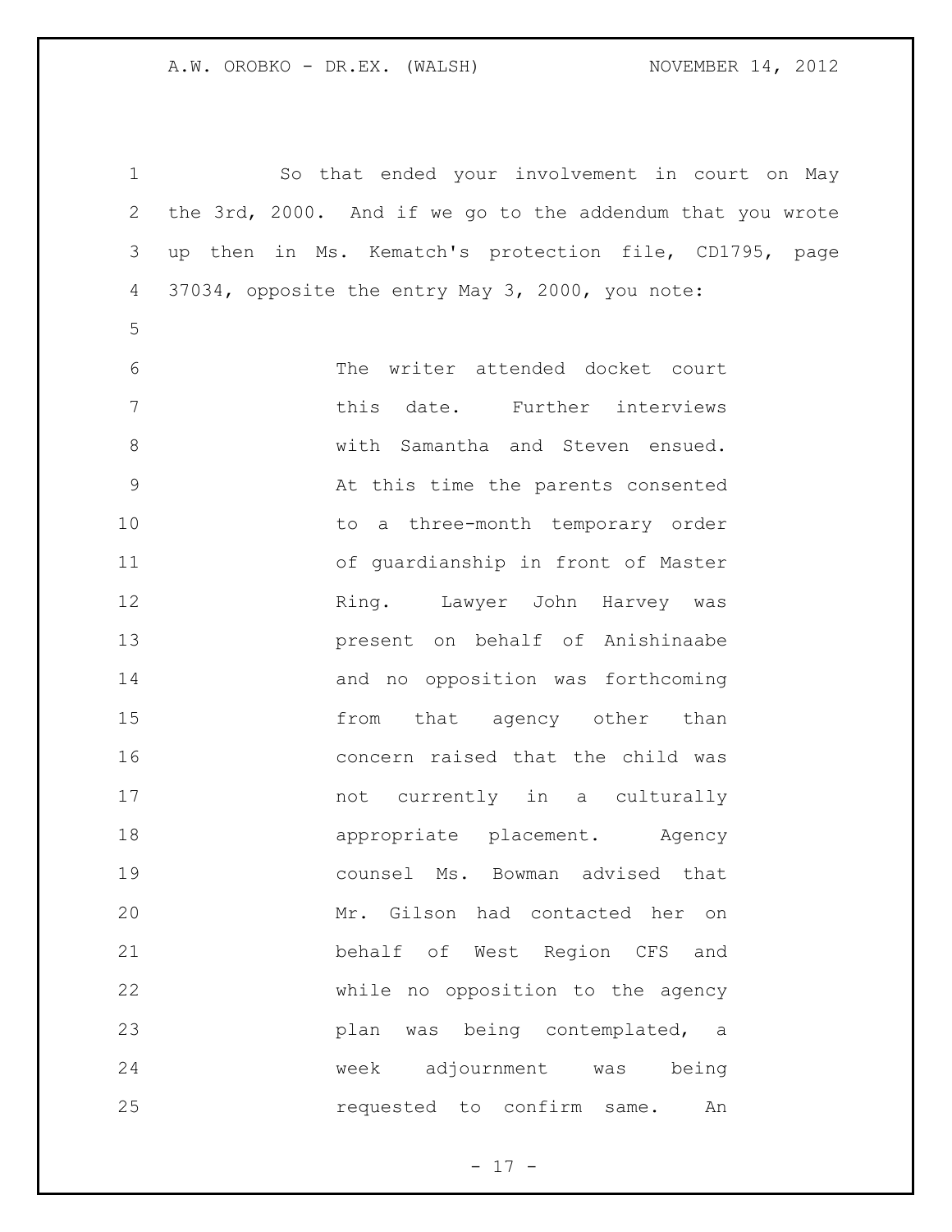So that ended your involvement in court on May the 3rd, 2000. And if we go to the addendum that you wrote up then in Ms. Kematch's protection file, CD1795, page 37034, opposite the entry May 3, 2000, you note:

> The writer attended docket court this date. Further interviews with Samantha and Steven ensued. At this time the parents consented to a three-month temporary order of guardianship in front of Master Ring. Lawyer John Harvey was present on behalf of Anishinaabe and no opposition was forthcoming from that agency other than concern raised that the child was not currently in a culturally appropriate placement. Agency counsel Ms. Bowman advised that Mr. Gilson had contacted her on behalf of West Region CFS and while no opposition to the agency plan was being contemplated, a week adjournment was being requested to confirm same. An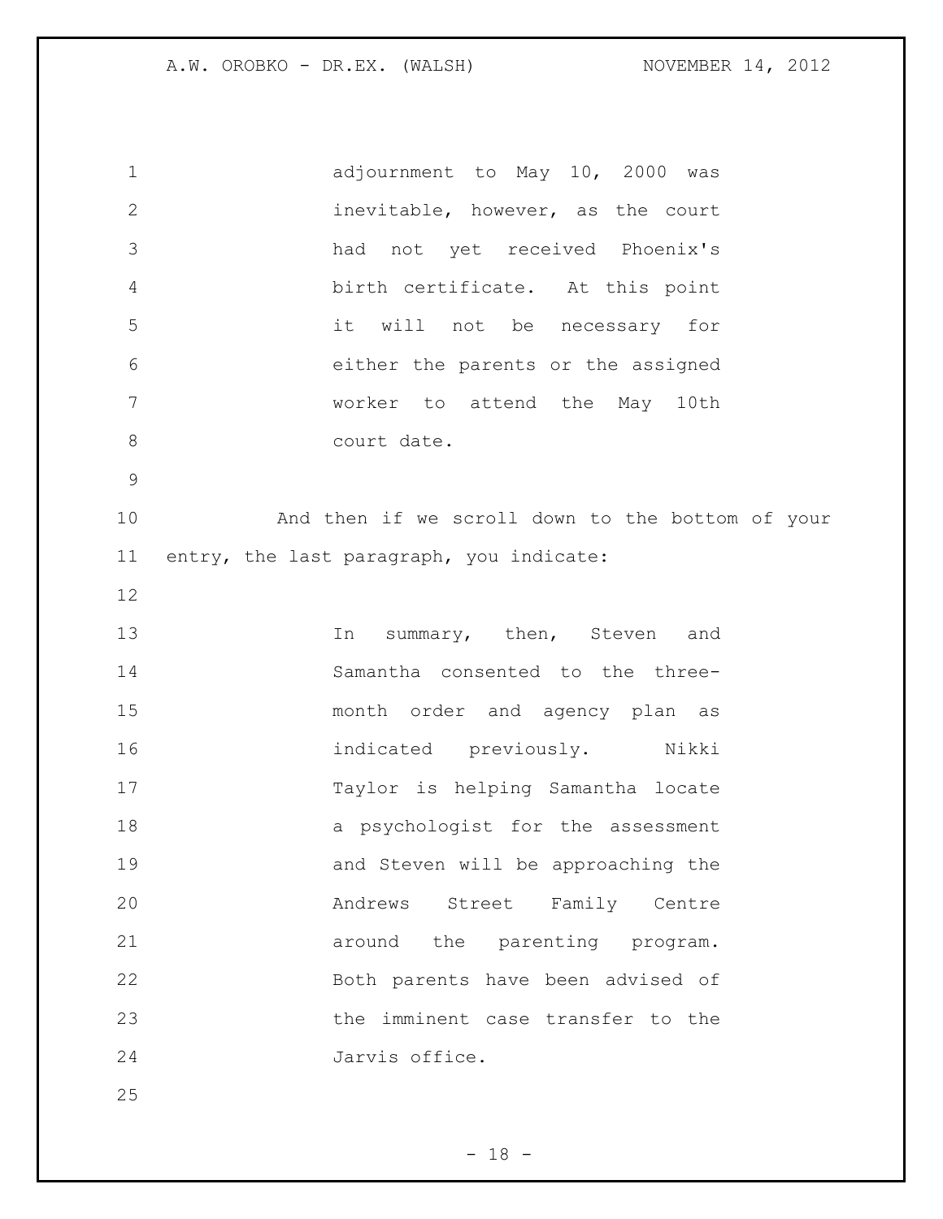> adjournment to May 10, 2000 was inevitable, however, as the court had not yet received Phoenix's birth certificate. At this point it will not be necessary for either the parents or the assigned worker to attend the May 10th court date.

And then if we scroll down to the bottom of your entry, the last paragraph, you indicate:

> In summary, then, Steven and Samantha consented to the three-month order and agency plan as indicated previously. Nikki Taylor is helping Samantha locate a psychologist for the assessment and Steven will be approaching the Andrews Street Family Centre around the parenting program. Both parents have been advised of the imminent case transfer to the Jarvis office.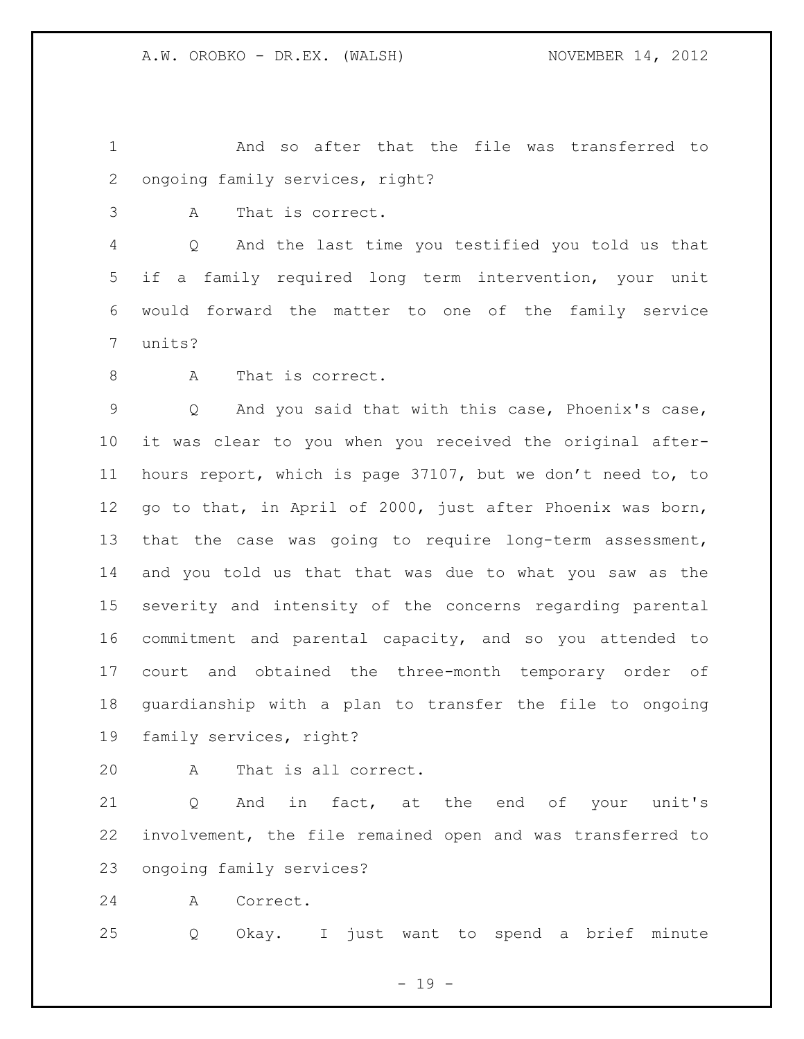And so after that the file was transferred to ongoing family services, right?

A That is correct.

Q And the last time you testified you told us that if a family required long term intervention, your unit would forward the matter to one of the family service units?

A That is correct.

Q And you said that with this case, Phoenix's case, it was clear to you when you received the original after-hours report, which is page 37107, but we don't need to, to go to that, in April of 2000, just after Phoenix was born, that the case was going to require long-term assessment, and you told us that that was due to what you saw as the severity and intensity of the concerns regarding parental commitment and parental capacity, and so you attended to court and obtained the three-month temporary order of guardianship with a plan to transfer the file to ongoing family services, right?

A That is all correct.

Q And in fact, at the end of your unit's involvement, the file remained open and was transferred to ongoing family services?

A Correct.

Q Okay. I just want to spend a brief minute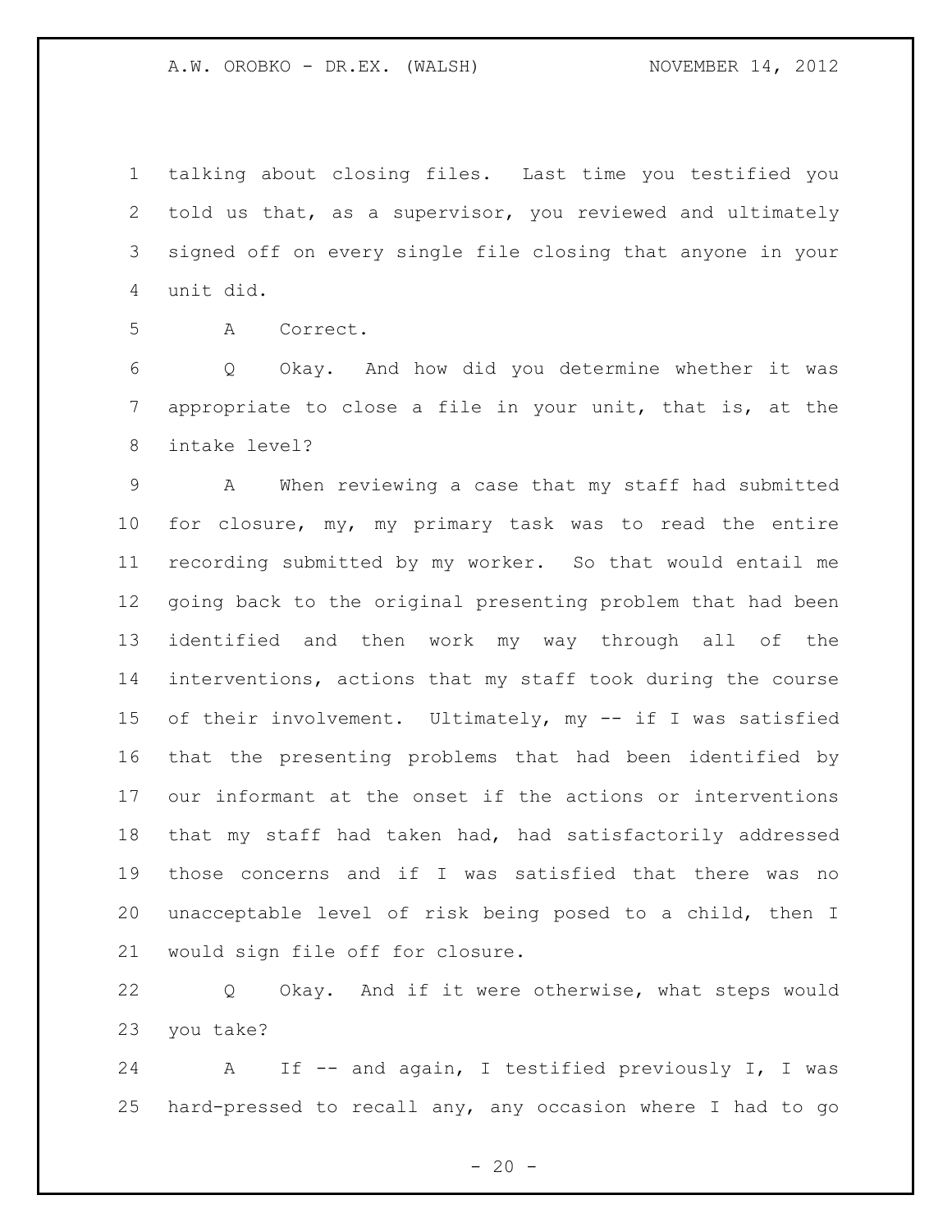talking about closing files. Last time you testified you told us that, as a supervisor, you reviewed and ultimately signed off on every single file closing that anyone in your unit did.

A Correct.

Q Okay. And how did you determine whether it was appropriate to close a file in your unit, that is, at the intake level?

A When reviewing a case that my staff had submitted for closure, my, my primary task was to read the entire recording submitted by my worker. So that would entail me going back to the original presenting problem that had been identified and then work my way through all of the interventions, actions that my staff took during the course of their involvement. Ultimately, my -- if I was satisfied that the presenting problems that had been identified by our informant at the onset if the actions or interventions that my staff had taken had, had satisfactorily addressed those concerns and if I was satisfied that there was no unacceptable level of risk being posed to a child, then I would sign file off for closure.

Q Okay. And if it were otherwise, what steps would you take?

A If -- and again, I testified previously I, I was hard-pressed to recall any, any occasion where I had to go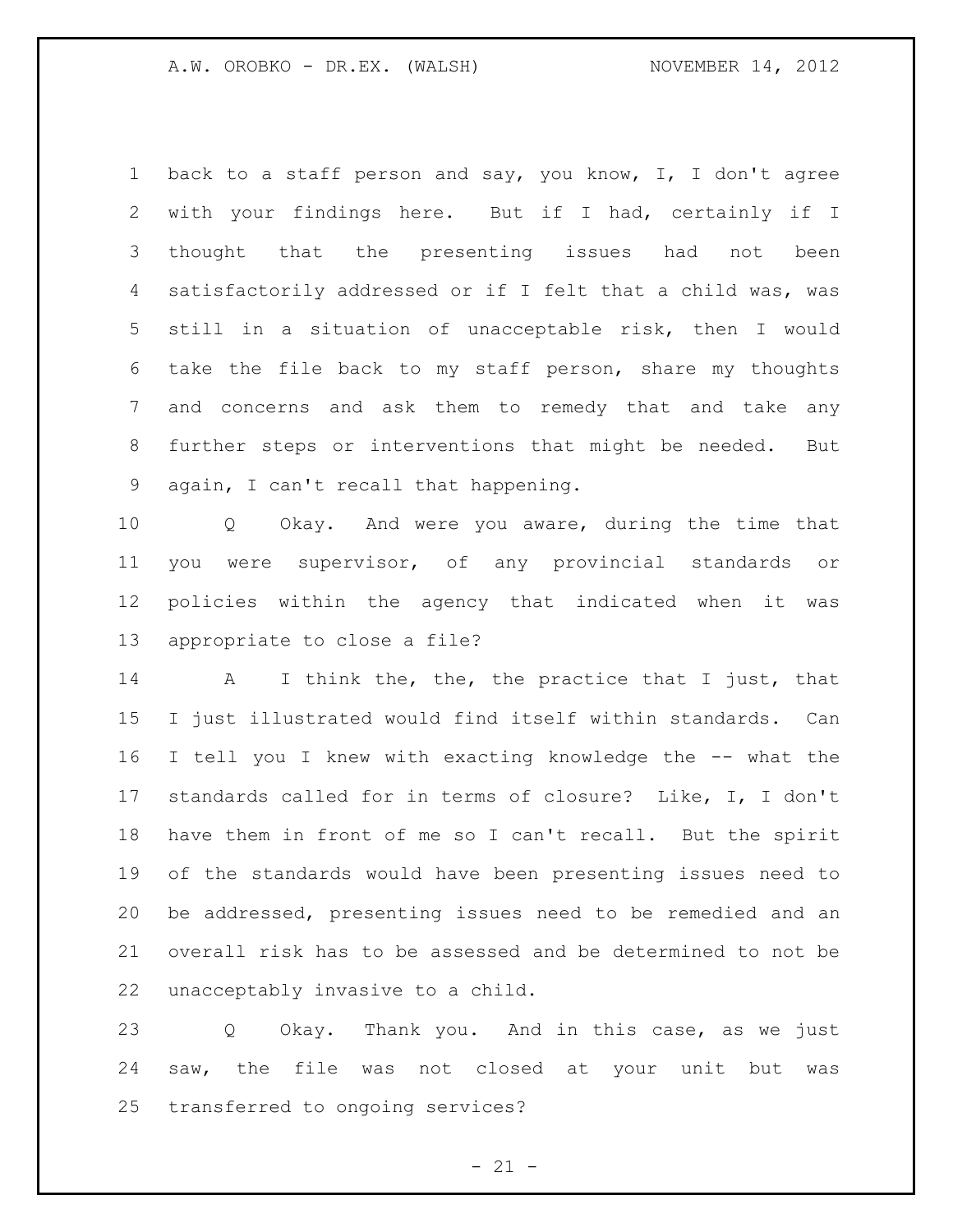back to a staff person and say, you know, I, I don't agree with your findings here. But if I had, certainly if I thought that the presenting issues had not been satisfactorily addressed or if I felt that a child was, was still in a situation of unacceptable risk, then I would take the file back to my staff person, share my thoughts and concerns and ask them to remedy that and take any further steps or interventions that might be needed. But again, I can't recall that happening.

Q Okay. And were you aware, during the time that you were supervisor, of any provincial standards or policies within the agency that indicated when it was appropriate to close a file?

A I think the, the, the practice that I just, that I just illustrated would find itself within standards. Can I tell you I knew with exacting knowledge the -- what the standards called for in terms of closure? Like, I, I don't have them in front of me so I can't recall. But the spirit of the standards would have been presenting issues need to be addressed, presenting issues need to be remedied and an overall risk has to be assessed and be determined to not be unacceptably invasive to a child.

Q Okay. Thank you. And in this case, as we just saw, the file was not closed at your unit but was transferred to ongoing services?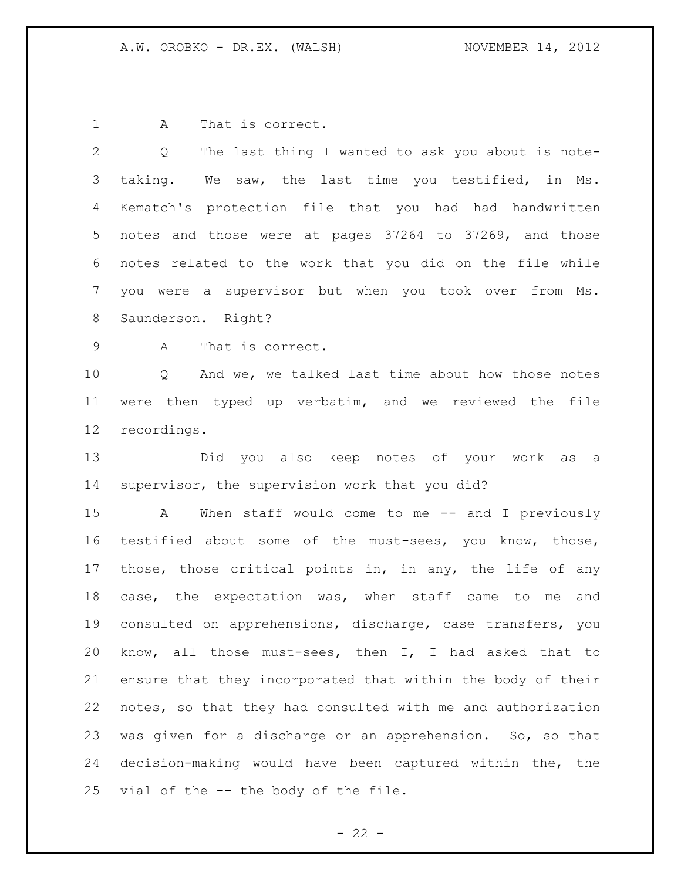A That is correct.

Q The last thing I wanted to ask you about is note-taking. We saw, the last time you testified, in Ms. Kematch's protection file that you had had handwritten notes and those were at pages 37264 to 37269, and those notes related to the work that you did on the file while you were a supervisor but when you took over from Ms. Saunderson. Right?

A That is correct.

Q And we, we talked last time about how those notes were then typed up verbatim, and we reviewed the file recordings.

Did you also keep notes of your work as a supervisor, the supervision work that you did?

A When staff would come to me -- and I previously testified about some of the must-sees, you know, those, those, those critical points in, in any, the life of any case, the expectation was, when staff came to me and consulted on apprehensions, discharge, case transfers, you know, all those must-sees, then I, I had asked that to ensure that they incorporated that within the body of their notes, so that they had consulted with me and authorization was given for a discharge or an apprehension. So, so that decision-making would have been captured within the, the vial of the -- the body of the file.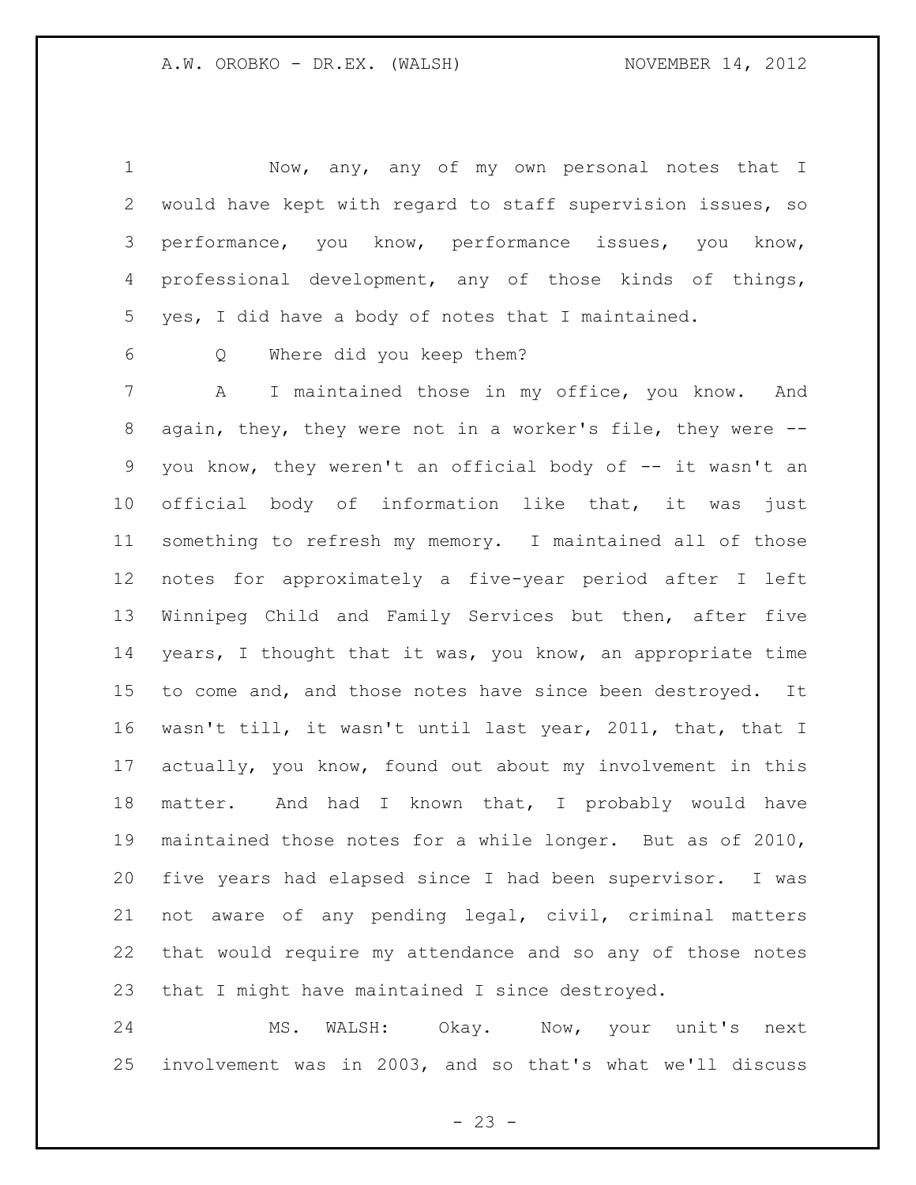Now, any, any of my own personal notes that I would have kept with regard to staff supervision issues, so performance, you know, performance issues, you know, professional development, any of those kinds of things, yes, I did have a body of notes that I maintained.

Q Where did you keep them?

A I maintained those in my office, you know. And again, they, they were not in a worker's file, they were -- you know, they weren't an official body of -- it wasn't an official body of information like that, it was just something to refresh my memory. I maintained all of those notes for approximately a five-year period after I left Winnipeg Child and Family Services but then, after five years, I thought that it was, you know, an appropriate time to come and, and those notes have since been destroyed. It wasn't till, it wasn't until last year, 2011, that, that I actually, you know, found out about my involvement in this matter. And had I known that, I probably would have maintained those notes for a while longer. But as of 2010, five years had elapsed since I had been supervisor. I was not aware of any pending legal, civil, criminal matters that would require my attendance and so any of those notes that I might have maintained I since destroyed.

MS. WALSH: Okay. Now, your unit's next involvement was in 2003, and so that's what we'll discuss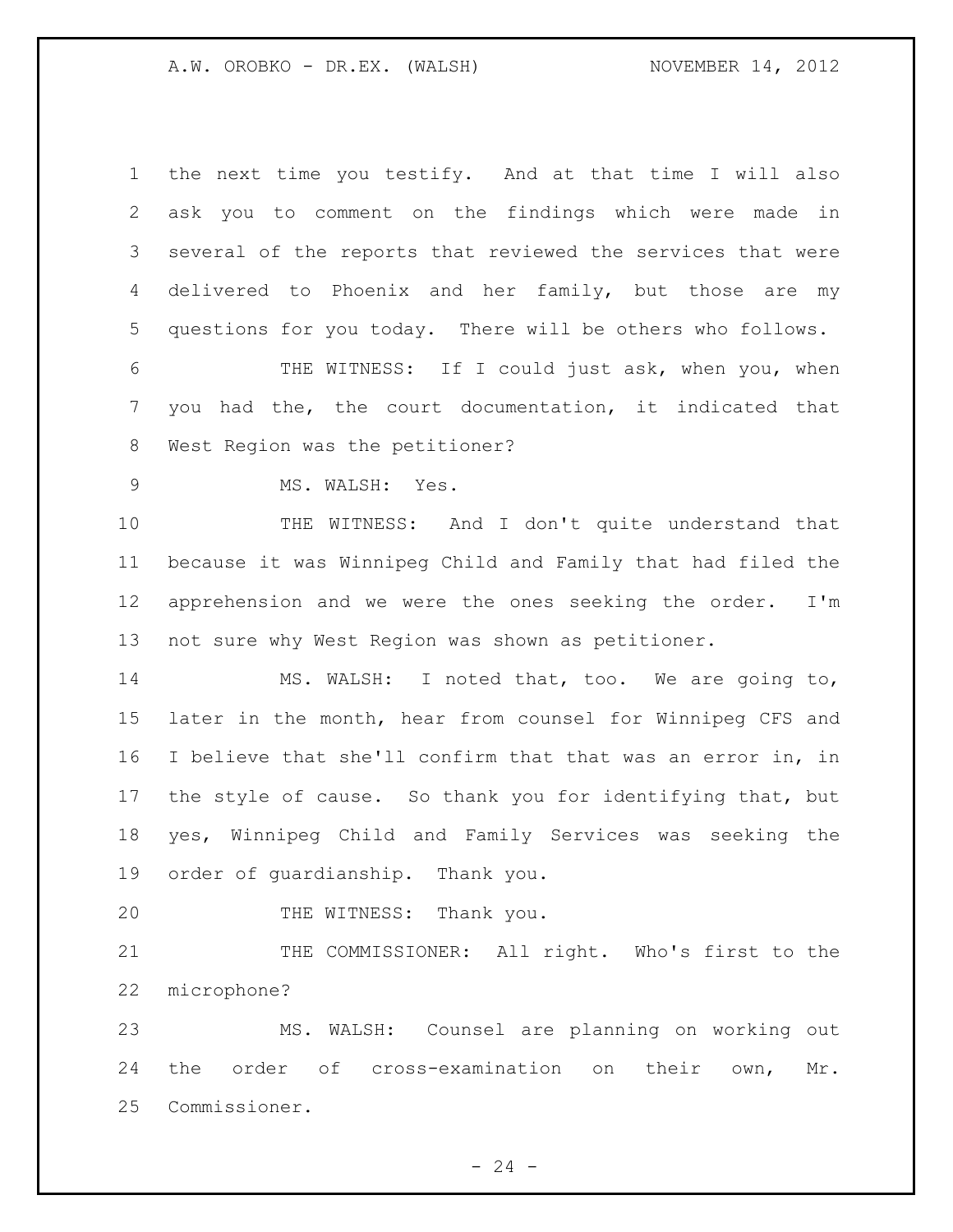the next time you testify. And at that time I will also ask you to comment on the findings which were made in several of the reports that reviewed the services that were delivered to Phoenix and her family, but those are my questions for you today. There will be others who follows.

THE WITNESS: If I could just ask, when you, when you had the, the court documentation, it indicated that West Region was the petitioner?

MS. WALSH: Yes.

THE WITNESS: And I don't quite understand that because it was Winnipeg Child and Family that had filed the apprehension and we were the ones seeking the order. I'm not sure why West Region was shown as petitioner.

MS. WALSH: I noted that, too. We are going to, later in the month, hear from counsel for Winnipeg CFS and I believe that she'll confirm that that was an error in, in the style of cause. So thank you for identifying that, but yes, Winnipeg Child and Family Services was seeking the order of guardianship. Thank you.

THE WITNESS: Thank you.

THE COMMISSIONER: All right. Who's first to the microphone?

MS. WALSH: Counsel are planning on working out the order of cross-examination on their own, Mr. Commissioner.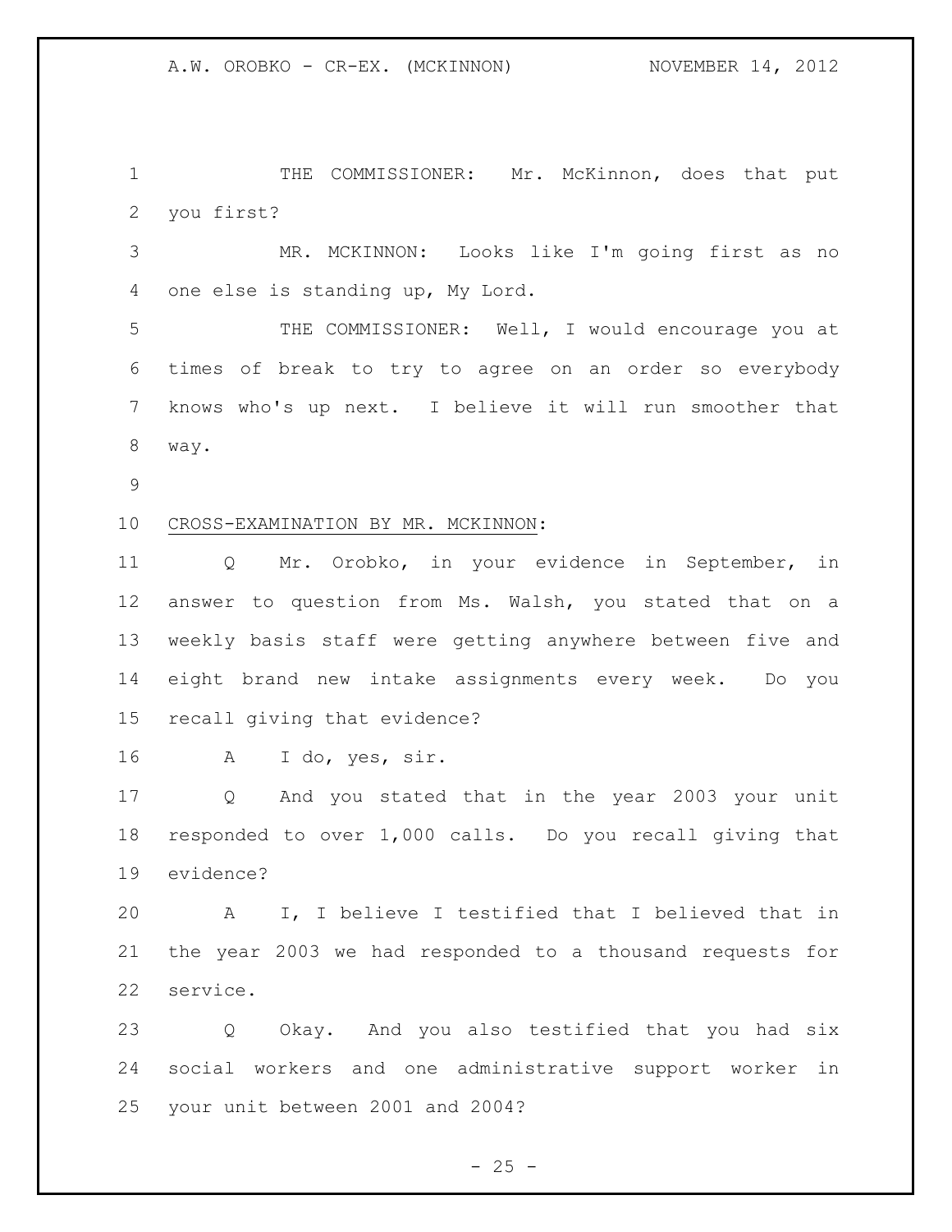THE COMMISSIONER: Mr. McKinnon, does that put you first?

MR. MCKINNON: Looks like I'm going first as no one else is standing up, My Lord.

THE COMMISSIONER: Well, I would encourage you at times of break to try to agree on an order so everybody knows who's up next. I believe it will run smoother that way.

<u>CROSS-EXAMINATION BY MR. MCKINNON</u>:

Q Mr. Orobko, in your evidence in September, in answer to question from Ms. Walsh, you stated that on a weekly basis staff were getting anywhere between five and eight brand new intake assignments every week. Do you recall giving that evidence?

A I do, yes, sir.

Q And you stated that in the year 2003 your unit responded to over 1,000 calls. Do you recall giving that evidence?

A I, I believe I testified that I believed that in the year 2003 we had responded to a thousand requests for service.

Q Okay. And you also testified that you had six social workers and one administrative support worker in your unit between 2001 and 2004?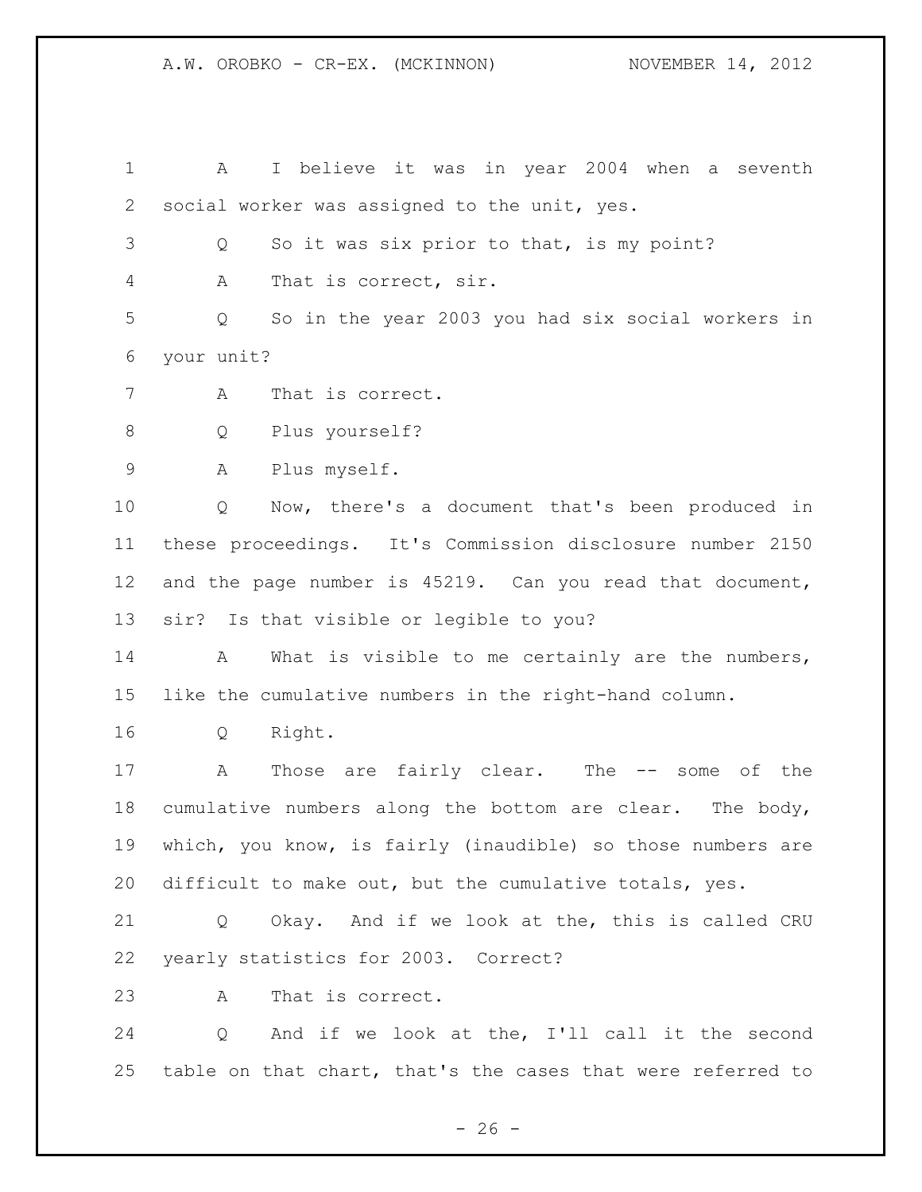1 A I believe it was in year 2004 when a seventh
2 social worker was assigned to the unit, yes.
3 Q So it was six prior to that, is my point?
4 A That is correct, sir.
5 Q So in the year 2003 you had six social workers in
6 your unit?
7 A That is correct.
8 Q Plus yourself?
9 A Plus myself.
10 Q Now, there's a document that's been produced in
11 these proceedings. It's Commission disclosure number 2150
12 and the page number is 45219. Can you read that document,
13 sir? Is that visible or legible to you?
14 A What is visible to me certainly are the numbers,
15 like the cumulative numbers in the right-hand column.
16 Q Right.
17 A Those are fairly clear. The -- some of the
18 cumulative numbers along the bottom are clear. The body,
19 which, you know, is fairly (inaudible) so those numbers are
20 difficult to make out, but the cumulative totals, yes.
21 Q Okay. And if we look at the, this is called CRU
22 yearly statistics for 2003. Correct?
23 A That is correct.
24 Q And if we look at the, I'll call it the second
25 table on that chart, that's the cases that were referred to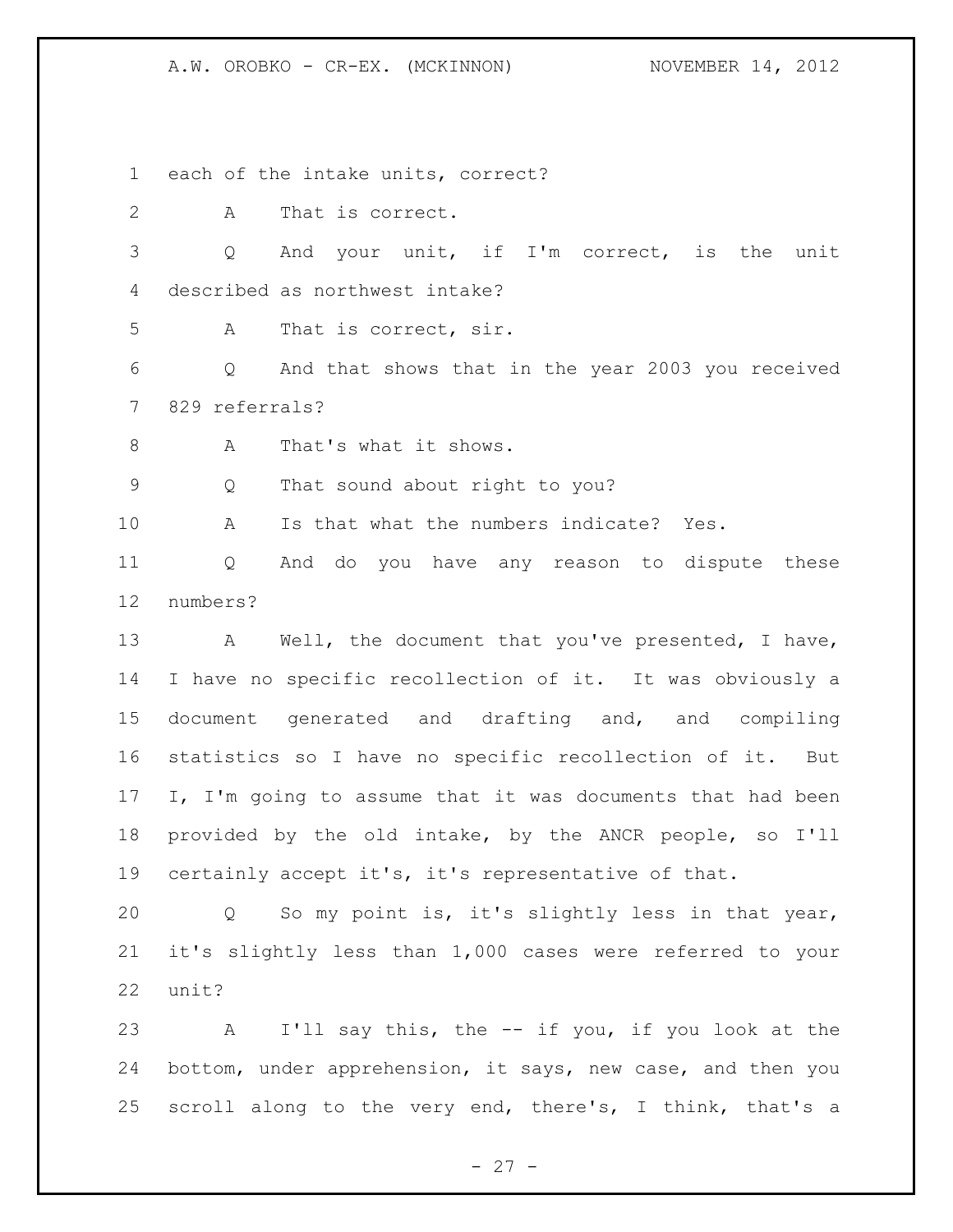each of the intake units, correct?

A That is correct.

Q And your unit, if I'm correct, is the unit described as northwest intake?

A That is correct, sir.

Q And that shows that in the year 2003 you received 829 referrals?

A That's what it shows.

Q That sound about right to you?

A Is that what the numbers indicate? Yes.

Q And do you have any reason to dispute these numbers?

A Well, the document that you've presented, I have, I have no specific recollection of it. It was obviously a document generated and drafting and, and compiling statistics so I have no specific recollection of it. But I, I'm going to assume that it was documents that had been provided by the old intake, by the ANCR people, so I'll certainly accept it's, it's representative of that.

Q So my point is, it's slightly less in that year, it's slightly less than 1,000 cases were referred to your unit?

A I'll say this, the -- if you, if you look at the bottom, under apprehension, it says, new case, and then you scroll along to the very end, there's, I think, that's a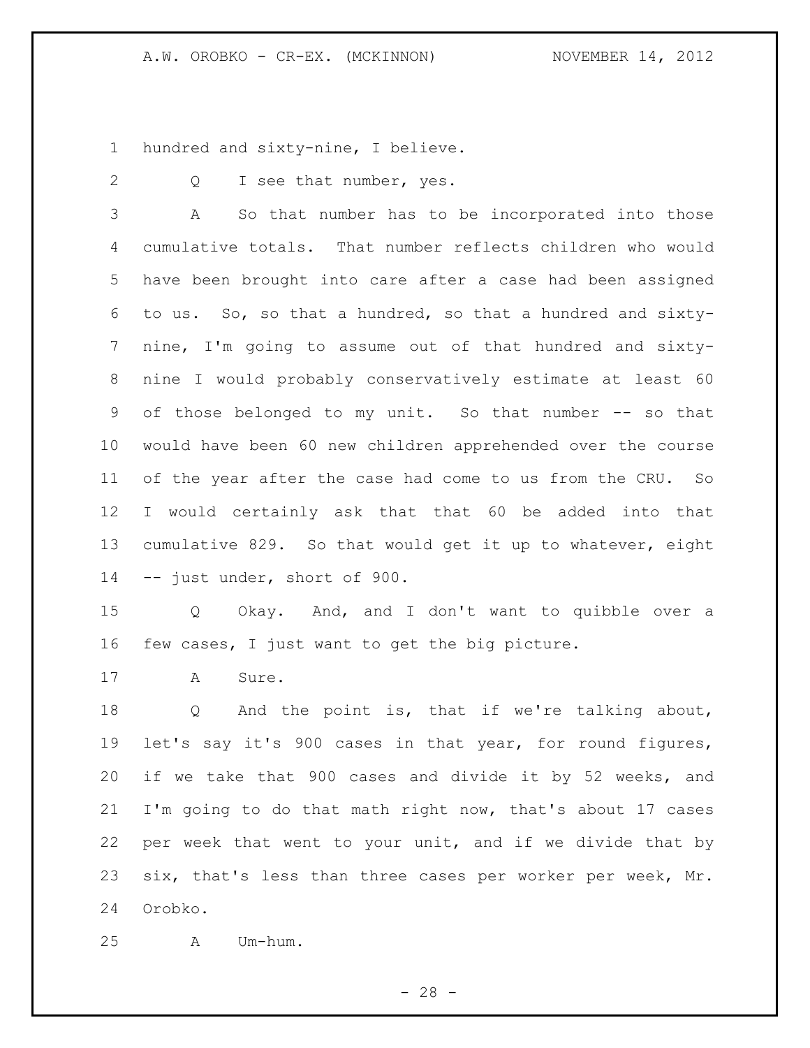hundred and sixty-nine, I believe.

Q I see that number, yes.

A So that number has to be incorporated into those cumulative totals. That number reflects children who would have been brought into care after a case had been assigned to us. So, so that a hundred, so that a hundred and sixty-nine, I'm going to assume out of that hundred and sixty-nine I would probably conservatively estimate at least 60 of those belonged to my unit. So that number -- so that would have been 60 new children apprehended over the course of the year after the case had come to us from the CRU. So I would certainly ask that that 60 be added into that cumulative 829. So that would get it up to whatever, eight -- just under, short of 900.

Q Okay. And, and I don't want to quibble over a few cases, I just want to get the big picture.

A Sure.

Q And the point is, that if we're talking about, let's say it's 900 cases in that year, for round figures, if we take that 900 cases and divide it by 52 weeks, and I'm going to do that math right now, that's about 17 cases per week that went to your unit, and if we divide that by six, that's less than three cases per worker per week, Mr. Orobko.

A Um-hum.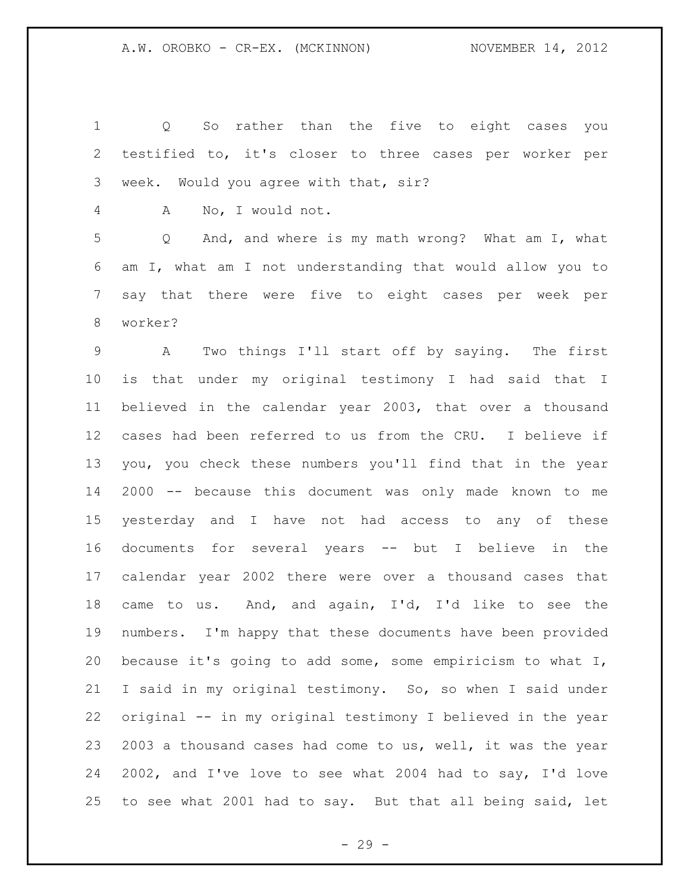Q So rather than the five to eight cases you testified to, it's closer to three cases per worker per week. Would you agree with that, sir?

A No, I would not.

Q And, and where is my math wrong? What am I, what am I, what am I not understanding that would allow you to say that there were five to eight cases per week per worker?

A Two things I'll start off by saying. The first is that under my original testimony I had said that I believed in the calendar year 2003, that over a thousand cases had been referred to us from the CRU. I believe if you, you check these numbers you'll find that in the year 2000 -- because this document was only made known to me yesterday and I have not had access to any of these documents for several years -- but I believe in the calendar year 2002 there were over a thousand cases that came to us. And, and again, I'd, I'd like to see the numbers. I'm happy that these documents have been provided because it's going to add some, some empiricism to what I, I said in my original testimony. So, so when I said under original -- in my original testimony I believed in the year 2003 a thousand cases had come to us, well, it was the year 2002, and I've love to see what 2004 had to say, I'd love to see what 2001 had to say. But that all being said, let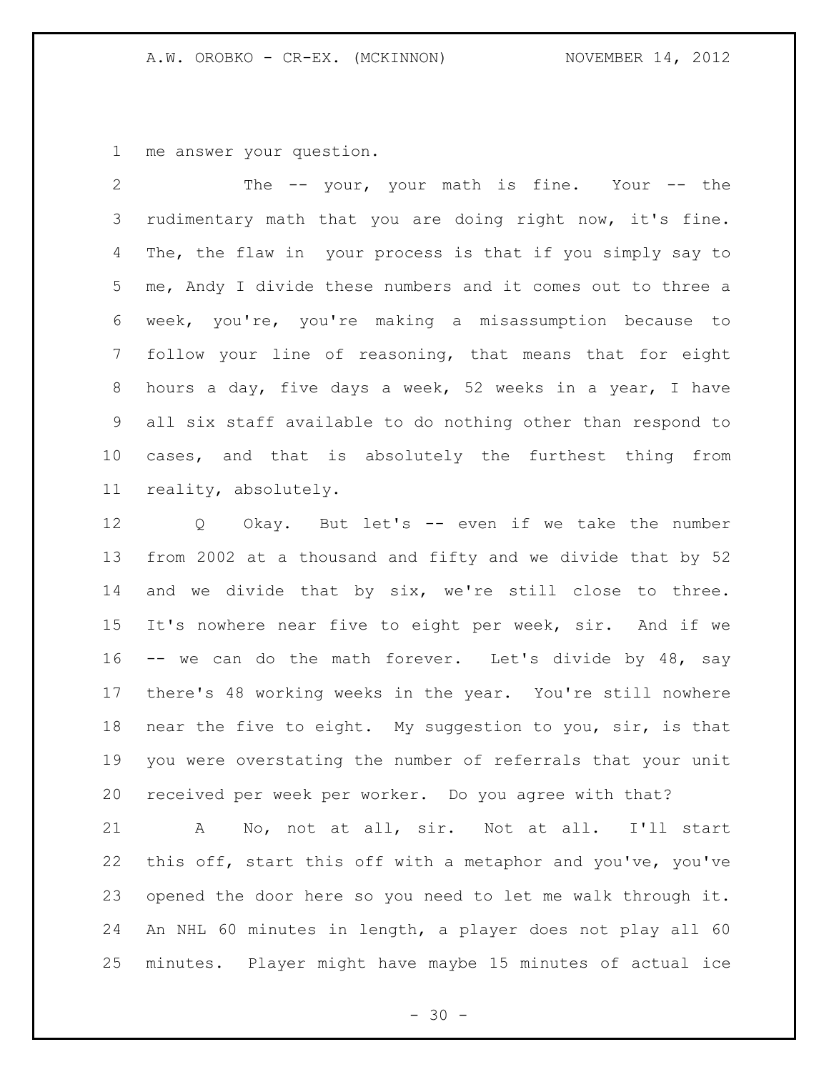me answer your question.

The -- your, your math is fine. Your -- the rudimentary math that you are doing right now, it's fine. The, the flaw in your process is that if you simply say to me, Andy I divide these numbers and it comes out to three a week, you're, you're making a misassumption because to follow your line of reasoning, that means that for eight hours a day, five days a week, 52 weeks in a year, I have all six staff available to do nothing other than respond to cases, and that is absolutely the furthest thing from reality, absolutely.

Q Okay. But let's -- even if we take the number from 2002 at a thousand and fifty and we divide that by 52 and we divide that by six, we're still close to three. It's nowhere near five to eight per week, sir. And if we -- we can do the math forever. Let's divide by 48, say there's 48 working weeks in the year. You're still nowhere near the five to eight. My suggestion to you, sir, is that you were overstating the number of referrals that your unit received per week per worker. Do you agree with that?

A No, not at all, sir. Not at all. I'll start this off, start this off with a metaphor and you've, you've opened the door here so you need to let me walk through it. An NHL 60 minutes in length, a player does not play all 60 minutes. Player might have maybe 15 minutes of actual ice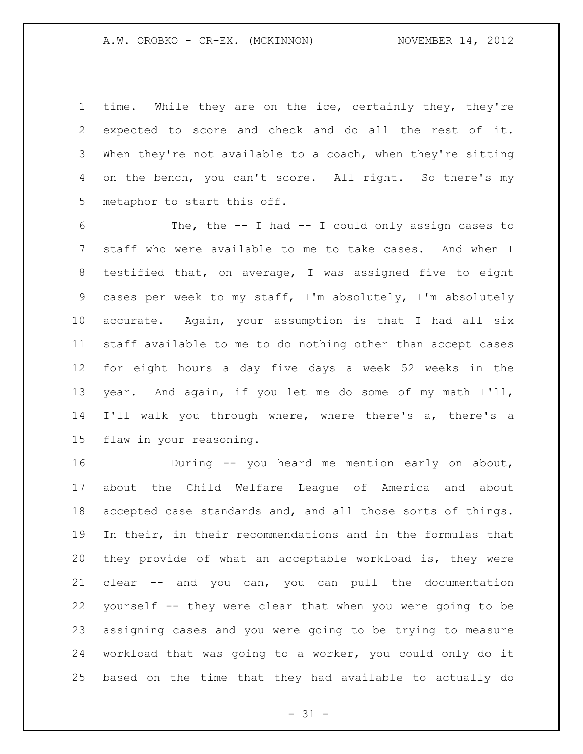time. While they are on the ice, certainly they, they're expected to score and check and do all the rest of it. When they're not available to a coach, when they're sitting on the bench, you can't score. All right. So there's my metaphor to start this off.

The, the -- I had -- I could only assign cases to staff who were available to me to take cases. And when I testified that, on average, I was assigned five to eight cases per week to my staff, I'm absolutely, I'm absolutely accurate. Again, your assumption is that I had all six staff available to me to do nothing other than accept cases for eight hours a day five days a week 52 weeks in the year. And again, if you let me do some of my math I'll, I'll walk you through where, where there's a, there's a flaw in your reasoning.

During -- you heard me mention early on about, about the Child Welfare League of America and about accepted case standards and, and all those sorts of things. In their, in their recommendations and in the formulas that they provide of what an acceptable workload is, they were clear -- and you can, you can pull the documentation yourself -- they were clear that when you were going to be assigning cases and you were going to be trying to measure workload that was going to a worker, you could only do it based on the time that they had available to actually do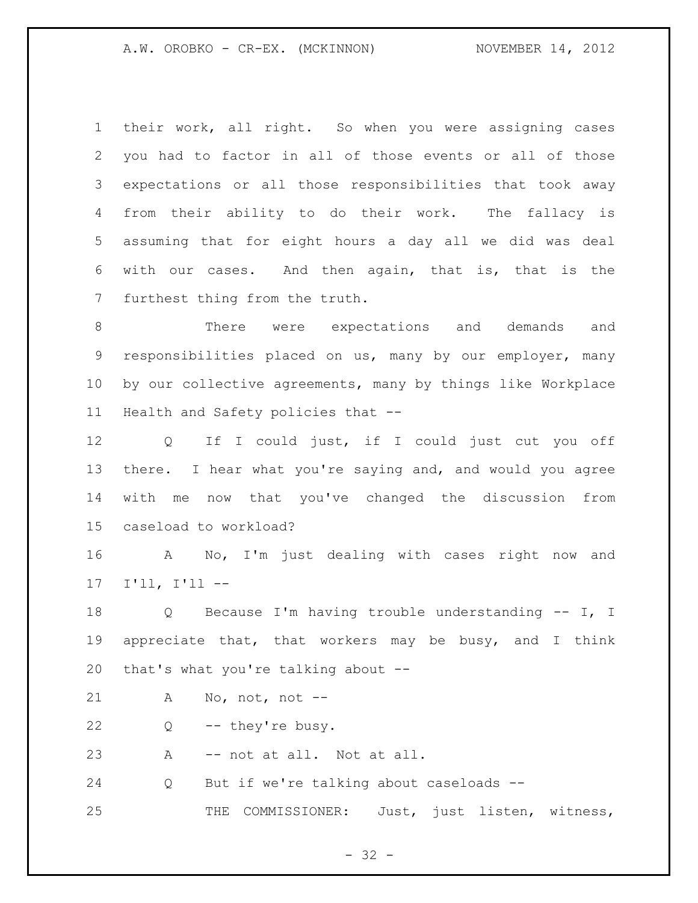their work, all right. So when you were assigning cases you had to factor in all of those events or all of those expectations or all those responsibilities that took away from their ability to do their work. The fallacy is assuming that for eight hours a day all we did was deal with our cases. And then again, that is, that is the furthest thing from the truth.

There were expectations and demands and responsibilities placed on us, many by our employer, many by our collective agreements, many by things like Workplace Health and Safety policies that --

Q If I could just, if I could just cut you off there. I hear what you're saying and, and would you agree with me now that you've changed the discussion from caseload to workload?

A No, I'm just dealing with cases right now and I'll, I'll --

Q Because I'm having trouble understanding -- I, I appreciate that, that workers may be busy, and I think that's what you're talking about --

A No, not, not --

Q -- they're busy.

A -- not at all. Not at all.

Q But if we're talking about caseloads --

THE COMMISSIONER: Just, just listen, witness,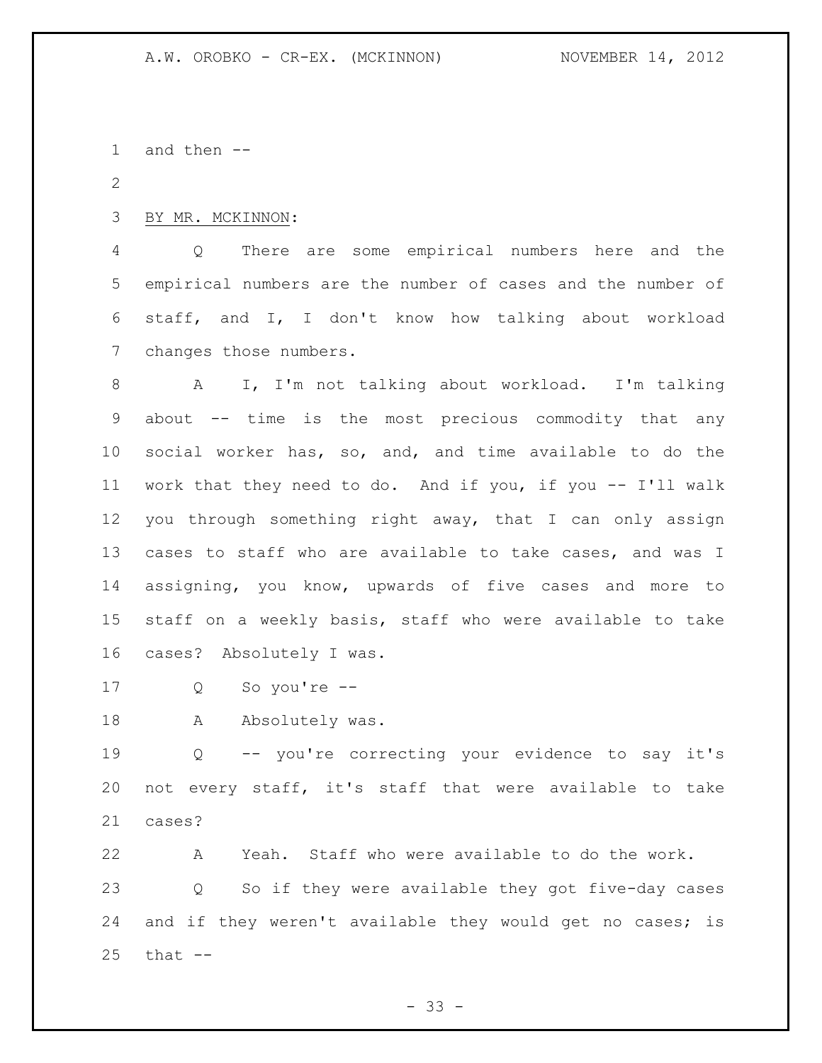and then --

BY MR. MCKINNON:

Q There are some empirical numbers here and the empirical numbers are the number of cases and the number of staff, and I, I don't know how talking about workload changes those numbers.

A I, I'm not talking about workload. I'm talking about -- time is the most precious commodity that any social worker has, so, and, and time available to do the work that they need to do. And if you, if you -- I'll walk you through something right away, that I can only assign cases to staff who are available to take cases, and was I assigning, you know, upwards of five cases and more to staff on a weekly basis, staff who were available to take cases? Absolutely I was.

Q So you're --

A Absolutely was.

Q -- you're correcting your evidence to say it's not every staff, it's staff that were available to take cases?

A Yeah. Staff who were available to do the work.

Q So if they were available they got five-day cases and if they weren't available they would get no cases; is that --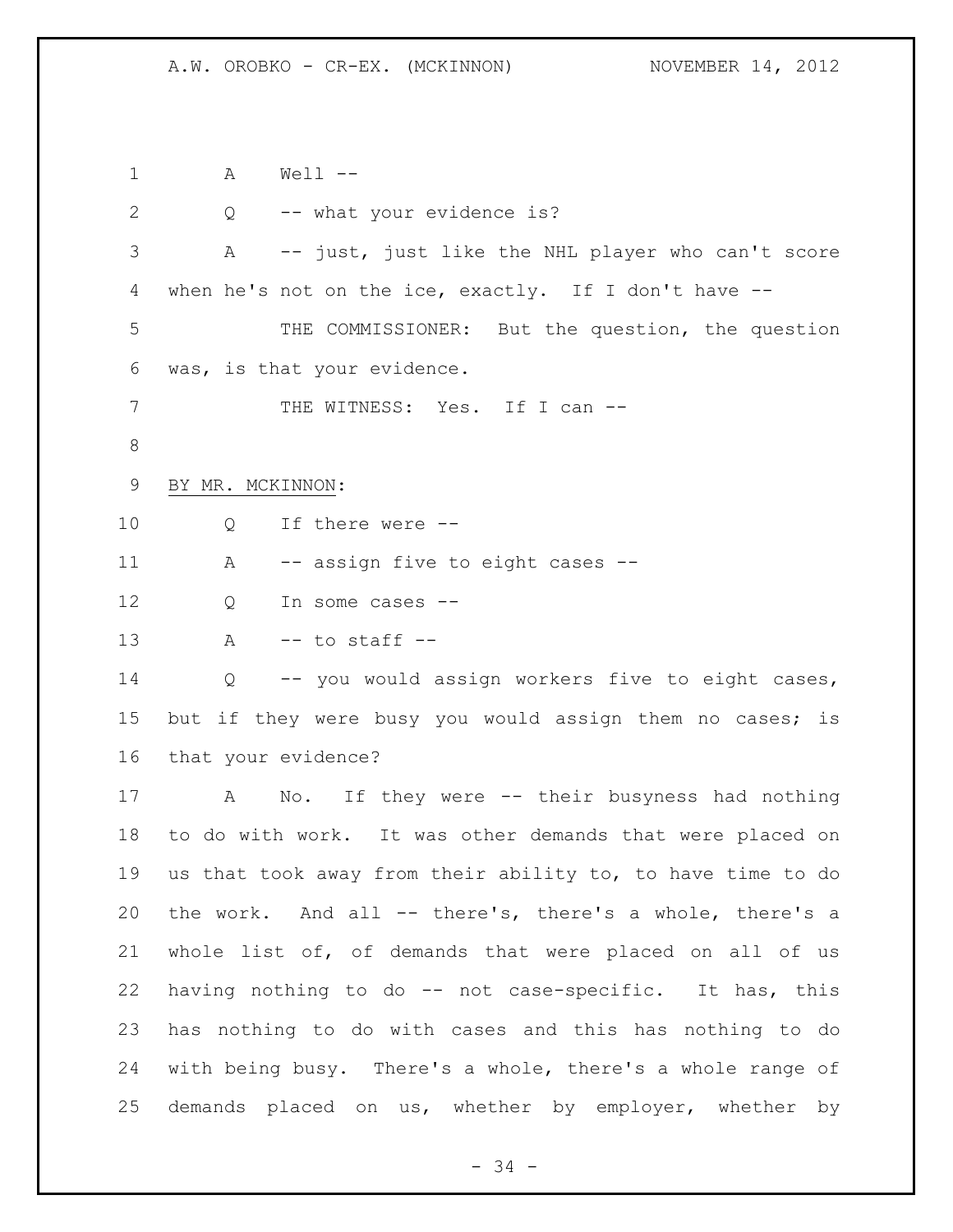A Well --

Q -- what your evidence is?

A -- just, just like the NHL player who can't score when he's not on the ice, exactly. If I don't have --

THE COMMISSIONER: But the question, the question was, is that your evidence.

THE WITNESS: Yes. If I can --

BY MR. MCKINNON:

Q If there were --

A -- assign five to eight cases --

Q In some cases --

A -- to staff --

Q -- you would assign workers five to eight cases, but if they were busy you would assign them no cases; is that your evidence?

A No. If they were -- their busyness had nothing to do with work. It was other demands that were placed on us that took away from their ability to, to have time to do the work. And all -- there's, there's a whole, there's a whole list of, of demands that were placed on all of us having nothing to do -- not case-specific. It has, this has nothing to do with cases and this has nothing to do with being busy. There's a whole, there's a whole range of demands placed on us, whether by employer, whether by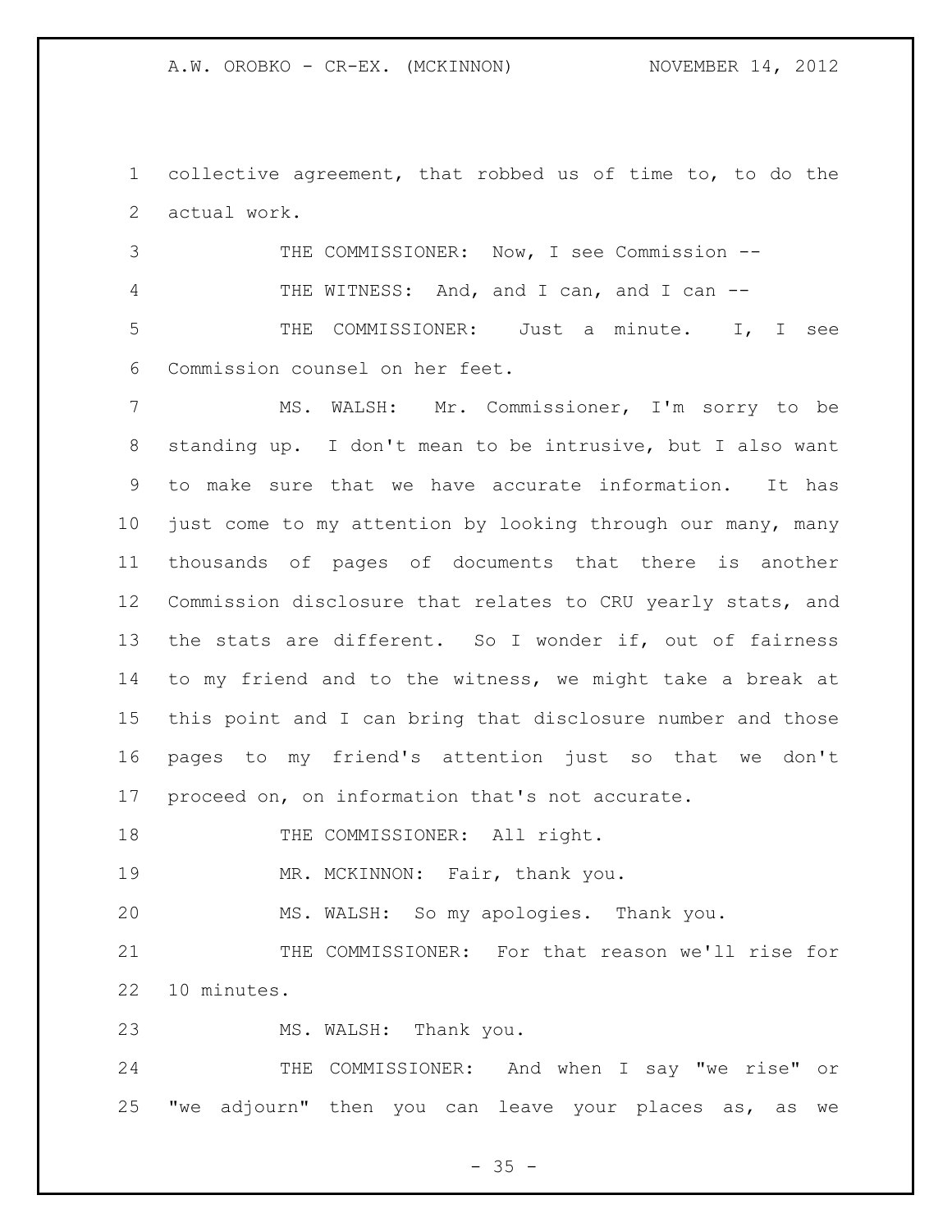collective agreement, that robbed us of time to, to do the actual work.

THE COMMISSIONER: Now, I see Commission --

THE WITNESS: And, and I can, and I can --

THE COMMISSIONER: Just a minute. I, I see Commission counsel on her feet.

MS. WALSH: Mr. Commissioner, I'm sorry to be standing up. I don't mean to be intrusive, but I also want to make sure that we have accurate information. It has just come to my attention by looking through our many, many thousands of pages of documents that there is another Commission disclosure that relates to CRU yearly stats, and the stats are different. So I wonder if, out of fairness to my friend and to the witness, we might take a break at this point and I can bring that disclosure number and those pages to my friend's attention just so that we don't proceed on, on information that's not accurate.

THE COMMISSIONER: All right.

MR. MCKINNON: Fair, thank you.

MS. WALSH: So my apologies. Thank you.

THE COMMISSIONER: For that reason we'll rise for 10 minutes.

MS. WALSH: Thank you.

THE COMMISSIONER: And when I say "we rise" or "we adjourn" then you can leave your places as, as we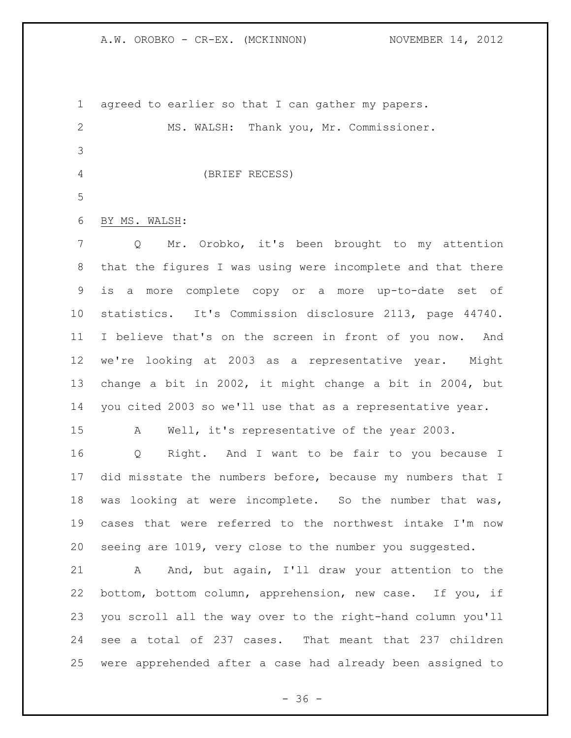agreed to earlier so that I can gather my papers.

MS. WALSH: Thank you, Mr. Commissioner.

(BRIEF RECESS)

BY MS. WALSH:

Q Mr. Orobko, it's been brought to my attention that the figures I was using were incomplete and that there is a more complete copy or a more up-to-date set of statistics. It's Commission disclosure 2113, page 44740. I believe that's on the screen in front of you now. And we're looking at 2003 as a representative year. Might change a bit in 2002, it might change a bit in 2004, but you cited 2003 so we'll use that as a representative year.

A Well, it's representative of the year 2003.

Q Right. And I want to be fair to you because I did misstate the numbers before, because my numbers that I was looking at were incomplete. So the number that was, cases that were referred to the northwest intake I'm now seeing are 1019, very close to the number you suggested.

A And, but again, I'll draw your attention to the bottom, bottom column, apprehension, new case. If you, if you scroll all the way over to the right-hand column you'll see a total of 237 cases. That meant that 237 children were apprehended after a case had already been assigned to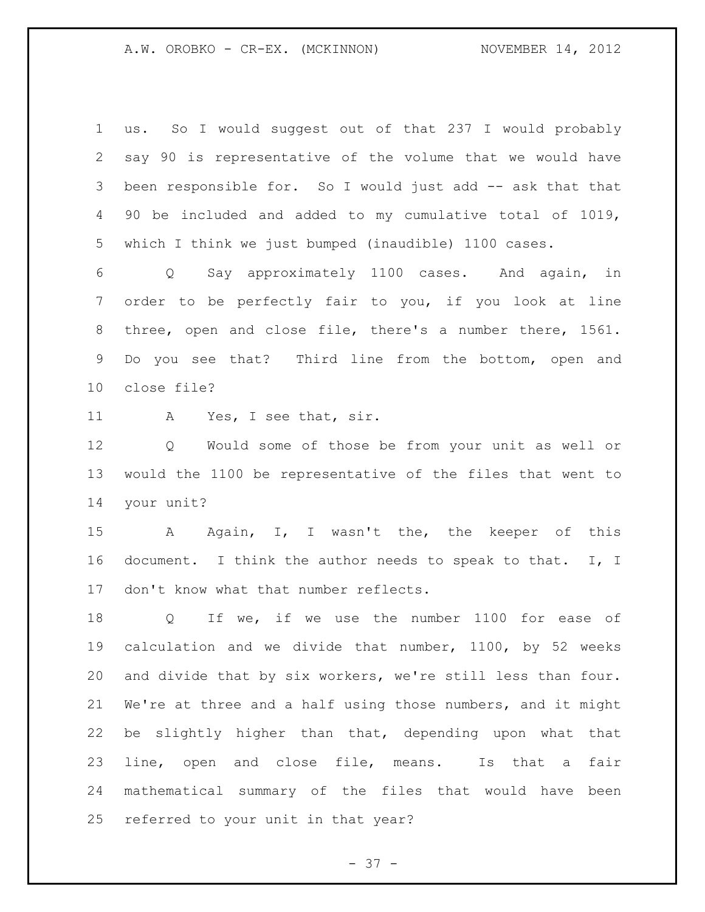us. So I would suggest out of that 237 I would probably say 90 is representative of the volume that we would have been responsible for. So I would just add -- ask that that 90 be included and added to my cumulative total of 1019, which I think we just bumped (inaudible) 1100 cases.

Q Say approximately 1100 cases. And again, in order to be perfectly fair to you, if you look at line three, open and close file, there's a number there, 1561. Do you see that? Third line from the bottom, open and close file?

A Yes, I see that, sir.

Q Would some of those be from your unit as well or would the 1100 be representative of the files that went to your unit?

A Again, I, I wasn't the, the keeper of this document. I think the author needs to speak to that. I, I don't know what that number reflects.

Q If we, if we use the number 1100 for ease of calculation and we divide that number, 1100, by 52 weeks and divide that by six workers, we're still less than four. We're at three and a half using those numbers, and it might be slightly higher than that, depending upon what that line, open and close file, means. Is that a fair mathematical summary of the files that would have been referred to your unit in that year?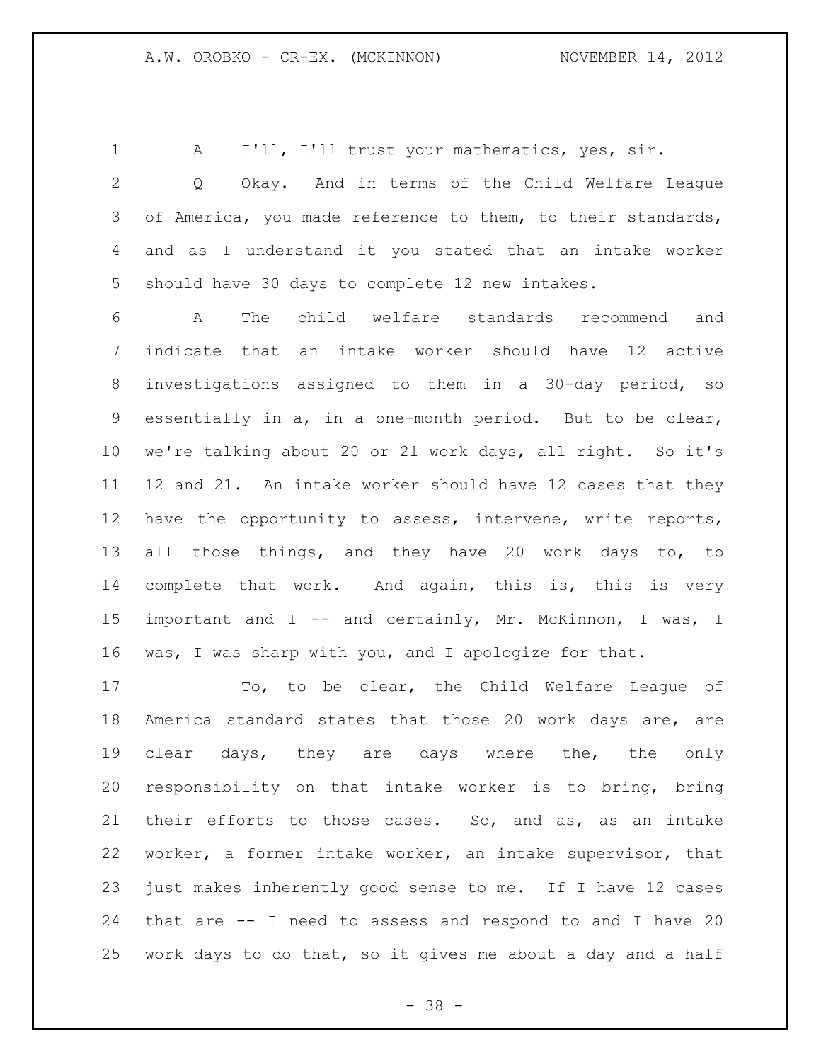A I'll, I'll trust your mathematics, yes, sir.

Q Okay. And in terms of the Child Welfare League of America, you made reference to them, to their standards, and as I understand it you stated that an intake worker should have 30 days to complete 12 new intakes.

A The child welfare standards recommend and indicate that an intake worker should have 12 active investigations assigned to them in a 30-day period, so essentially in a, in a one-month period. But to be clear, we're talking about 20 or 21 work days, all right. So it's 12 and 21. An intake worker should have 12 cases that they have the opportunity to assess, intervene, write reports, all those things, and they have 20 work days to, to complete that work. And again, this is, this is very important and I -- and certainly, Mr. McKinnon, I was, I was, I was sharp with you, and I apologize for that.

To, to be clear, the Child Welfare League of America standard states that those 20 work days are, are clear days, they are days where the, the only responsibility on that intake worker is to bring, bring their efforts to those cases. So, and as, as an intake worker, a former intake worker, an intake supervisor, that just makes inherently good sense to me. If I have 12 cases that are -- I need to assess and respond to and I have 20 work days to do that, so it gives me about a day and a half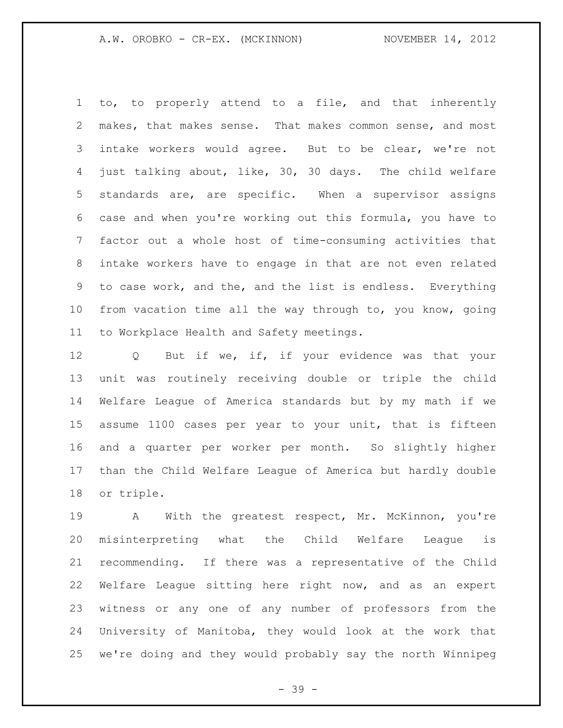to, to properly attend to a file, and that inherently makes, that makes sense. That makes common sense, and most intake workers would agree. But to be clear, we're not just talking about, like, 30, 30 days. The child welfare standards are, are specific. When a supervisor assigns case and when you're working out this formula, you have to factor out a whole host of time-consuming activities that intake workers have to engage in that are not even related to case work, and the, and the list is endless. Everything from vacation time all the way through to, you know, going to Workplace Health and Safety meetings.

Q But if we, if, if your evidence was that your unit was routinely receiving double or triple the child Welfare League of America standards but by my math if we assume 1100 cases per year to your unit, that is fifteen and a quarter per worker per month. So slightly higher than the Child Welfare League of America but hardly double or triple.

A With the greatest respect, Mr. McKinnon, you're misinterpreting what the Child Welfare League is recommending. If there was a representative of the Child Welfare League sitting here right now, and as an expert witness or any one of any number of professors from the University of Manitoba, they would look at the work that we're doing and they would probably say the north Winnipeg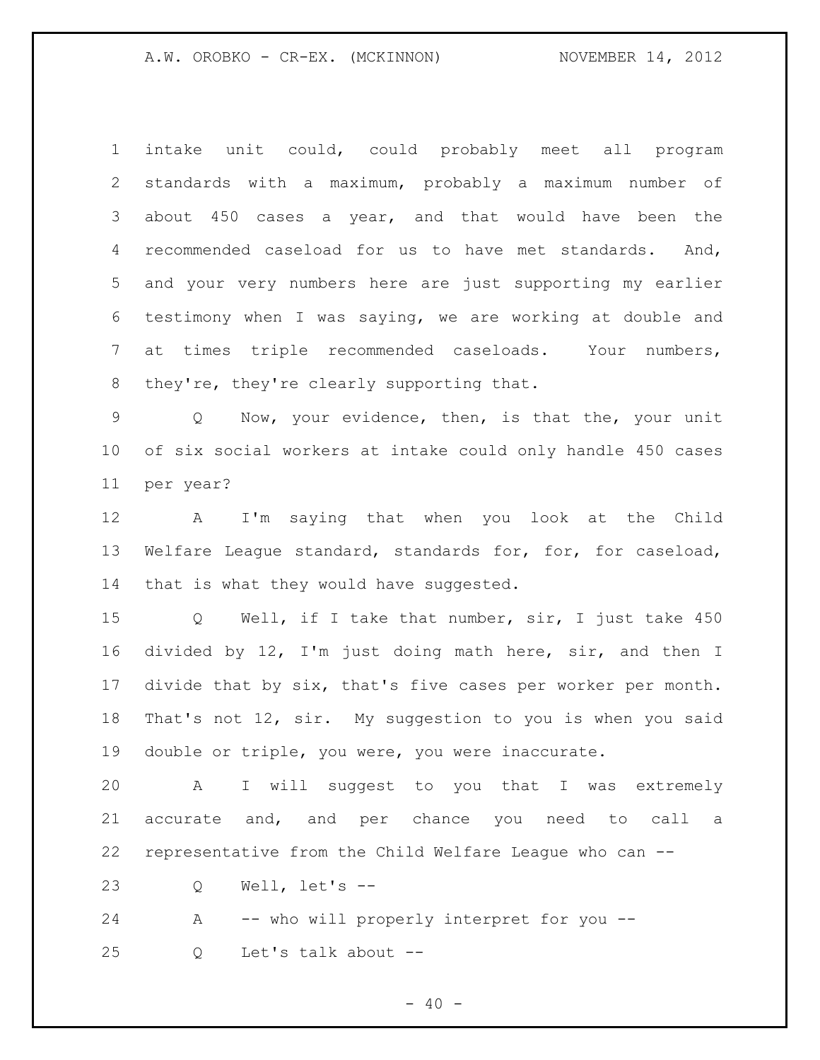intake unit could, could probably meet all program standards with a maximum, probably a maximum number of about 450 cases a year, and that would have been the recommended caseload for us to have met standards. And, and your very numbers here are just supporting my earlier testimony when I was saying, we are working at double and at times triple recommended caseloads. Your numbers, they're, they're clearly supporting that.

Q Now, your evidence, then, is that the, your unit of six social workers at intake could only handle 450 cases per year?

A I'm saying that when you look at the Child Welfare League standard, standards for, for, for caseload, that is what they would have suggested.

Q Well, if I take that number, sir, I just take 450 divided by 12, I'm just doing math here, sir, and then I divide that by six, that's five cases per worker per month. That's not 12, sir. My suggestion to you is when you said double or triple, you were, you were inaccurate.

A I will suggest to you that I was extremely accurate and, and per chance you need to call a representative from the Child Welfare League who can --

Q Well, let's --

A -- who will properly interpret for you --

Q Let's talk about --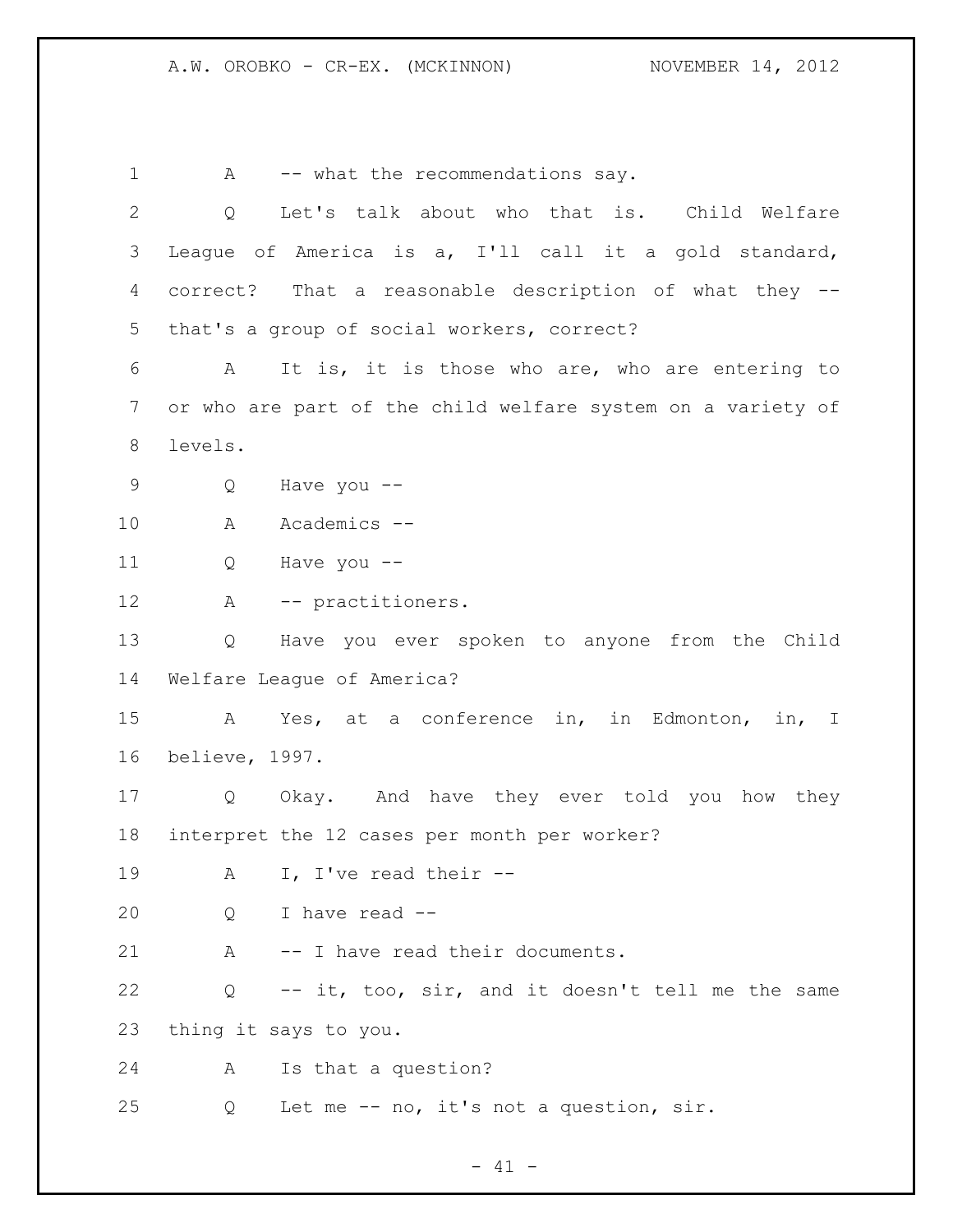A -- what the recommendations say.

Q Let's talk about who that is. Child Welfare League of America is a, I'll call it a gold standard, correct? That a reasonable description of what they -- that's a group of social workers, correct?

A It is, it is those who are, who are entering to or who are part of the child welfare system on a variety of levels.

Q Have you --

A Academics --

Q Have you --

A -- practitioners.

Q Have you ever spoken to anyone from the Child Welfare League of America?

A Yes, at a conference in, in Edmonton, in, I believe, 1997.

Q Okay. And have they ever told you how they interpret the 12 cases per month per worker?

A I, I've read their --

Q I have read --

A -- I have read their documents.

Q -- it, too, sir, and it doesn't tell me the same thing it says to you.

A Is that a question?

Q Let me -- no, it's not a question, sir.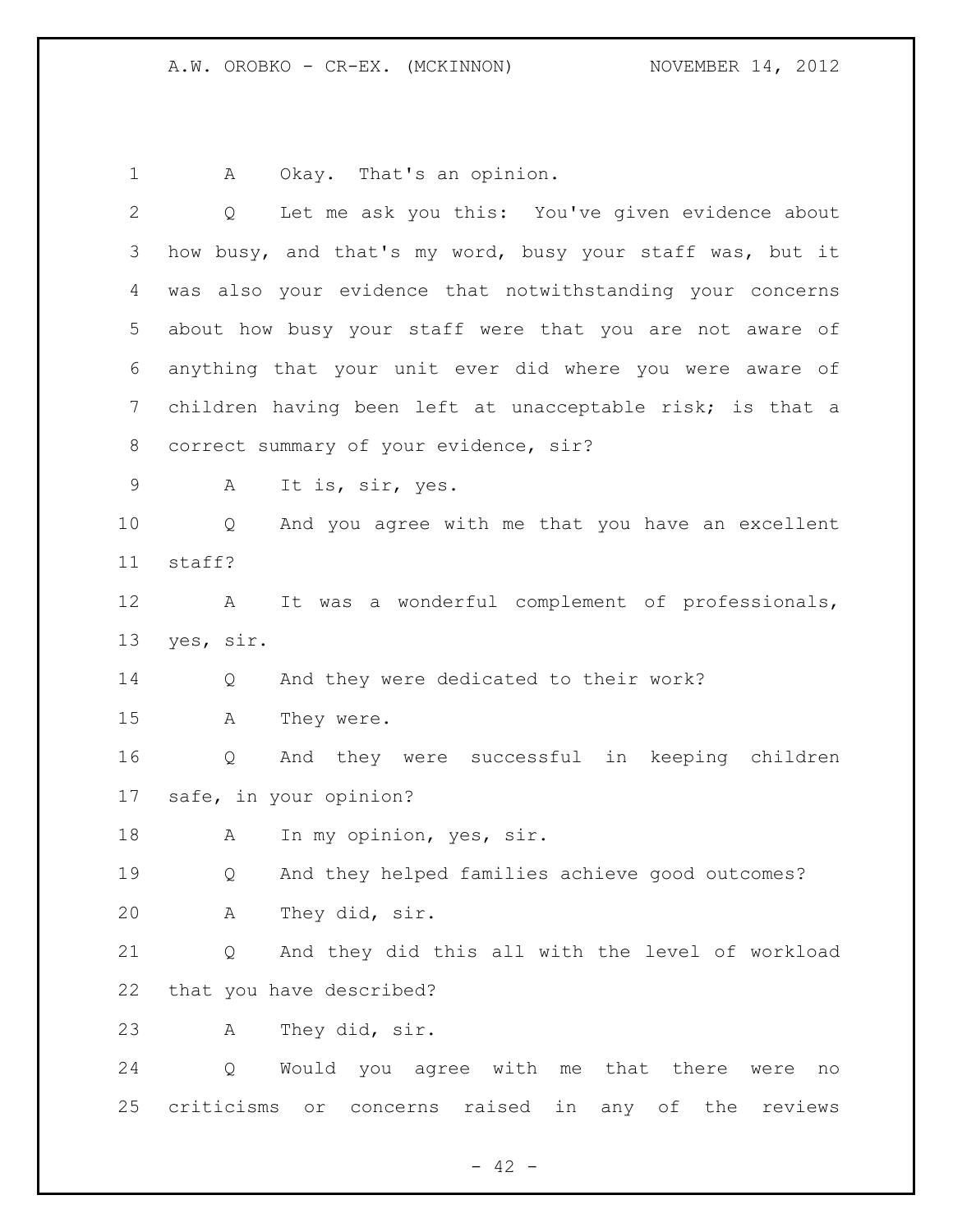A Okay. That's an opinion.

Q Let me ask you this: You've given evidence about how busy, and that's my word, busy your staff was, but it was also your evidence that notwithstanding your concerns about how busy your staff were that you are not aware of anything that your unit ever did where you were aware of children having been left at unacceptable risk; is that a correct summary of your evidence, sir?

A It is, sir, yes.

Q And you agree with me that you have an excellent staff?

A It was a wonderful complement of professionals, yes, sir.

Q And they were dedicated to their work?

A They were.

Q And they were successful in keeping children safe, in your opinion?

A In my opinion, yes, sir.

Q And they helped families achieve good outcomes?

A They did, sir.

Q And they did this all with the level of workload that you have described?

A They did, sir.

Q Would you agree with me that there were no criticisms or concerns raised in any of the reviews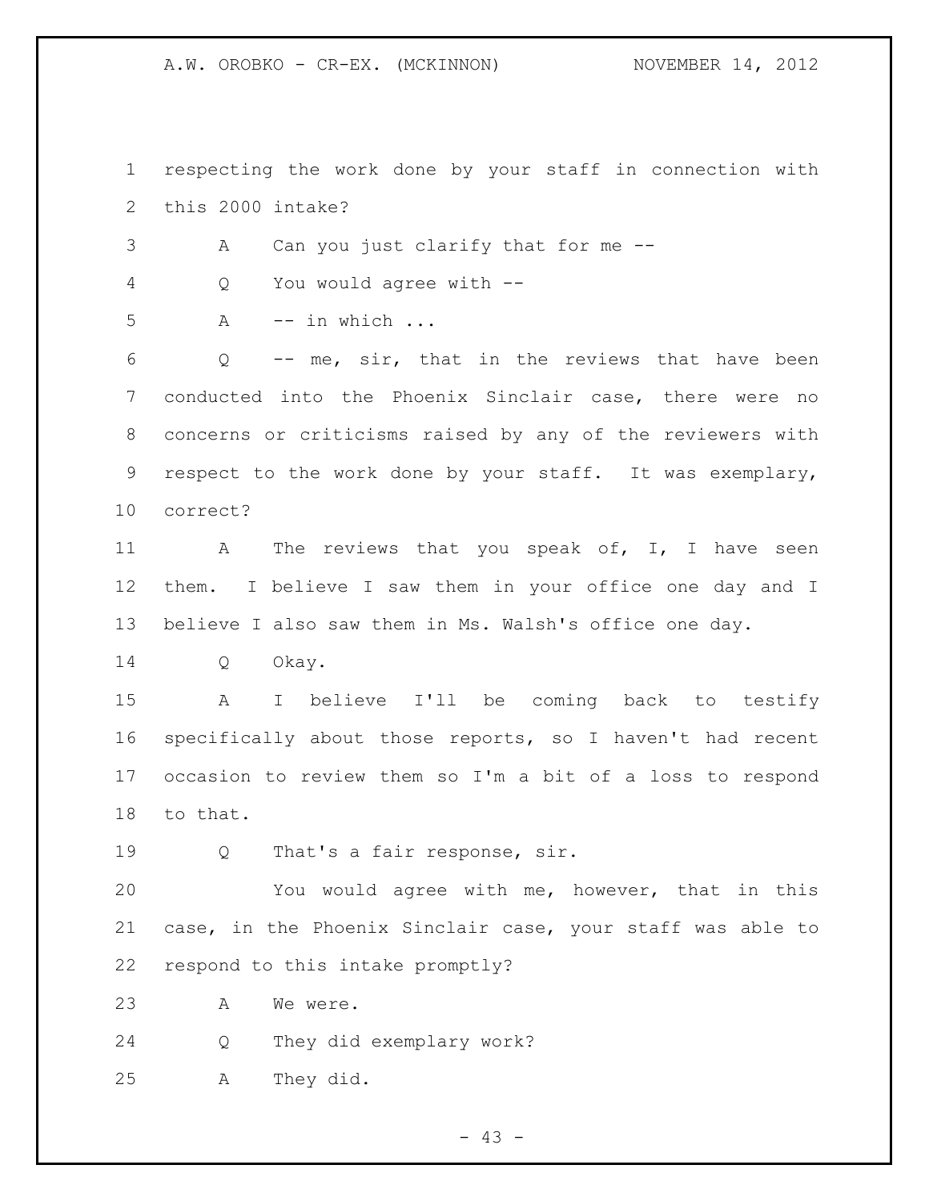respecting the work done by your staff in connection with this 2000 intake?

A Can you just clarify that for me --

Q You would agree with --

A -- in which ...

Q -- me, sir, that in the reviews that have been conducted into the Phoenix Sinclair case, there were no concerns or criticisms raised by any of the reviewers with respect to the work done by your staff. It was exemplary, correct?

A The reviews that you speak of, I, I have seen them. I believe I saw them in your office one day and I believe I also saw them in Ms. Walsh's office one day.

Q Okay.

A I believe I'll be coming back to testify specifically about those reports, so I haven't had recent occasion to review them so I'm a bit of a loss to respond to that.

Q That's a fair response, sir.

You would agree with me, however, that in this case, in the Phoenix Sinclair case, your staff was able to respond to this intake promptly?

A We were.

Q They did exemplary work?

A They did.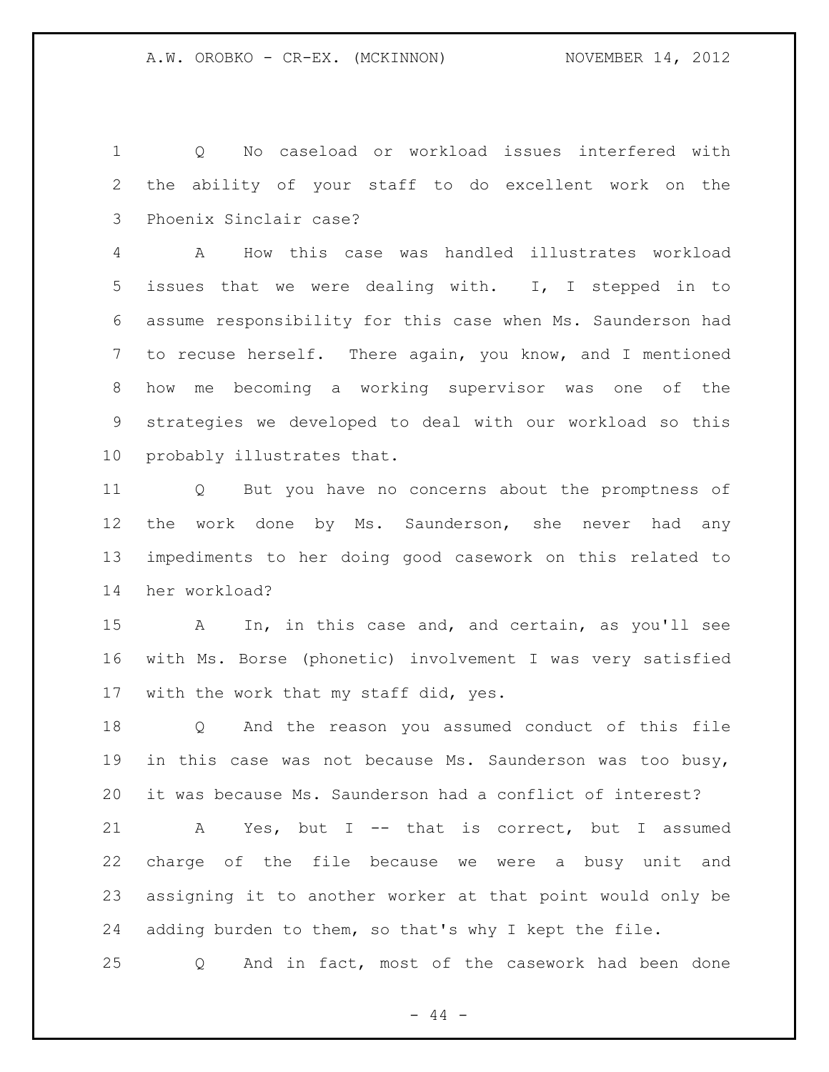Q No caseload or workload issues interfered with the ability of your staff to do excellent work on the Phoenix Sinclair case?

A How this case was handled illustrates workload issues that we were dealing with. I, I stepped in to assume responsibility for this case when Ms. Saunderson had to recuse herself. There again, you know, and I mentioned how me becoming a working supervisor was one of the strategies we developed to deal with our workload so this probably illustrates that.

Q But you have no concerns about the promptness of the work done by Ms. Saunderson, she never had any impediments to her doing good casework on this related to her workload?

A In, in this case and, and certain, as you'll see with Ms. Borse (phonetic) involvement I was very satisfied with the work that my staff did, yes.

Q And the reason you assumed conduct of this file in this case was not because Ms. Saunderson was too busy, it was because Ms. Saunderson had a conflict of interest?

A Yes, but I -- that is correct, but I assumed charge of the file because we were a busy unit and assigning it to another worker at that point would only be adding burden to them, so that's why I kept the file.

Q And in fact, most of the casework had been done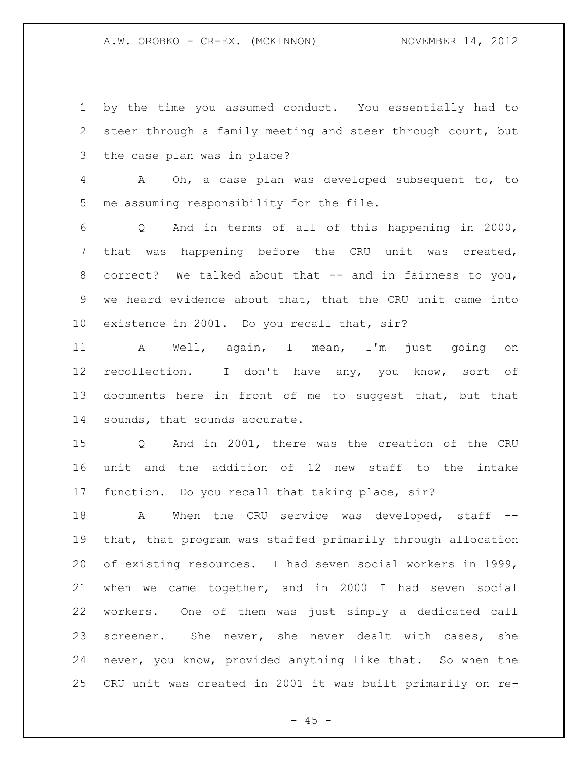by the time you assumed conduct. You essentially had to steer through a family meeting and steer through court, but the case plan was in place?

A Oh, a case plan was developed subsequent to, to me assuming responsibility for the file.

Q And in terms of all of this happening in 2000, that was happening before the CRU unit was created, correct? We talked about that -- and in fairness to you, we heard evidence about that, that the CRU unit came into existence in 2001. Do you recall that, sir?

A Well, again, I mean, I'm just going on recollection. I don't have any, you know, sort of documents here in front of me to suggest that, but that sounds, that sounds accurate.

Q And in 2001, there was the creation of the CRU unit and the addition of 12 new staff to the intake function. Do you recall that taking place, sir?

A When the CRU service was developed, staff -- that, that program was staffed primarily through allocation of existing resources. I had seven social workers in 1999, when we came together, and in 2000 I had seven social workers. One of them was just simply a dedicated call screener. She never, she never dealt with cases, she never, you know, provided anything like that. So when the CRU unit was created in 2001 it was built primarily on re-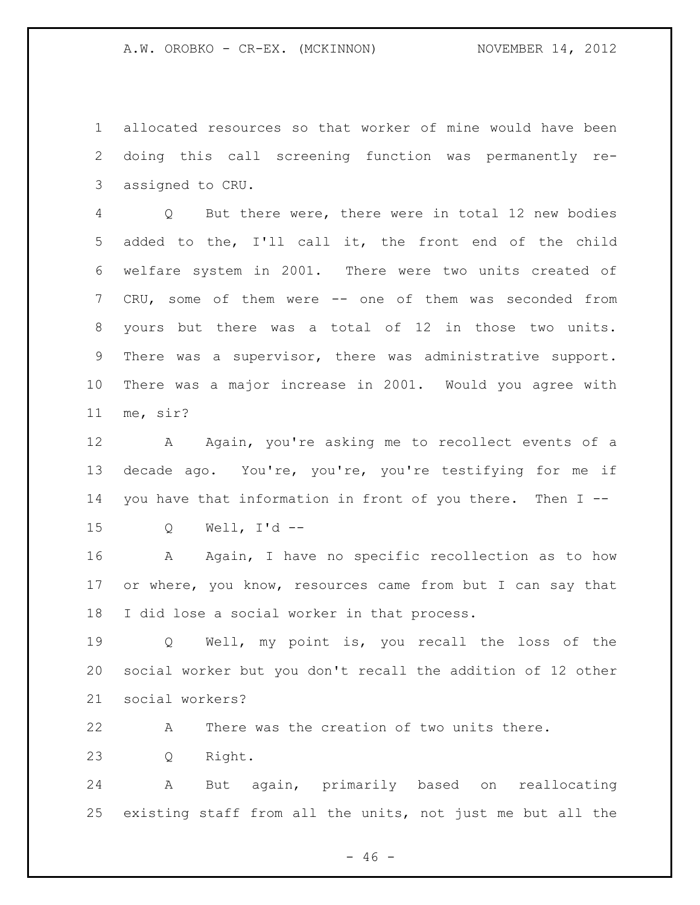allocated resources so that worker of mine would have been doing this call screening function was permanently re-assigned to CRU.

Q But there were, there were in total 12 new bodies added to the, I'll call it, the front end of the child welfare system in 2001. There were two units created of CRU, some of them were -- one of them was seconded from yours but there was a total of 12 in those two units. There was a supervisor, there was administrative support. There was a major increase in 2001. Would you agree with me, sir?

A Again, you're asking me to recollect events of a decade ago. You're, you're, you're testifying for me if you have that information in front of you there. Then I --

Q Well, I'd --

A Again, I have no specific recollection as to how or where, you know, resources came from but I can say that I did lose a social worker in that process.

Q Well, my point is, you recall the loss of the social worker but you don't recall the addition of 12 other social workers?

A There was the creation of two units there.

Q Right.

A But again, primarily based on reallocating existing staff from all the units, not just me but all the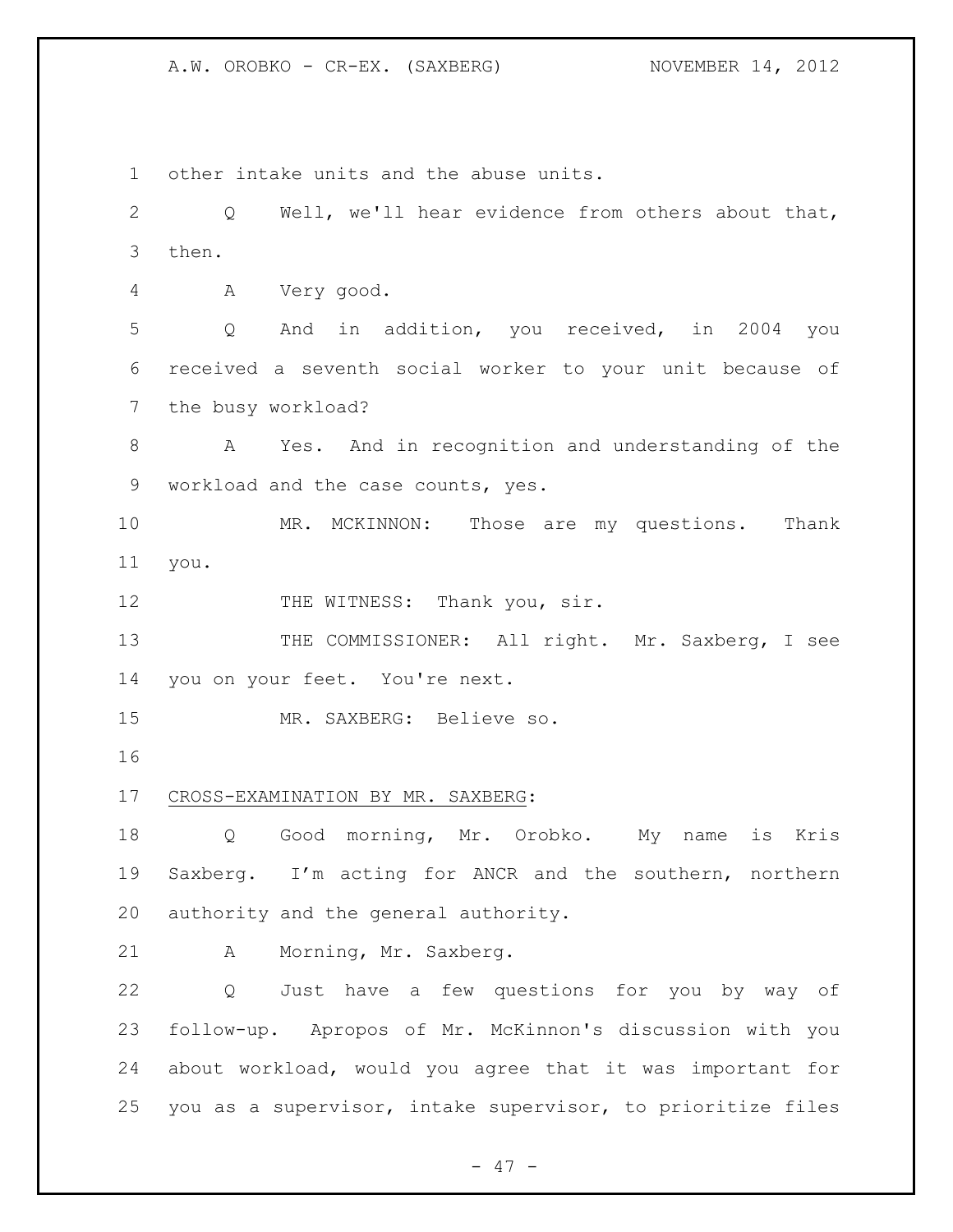other intake units and the abuse units.

Q Well, we'll hear evidence from others about that, then.

A Very good.

Q And in addition, you received, in 2004 you received a seventh social worker to your unit because of the busy workload?

A Yes. And in recognition and understanding of the workload and the case counts, yes.

MR. MCKINNON: Those are my questions. Thank you.

THE WITNESS: Thank you, sir.

THE COMMISSIONER: All right. Mr. Saxberg, I see you on your feet. You're next.

MR. SAXBERG: Believe so.

## CROSS-EXAMINATION BY MR. SAXBERG:

Q Good morning, Mr. Orobko. My name is Kris Saxberg. I'm acting for ANCR and the southern, northern authority and the general authority.

A Morning, Mr. Saxberg.

Q Just have a few questions for you by way of follow-up. Apropos of Mr. McKinnon's discussion with you about workload, would you agree that it was important for you as a supervisor, intake supervisor, to prioritize files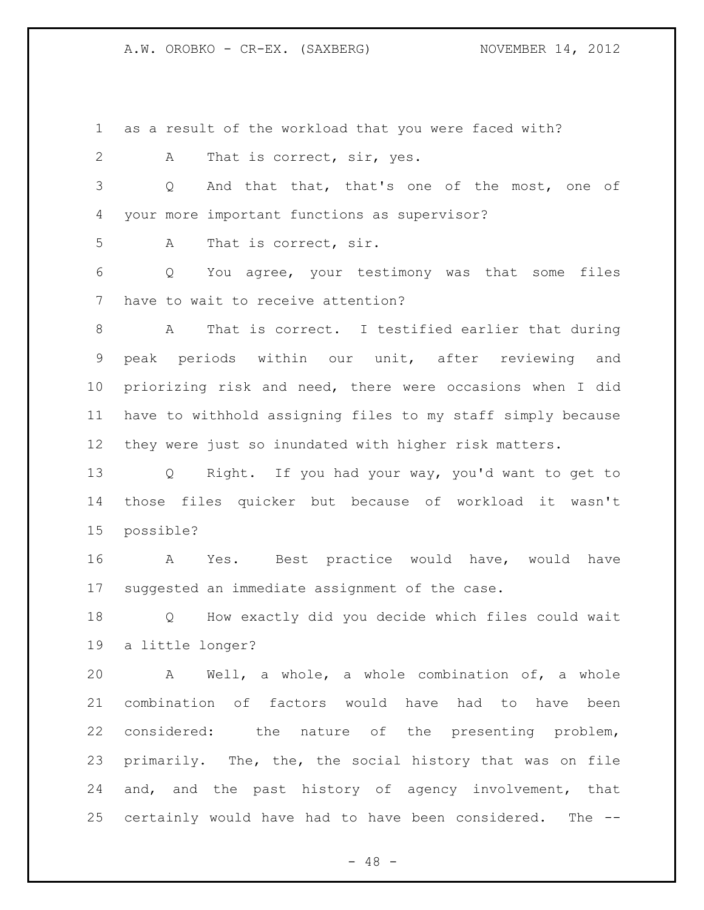as a result of the workload that you were faced with?

A That is correct, sir, yes.

Q And that that, that's one of the most, one of your more important functions as supervisor?

A That is correct, sir.

Q You agree, your testimony was that some files have to wait to receive attention?

A That is correct. I testified earlier that during peak periods within our unit, after reviewing and priorizing risk and need, there were occasions when I did have to withhold assigning files to my staff simply because they were just so inundated with higher risk matters.

Q Right. If you had your way, you'd want to get to those files quicker but because of workload it wasn't possible?

A Yes. Best practice would have, would have suggested an immediate assignment of the case.

Q How exactly did you decide which files could wait a little longer?

A Well, a whole, a whole combination of, a whole combination of factors would have had to have been considered: the nature of the presenting problem, primarily. The, the, the social history that was on file and, and the past history of agency involvement, that certainly would have had to have been considered. The --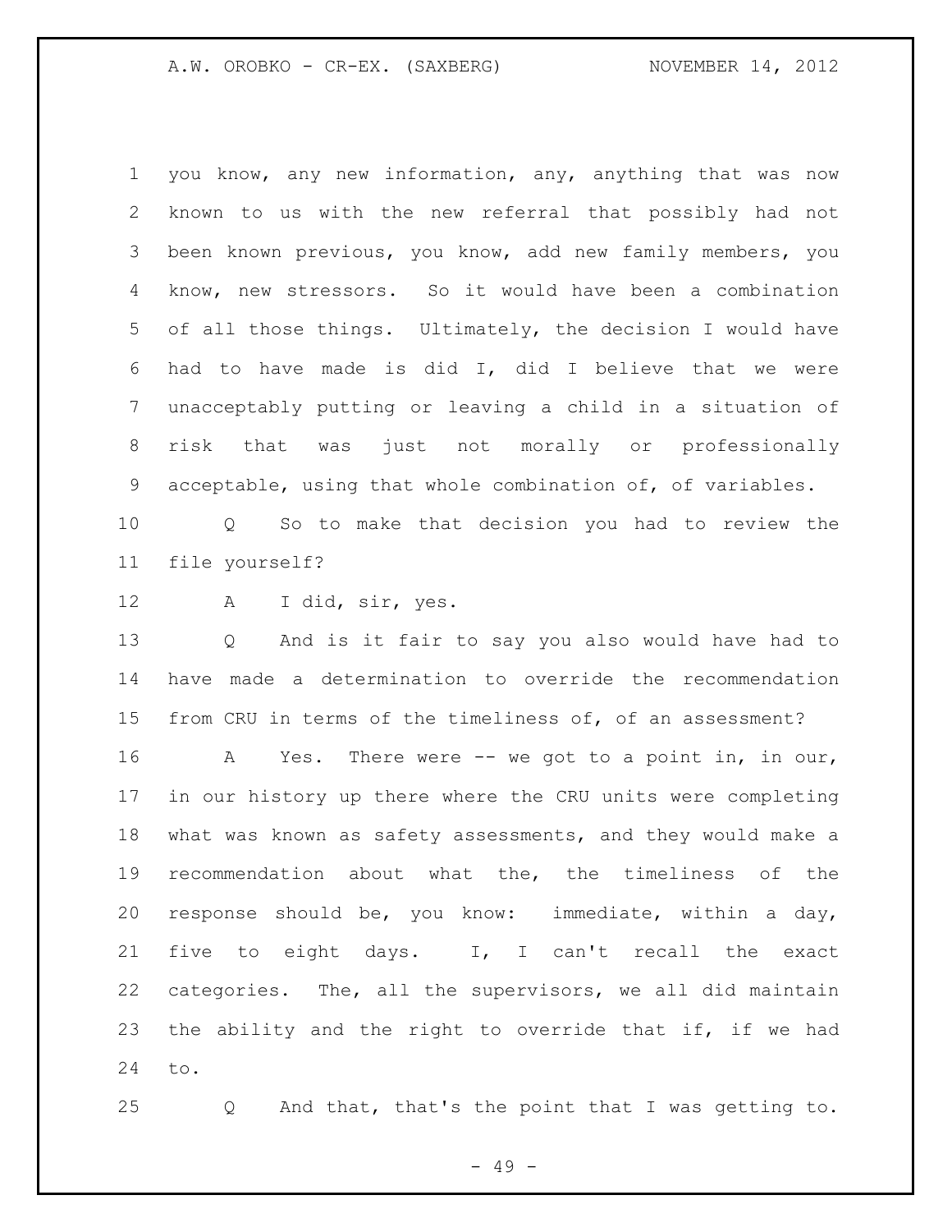you know, any new information, any, anything that was now known to us with the new referral that possibly had not been known previous, you know, add new family members, you know, new stressors. So it would have been a combination of all those things. Ultimately, the decision I would have had to have made is did I, did I believe that we were unacceptably putting or leaving a child in a situation of risk that was just not morally or professionally acceptable, using that whole combination of, of variables.

Q So to make that decision you had to review the file yourself?

A I did, sir, yes.

Q And is it fair to say you also would have had to have made a determination to override the recommendation from CRU in terms of the timeliness of, of an assessment?

A Yes. There were -- we got to a point in, in our, in our history up there where the CRU units were completing what was known as safety assessments, and they would make a recommendation about what the, the timeliness of the response should be, you know: immediate, within a day, five to eight days. I, I can't recall the exact categories. The, all the supervisors, we all did maintain the ability and the right to override that if, if we had to.

Q And that, that's the point that I was getting to.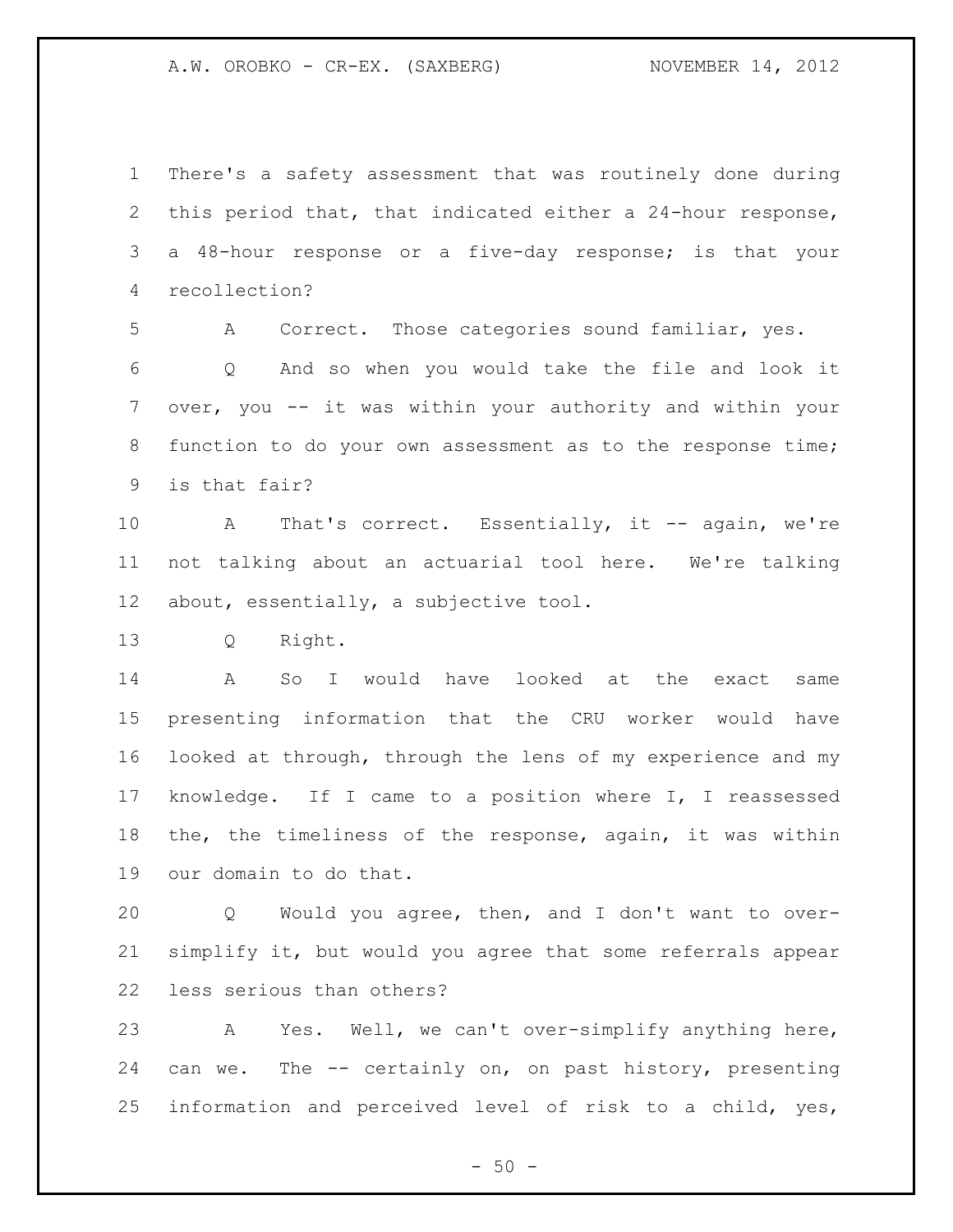There's a safety assessment that was routinely done during this period that, that indicated either a 24-hour response, a 48-hour response or a five-day response; is that your recollection?

A Correct. Those categories sound familiar, yes.

Q And so when you would take the file and look it over, you -- it was within your authority and within your function to do your own assessment as to the response time; is that fair?

A That's correct. Essentially, it -- again, we're not talking about an actuarial tool here. We're talking about, essentially, a subjective tool.

Q Right.

A So I would have looked at the exact same presenting information that the CRU worker would have looked at through, through the lens of my experience and my knowledge. If I came to a position where I, I reassessed the, the timeliness of the response, again, it was within our domain to do that.

Q Would you agree, then, and I don't want to over-simplify it, but would you agree that some referrals appear less serious than others?

A Yes. Well, we can't over-simplify anything here, can we. The -- certainly on, on past history, presenting information and perceived level of risk to a child, yes,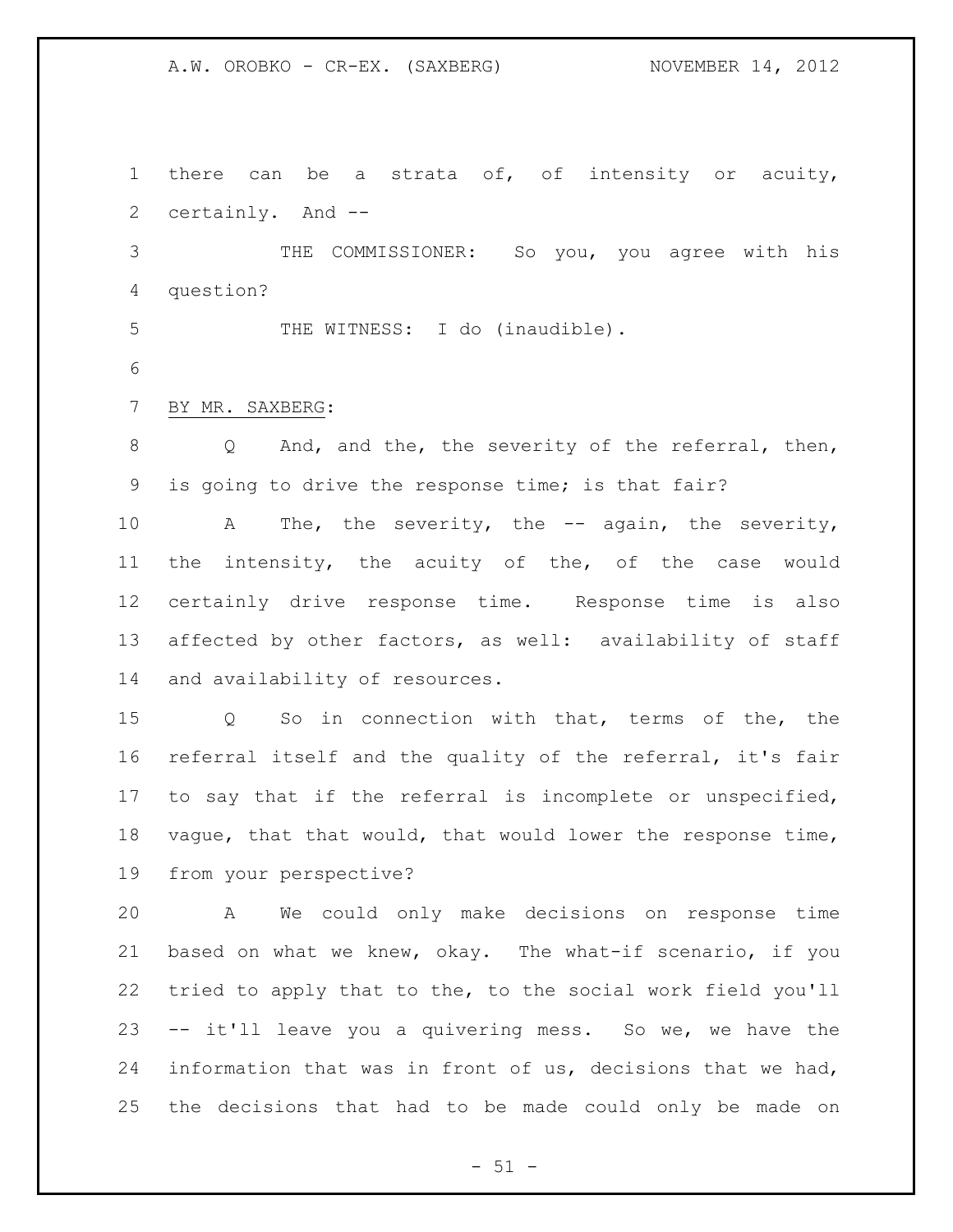there can be a strata of, of intensity or acuity, certainly. And --

THE COMMISSIONER: So you, you agree with his question?

THE WITNESS: I do (inaudible).

BY MR. SAXBERG:

Q And, and the, the severity of the referral, then, is going to drive the response time; is that fair?

A The, the severity, the -- again, the severity, the intensity, the acuity of the, of the case would certainly drive response time. Response time is also affected by other factors, as well: availability of staff and availability of resources.

Q So in connection with that, terms of the, the referral itself and the quality of the referral, it's fair to say that if the referral is incomplete or unspecified, vague, that that would, that would lower the response time, from your perspective?

A We could only make decisions on response time based on what we knew, okay. The what-if scenario, if you tried to apply that to the, to the social work field you'll -- it'll leave you a quivering mess. So we, we have the information that was in front of us, decisions that we had, the decisions that had to be made could only be made on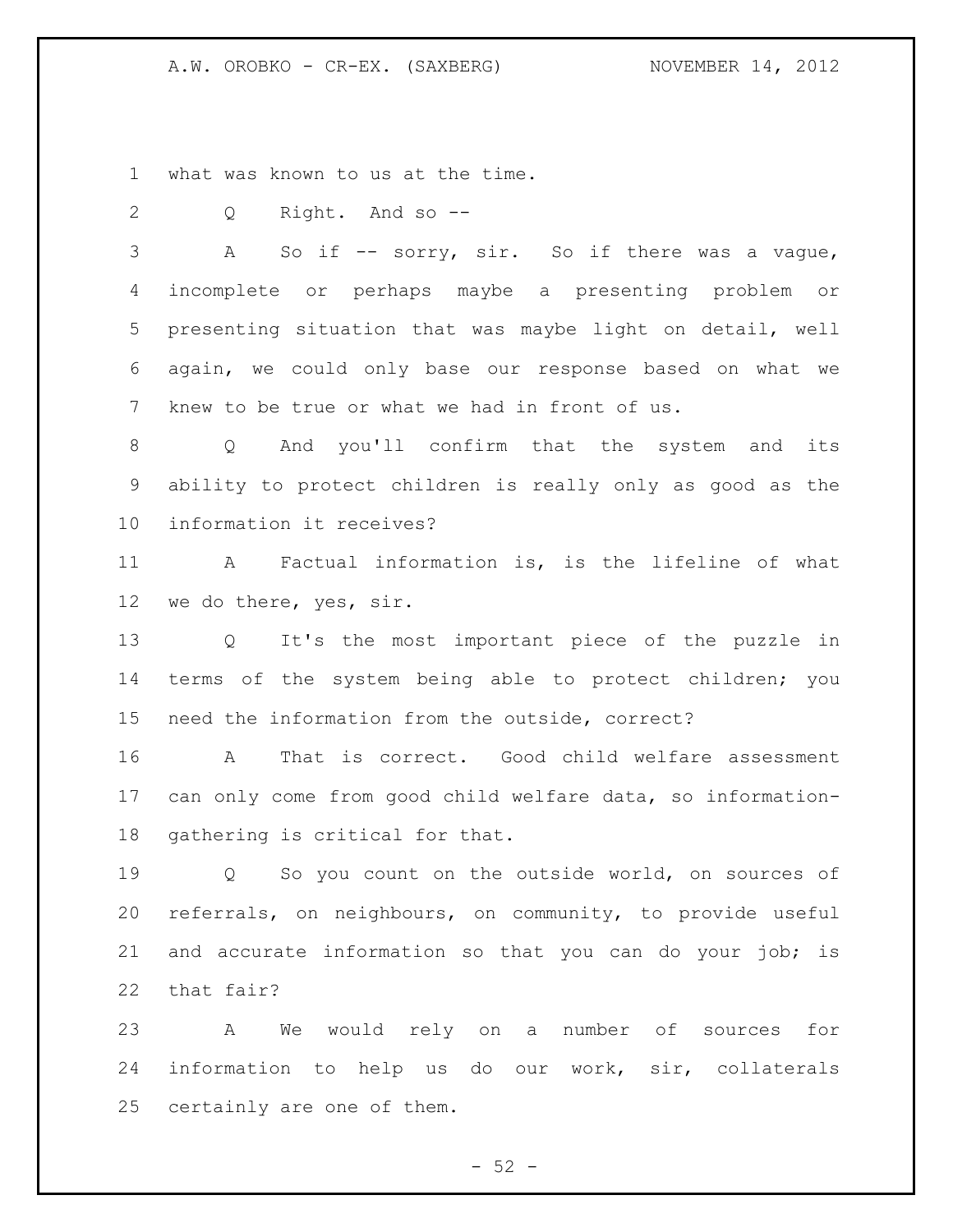what was known to us at the time.

Q Right. And so --

A So if -- sorry, sir. So if there was a vague, incomplete or perhaps maybe a presenting problem or presenting situation that was maybe light on detail, well again, we could only base our response based on what we knew to be true or what we had in front of us.

Q And you'll confirm that the system and its ability to protect children is really only as good as the information it receives?

A Factual information is, is the lifeline of what we do there, yes, sir.

Q It's the most important piece of the puzzle in terms of the system being able to protect children; you need the information from the outside, correct?

A That is correct. Good child welfare assessment can only come from good child welfare data, so information-gathering is critical for that.

Q So you count on the outside world, on sources of referrals, on neighbours, on community, to provide useful and accurate information so that you can do your job; is that fair?

A We would rely on a number of sources for information to help us do our work, sir, collaterals certainly are one of them.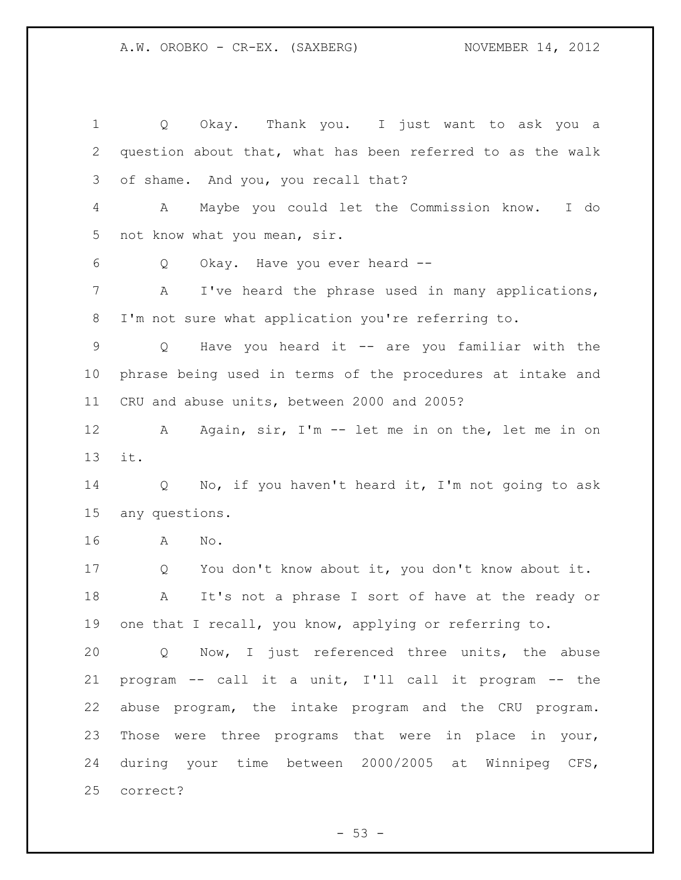Q Okay. Thank you. I just want to ask you a question about that, what has been referred to as the walk of shame. And you, you recall that?

A Maybe you could let the Commission know. I do not know what you mean, sir.

Q Okay. Have you ever heard --

A I've heard the phrase used in many applications, I'm not sure what application you're referring to.

Q Have you heard it -- are you familiar with the phrase being used in terms of the procedures at intake and CRU and abuse units, between 2000 and 2005?

A Again, sir, I'm -- let me in on the, let me in on it.

Q No, if you haven't heard it, I'm not going to ask any questions.

A No.

Q You don't know about it, you don't know about it.

A It's not a phrase I sort of have at the ready or one that I recall, you know, applying or referring to.

Q Now, I just referenced three units, the abuse program -- call it a unit, I'll call it program -- the abuse program, the intake program and the CRU program. Those were three programs that were in place in your, during your time between 2000/2005 at Winnipeg CFS, correct?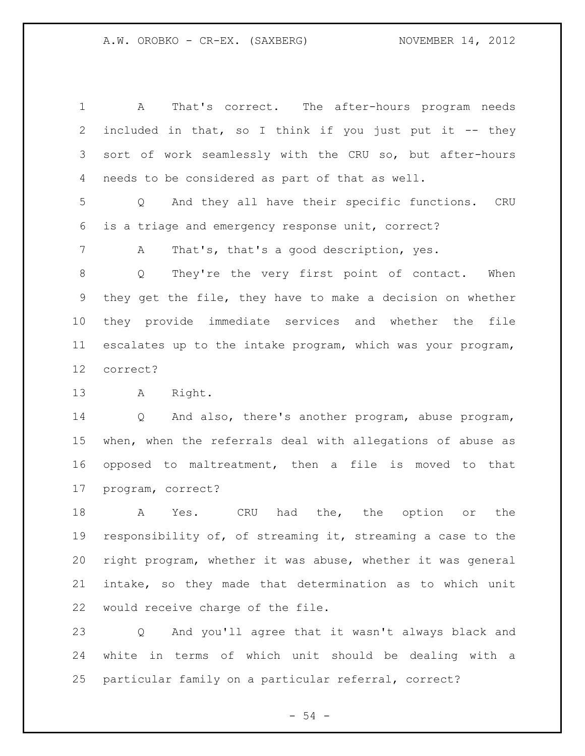A That's correct. The after-hours program needs included in that, so I think if you just put it -- they sort of work seamlessly with the CRU so, but after-hours needs to be considered as part of that as well.

Q And they all have their specific functions. CRU is a triage and emergency response unit, correct?

A That's, that's a good description, yes.

Q They're the very first point of contact. When they get the file, they have to make a decision on whether they provide immediate services and whether the file escalates up to the intake program, which was your program, correct?

A Right.

Q And also, there's another program, abuse program, when, when the referrals deal with allegations of abuse as opposed to maltreatment, then a file is moved to that program, correct?

A Yes. CRU had the, the option or the responsibility of, of streaming it, streaming a case to the right program, whether it was abuse, whether it was general intake, so they made that determination as to which unit would receive charge of the file.

Q And you'll agree that it wasn't always black and white in terms of which unit should be dealing with a particular family on a particular referral, correct?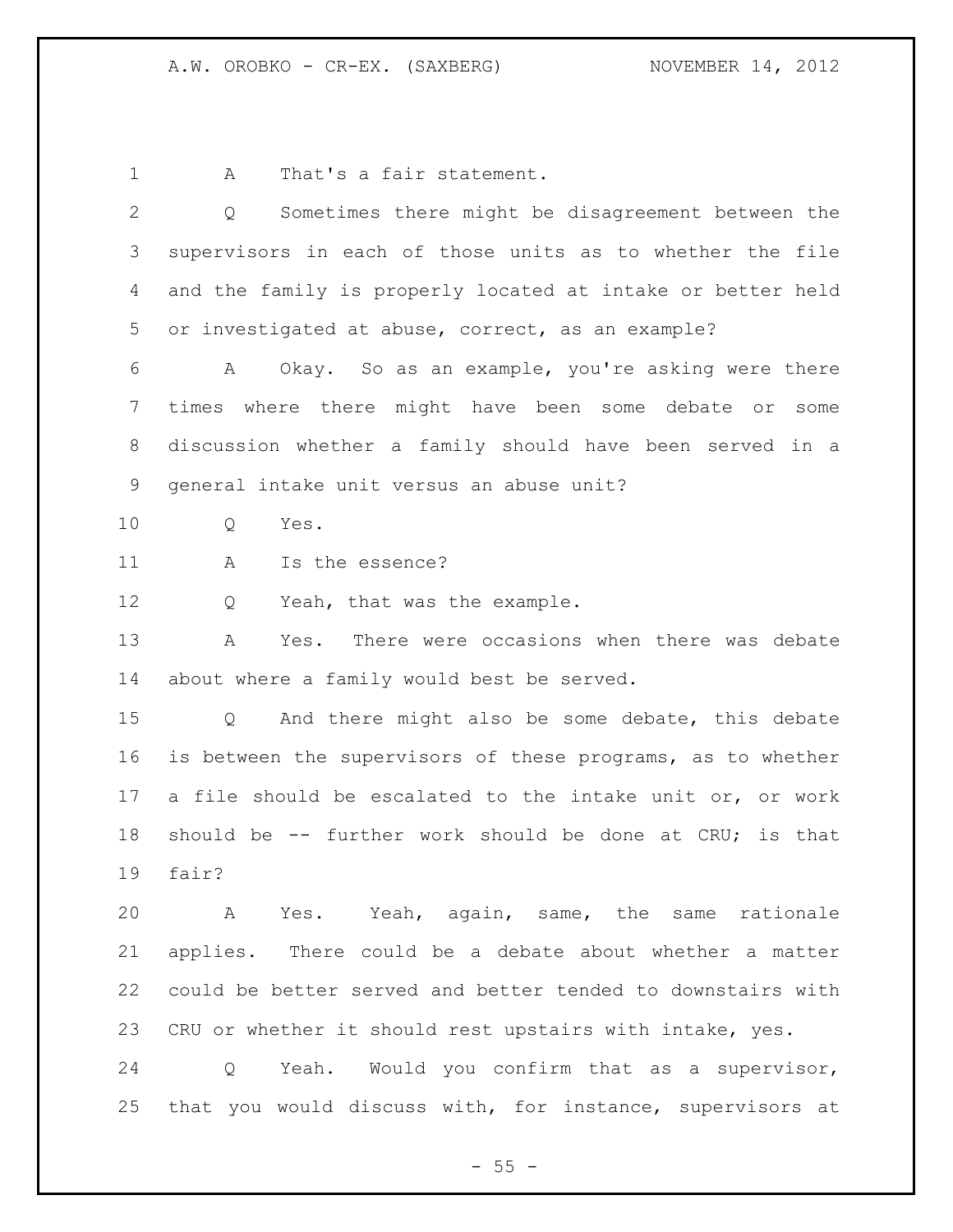A That's a fair statement.

Q Sometimes there might be disagreement between the supervisors in each of those units as to whether the file and the family is properly located at intake or better held or investigated at abuse, correct, as an example?

A Okay. So as an example, you're asking were there times where there might have been some debate or some discussion whether a family should have been served in a general intake unit versus an abuse unit?

Q Yes.

A Is the essence?

Q Yeah, that was the example.

A Yes. There were occasions when there was debate about where a family would best be served.

Q And there might also be some debate, this debate is between the supervisors of these programs, as to whether a file should be escalated to the intake unit or, or work should be -- further work should be done at CRU; is that fair?

A Yes. Yeah, again, same, the same rationale applies. There could be a debate about whether a matter could be better served and better tended to downstairs with CRU or whether it should rest upstairs with intake, yes.

Q Yeah. Would you confirm that as a supervisor, that you would discuss with, for instance, supervisors at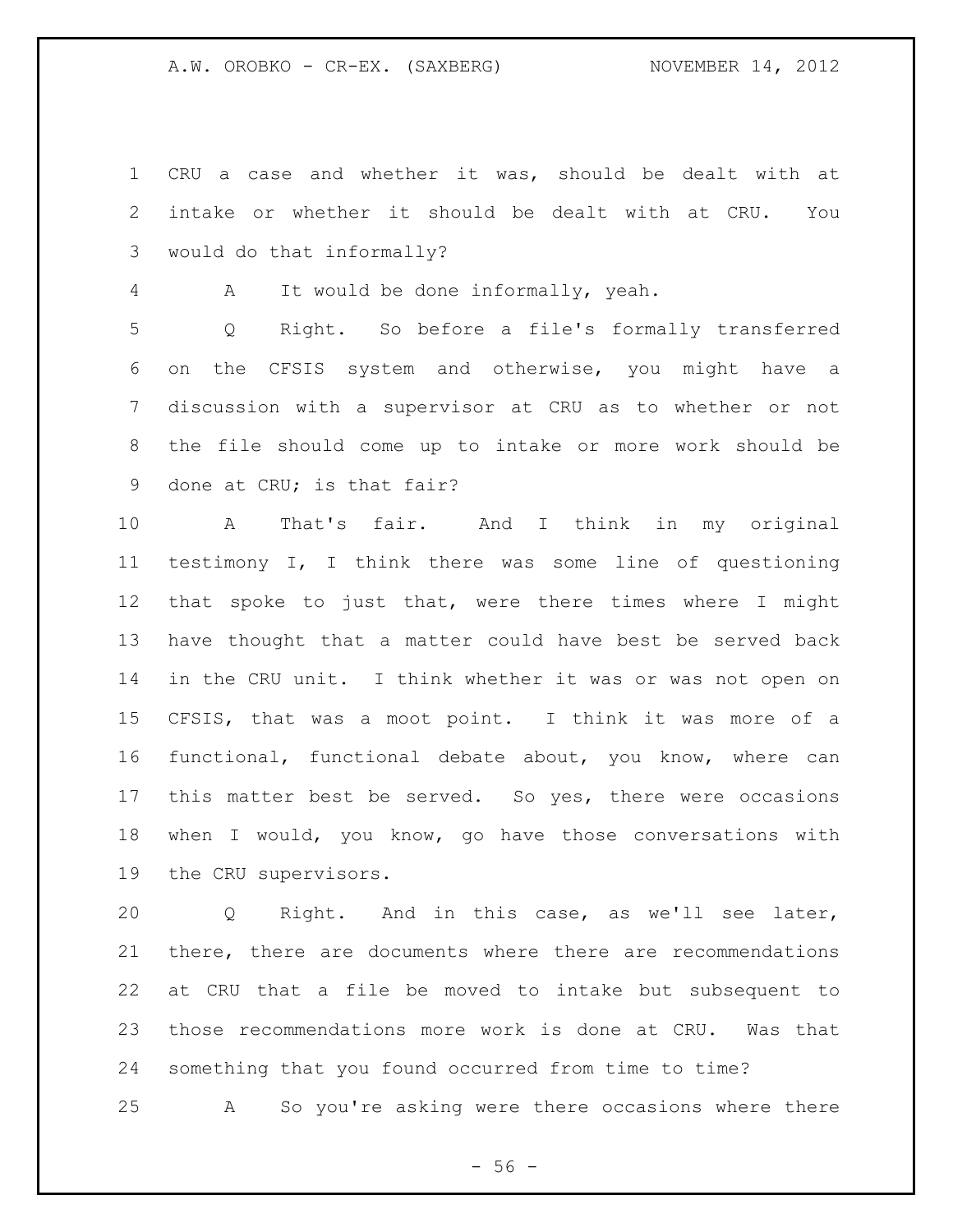CRU a case and whether it was, should be dealt with at intake or whether it should be dealt with at CRU. You would do that informally?

A It would be done informally, yeah.

Q Right. So before a file's formally transferred on the CFSIS system and otherwise, you might have a discussion with a supervisor at CRU as to whether or not the file should come up to intake or more work should be done at CRU; is that fair?

A That's fair. And I think in my original testimony I, I think there was some line of questioning that spoke to just that, were there times where I might have thought that a matter could have best be served back in the CRU unit. I think whether it was or was not open on CFSIS, that was a moot point. I think it was more of a functional, functional debate about, you know, where can this matter best be served. So yes, there were occasions when I would, you know, go have those conversations with the CRU supervisors.

Q Right. And in this case, as we'll see later, there, there are documents where there are recommendations at CRU that a file be moved to intake but subsequent to those recommendations more work is done at CRU. Was that something that you found occurred from time to time?

A So you're asking were there occasions where there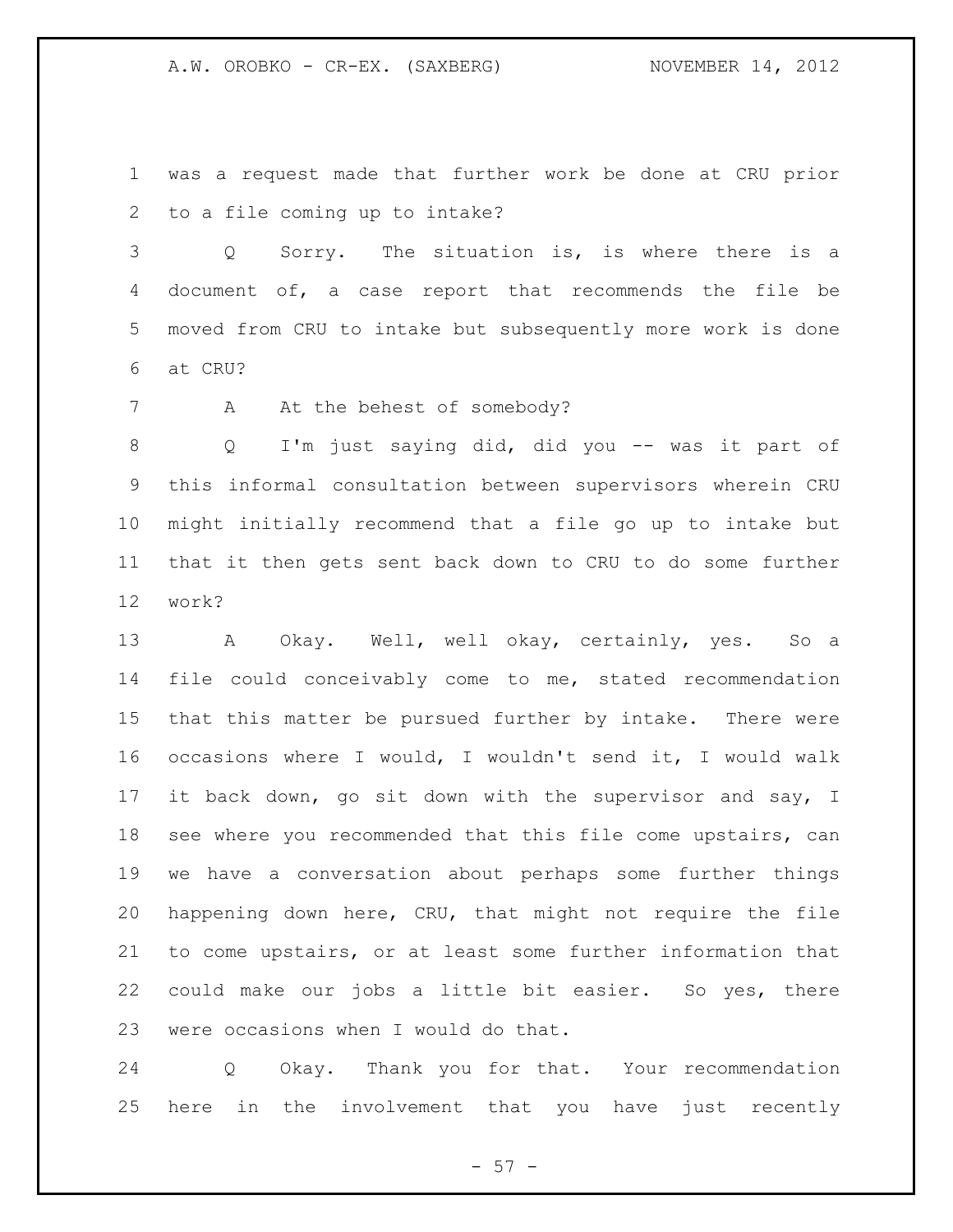was a request made that further work be done at CRU prior to a file coming up to intake?

Q Sorry. The situation is, is where there is a document of, a case report that recommends the file be moved from CRU to intake but subsequently more work is done at CRU?

A At the behest of somebody?

Q I'm just saying did, did you -- was it part of this informal consultation between supervisors wherein CRU might initially recommend that a file go up to intake but that it then gets sent back down to CRU to do some further work?

A Okay. Well, well okay, certainly, yes. So a file could conceivably come to me, stated recommendation that this matter be pursued further by intake. There were occasions where I would, I wouldn't send it, I would walk it back down, go sit down with the supervisor and say, I see where you recommended that this file come upstairs, can we have a conversation about perhaps some further things happening down here, CRU, that might not require the file to come upstairs, or at least some further information that could make our jobs a little bit easier. So yes, there were occasions when I would do that.

Q Okay. Thank you for that. Your recommendation here in the involvement that you have just recently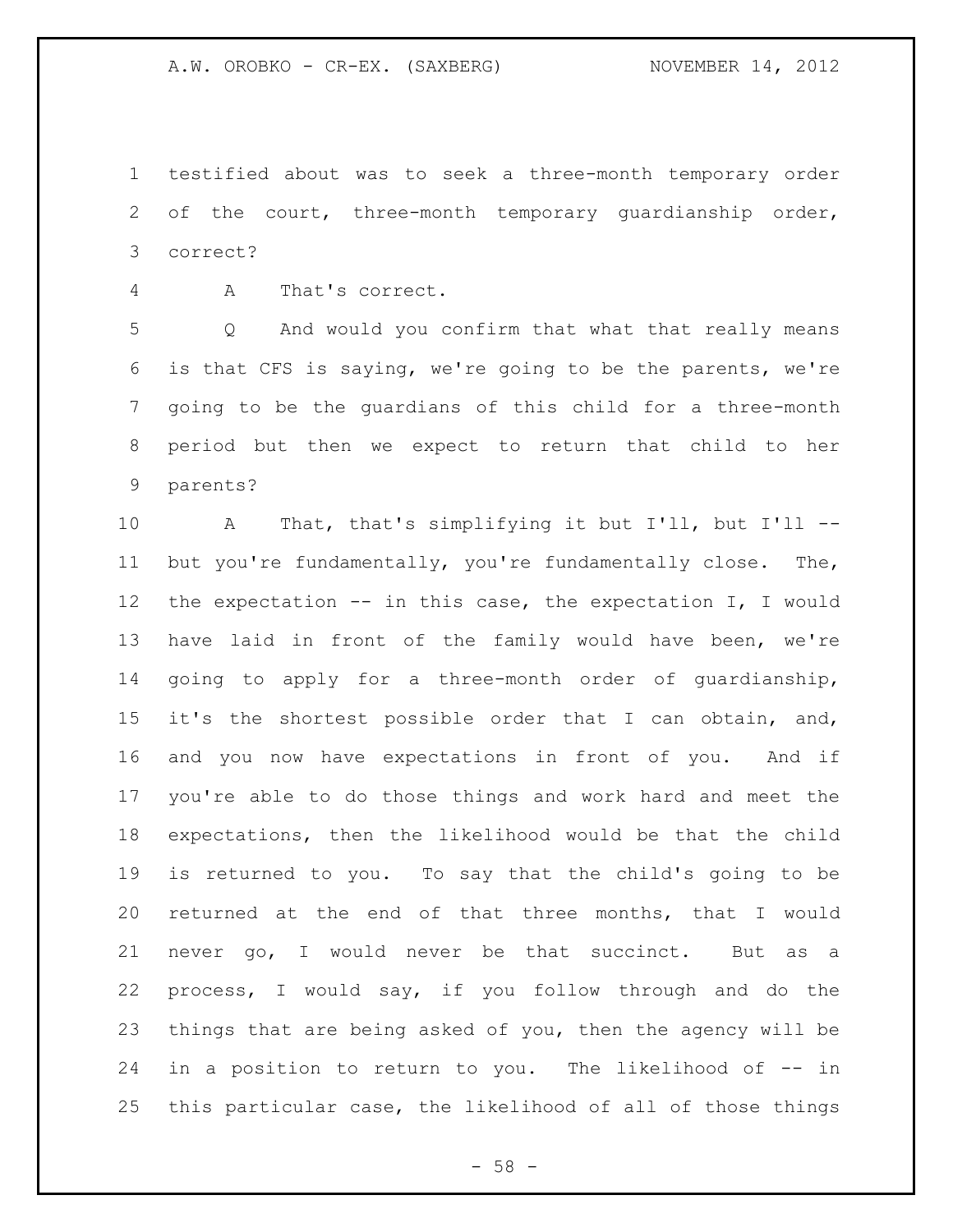testified about was to seek a three-month temporary order of the court, three-month temporary guardianship order, correct?

A That's correct.

Q And would you confirm that what that really means is that CFS is saying, we're going to be the parents, we're going to be the guardians of this child for a three-month period but then we expect to return that child to her parents?

A That, that's simplifying it but I'll, but I'll -- but you're fundamentally, you're fundamentally close. The, the expectation -- in this case, the expectation I, I would have laid in front of the family would have been, we're going to apply for a three-month order of guardianship, it's the shortest possible order that I can obtain, and, and you now have expectations in front of you. And if you're able to do those things and work hard and meet the expectations, then the likelihood would be that the child is returned to you. To say that the child's going to be returned at the end of that three months, that I would never go, I would never be that succinct. But as a process, I would say, if you follow through and do the things that are being asked of you, then the agency will be in a position to return to you. The likelihood of -- in this particular case, the likelihood of all of those things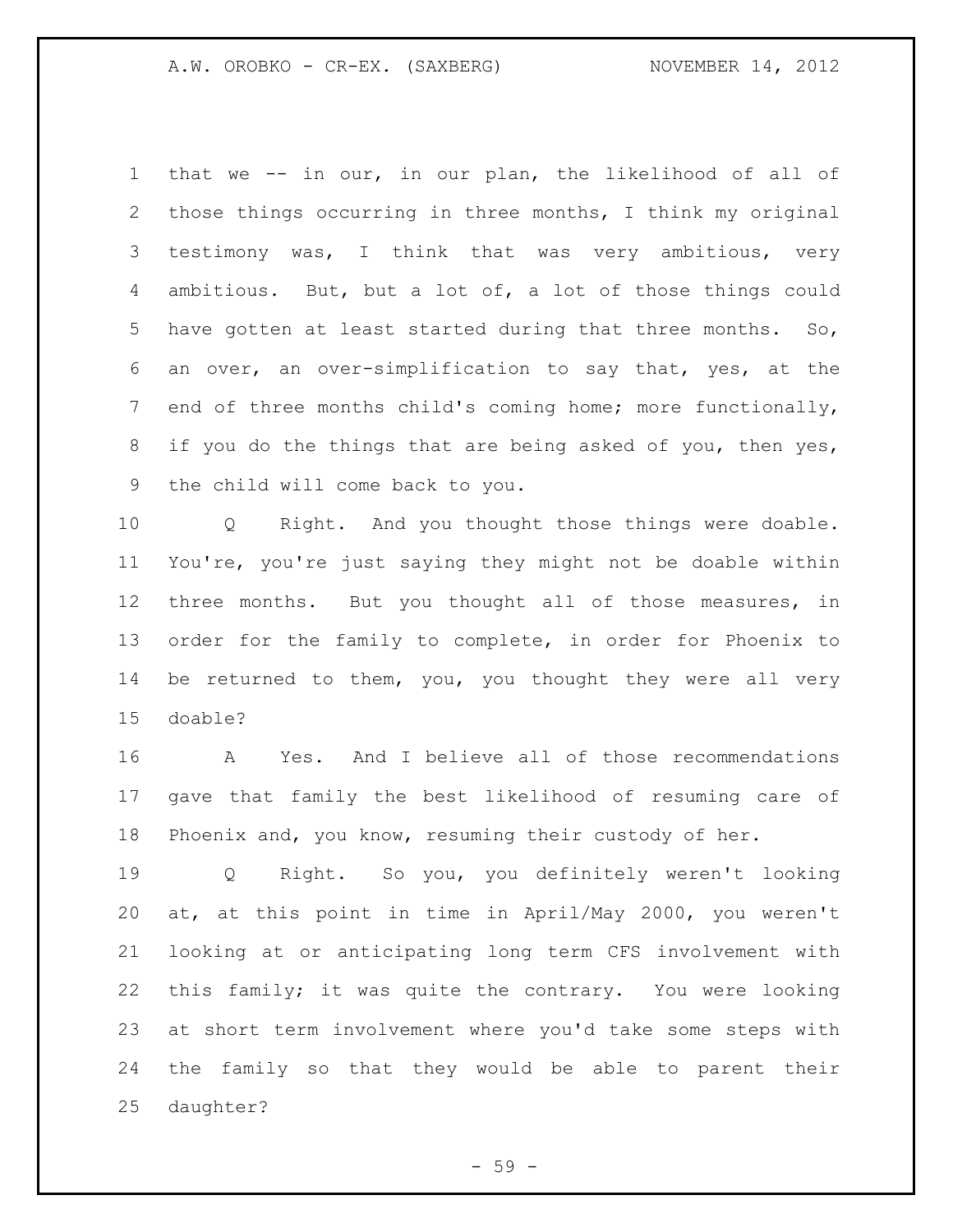that we -- in our, in our plan, the likelihood of all of those things occurring in three months, I think my original testimony was, I think that was very ambitious, very ambitious. But, but a lot of, a lot of those things could have gotten at least started during that three months. So, an over, an over-simplification to say that, yes, at the end of three months child's coming home; more functionally, if you do the things that are being asked of you, then yes, the child will come back to you.

Q Right. And you thought those things were doable. You're, you're just saying they might not be doable within three months. But you thought all of those measures, in order for the family to complete, in order for Phoenix to be returned to them, you, you thought they were all very doable?

A Yes. And I believe all of those recommendations gave that family the best likelihood of resuming care of Phoenix and, you know, resuming their custody of her.

Q Right. So you, you definitely weren't looking at, at this point in time in April/May 2000, you weren't looking at or anticipating long term CFS involvement with this family; it was quite the contrary. You were looking at short term involvement where you'd take some steps with the family so that they would be able to parent their daughter?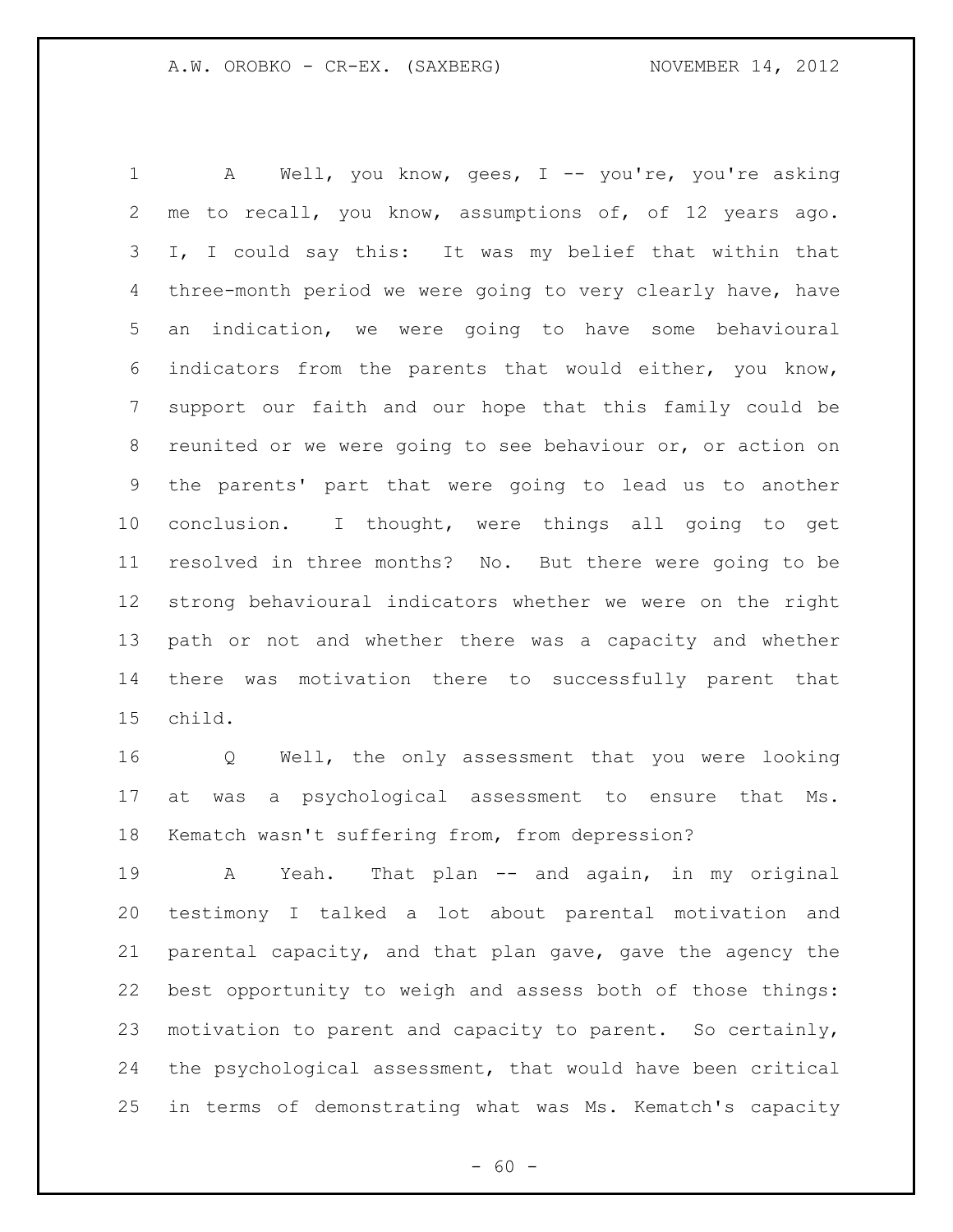A Well, you know, gees, I -- you're, you're asking me to recall, you know, assumptions of, of 12 years ago. I, I could say this: It was my belief that within that three-month period we were going to very clearly have, have an indication, we were going to have some behavioural indicators from the parents that would either, you know, support our faith and our hope that this family could be reunited or we were going to see behaviour or, or action on the parents' part that were going to lead us to another conclusion. I thought, were things all going to get resolved in three months? No. But there were going to be strong behavioural indicators whether we were on the right path or not and whether there was a capacity and whether there was motivation there to successfully parent that child.

Q Well, the only assessment that you were looking at was a psychological assessment to ensure that Ms. Kematch wasn't suffering from, from depression?

A Yeah. That plan -- and again, in my original testimony I talked a lot about parental motivation and parental capacity, and that plan gave, gave the agency the best opportunity to weigh and assess both of those things: motivation to parent and capacity to parent. So certainly, the psychological assessment, that would have been critical in terms of demonstrating what was Ms. Kematch's capacity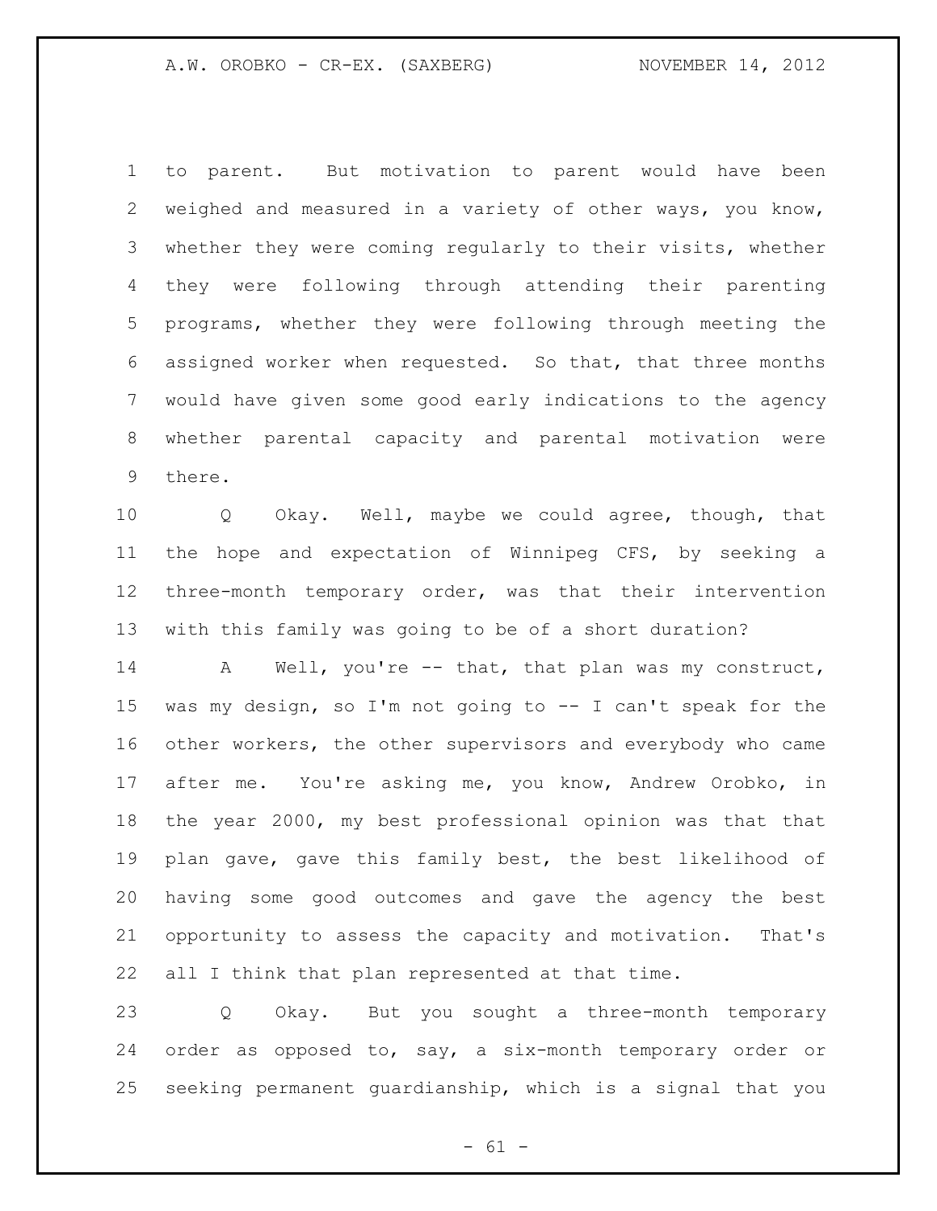to parent. But motivation to parent would have been weighed and measured in a variety of other ways, you know, whether they were coming regularly to their visits, whether they were following through attending their parenting programs, whether they were following through meeting the assigned worker when requested. So that, that three months would have given some good early indications to the agency whether parental capacity and parental motivation were there.

Q Okay. Well, maybe we could agree, though, that the hope and expectation of Winnipeg CFS, by seeking a three-month temporary order, was that their intervention with this family was going to be of a short duration?

A Well, you're -- that, that plan was my construct, was my design, so I'm not going to -- I can't speak for the other workers, the other supervisors and everybody who came after me. You're asking me, you know, Andrew Orobko, in the year 2000, my best professional opinion was that that plan gave, gave this family best, the best likelihood of having some good outcomes and gave the agency the best opportunity to assess the capacity and motivation. That's all I think that plan represented at that time.

Q Okay. But you sought a three-month temporary order as opposed to, say, a six-month temporary order or seeking permanent guardianship, which is a signal that you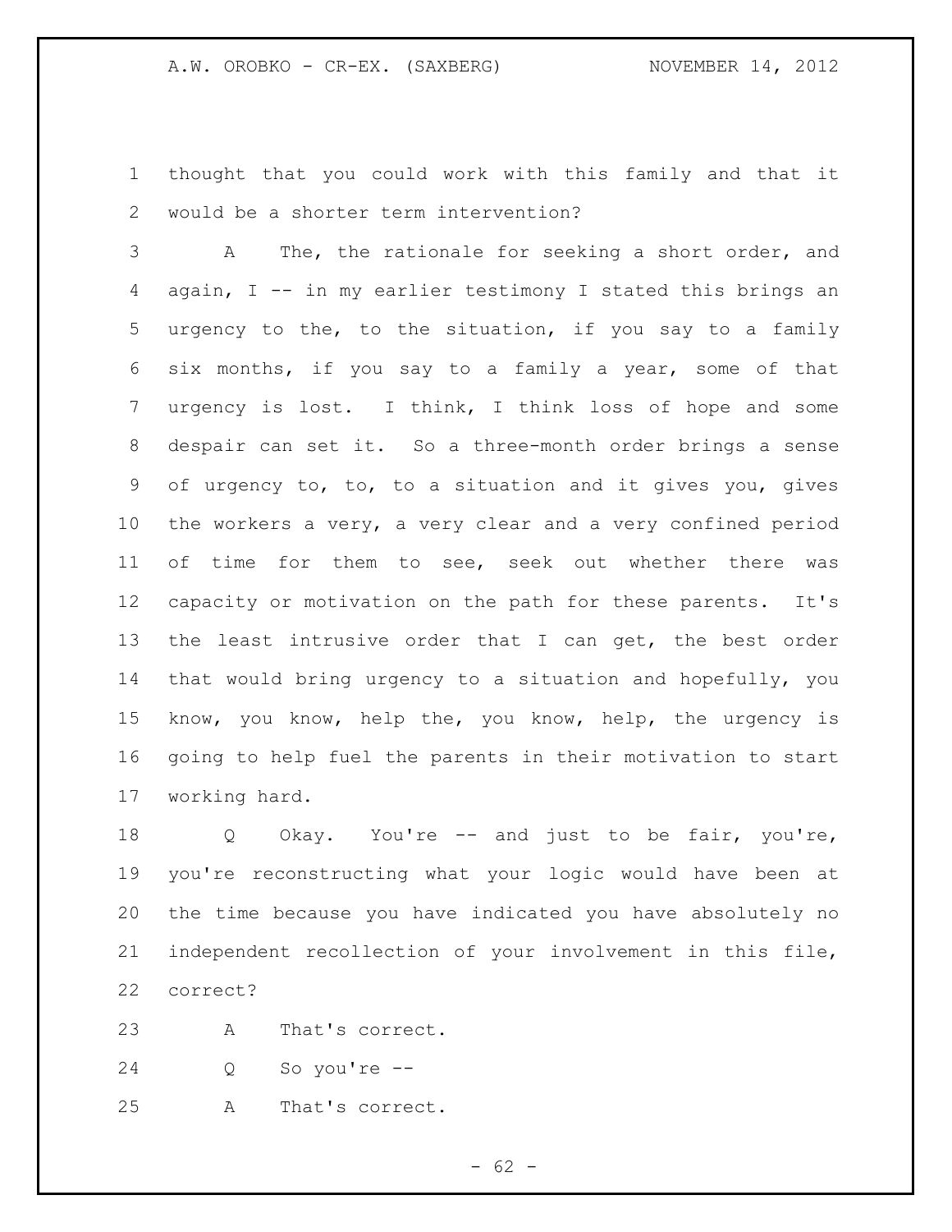thought that you could work with this family and that it would be a shorter term intervention?

A The, the rationale for seeking a short order, and again, I -- in my earlier testimony I stated this brings an urgency to the, to the situation, if you say to a family six months, if you say to a family a year, some of that urgency is lost. I think, I think loss of hope and some despair can set it. So a three-month order brings a sense of urgency to, to, to a situation and it gives you, gives the workers a very, a very clear and a very confined period of time for them to see, seek out whether there was capacity or motivation on the path for these parents. It's the least intrusive order that I can get, the best order that would bring urgency to a situation and hopefully, you know, you know, help the, you know, help, the urgency is going to help fuel the parents in their motivation to start working hard.

Q Okay. You're -- and just to be fair, you're, you're reconstructing what your logic would have been at the time because you have indicated you have absolutely no independent recollection of your involvement in this file, correct?

A That's correct.

Q So you're --

A That's correct.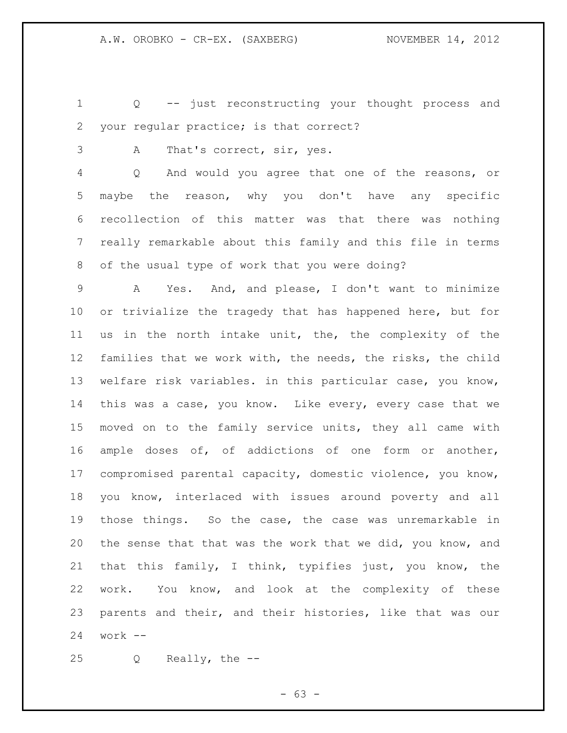Q -- just reconstructing your thought process and your regular practice; is that correct?

A That's correct, sir, yes.

Q And would you agree that one of the reasons, or maybe the reason, why you don't have any specific recollection of this matter was that there was nothing really remarkable about this family and this file in terms of the usual type of work that you were doing?

A Yes. And, and please, I don't want to minimize or trivialize the tragedy that has happened here, but for us in the north intake unit, the, the complexity of the families that we work with, the needs, the risks, the child welfare risk variables. in this particular case, you know, this was a case, you know. Like every, every case that we moved on to the family service units, they all came with ample doses of, of addictions of one form or another, compromised parental capacity, domestic violence, you know, you know, interlaced with issues around poverty and all those things. So the case, the case was unremarkable in the sense that that was the work that we did, you know, and that this family, I think, typifies just, you know, the work. You know, and look at the complexity of these parents and their, and their histories, like that was our work --

Q Really, the --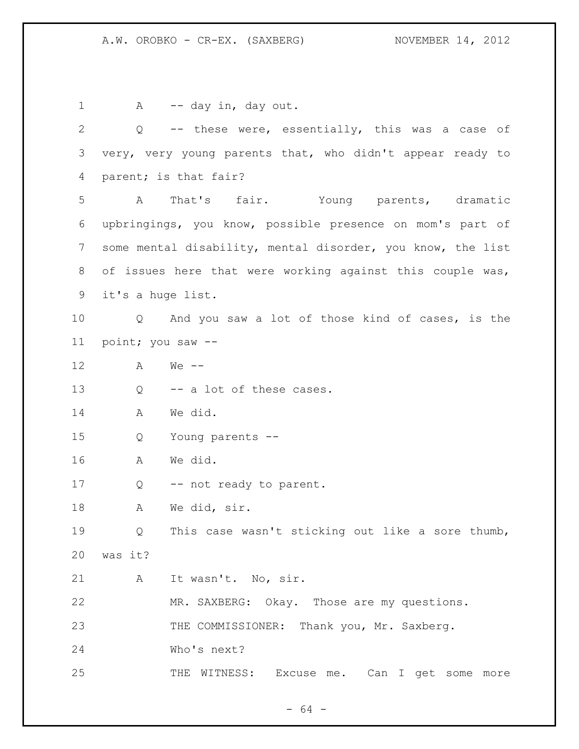A -- day in, day out.

Q -- these were, essentially, this was a case of very, very young parents that, who didn't appear ready to parent; is that fair?

A That's fair. Young parents, dramatic upbringings, you know, possible presence on mom's part of some mental disability, mental disorder, you know, the list of issues here that were working against this couple was, it's a huge list.

Q And you saw a lot of those kind of cases, is the point; you saw --

A We --

Q -- a lot of these cases.

A We did.

Q Young parents --

A We did.

Q -- not ready to parent.

A We did, sir.

Q This case wasn't sticking out like a sore thumb, was it?

A It wasn't. No, sir.

MR. SAXBERG: Okay. Those are my questions.

THE COMMISSIONER: Thank you, Mr. Saxberg.

Who's next?

THE WITNESS: Excuse me. Can I get some more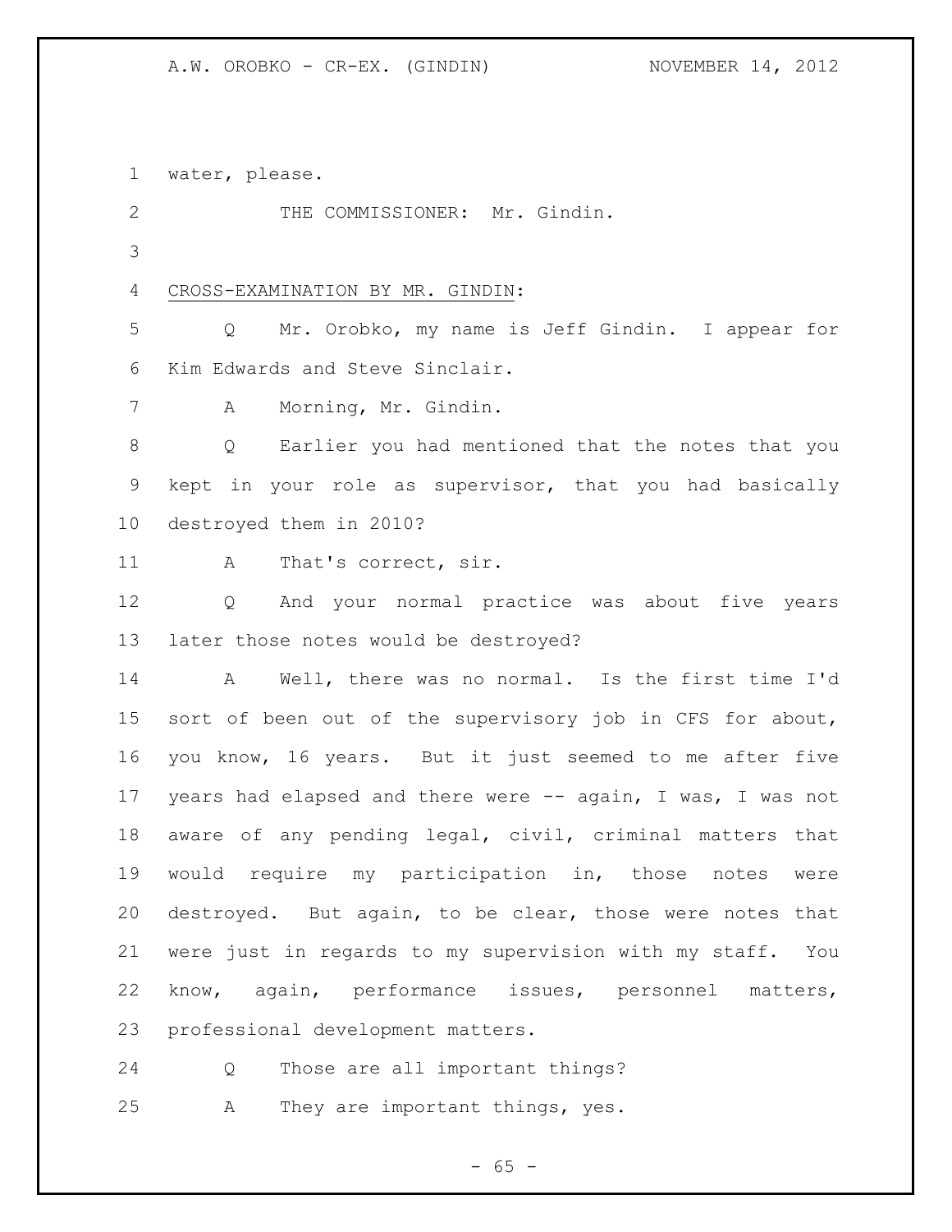water, please.

THE COMMISSIONER: Mr. Gindin.

CROSS-EXAMINATION BY MR. GINDIN:

Q Mr. Orobko, my name is Jeff Gindin. I appear for Kim Edwards and Steve Sinclair.

A Morning, Mr. Gindin.

Q Earlier you had mentioned that the notes that you kept in your role as supervisor, that you had basically destroyed them in 2010?

A That's correct, sir.

Q And your normal practice was about five years later those notes would be destroyed?

A Well, there was no normal. Is the first time I'd sort of been out of the supervisory job in CFS for about, you know, 16 years. But it just seemed to me after five years had elapsed and there were -- again, I was, I was not aware of any pending legal, civil, criminal matters that would require my participation in, those notes were destroyed. But again, to be clear, those were notes that were just in regards to my supervision with my staff. You know, again, performance issues, personnel matters, professional development matters.

Q Those are all important things?

A They are important things, yes.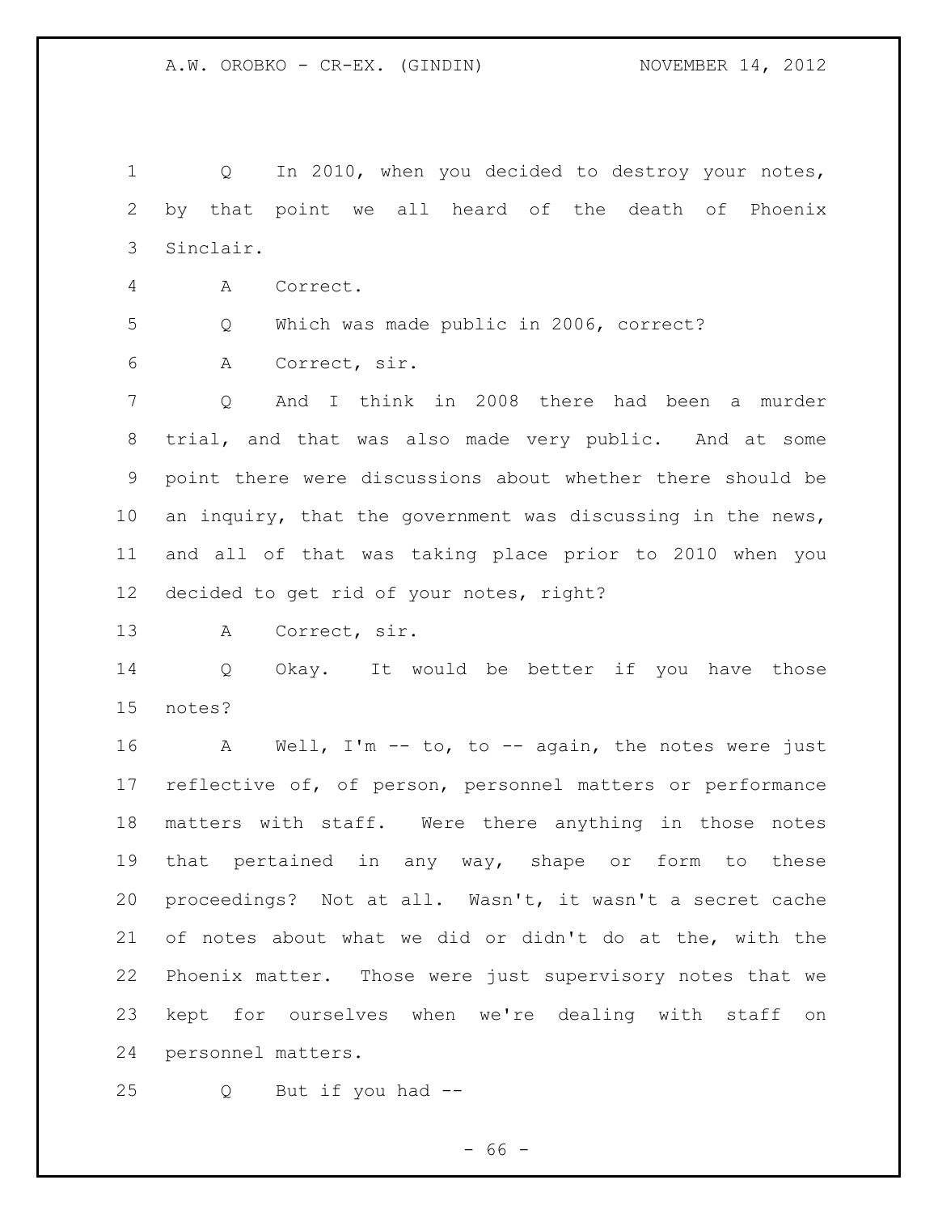Q In 2010, when you decided to destroy your notes, by that point we all heard of the death of Phoenix Sinclair.

A Correct.

Q Which was made public in 2006, correct?

A Correct, sir.

Q And I think in 2008 there had been a murder trial, and that was also made very public. And at some point there were discussions about whether there should be an inquiry, that the government was discussing in the news, and all of that was taking place prior to 2010 when you decided to get rid of your notes, right?

A Correct, sir.

Q Okay. It would be better if you have those notes?

A Well, I'm -- to, to -- again, the notes were just reflective of, of person, personnel matters or performance matters with staff. Were there anything in those notes that pertained in any way, shape or form to these proceedings? Not at all. Wasn't, it wasn't a secret cache of notes about what we did or didn't do at the, with the Phoenix matter. Those were just supervisory notes that we kept for ourselves when we're dealing with staff on personnel matters.

Q But if you had --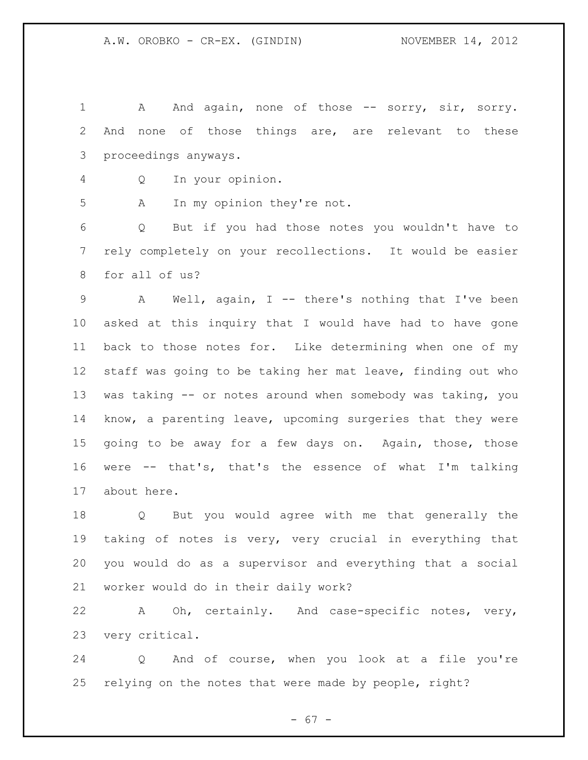A And again, none of those -- sorry, sir, sorry. And none of those things are, are relevant to these proceedings anyways.

Q In your opinion.

A In my opinion they're not.

Q But if you had those notes you wouldn't have to rely completely on your recollections. It would be easier for all of us?

A Well, again, I -- there's nothing that I've been asked at this inquiry that I would have had to have gone back to those notes for. Like determining when one of my staff was going to be taking her mat leave, finding out who was taking -- or notes around when somebody was taking, you know, a parenting leave, upcoming surgeries that they were going to be away for a few days on. Again, those, those were -- that's, that's the essence of what I'm talking about here.

Q But you would agree with me that generally the taking of notes is very, very crucial in everything that you would do as a supervisor and everything that a social worker would do in their daily work?

A Oh, certainly. And case-specific notes, very, very critical.

Q And of course, when you look at a file you're relying on the notes that were made by people, right?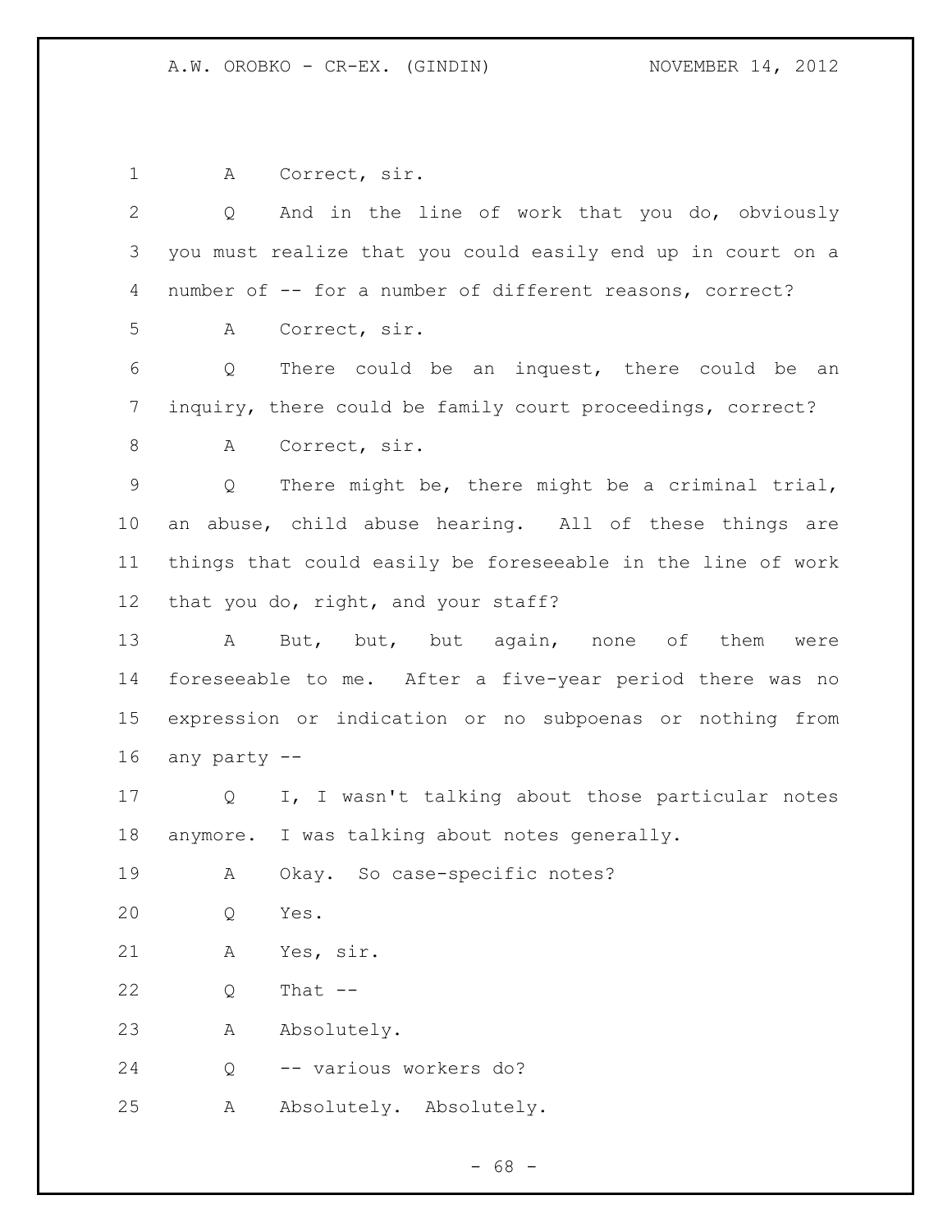A Correct, sir.

Q And in the line of work that you do, obviously you must realize that you could easily end up in court on a number of -- for a number of different reasons, correct?

A Correct, sir.

Q There could be an inquest, there could be an inquiry, there could be family court proceedings, correct?

A Correct, sir.

Q There might be, there might be a criminal trial, an abuse, child abuse hearing. All of these things are things that could easily be foreseeable in the line of work that you do, right, and your staff?

A But, but, but again, none of them were foreseeable to me. After a five-year period there was no expression or indication or no subpoenas or nothing from any party --

Q I, I wasn't talking about those particular notes anymore. I was talking about notes generally.

A Okay. So case-specific notes?

Q Yes.

A Yes, sir.

Q That --

A Absolutely.

Q -- various workers do?

A Absolutely. Absolutely.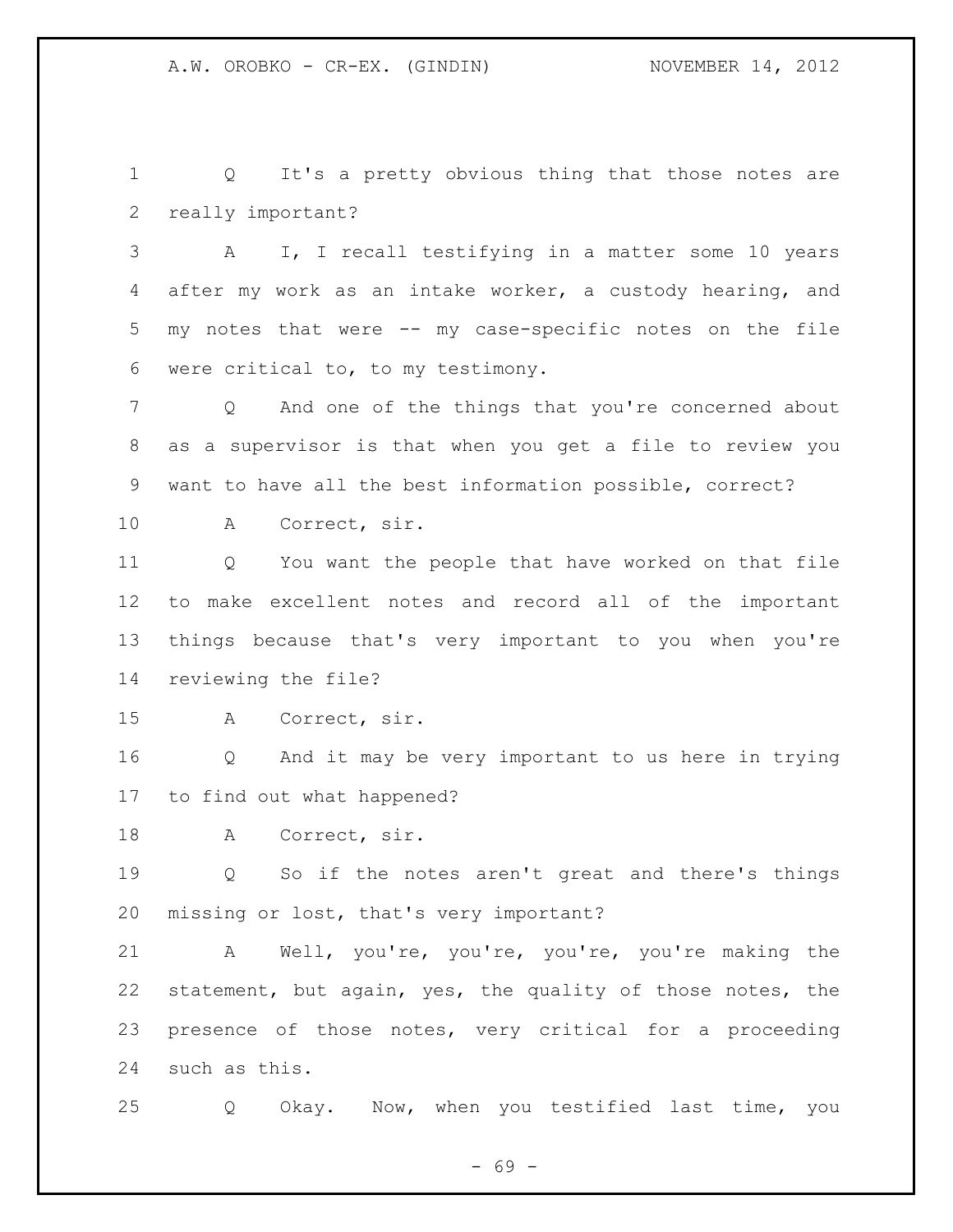Q It's a pretty obvious thing that those notes are really important?

A I, I recall testifying in a matter some 10 years after my work as an intake worker, a custody hearing, and my notes that were -- my case-specific notes on the file were critical to, to my testimony.

Q And one of the things that you're concerned about as a supervisor is that when you get a file to review you want to have all the best information possible, correct?

A Correct, sir.

Q You want the people that have worked on that file to make excellent notes and record all of the important things because that's very important to you when you're reviewing the file?

A Correct, sir.

Q And it may be very important to us here in trying to find out what happened?

A Correct, sir.

Q So if the notes aren't great and there's things missing or lost, that's very important?

A Well, you're, you're, you're, you're making the statement, but again, yes, the quality of those notes, the presence of those notes, very critical for a proceeding such as this.

Q Okay. Now, when you testified last time, you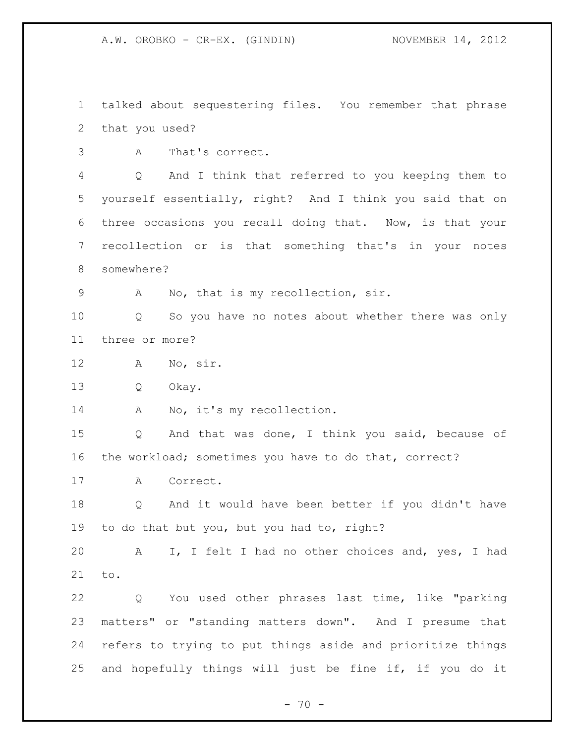talked about sequestering files. You remember that phrase that you used?

A That's correct.

Q And I think that referred to you keeping them to yourself essentially, right? And I think you said that on three occasions you recall doing that. Now, is that your recollection or is that something that's in your notes somewhere?

A No, that is my recollection, sir.

Q So you have no notes about whether there was only three or more?

A No, sir.

Q Okay.

A No, it's my recollection.

Q And that was done, I think you said, because of the workload; sometimes you have to do that, correct?

A Correct.

Q And it would have been better if you didn't have to do that but you, but you had to, right?

A I, I felt I had no other choices and, yes, I had to.

Q You used other phrases last time, like "parking matters" or "standing matters down". And I presume that refers to trying to put things aside and prioritize things and hopefully things will just be fine if, if you do it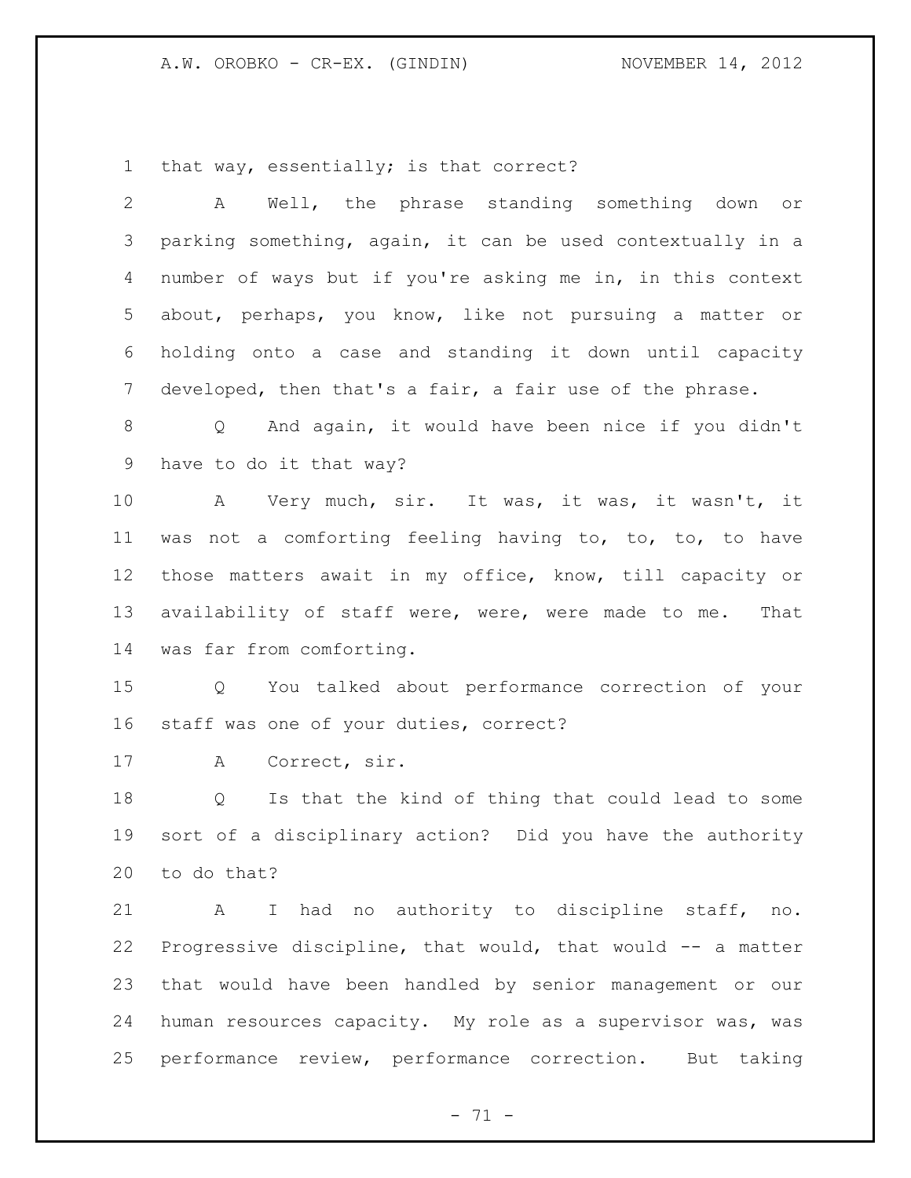that way, essentially; is that correct?

A Well, the phrase standing something down or parking something, again, it can be used contextually in a number of ways but if you're asking me in, in this context about, perhaps, you know, like not pursuing a matter or holding onto a case and standing it down until capacity developed, then that's a fair, a fair use of the phrase.

Q And again, it would have been nice if you didn't have to do it that way?

A Very much, sir. It was, it was, it wasn't, it was not a comforting feeling having to, to, to, to have those matters await in my office, know, till capacity or availability of staff were, were, were made to me. That was far from comforting.

Q You talked about performance correction of your staff was one of your duties, correct?

A Correct, sir.

Q Is that the kind of thing that could lead to some sort of a disciplinary action? Did you have the authority to do that?

A I had no authority to discipline staff, no. Progressive discipline, that would, that would -- a matter that would have been handled by senior management or our human resources capacity. My role as a supervisor was, was performance review, performance correction. But taking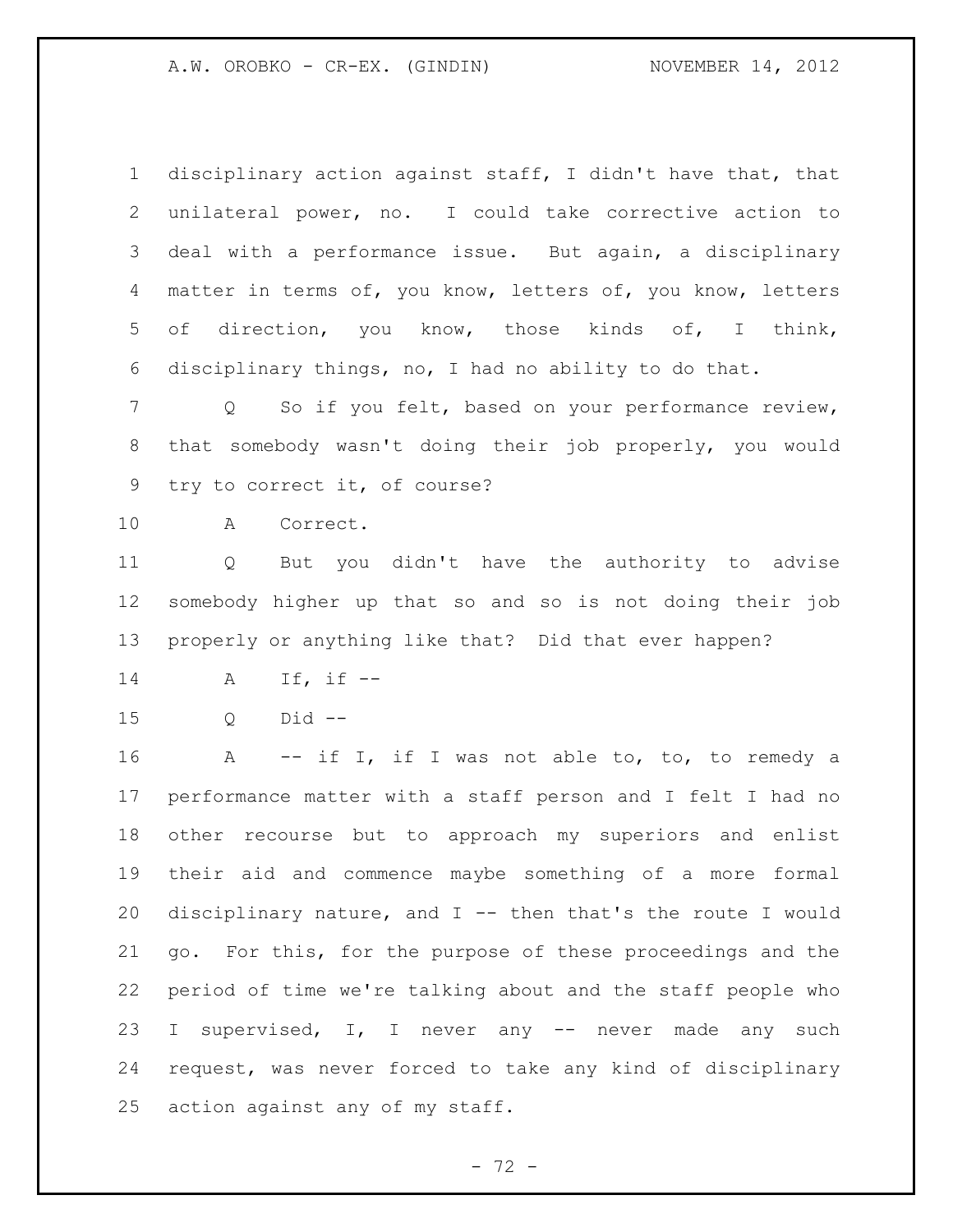disciplinary action against staff, I didn't have that, that unilateral power, no. I could take corrective action to deal with a performance issue. But again, a disciplinary matter in terms of, you know, letters of, you know, letters of direction, you know, those kinds of, I think, disciplinary things, no, I had no ability to do that.

Q So if you felt, based on your performance review, that somebody wasn't doing their job properly, you would try to correct it, of course?

A Correct.

Q But you didn't have the authority to advise somebody higher up that so and so is not doing their job properly or anything like that? Did that ever happen?

A If, if --

Q Did --

A -- if I, if I was not able to, to, to remedy a performance matter with a staff person and I felt I had no other recourse but to approach my superiors and enlist their aid and commence maybe something of a more formal disciplinary nature, and I -- then that's the route I would go. For this, for the purpose of these proceedings and the period of time we're talking about and the staff people who I supervised, I, I never any -- never made any such request, was never forced to take any kind of disciplinary action against any of my staff.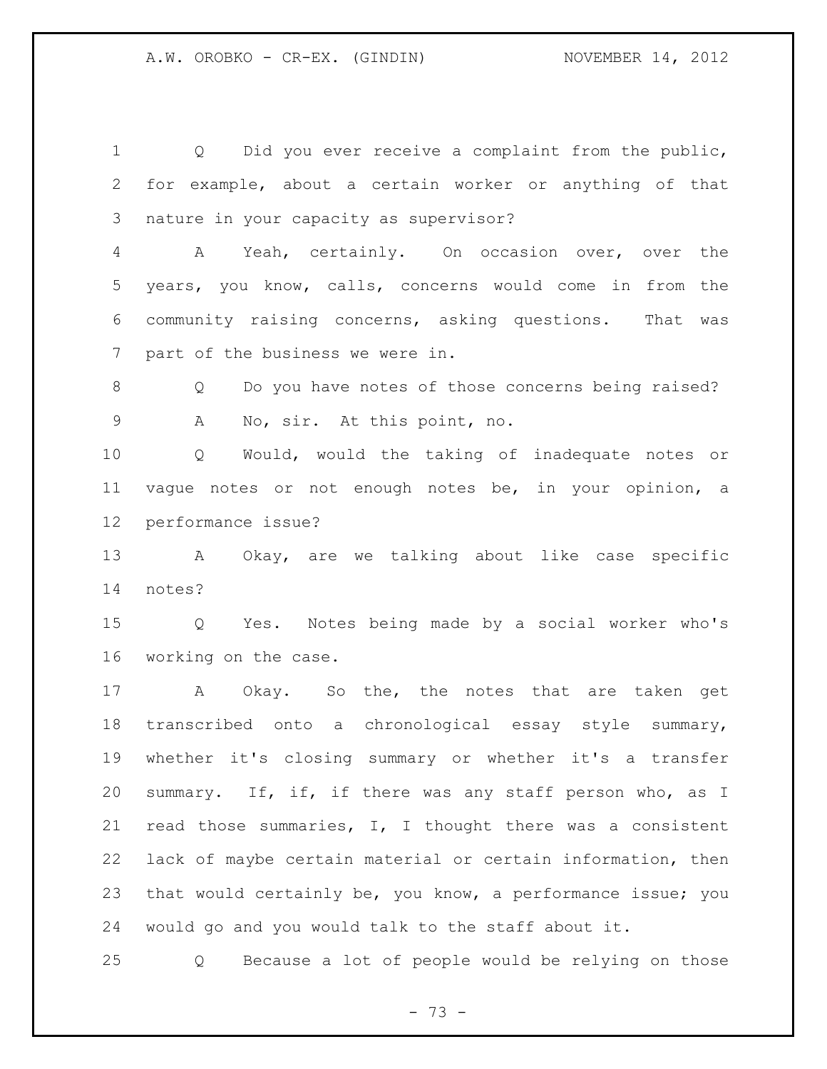Q Did you ever receive a complaint from the public, for example, about a certain worker or anything of that nature in your capacity as supervisor?

A Yeah, certainly. On occasion over, over the years, you know, calls, concerns would come in from the community raising concerns, asking questions. That was part of the business we were in.

Q Do you have notes of those concerns being raised?

A No, sir. At this point, no.

Q Would, would the taking of inadequate notes or vague notes or not enough notes be, in your opinion, a performance issue?

A Okay, are we talking about like case specific notes?

Q Yes. Notes being made by a social worker who's working on the case.

A Okay. So the, the notes that are taken get transcribed onto a chronological essay style summary, whether it's closing summary or whether it's a transfer summary. If, if, if there was any staff person who, as I read those summaries, I, I thought there was a consistent lack of maybe certain material or certain information, then that would certainly be, you know, a performance issue; you would go and you would talk to the staff about it.

Q Because a lot of people would be relying on those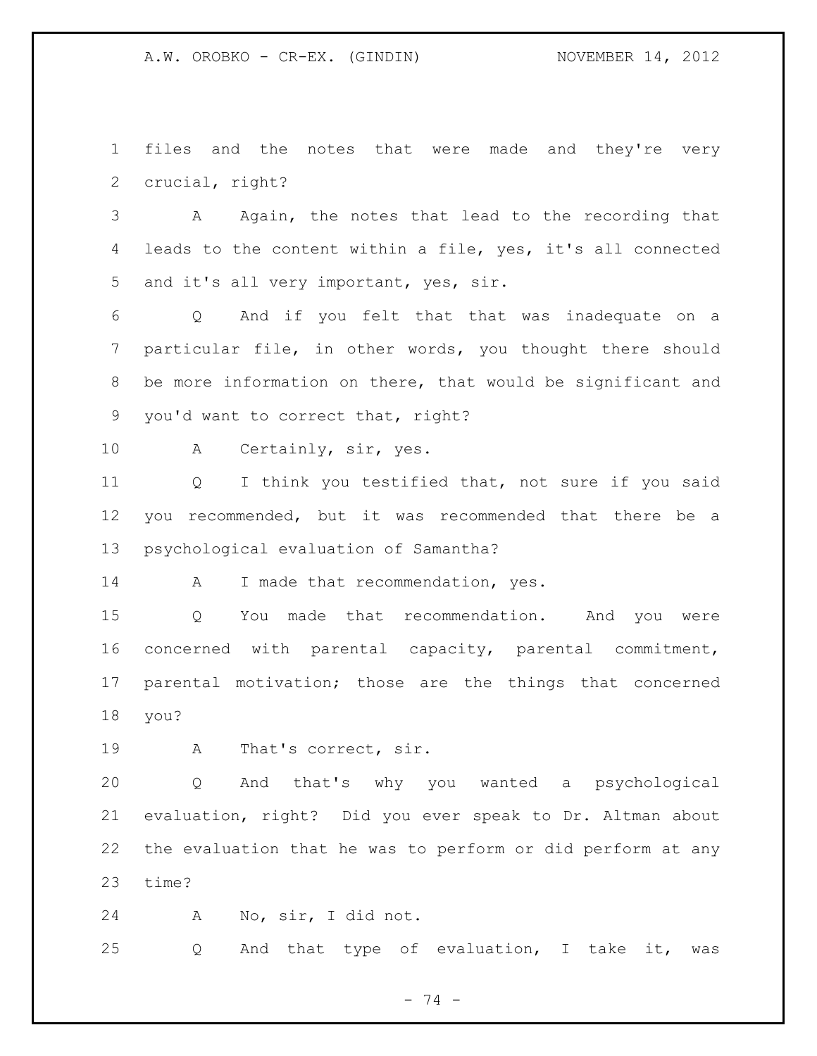files and the notes that were made and they're very crucial, right?

A Again, the notes that lead to the recording that leads to the content within a file, yes, it's all connected and it's all very important, yes, sir.

Q And if you felt that that was inadequate on a particular file, in other words, you thought there should be more information on there, that would be significant and you'd want to correct that, right?

A Certainly, sir, yes.

Q I think you testified that, not sure if you said you recommended, but it was recommended that there be a psychological evaluation of Samantha?

A I made that recommendation, yes.

Q You made that recommendation. And you were concerned with parental capacity, parental commitment, parental motivation; those are the things that concerned you?

A That's correct, sir.

Q And that's why you wanted a psychological evaluation, right? Did you ever speak to Dr. Altman about the evaluation that he was to perform or did perform at any time?

A No, sir, I did not.

Q And that type of evaluation, I take it, was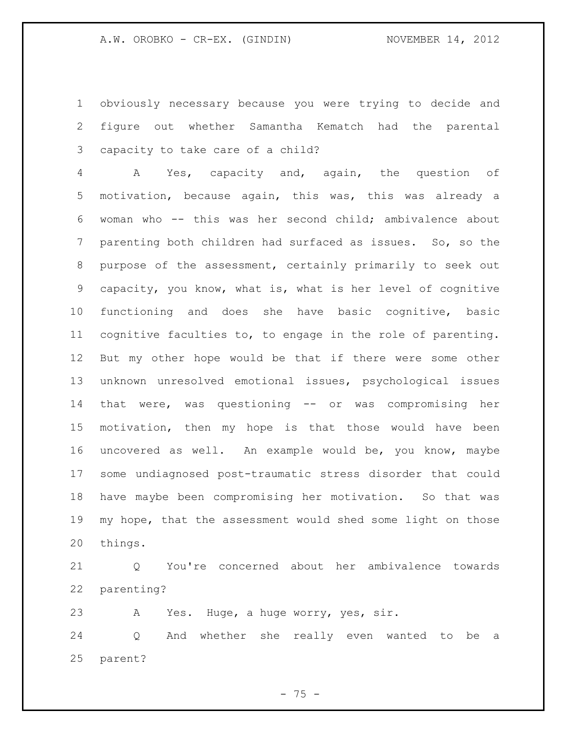obviously necessary because you were trying to decide and figure out whether Samantha Kematch had the parental capacity to take care of a child?

A Yes, capacity and, again, the question of motivation, because again, this was, this was already a woman who -- this was her second child; ambivalence about parenting both children had surfaced as issues. So, so the purpose of the assessment, certainly primarily to seek out capacity, you know, what is, what is her level of cognitive functioning and does she have basic cognitive, basic cognitive faculties to, to engage in the role of parenting. But my other hope would be that if there were some other unknown unresolved emotional issues, psychological issues that were, was questioning -- or was compromising her motivation, then my hope is that those would have been uncovered as well. An example would be, you know, maybe some undiagnosed post-traumatic stress disorder that could have maybe been compromising her motivation. So that was my hope, that the assessment would shed some light on those things.

Q You're concerned about her ambivalence towards parenting?

A Yes. Huge, a huge worry, yes, sir.

Q And whether she really even wanted to be a parent?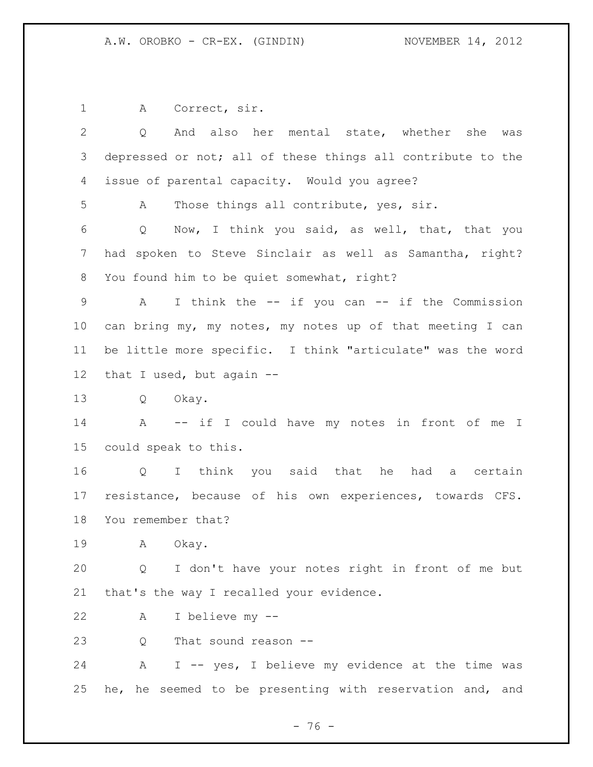1 A Correct, sir.

2 Q And also her mental state, whether she was
3 depressed or not; all of these things all contribute to the
4 issue of parental capacity. Would you agree?

5 A Those things all contribute, yes, sir.

6 Q Now, I think you said, as well, that, that you
7 had spoken to Steve Sinclair as well as Samantha, right?
8 You found him to be quiet somewhat, right?

9 A I think the -- if you can -- if the Commission
10 can bring my, my notes, my notes up of that meeting I can
11 be little more specific. I think "articulate" was the word
12 that I used, but again --

13 Q Okay.

14 A -- if I could have my notes in front of me I
15 could speak to this.

16 Q I think you said that he had a certain
17 resistance, because of his own experiences, towards CFS.
18 You remember that?

19 A Okay.

20 Q I don't have your notes right in front of me but
21 that's the way I recalled your evidence.

22 A I believe my --

23 Q That sound reason --

24 A I -- yes, I believe my evidence at the time was
25 he, he seemed to be presenting with reservation and, and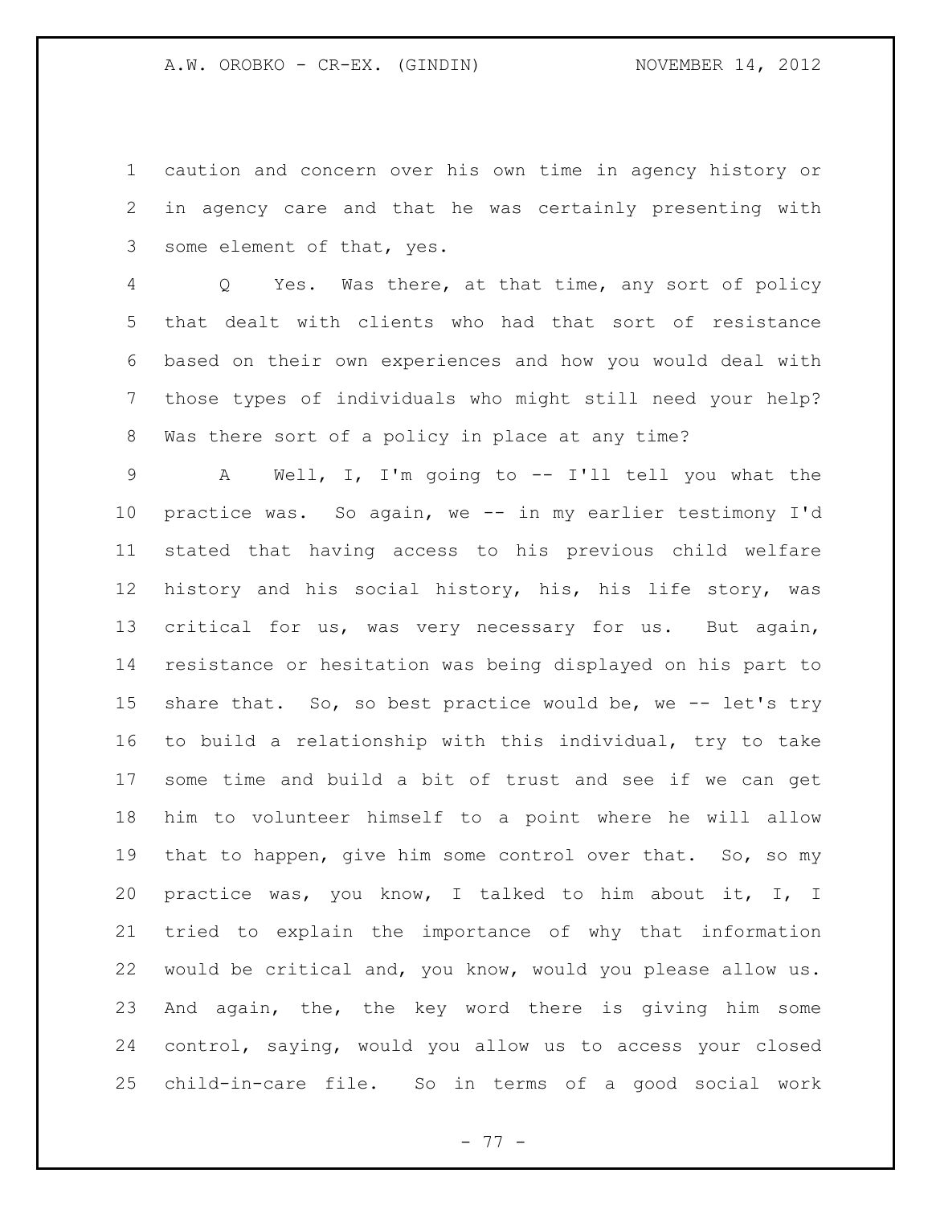caution and concern over his own time in agency history or in agency care and that he was certainly presenting with some element of that, yes.

Q Yes. Was there, at that time, any sort of policy that dealt with clients who had that sort of resistance based on their own experiences and how you would deal with those types of individuals who might still need your help? Was there sort of a policy in place at any time?

A Well, I, I'm going to -- I'll tell you what the practice was. So again, we -- in my earlier testimony I'd stated that having access to his previous child welfare history and his social history, his, his life story, was critical for us, was very necessary for us. But again, resistance or hesitation was being displayed on his part to share that. So, so best practice would be, we -- let's try to build a relationship with this individual, try to take some time and build a bit of trust and see if we can get him to volunteer himself to a point where he will allow that to happen, give him some control over that. So, so my practice was, you know, I talked to him about it, I, I tried to explain the importance of why that information would be critical and, you know, would you please allow us. And again, the, the key word there is giving him some control, saying, would you allow us to access your closed child-in-care file. So in terms of a good social work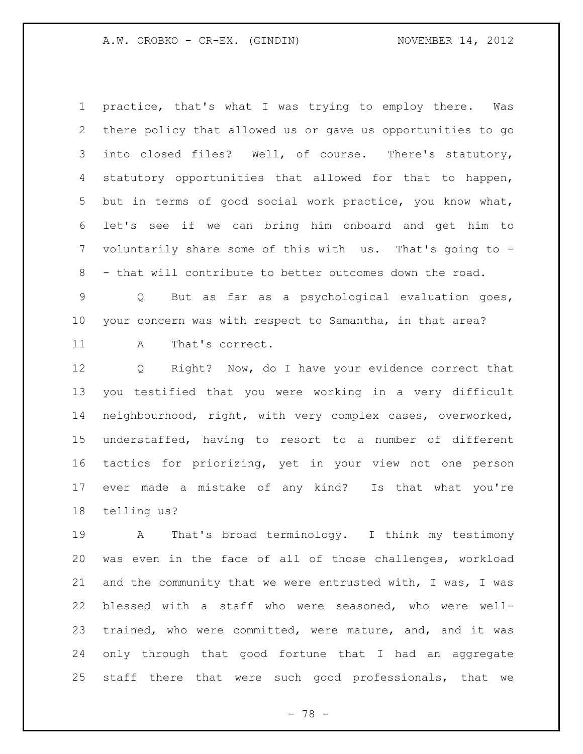practice, that's what I was trying to employ there. Was there policy that allowed us or gave us opportunities to go into closed files? Well, of course. There's statutory, statutory opportunities that allowed for that to happen, but in terms of good social work practice, you know what, let's see if we can bring him onboard and get him to voluntarily share some of this with us. That's going to - - that will contribute to better outcomes down the road.

Q But as far as a psychological evaluation goes, your concern was with respect to Samantha, in that area?

A That's correct.

Q Right? Now, do I have your evidence correct that you testified that you were working in a very difficult neighbourhood, right, with very complex cases, overworked, understaffed, having to resort to a number of different tactics for priorizing, yet in your view not one person ever made a mistake of any kind? Is that what you're telling us?

A That's broad terminology. I think my testimony was even in the face of all of those challenges, workload and the community that we were entrusted with, I was, I was blessed with a staff who were seasoned, who were well-trained, who were committed, were mature, and, and it was only through that good fortune that I had an aggregate staff there that were such good professionals, that we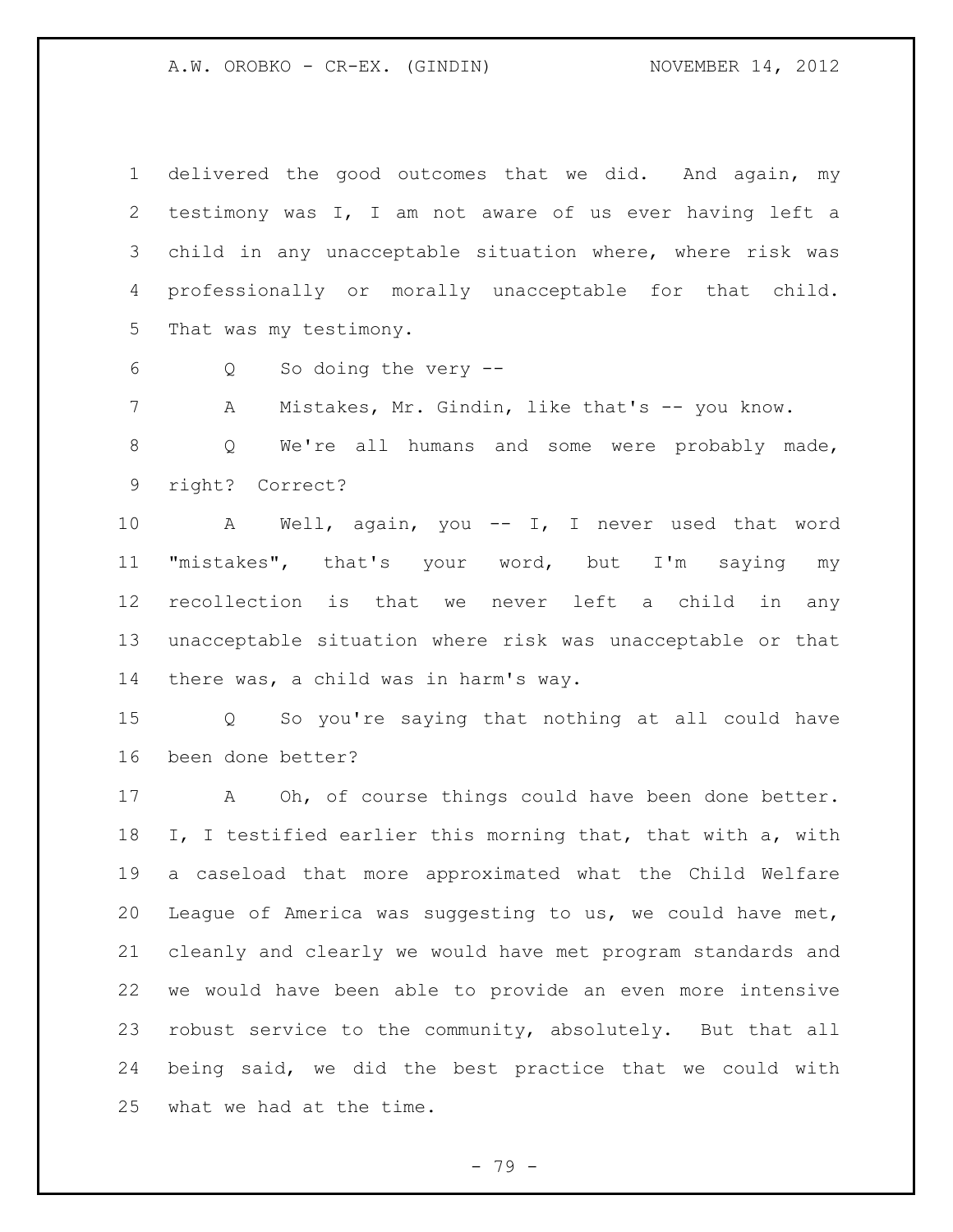delivered the good outcomes that we did. And again, my testimony was I, I am not aware of us ever having left a child in any unacceptable situation where, where risk was professionally or morally unacceptable for that child. That was my testimony.

Q So doing the very --

A Mistakes, Mr. Gindin, like that's -- you know.

Q We're all humans and some were probably made, right? Correct?

A Well, again, you -- I, I never used that word "mistakes", that's your word, but I'm saying my recollection is that we never left a child in any unacceptable situation where risk was unacceptable or that there was, a child was in harm's way.

Q So you're saying that nothing at all could have been done better?

A Oh, of course things could have been done better. I, I testified earlier this morning that, that with a, with a caseload that more approximated what the Child Welfare League of America was suggesting to us, we could have met, cleanly and clearly we would have met program standards and we would have been able to provide an even more intensive robust service to the community, absolutely. But that all being said, we did the best practice that we could with what we had at the time.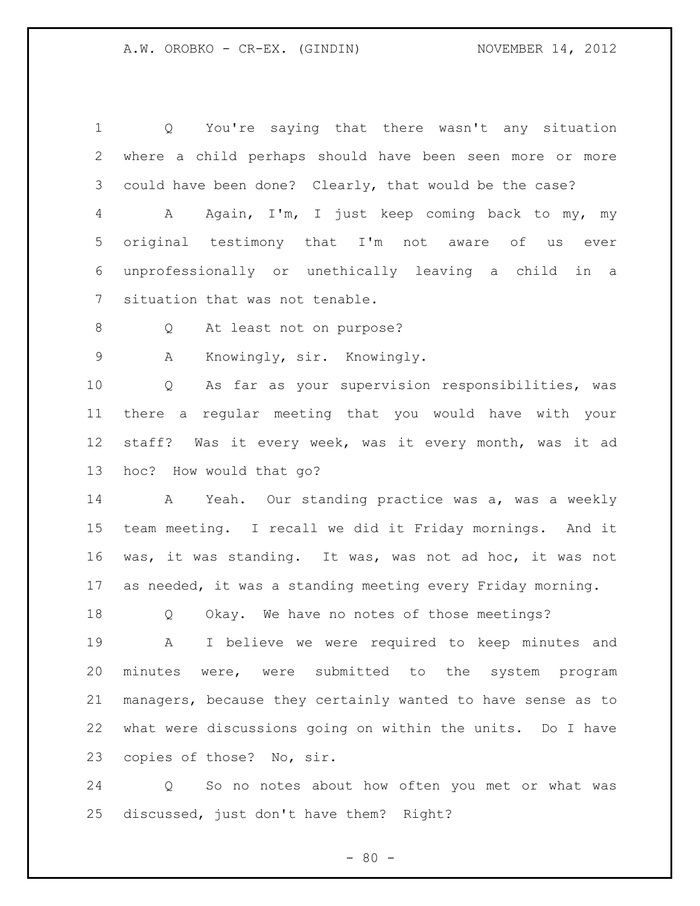Q You're saying that there wasn't any situation where a child perhaps should have been seen more or more could have been done? Clearly, that would be the case?

A Again, I'm, I just keep coming back to my, my original testimony that I'm not aware of us ever unprofessionally or unethically leaving a child in a situation that was not tenable.

Q At least not on purpose?

A Knowingly, sir. Knowingly.

Q As far as your supervision responsibilities, was there a regular meeting that you would have with your staff? Was it every week, was it every month, was it ad hoc? How would that go?

A Yeah. Our standing practice was a, was a weekly team meeting. I recall we did it Friday mornings. And it was, it was standing. It was, was not ad hoc, it was not as needed, it was a standing meeting every Friday morning.

Q Okay. We have no notes of those meetings?

A I believe we were required to keep minutes and minutes were, were submitted to the system program managers, because they certainly wanted to have sense as to what were discussions going on within the units. Do I have copies of those? No, sir.

Q So no notes about how often you met or what was discussed, just don't have them? Right?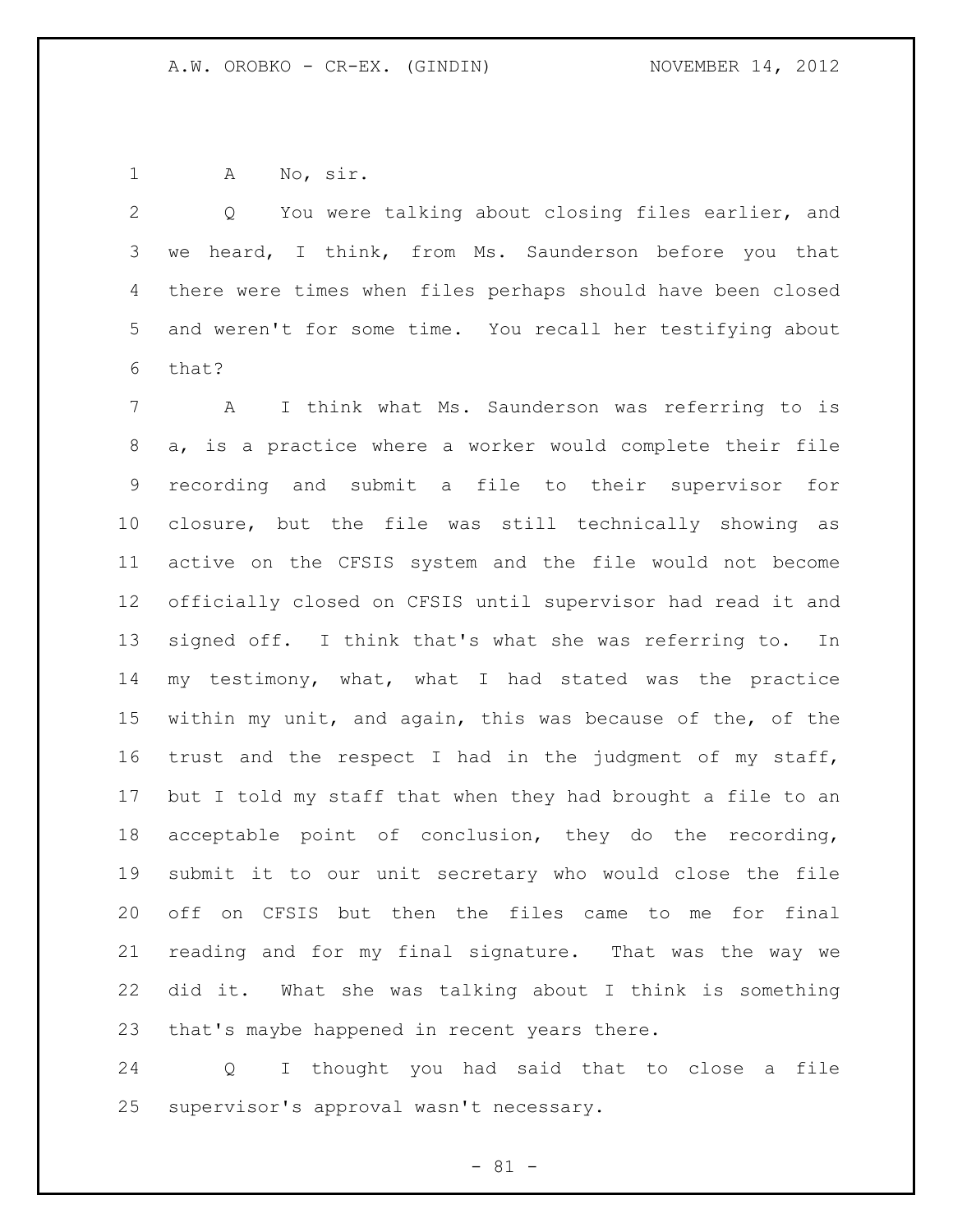A No, sir.

Q You were talking about closing files earlier, and we heard, I think, from Ms. Saunderson before you that there were times when files perhaps should have been closed and weren't for some time. You recall her testifying about that?

A I think what Ms. Saunderson was referring to is a, is a practice where a worker would complete their file recording and submit a file to their supervisor for closure, but the file was still technically showing as active on the CFSIS system and the file would not become officially closed on CFSIS until supervisor had read it and signed off. I think that's what she was referring to. In my testimony, what, what I had stated was the practice within my unit, and again, this was because of the, of the trust and the respect I had in the judgment of my staff, but I told my staff that when they had brought a file to an acceptable point of conclusion, they do the recording, submit it to our unit secretary who would close the file off on CFSIS but then the files came to me for final reading and for my final signature. That was the way we did it. What she was talking about I think is something that's maybe happened in recent years there.

Q I thought you had said that to close a file supervisor's approval wasn't necessary.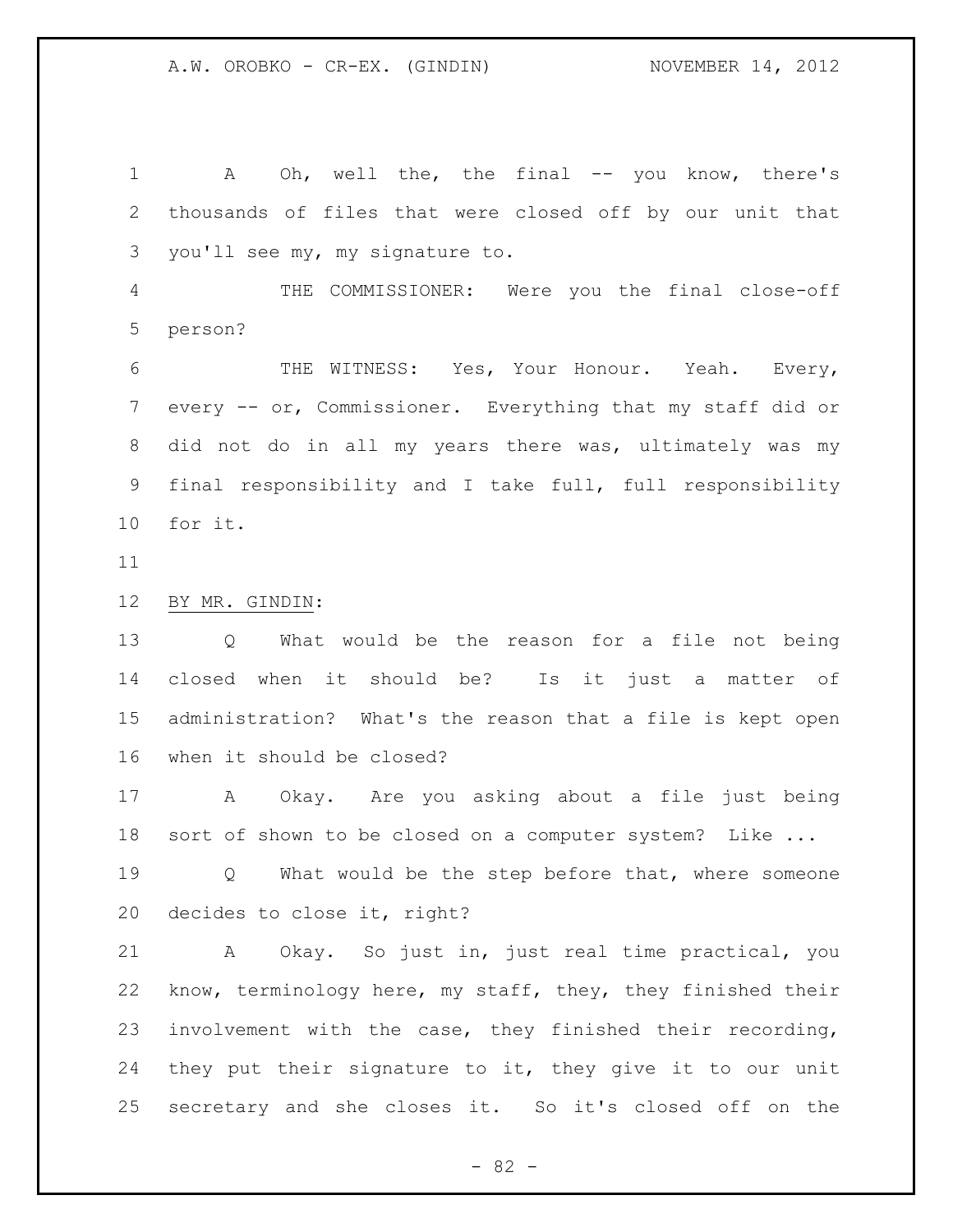A Oh, well the, the final -- you know, there's thousands of files that were closed off by our unit that you'll see my, my signature to.

THE COMMISSIONER: Were you the final close-off person?

THE WITNESS: Yes, Your Honour. Yeah. Every, every -- or, Commissioner. Everything that my staff did or did not do in all my years there was, ultimately was my final responsibility and I take full, full responsibility for it.

BY MR. GINDIN:

Q What would be the reason for a file not being closed when it should be? Is it just a matter of administration? What's the reason that a file is kept open when it should be closed?

A Okay. Are you asking about a file just being sort of shown to be closed on a computer system? Like ...

Q What would be the step before that, where someone decides to close it, right?

A Okay. So just in, just real time practical, you know, terminology here, my staff, they, they finished their involvement with the case, they finished their recording, they put their signature to it, they give it to our unit secretary and she closes it. So it's closed off on the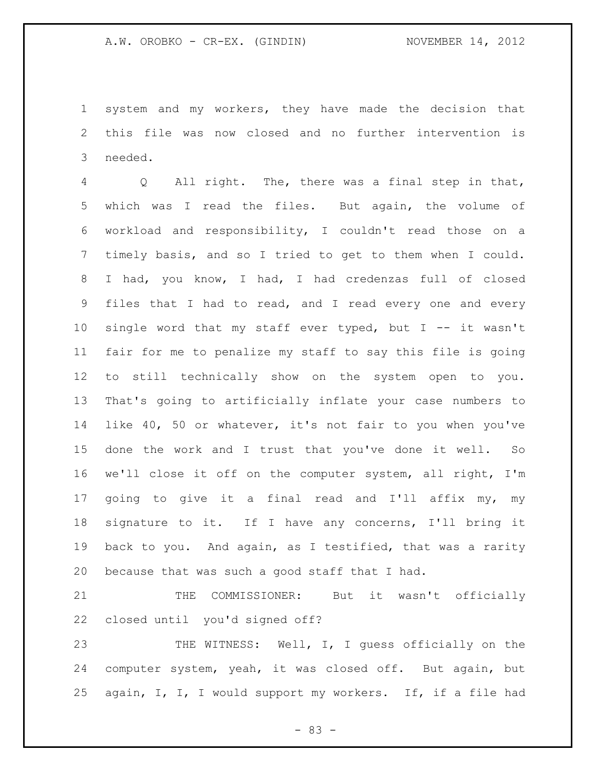system and my workers, they have made the decision that this file was now closed and no further intervention is needed.

Q All right. The, there was a final step in that, which was I read the files. But again, the volume of workload and responsibility, I couldn't read those on a timely basis, and so I tried to get to them when I could. I had, you know, I had, I had credenzas full of closed files that I had to read, and I read every one and every single word that my staff ever typed, but I -- it wasn't fair for me to penalize my staff to say this file is going to still technically show on the system open to you. That's going to artificially inflate your case numbers to like 40, 50 or whatever, it's not fair to you when you've done the work and I trust that you've done it well. So we'll close it off on the computer system, all right, I'm going to give it a final read and I'll affix my, my signature to it. If I have any concerns, I'll bring it back to you. And again, as I testified, that was a rarity because that was such a good staff that I had.

THE COMMISSIONER: But it wasn't officially closed until you'd signed off?

THE WITNESS: Well, I, I guess officially on the computer system, yeah, it was closed off. But again, but again, I, I, I would support my workers. If, if a file had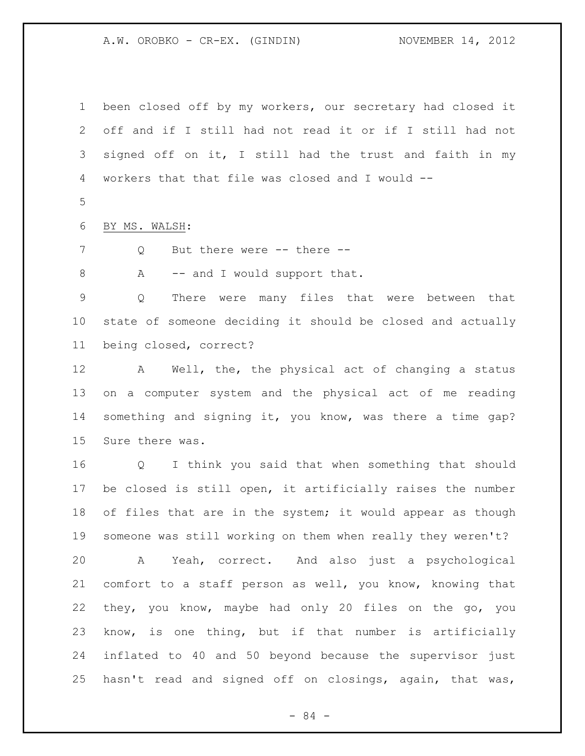been closed off by my workers, our secretary had closed it off and if I still had not read it or if I still had not signed off on it, I still had the trust and faith in my workers that that file was closed and I would --

BY MS. WALSH:

Q But there were -- there --

A -- and I would support that.

Q There were many files that were between that state of someone deciding it should be closed and actually being closed, correct?

A Well, the, the physical act of changing a status on a computer system and the physical act of me reading something and signing it, you know, was there a time gap? Sure there was.

Q I think you said that when something that should be closed is still open, it artificially raises the number of files that are in the system; it would appear as though someone was still working on them when really they weren't?

A Yeah, correct. And also just a psychological comfort to a staff person as well, you know, knowing that they, you know, maybe had only 20 files on the go, you know, is one thing, but if that number is artificially inflated to 40 and 50 beyond because the supervisor just hasn't read and signed off on closings, again, that was,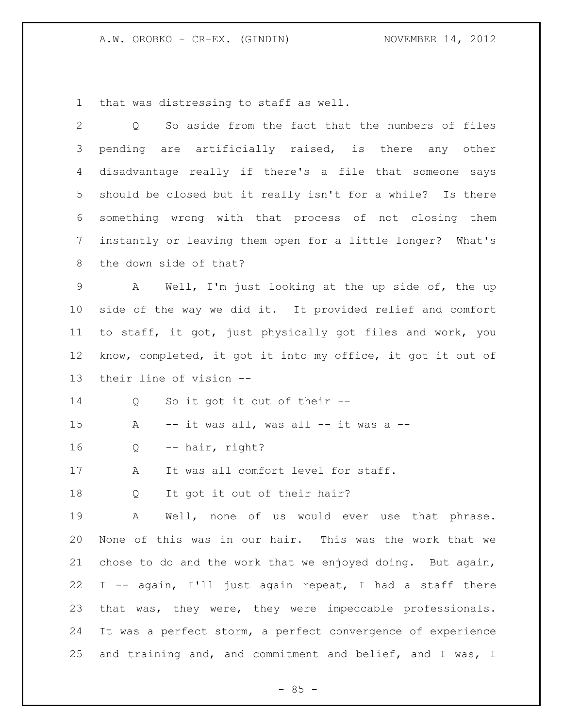that was distressing to staff as well.

Q So aside from the fact that the numbers of files pending are artificially raised, is there any other disadvantage really if there's a file that someone says should be closed but it really isn't for a while? Is there something wrong with that process of not closing them instantly or leaving them open for a little longer? What's the down side of that?

A Well, I'm just looking at the up side of, the up side of the way we did it. It provided relief and comfort to staff, it got, just physically got files and work, you know, completed, it got it into my office, it got it out of their line of vision --

Q So it got it out of their --

A -- it was all, was all -- it was a --

Q -- hair, right?

A It was all comfort level for staff.

Q It got it out of their hair?

A Well, none of us would ever use that phrase. None of this was in our hair. This was the work that we chose to do and the work that we enjoyed doing. But again, I -- again, I'll just again repeat, I had a staff there that was, they were, they were impeccable professionals. It was a perfect storm, a perfect convergence of experience and training and, and commitment and belief, and I was, I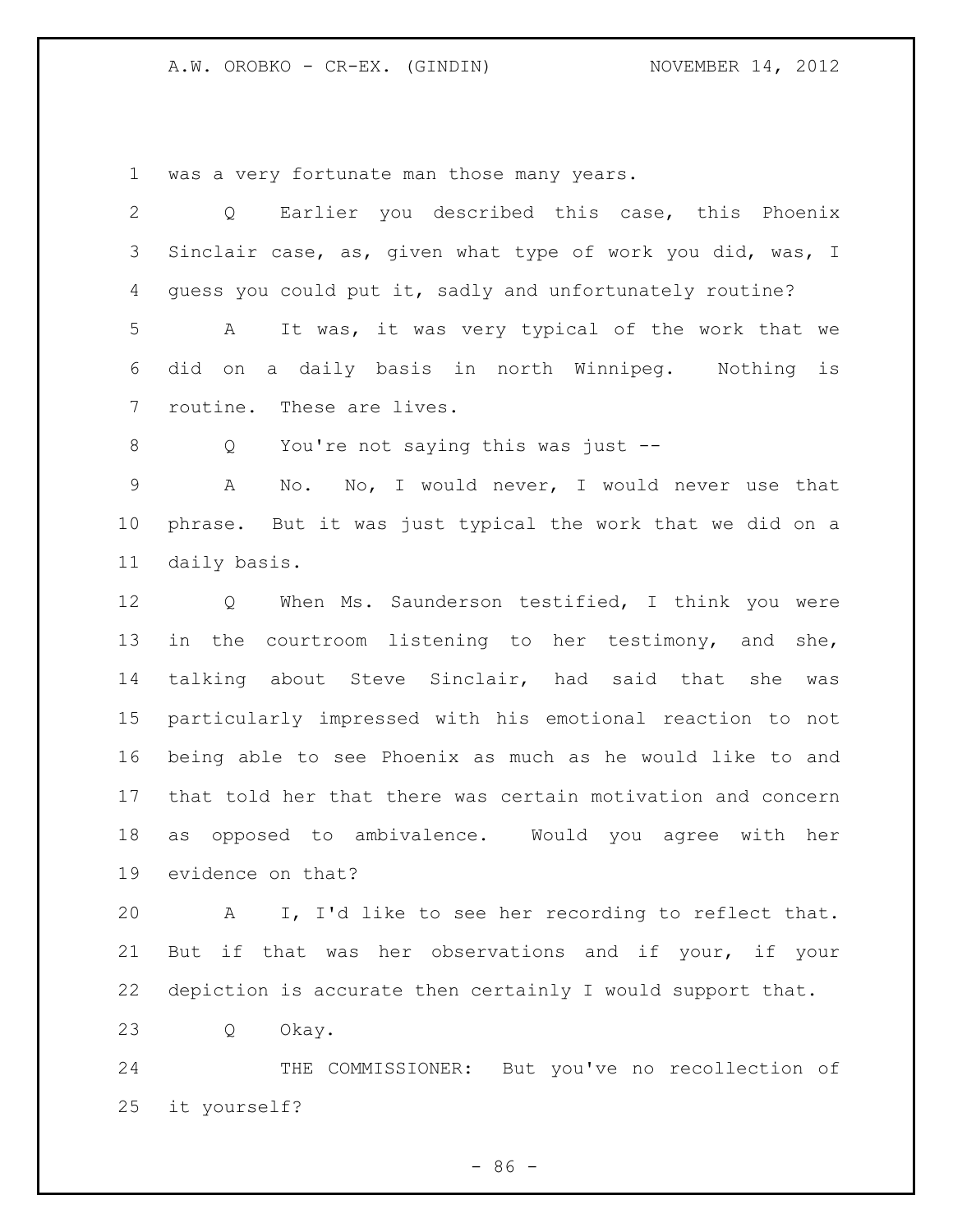was a very fortunate man those many years.

Q Earlier you described this case, this Phoenix Sinclair case, as, given what type of work you did, was, I guess you could put it, sadly and unfortunately routine?

A It was, it was very typical of the work that we did on a daily basis in north Winnipeg. Nothing is routine. These are lives.

Q You're not saying this was just --

A No. No, I would never, I would never use that phrase. But it was just typical the work that we did on a daily basis.

Q When Ms. Saunderson testified, I think you were in the courtroom listening to her testimony, and she, talking about Steve Sinclair, had said that she was particularly impressed with his emotional reaction to not being able to see Phoenix as much as he would like to and that told her that there was certain motivation and concern as opposed to ambivalence. Would you agree with her evidence on that?

A I, I'd like to see her recording to reflect that. But if that was her observations and if your, if your depiction is accurate then certainly I would support that.

Q Okay.

THE COMMISSIONER: But you've no recollection of it yourself?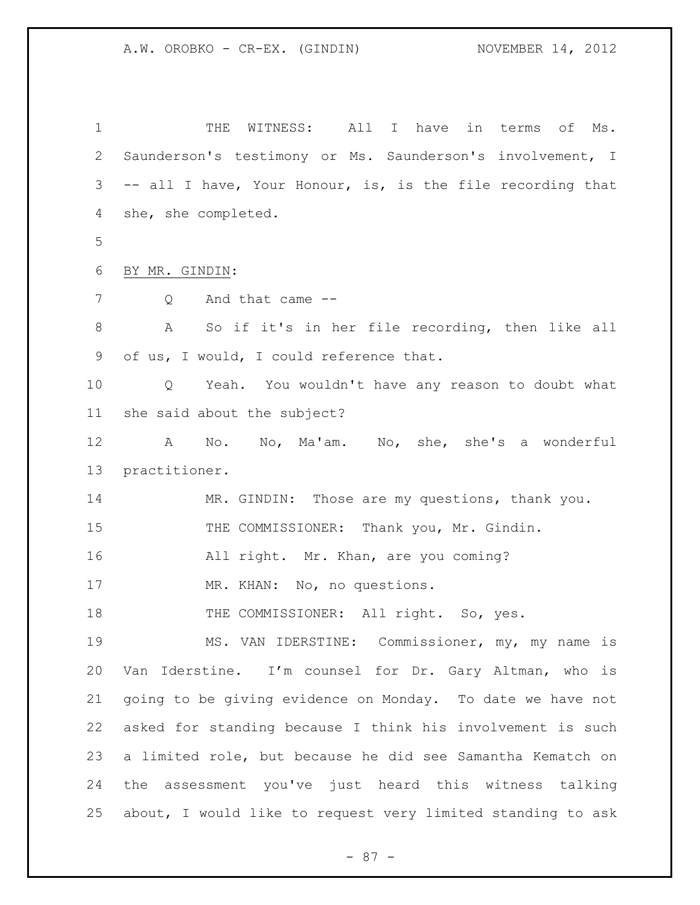THE WITNESS: All I have in terms of Ms. Saunderson's testimony or Ms. Saunderson's involvement, I -- all I have, Your Honour, is, is the file recording that she, she completed.

BY MR. GINDIN:

Q And that came --

A So if it's in her file recording, then like all of us, I would, I could reference that.

Q Yeah. You wouldn't have any reason to doubt what she said about the subject?

A No. No, Ma'am. No, she, she's a wonderful practitioner.

MR. GINDIN: Those are my questions, thank you.

THE COMMISSIONER: Thank you, Mr. Gindin.

All right. Mr. Khan, are you coming?

MR. KHAN: No, no questions.

THE COMMISSIONER: All right. So, yes.

MS. VAN IDERSTINE: Commissioner, my, my name is Van Iderstine. I'm counsel for Dr. Gary Altman, who is going to be giving evidence on Monday. To date we have not asked for standing because I think his involvement is such a limited role, but because he did see Samantha Kematch on the assessment you've just heard this witness talking about, I would like to request very limited standing to ask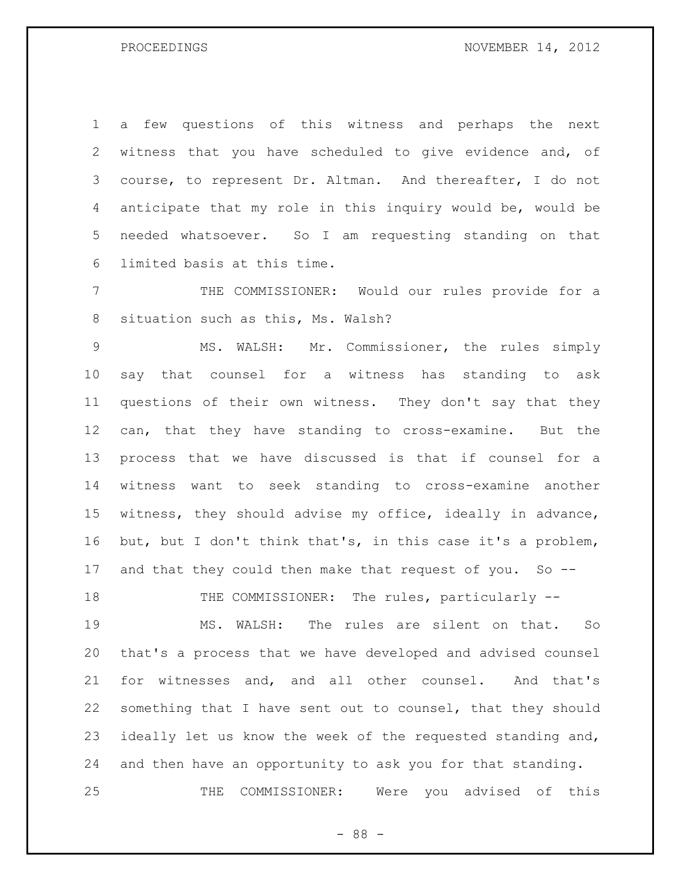a few questions of this witness and perhaps the next witness that you have scheduled to give evidence and, of course, to represent Dr. Altman. And thereafter, I do not anticipate that my role in this inquiry would be, would be needed whatsoever. So I am requesting standing on that limited basis at this time.

THE COMMISSIONER: Would our rules provide for a situation such as this, Ms. Walsh?

MS. WALSH: Mr. Commissioner, the rules simply say that counsel for a witness has standing to ask questions of their own witness. They don't say that they can, that they have standing to cross-examine. But the process that we have discussed is that if counsel for a witness want to seek standing to cross-examine another witness, they should advise my office, ideally in advance, but, but I don't think that's, in this case it's a problem, and that they could then make that request of you. So --

THE COMMISSIONER: The rules, particularly --

MS. WALSH: The rules are silent on that. So that's a process that we have developed and advised counsel for witnesses and, and all other counsel. And that's something that I have sent out to counsel, that they should ideally let us know the week of the requested standing and, and then have an opportunity to ask you for that standing.

THE COMMISSIONER: Were you advised of this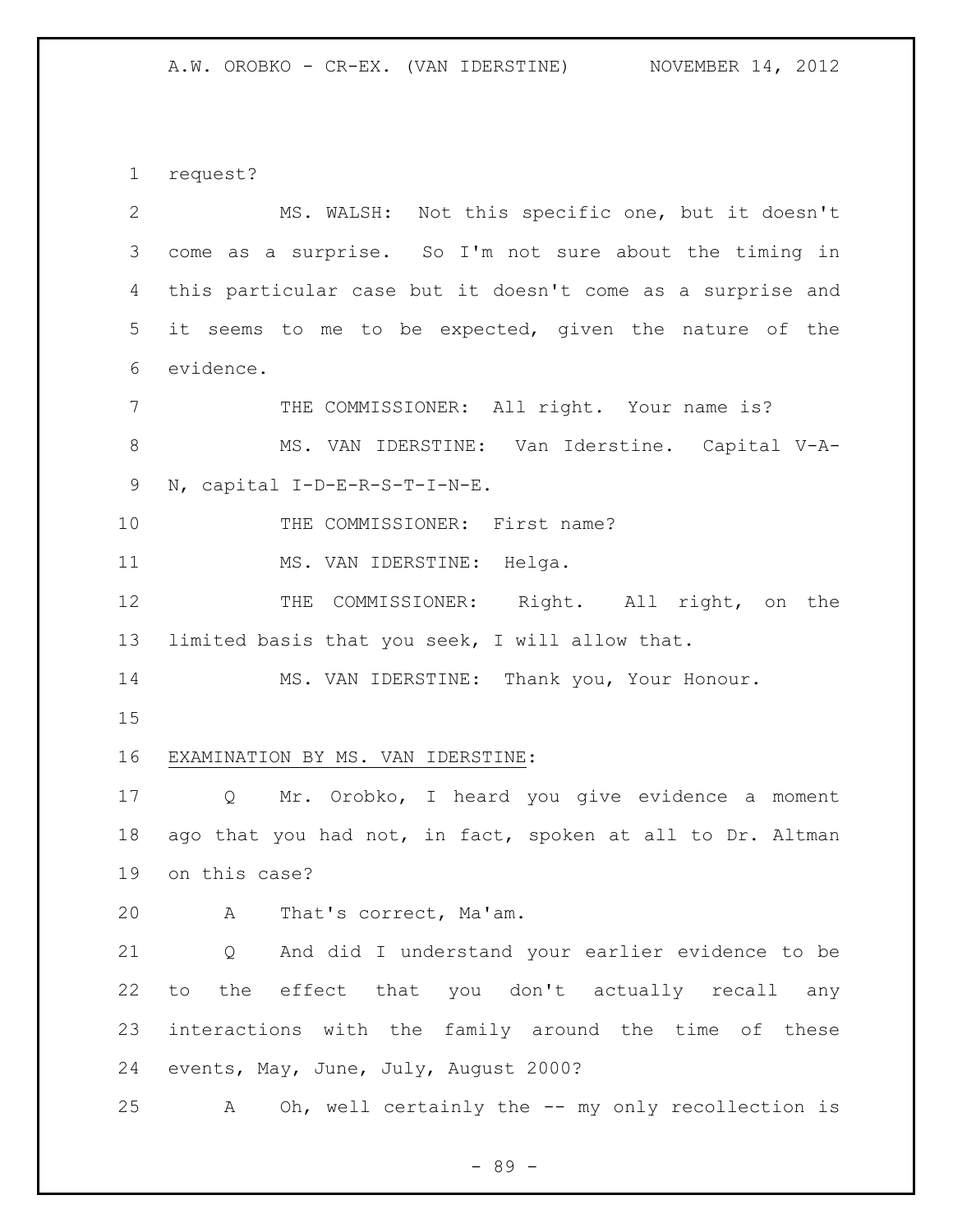request?

MS. WALSH: Not this specific one, but it doesn't come as a surprise. So I'm not sure about the timing in this particular case but it doesn't come as a surprise and it seems to me to be expected, given the nature of the evidence.

THE COMMISSIONER: All right. Your name is?

MS. VAN IDERSTINE: Van Iderstine. Capital V-A-N, capital I-D-E-R-S-T-I-N-E.

THE COMMISSIONER: First name?

MS. VAN IDERSTINE: Helga.

THE COMMISSIONER: Right. All right, on the limited basis that you seek, I will allow that.

MS. VAN IDERSTINE: Thank you, Your Honour.

EXAMINATION BY MS. VAN IDERSTINE:

Q Mr. Orobko, I heard you give evidence a moment ago that you had not, in fact, spoken at all to Dr. Altman on this case?

A That's correct, Ma'am.

Q And did I understand your earlier evidence to be to the effect that you don't actually recall any interactions with the family around the time of these events, May, June, July, August 2000?

A Oh, well certainly the -- my only recollection is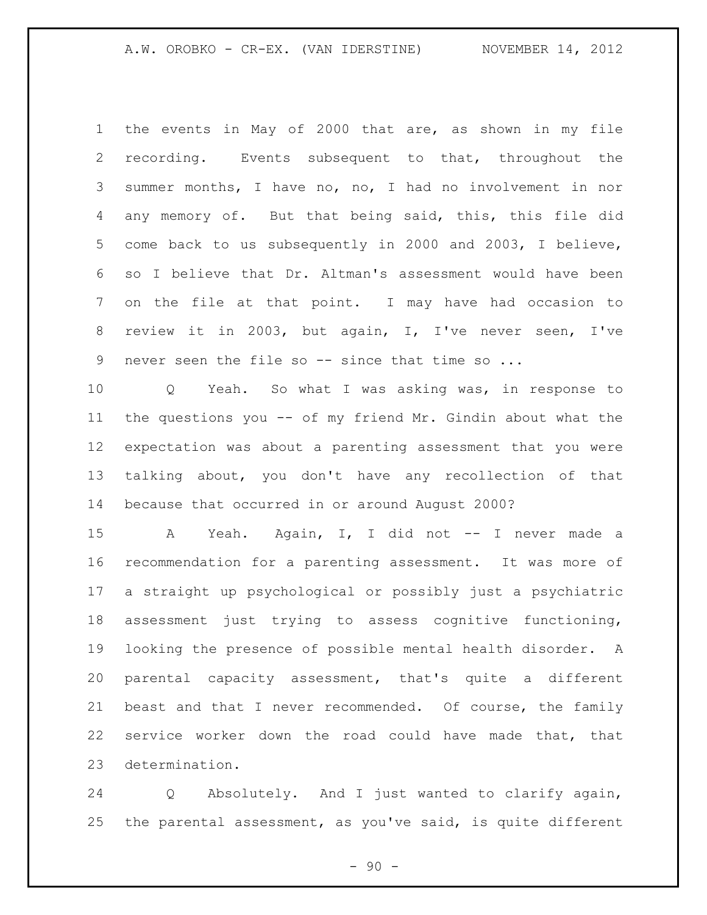the events in May of 2000 that are, as shown in my file recording. Events subsequent to that, throughout the summer months, I have no, no, I had no involvement in nor any memory of. But that being said, this, this file did come back to us subsequently in 2000 and 2003, I believe, so I believe that Dr. Altman's assessment would have been on the file at that point. I may have had occasion to review it in 2003, but again, I, I've never seen, I've never seen the file so -- since that time so ...

Q Yeah. So what I was asking was, in response to the questions you -- of my friend Mr. Gindin about what the expectation was about a parenting assessment that you were talking about, you don't have any recollection of that because that occurred in or around August 2000?

A Yeah. Again, I, I did not -- I never made a recommendation for a parenting assessment. It was more of a straight up psychological or possibly just a psychiatric assessment just trying to assess cognitive functioning, looking the presence of possible mental health disorder. A parental capacity assessment, that's quite a different beast and that I never recommended. Of course, the family service worker down the road could have made that, that determination.

Q Absolutely. And I just wanted to clarify again, the parental assessment, as you've said, is quite different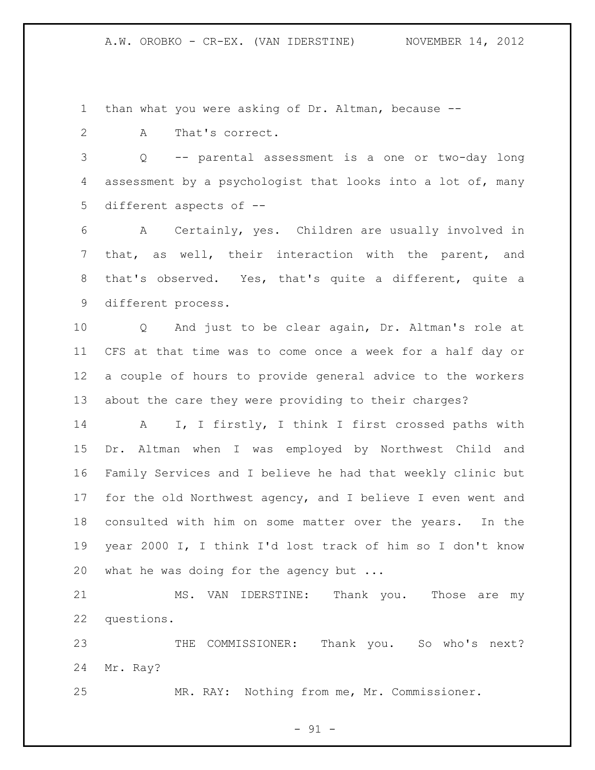than what you were asking of Dr. Altman, because --

A That's correct.

Q -- parental assessment is a one or two-day long assessment by a psychologist that looks into a lot of, many different aspects of --

A Certainly, yes. Children are usually involved in that, as well, their interaction with the parent, and that's observed. Yes, that's quite a different, quite a different process.

Q And just to be clear again, Dr. Altman's role at CFS at that time was to come once a week for a half day or a couple of hours to provide general advice to the workers about the care they were providing to their charges?

A I, I firstly, I think I first crossed paths with Dr. Altman when I was employed by Northwest Child and Family Services and I believe he had that weekly clinic but for the old Northwest agency, and I believe I even went and consulted with him on some matter over the years. In the year 2000 I, I think I'd lost track of him so I don't know what he was doing for the agency but ...

MS. VAN IDERSTINE: Thank you. Those are my questions.

THE COMMISSIONER: Thank you. So who's next? Mr. Ray?

MR. RAY: Nothing from me, Mr. Commissioner.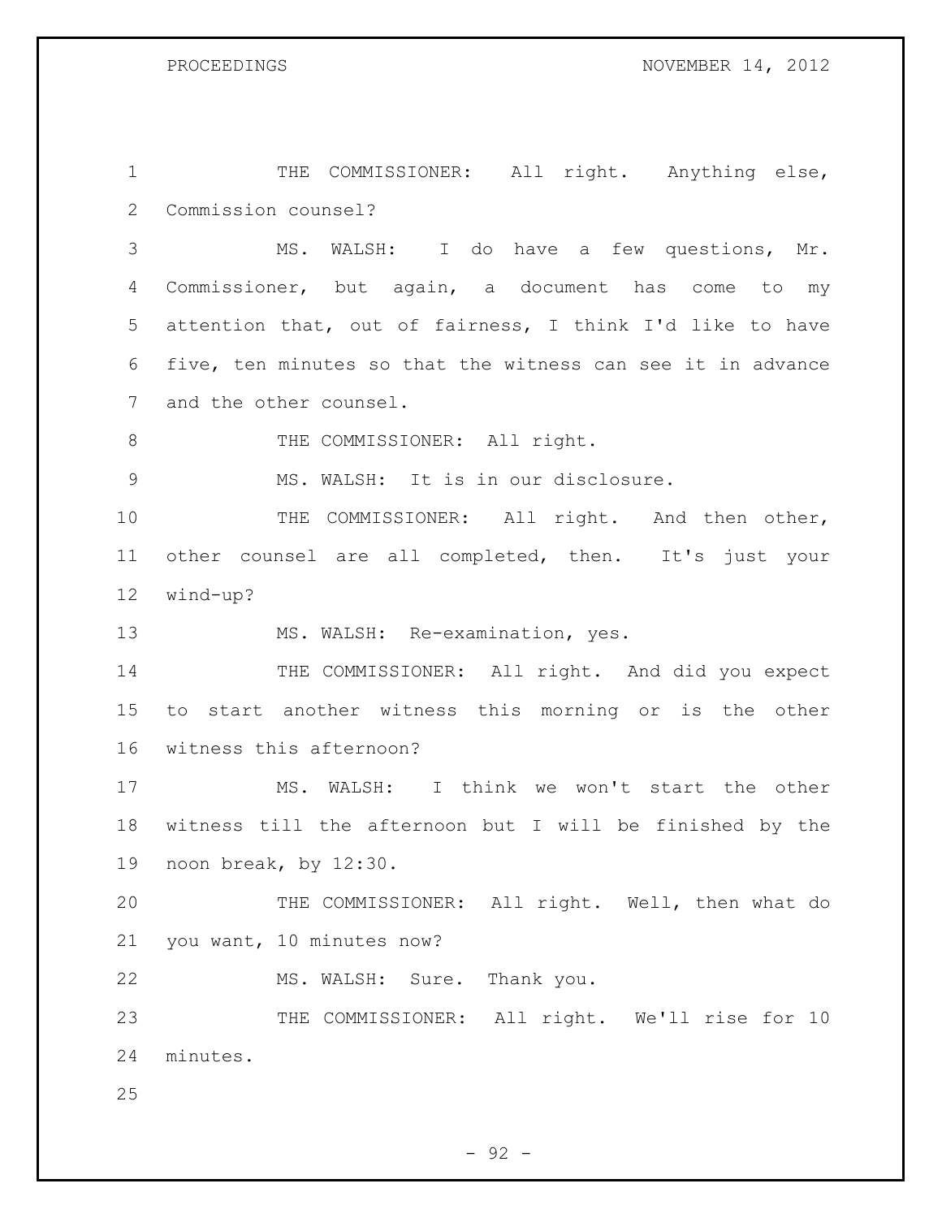THE COMMISSIONER: All right. Anything else, Commission counsel?

MS. WALSH: I do have a few questions, Mr. Commissioner, but again, a document has come to my attention that, out of fairness, I think I'd like to have five, ten minutes so that the witness can see it in advance and the other counsel.

THE COMMISSIONER: All right.

MS. WALSH: It is in our disclosure.

THE COMMISSIONER: All right. And then other, other counsel are all completed, then. It's just your wind-up?

MS. WALSH: Re-examination, yes.

THE COMMISSIONER: All right. And did you expect to start another witness this morning or is the other witness this afternoon?

MS. WALSH: I think we won't start the other witness till the afternoon but I will be finished by the noon break, by 12:30.

THE COMMISSIONER: All right. Well, then what do you want, 10 minutes now?

MS. WALSH: Sure. Thank you.

THE COMMISSIONER: All right. We'll rise for 10 minutes.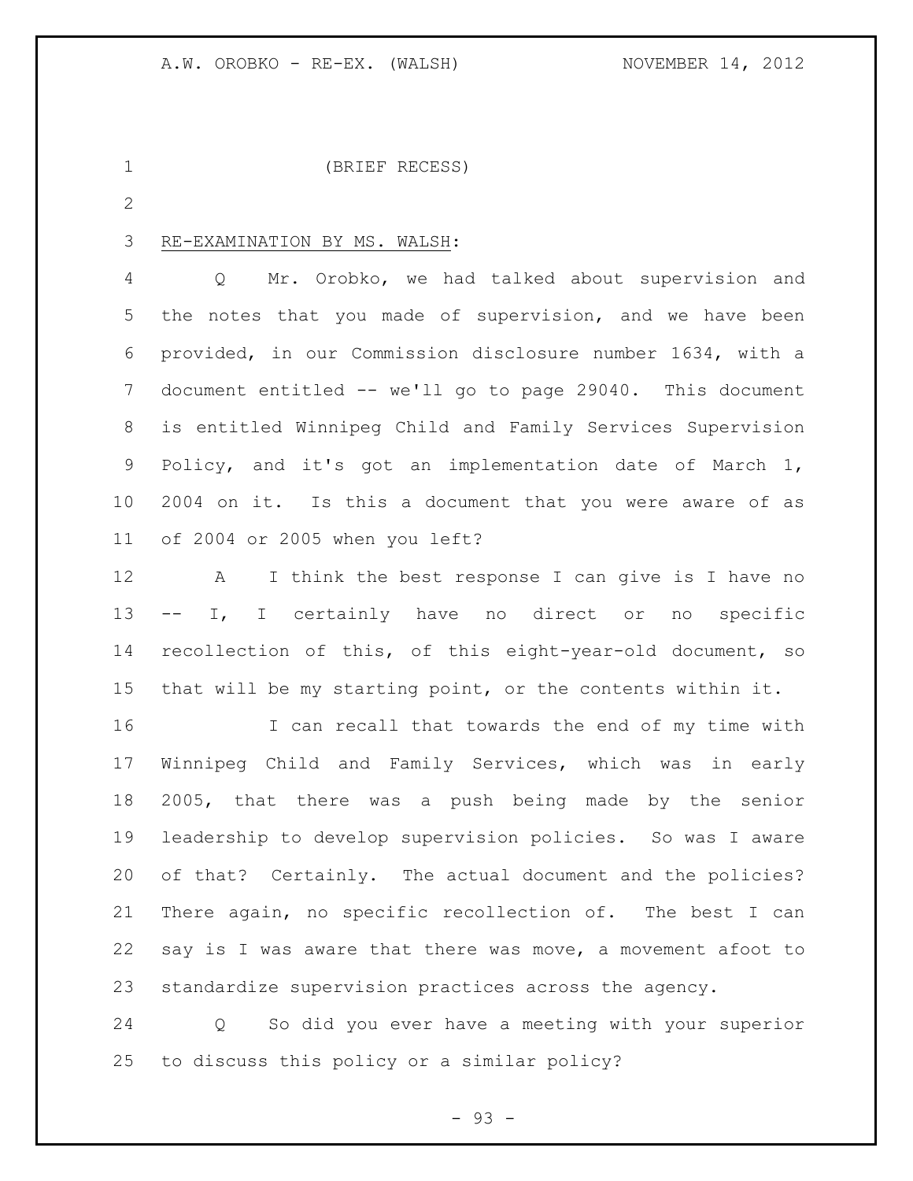(BRIEF RECESS)

RE-EXAMINATION BY MS. WALSH:

Q Mr. Orobko, we had talked about supervision and the notes that you made of supervision, and we have been provided, in our Commission disclosure number 1634, with a document entitled -- we'll go to page 29040. This document is entitled Winnipeg Child and Family Services Supervision Policy, and it's got an implementation date of March 1, 2004 on it. Is this a document that you were aware of as of 2004 or 2005 when you left?

A I think the best response I can give is I have no -- I, I certainly have no direct or no specific recollection of this, of this eight-year-old document, so that will be my starting point, or the contents within it.

I can recall that towards the end of my time with Winnipeg Child and Family Services, which was in early 2005, that there was a push being made by the senior leadership to develop supervision policies. So was I aware of that? Certainly. The actual document and the policies? There again, no specific recollection of. The best I can say is I was aware that there was move, a movement afoot to standardize supervision practices across the agency.

Q So did you ever have a meeting with your superior to discuss this policy or a similar policy?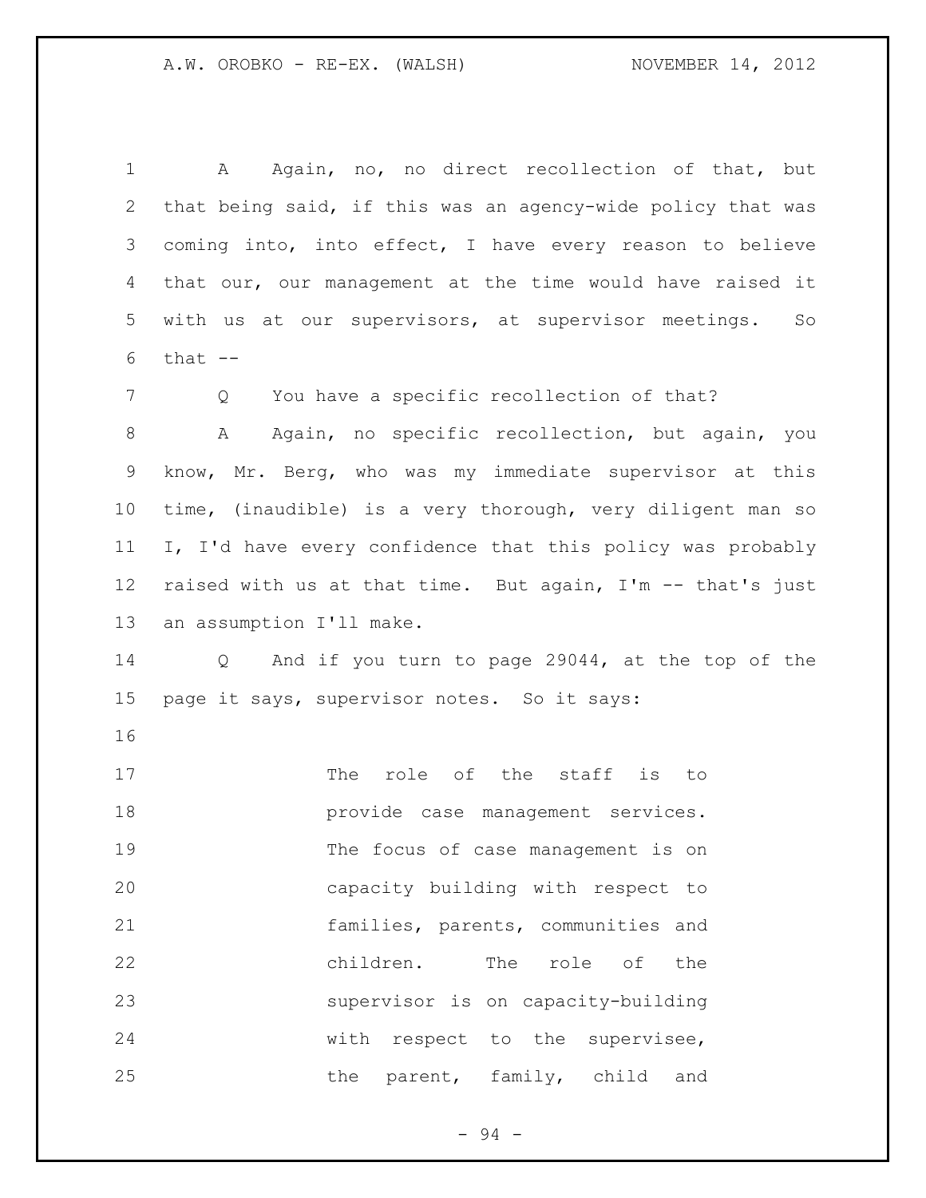A Again, no, no direct recollection of that, but that being said, if this was an agency-wide policy that was coming into, into effect, I have every reason to believe that our, our management at the time would have raised it with us at our supervisors, at supervisor meetings. So that --

Q You have a specific recollection of that?

A Again, no specific recollection, but again, you know, Mr. Berg, who was my immediate supervisor at this time, (inaudible) is a very thorough, very diligent man so I, I'd have every confidence that this policy was probably raised with us at that time. But again, I'm -- that's just an assumption I'll make.

Q And if you turn to page 29044, at the top of the page it says, supervisor notes. So it says:

> The role of the staff is to provide case management services. The focus of case management is on capacity building with respect to families, parents, communities and children. The role of the supervisor is on capacity-building with respect to the supervisee, the parent, family, child and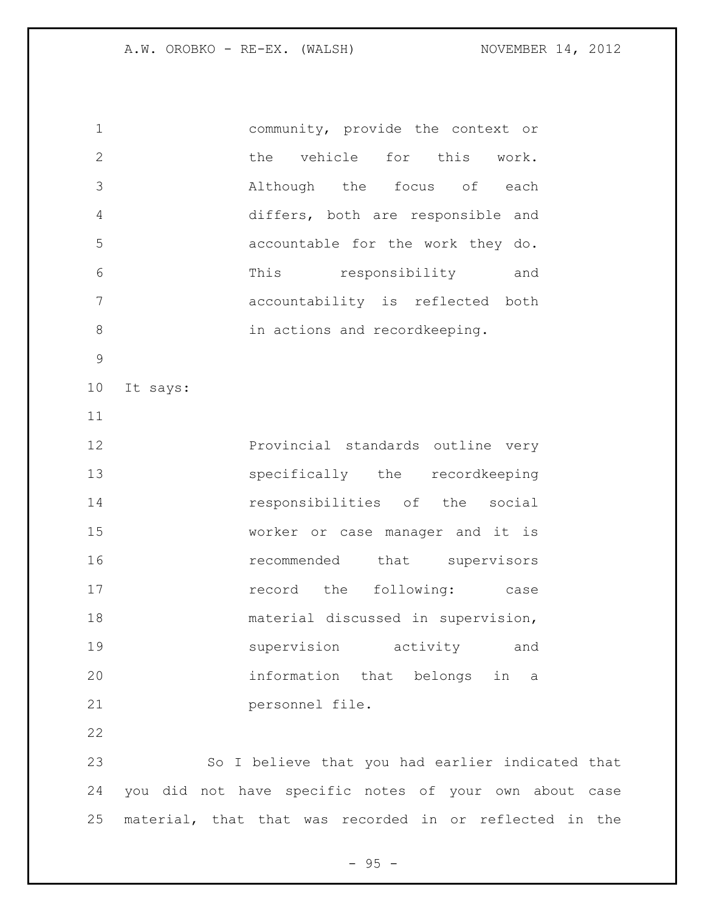community, provide the context or the vehicle for this work. Although the focus of each differs, both are responsible and accountable for the work they do. This responsibility and accountability is reflected both in actions and recordkeeping.

It says:

> Provincial standards outline very specifically the recordkeeping responsibilities of the social worker or case manager and it is recommended that supervisors record the following: case material discussed in supervision, supervision activity and information that belongs in a personnel file.

So I believe that you had earlier indicated that you did not have specific notes of your own about case material, that that was recorded in or reflected in the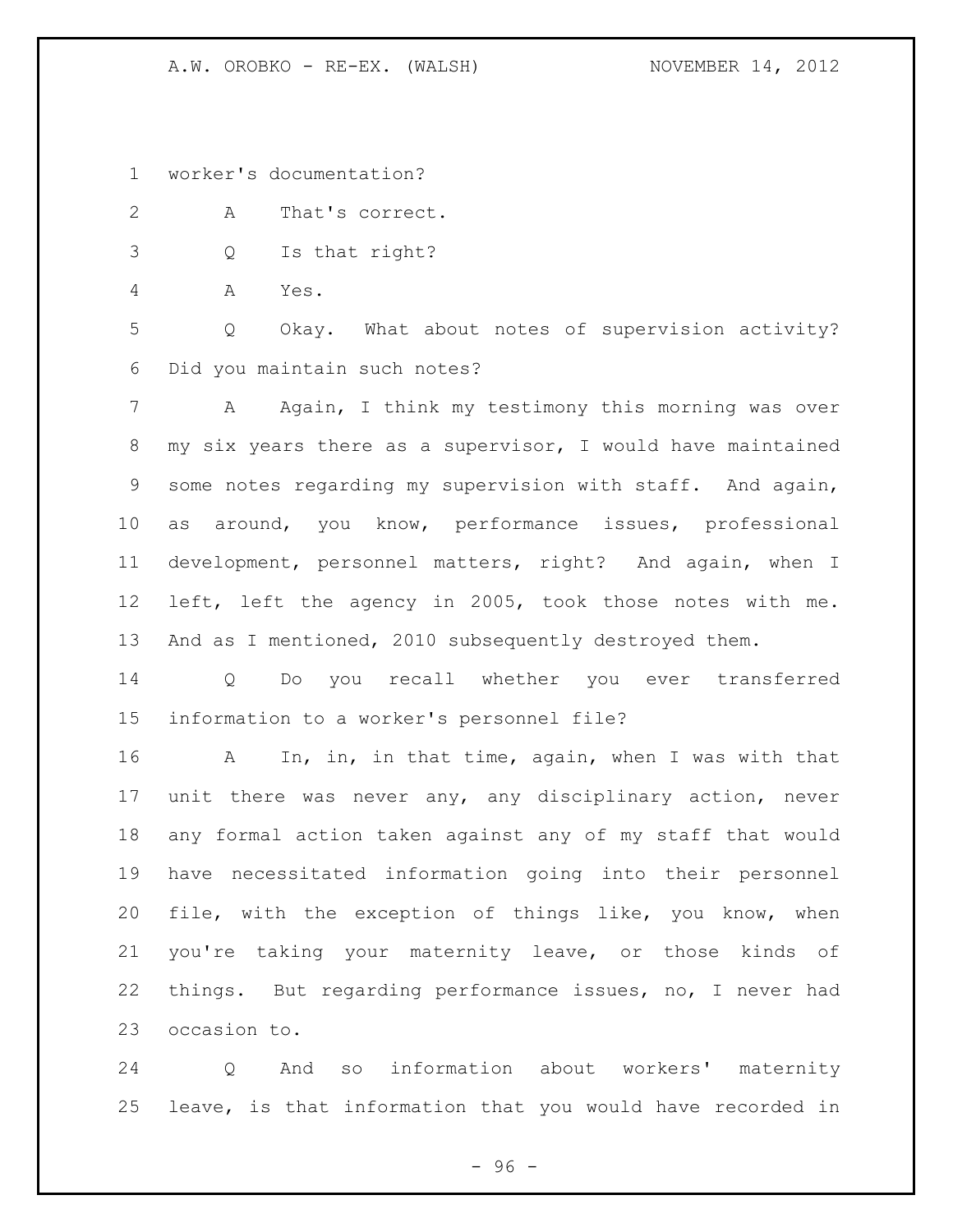worker's documentation?

A That's correct.

Q Is that right?

A Yes.

Q Okay. What about notes of supervision activity? Did you maintain such notes?

A Again, I think my testimony this morning was over my six years there as a supervisor, I would have maintained some notes regarding my supervision with staff. And again, as around, you know, performance issues, professional development, personnel matters, right? And again, when I left, left the agency in 2005, took those notes with me. And as I mentioned, 2010 subsequently destroyed them.

Q Do you recall whether you ever transferred information to a worker's personnel file?

A In, in, in that time, again, when I was with that unit there was never any, any disciplinary action, never any formal action taken against any of my staff that would have necessitated information going into their personnel file, with the exception of things like, you know, when you're taking your maternity leave, or those kinds of things. But regarding performance issues, no, I never had occasion to.

Q And so information about workers' maternity leave, is that information that you would have recorded in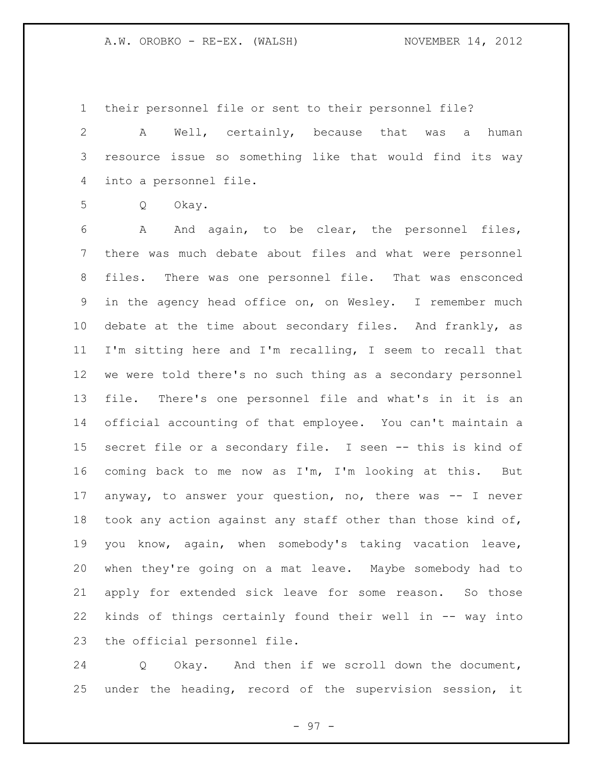their personnel file or sent to their personnel file?

A Well, certainly, because that was a human resource issue so something like that would find its way into a personnel file.

Q Okay.

A And again, to be clear, the personnel files, there was much debate about files and what were personnel files. There was one personnel file. That was ensconced in the agency head office on, on Wesley. I remember much debate at the time about secondary files. And frankly, as I'm sitting here and I'm recalling, I seem to recall that we were told there's no such thing as a secondary personnel file. There's one personnel file and what's in it is an official accounting of that employee. You can't maintain a secret file or a secondary file. I seen -- this is kind of coming back to me now as I'm, I'm looking at this. But anyway, to answer your question, no, there was -- I never took any action against any staff other than those kind of, you know, again, when somebody's taking vacation leave, when they're going on a mat leave. Maybe somebody had to apply for extended sick leave for some reason. So those kinds of things certainly found their well in -- way into the official personnel file.

Q Okay. And then if we scroll down the document, under the heading, record of the supervision session, it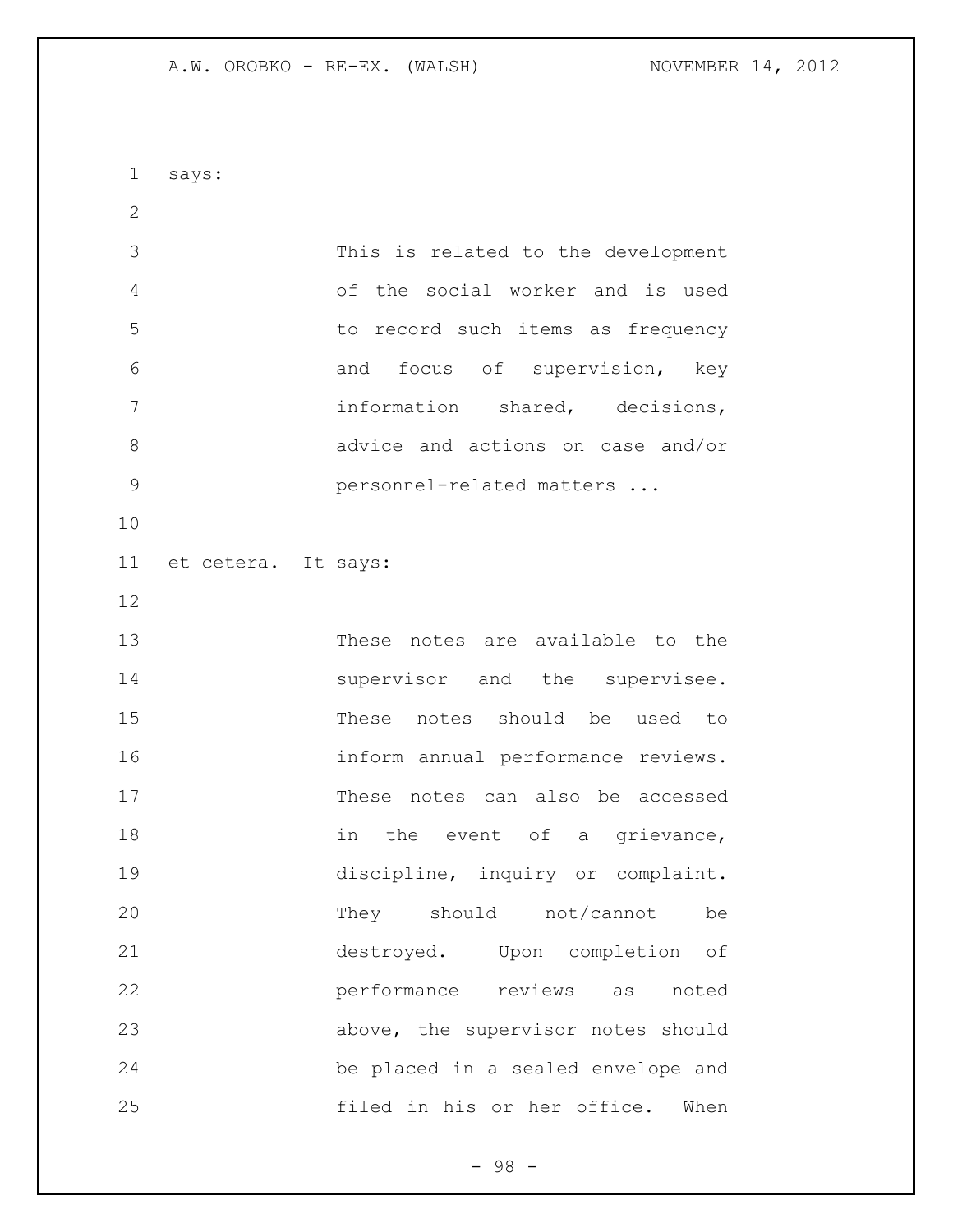says:

> This is related to the development of the social worker and is used to record such items as frequency and focus of supervision, key information shared, decisions, advice and actions on case and/or personnel-related matters ...

et cetera. It says:

> These notes are available to the supervisor and the supervisee. These notes should be used to inform annual performance reviews. These notes can also be accessed in the event of a grievance, discipline, inquiry or complaint. They should not/cannot be destroyed. Upon completion of performance reviews as noted above, the supervisor notes should be placed in a sealed envelope and filed in his or her office. When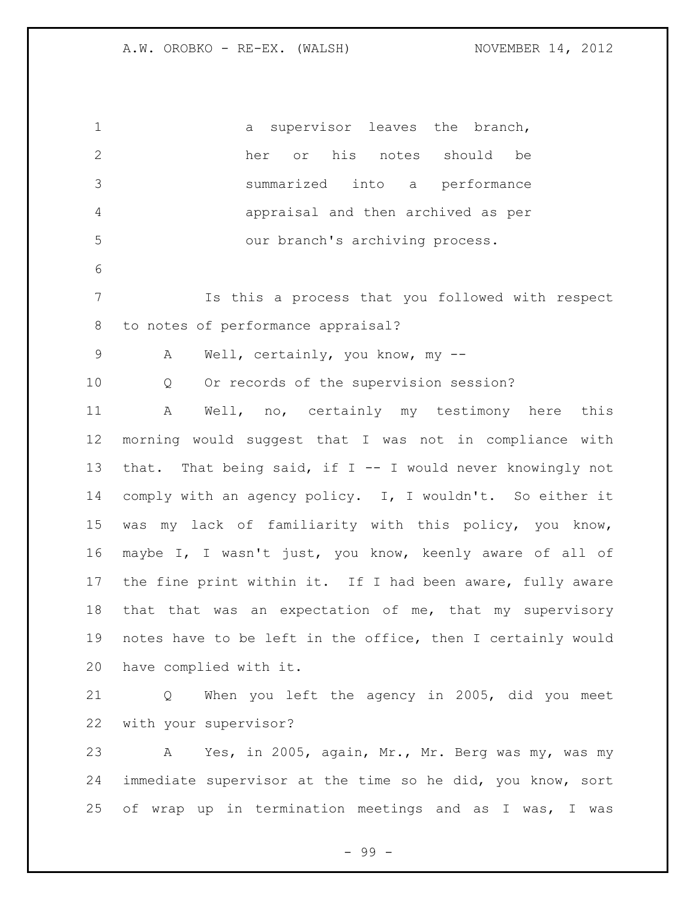> a supervisor leaves the branch, her or his notes should be summarized into a performance appraisal and then archived as per our branch's archiving process.

Is this a process that you followed with respect to notes of performance appraisal?

A Well, certainly, you know, my --

Q Or records of the supervision session?

A Well, no, certainly my testimony here this morning would suggest that I was not in compliance with that. That being said, if I -- I would never knowingly not comply with an agency policy. I, I wouldn't. So either it was my lack of familiarity with this policy, you know, maybe I, I wasn't just, you know, keenly aware of all of the fine print within it. If I had been aware, fully aware that that was an expectation of me, that my supervisory notes have to be left in the office, then I certainly would have complied with it.

Q When you left the agency in 2005, did you meet with your supervisor?

A Yes, in 2005, again, Mr., Mr. Berg was my, was my immediate supervisor at the time so he did, you know, sort of wrap up in termination meetings and as I was, I was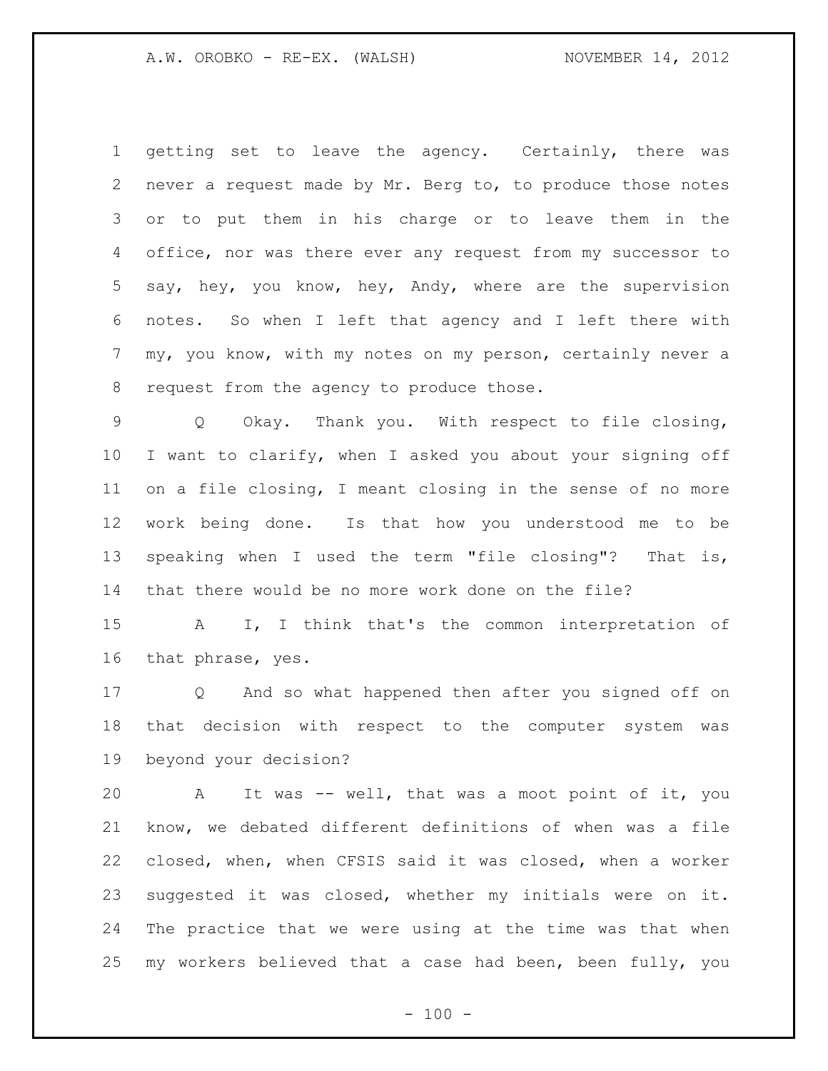getting set to leave the agency. Certainly, there was never a request made by Mr. Berg to, to produce those notes or to put them in his charge or to leave them in the office, nor was there ever any request from my successor to say, hey, you know, hey, Andy, where are the supervision notes. So when I left that agency and I left there with my, you know, with my notes on my person, certainly never a request from the agency to produce those.

Q Okay. Thank you. With respect to file closing, I want to clarify, when I asked you about your signing off on a file closing, I meant closing in the sense of no more work being done. Is that how you understood me to be speaking when I used the term "file closing"? That is, that there would be no more work done on the file?

A I, I think that's the common interpretation of that phrase, yes.

Q And so what happened then after you signed off on that decision with respect to the computer system was beyond your decision?

A It was -- well, that was a moot point of it, you know, we debated different definitions of when was a file closed, when, when CFSIS said it was closed, when a worker suggested it was closed, whether my initials were on it. The practice that we were using at the time was that when my workers believed that a case had been, been fully, you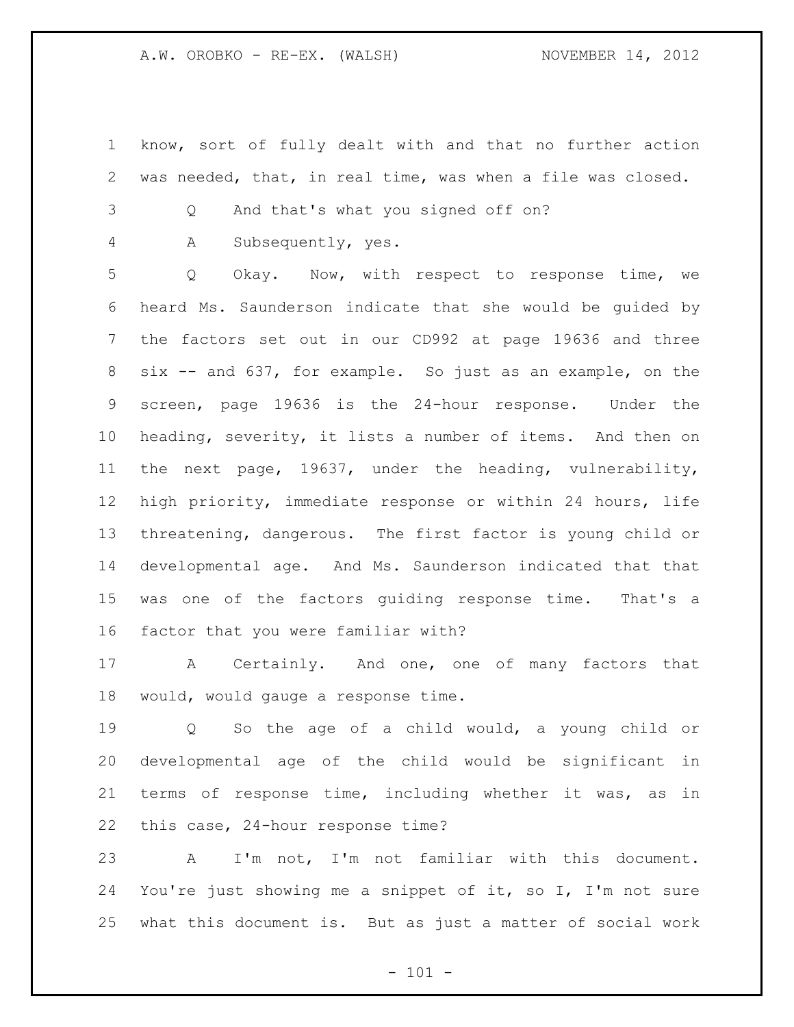know, sort of fully dealt with and that no further action was needed, that, in real time, was when a file was closed.

Q And that's what you signed off on?

A Subsequently, yes.

Q Okay. Now, with respect to response time, we heard Ms. Saunderson indicate that she would be guided by the factors set out in our CD992 at page 19636 and three six -- and 637, for example. So just as an example, on the screen, page 19636 is the 24-hour response. Under the heading, severity, it lists a number of items. And then on the next page, 19637, under the heading, vulnerability, high priority, immediate response or within 24 hours, life threatening, dangerous. The first factor is young child or developmental age. And Ms. Saunderson indicated that that was one of the factors guiding response time. That's a factor that you were familiar with?

A Certainly. And one, one of many factors that would, would gauge a response time.

Q So the age of a child would, a young child or developmental age of the child would be significant in terms of response time, including whether it was, as in this case, 24-hour response time?

A I'm not, I'm not familiar with this document. You're just showing me a snippet of it, so I, I'm not sure what this document is. But as just a matter of social work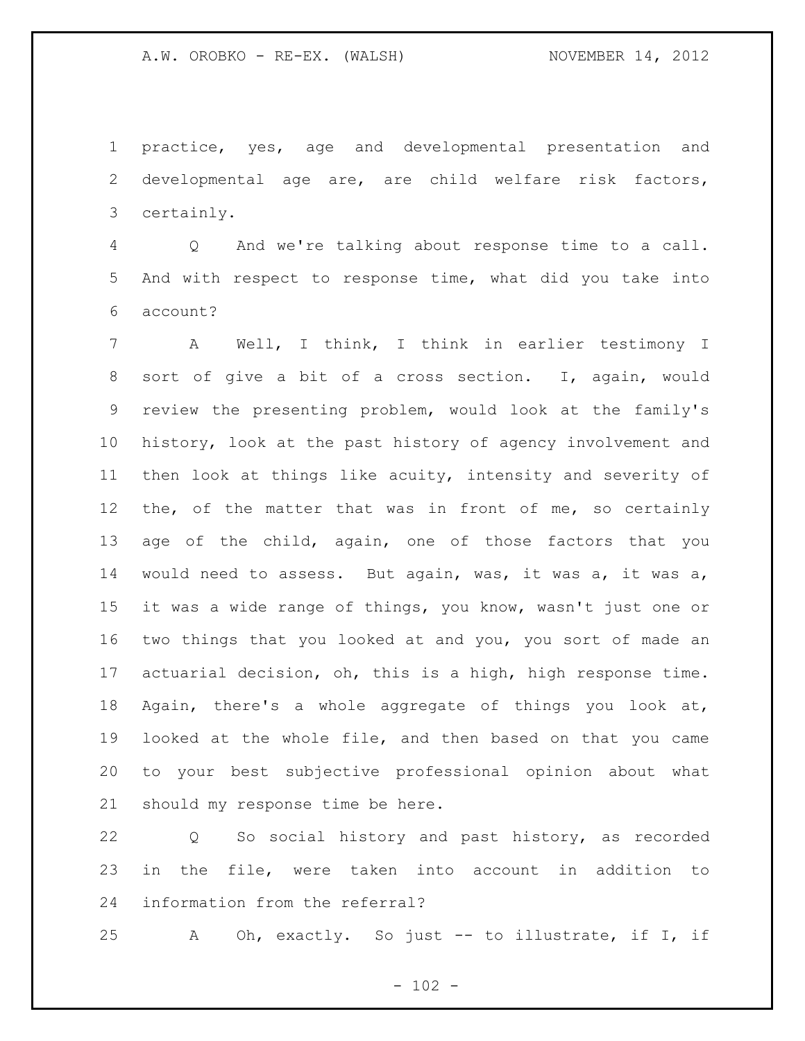practice, yes, age and developmental presentation and developmental age are, are child welfare risk factors, certainly.

Q And we're talking about response time to a call. And with respect to response time, what did you take into account?

A Well, I think, I think in earlier testimony I sort of give a bit of a cross section. I, again, would review the presenting problem, would look at the family's history, look at the past history of agency involvement and then look at things like acuity, intensity and severity of the, of the matter that was in front of me, so certainly age of the child, again, one of those factors that you would need to assess. But again, was, it was a, it was a, it was a wide range of things, you know, wasn't just one or two things that you looked at and you, you sort of made an actuarial decision, oh, this is a high, high response time. Again, there's a whole aggregate of things you look at, looked at the whole file, and then based on that you came to your best subjective professional opinion about what should my response time be here.

Q So social history and past history, as recorded in the file, were taken into account in addition to information from the referral?

A Oh, exactly. So just -- to illustrate, if I, if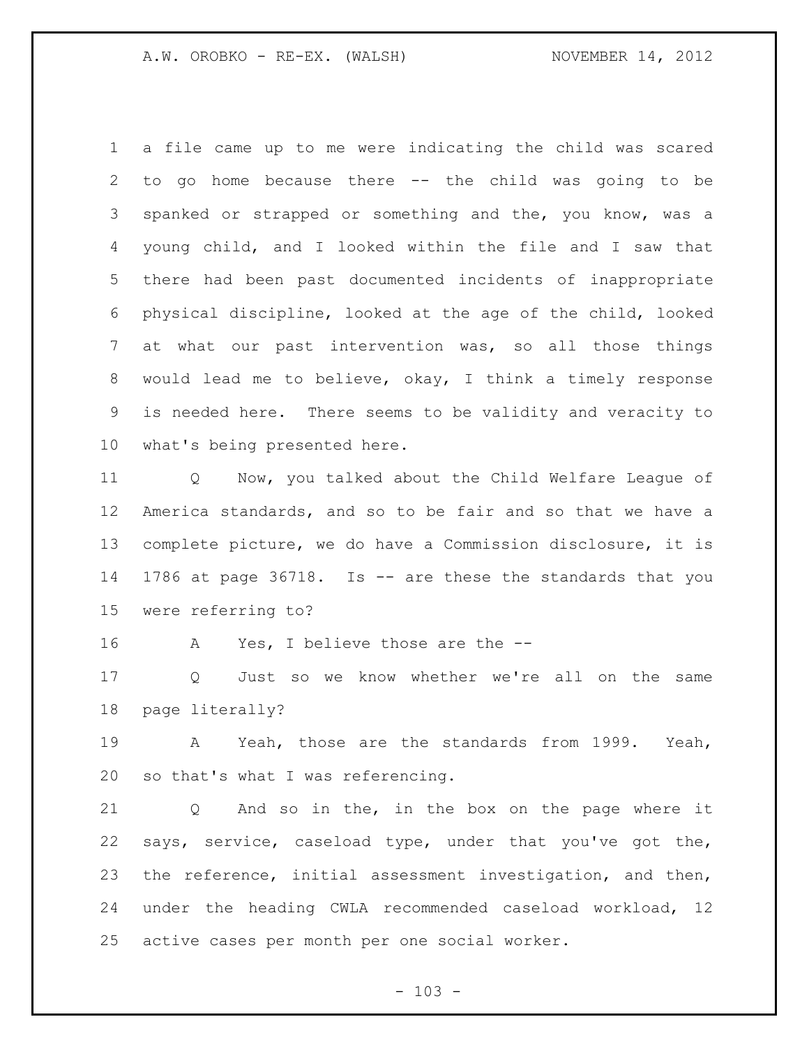a file came up to me were indicating the child was scared to go home because there -- the child was going to be spanked or strapped or something and the, you know, was a young child, and I looked within the file and I saw that there had been past documented incidents of inappropriate physical discipline, looked at the age of the child, looked at what our past intervention was, so all those things would lead me to believe, okay, I think a timely response is needed here. There seems to be validity and veracity to what's being presented here.

Q Now, you talked about the Child Welfare League of America standards, and so to be fair and so that we have a complete picture, we do have a Commission disclosure, it is 1786 at page 36718. Is -- are these the standards that you were referring to?

A Yes, I believe those are the --

Q Just so we know whether we're all on the same page literally?

A Yeah, those are the standards from 1999. Yeah, so that's what I was referencing.

Q And so in the, in the box on the page where it says, service, caseload type, under that you've got the, the reference, initial assessment investigation, and then, under the heading CWLA recommended caseload workload, 12 active cases per month per one social worker.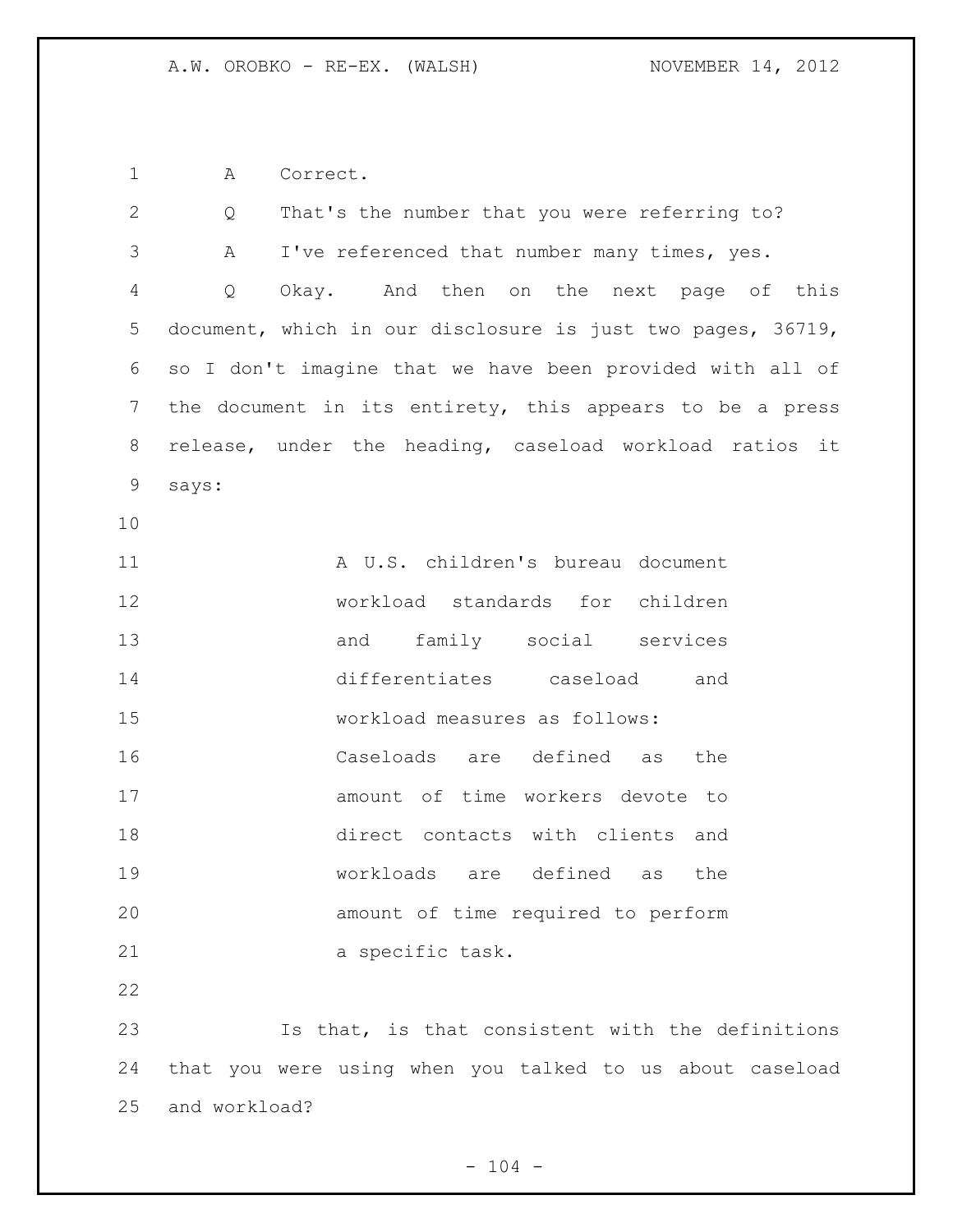A Correct.

Q That's the number that you were referring to?

A I've referenced that number many times, yes.

Q Okay. And then on the next page of this document, which in our disclosure is just two pages, 36719, so I don't imagine that we have been provided with all of the document in its entirety, this appears to be a press release, under the heading, caseload workload ratios it says:

> A U.S. children's bureau document workload standards for children and family social services differentiates caseload and workload measures as follows: Caseloads are defined as the amount of time workers devote to direct contacts with clients and workloads are defined as the amount of time required to perform a specific task.

Is that, is that consistent with the definitions that you were using when you talked to us about caseload and workload?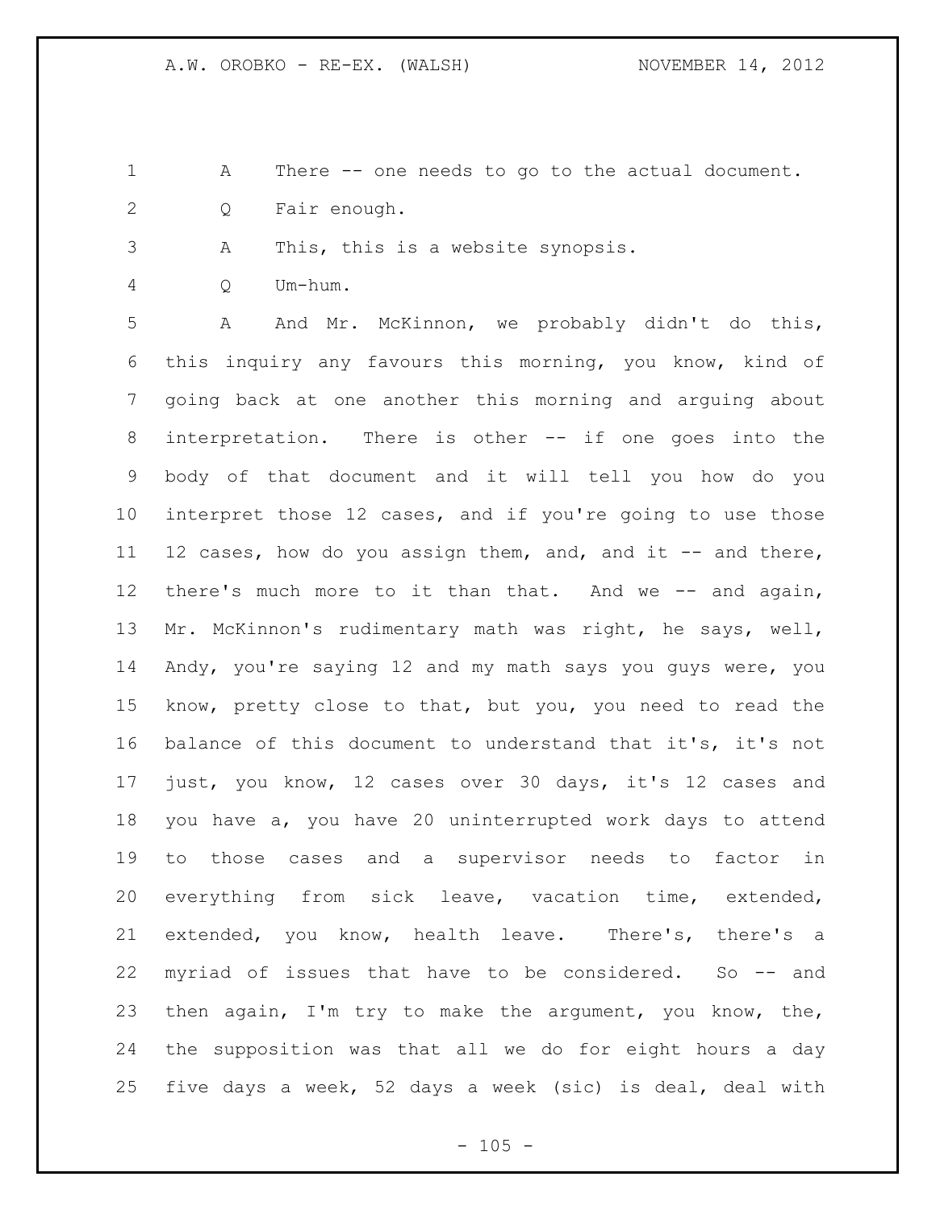A There -- one needs to go to the actual document.

Q Fair enough.

A This, this is a website synopsis.

Q Um-hum.

A And Mr. McKinnon, we probably didn't do this, this inquiry any favours this morning, you know, kind of going back at one another this morning and arguing about interpretation. There is other -- if one goes into the body of that document and it will tell you how do you interpret those 12 cases, and if you're going to use those 12 cases, how do you assign them, and, and it -- and there, there's much more to it than that. And we -- and again, Mr. McKinnon's rudimentary math was right, he says, well, Andy, you're saying 12 and my math says you guys were, you know, pretty close to that, but you, you need to read the balance of this document to understand that it's, it's not just, you know, 12 cases over 30 days, it's 12 cases and you have a, you have 20 uninterrupted work days to attend to those cases and a supervisor needs to factor in everything from sick leave, vacation time, extended, extended, you know, health leave. There's, there's a myriad of issues that have to be considered. So -- and then again, I'm try to make the argument, you know, the, the supposition was that all we do for eight hours a day five days a week, 52 days a week (sic) is deal, deal with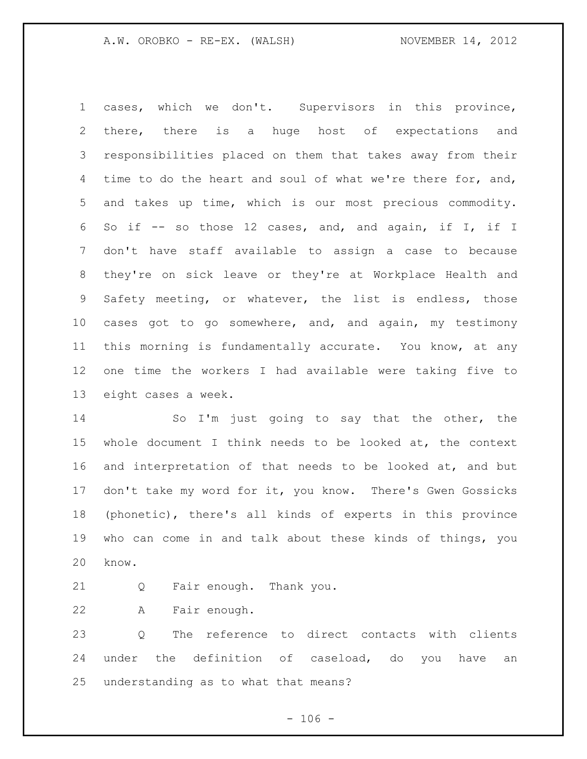cases, which we don't. Supervisors in this province, there, there is a huge host of expectations and responsibilities placed on them that takes away from their time to do the heart and soul of what we're there for, and, and takes up time, which is our most precious commodity. So if -- so those 12 cases, and, and again, if I, if I don't have staff available to assign a case to because they're on sick leave or they're at Workplace Health and Safety meeting, or whatever, the list is endless, those cases got to go somewhere, and, and again, my testimony this morning is fundamentally accurate. You know, at any one time the workers I had available were taking five to eight cases a week.

So I'm just going to say that the other, the whole document I think needs to be looked at, the context and interpretation of that needs to be looked at, and but don't take my word for it, you know. There's Gwen Gossicks (phonetic), there's all kinds of experts in this province who can come in and talk about these kinds of things, you know.

Q Fair enough. Thank you.

A Fair enough.

Q The reference to direct contacts with clients under the definition of caseload, do you have an understanding as to what that means?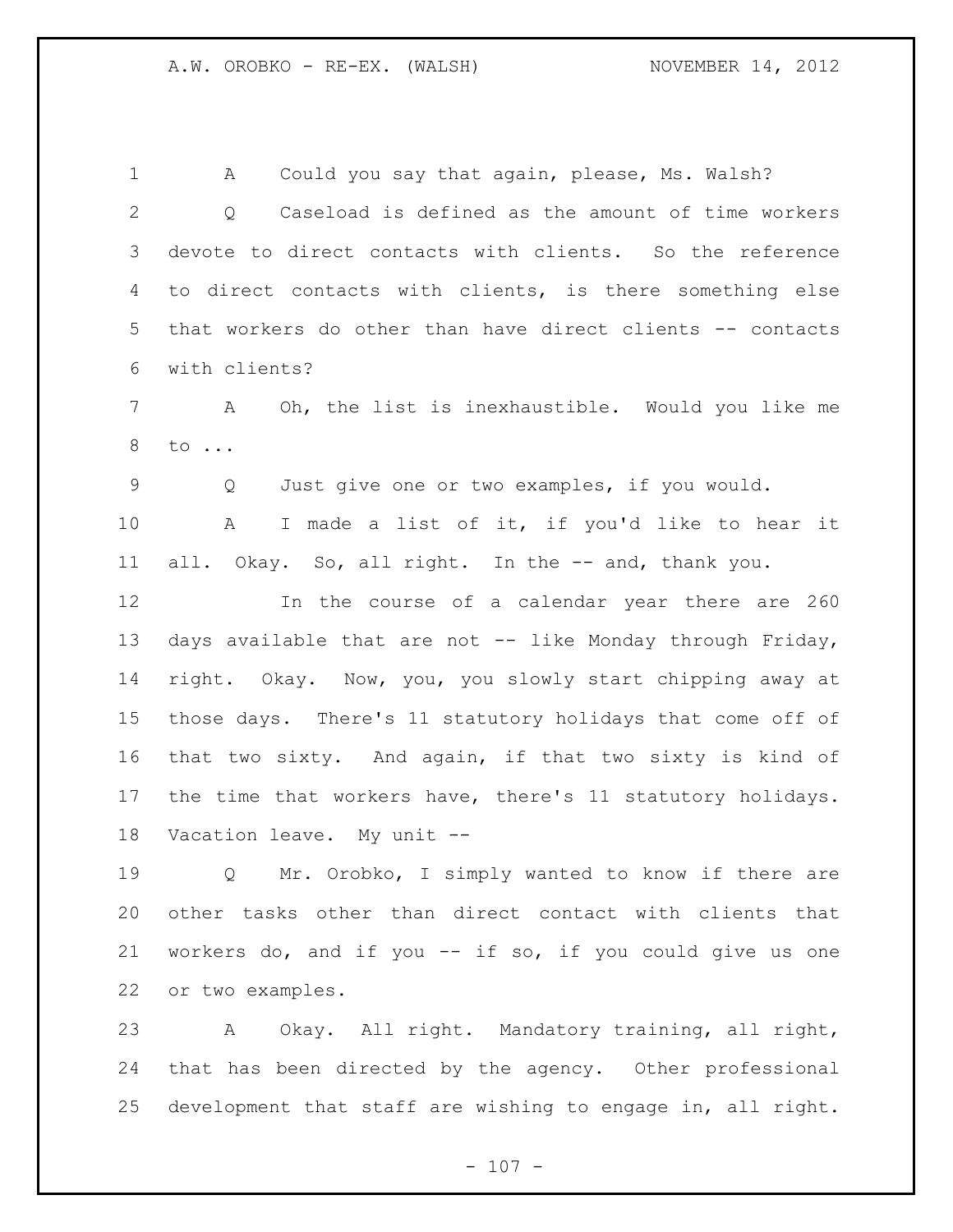A Could you say that again, please, Ms. Walsh?

Q Caseload is defined as the amount of time workers devote to direct contacts with clients. So the reference to direct contacts with clients, is there something else that workers do other than have direct clients -- contacts with clients?

A Oh, the list is inexhaustible. Would you like me to ...

Q Just give one or two examples, if you would.

A I made a list of it, if you'd like to hear it all. Okay. So, all right. In the -- and, thank you.

In the course of a calendar year there are 260 days available that are not -- like Monday through Friday, right. Okay. Now, you, you slowly start chipping away at those days. There's 11 statutory holidays that come off of that two sixty. And again, if that two sixty is kind of the time that workers have, there's 11 statutory holidays. Vacation leave. My unit --

Q Mr. Orobko, I simply wanted to know if there are other tasks other than direct contact with clients that workers do, and if you -- if so, if you could give us one or two examples.

A Okay. All right. Mandatory training, all right, that has been directed by the agency. Other professional development that staff are wishing to engage in, all right.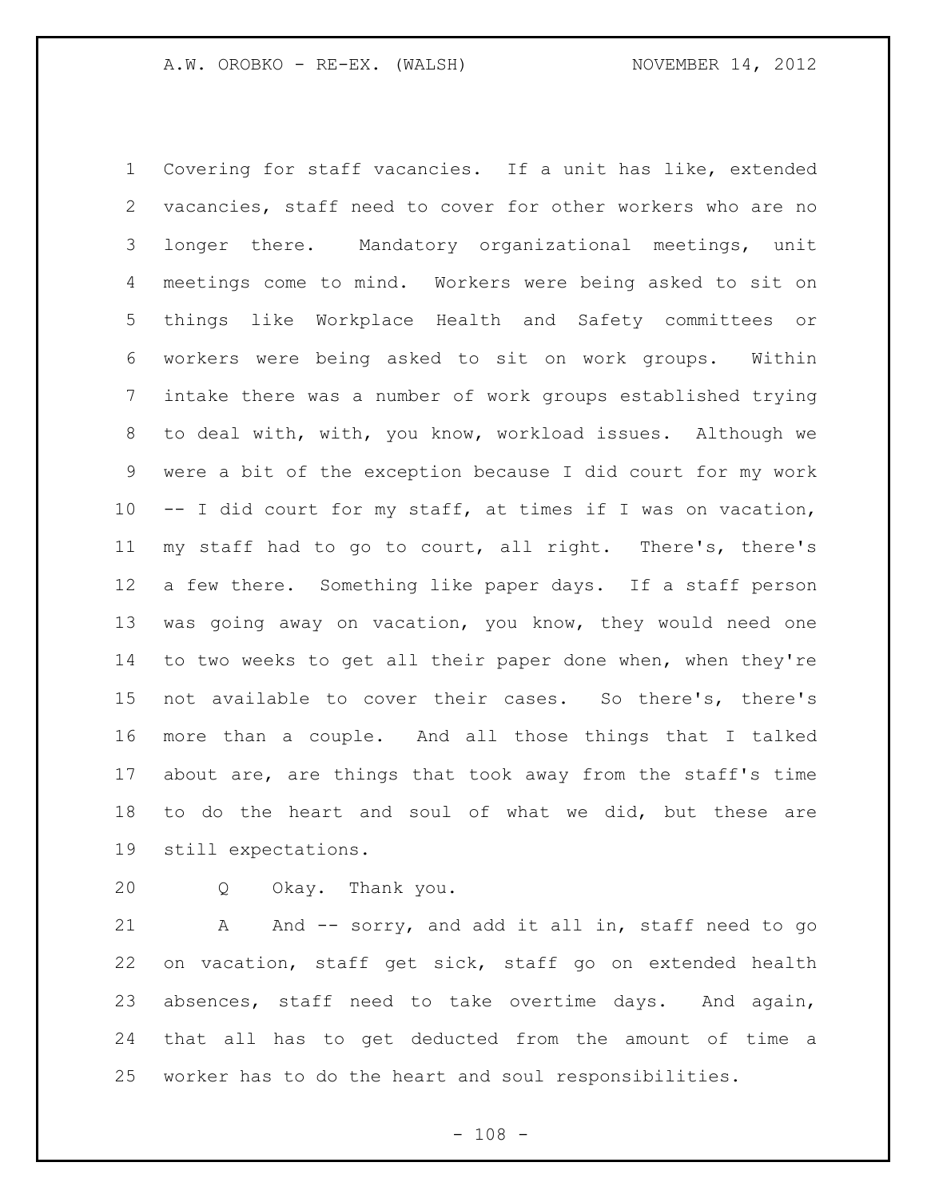Covering for staff vacancies. If a unit has like, extended vacancies, staff need to cover for other workers who are no longer there. Mandatory organizational meetings, unit meetings come to mind. Workers were being asked to sit on things like Workplace Health and Safety committees or workers were being asked to sit on work groups. Within intake there was a number of work groups established trying to deal with, with, you know, workload issues. Although we were a bit of the exception because I did court for my work -- I did court for my staff, at times if I was on vacation, my staff had to go to court, all right. There's, there's a few there. Something like paper days. If a staff person was going away on vacation, you know, they would need one to two weeks to get all their paper done when, when they're not available to cover their cases. So there's, there's more than a couple. And all those things that I talked about are, are things that took away from the staff's time to do the heart and soul of what we did, but these are still expectations.

Q Okay. Thank you.

A And -- sorry, and add it all in, staff need to go on vacation, staff get sick, staff go on extended health absences, staff need to take overtime days. And again, that all has to get deducted from the amount of time a worker has to do the heart and soul responsibilities.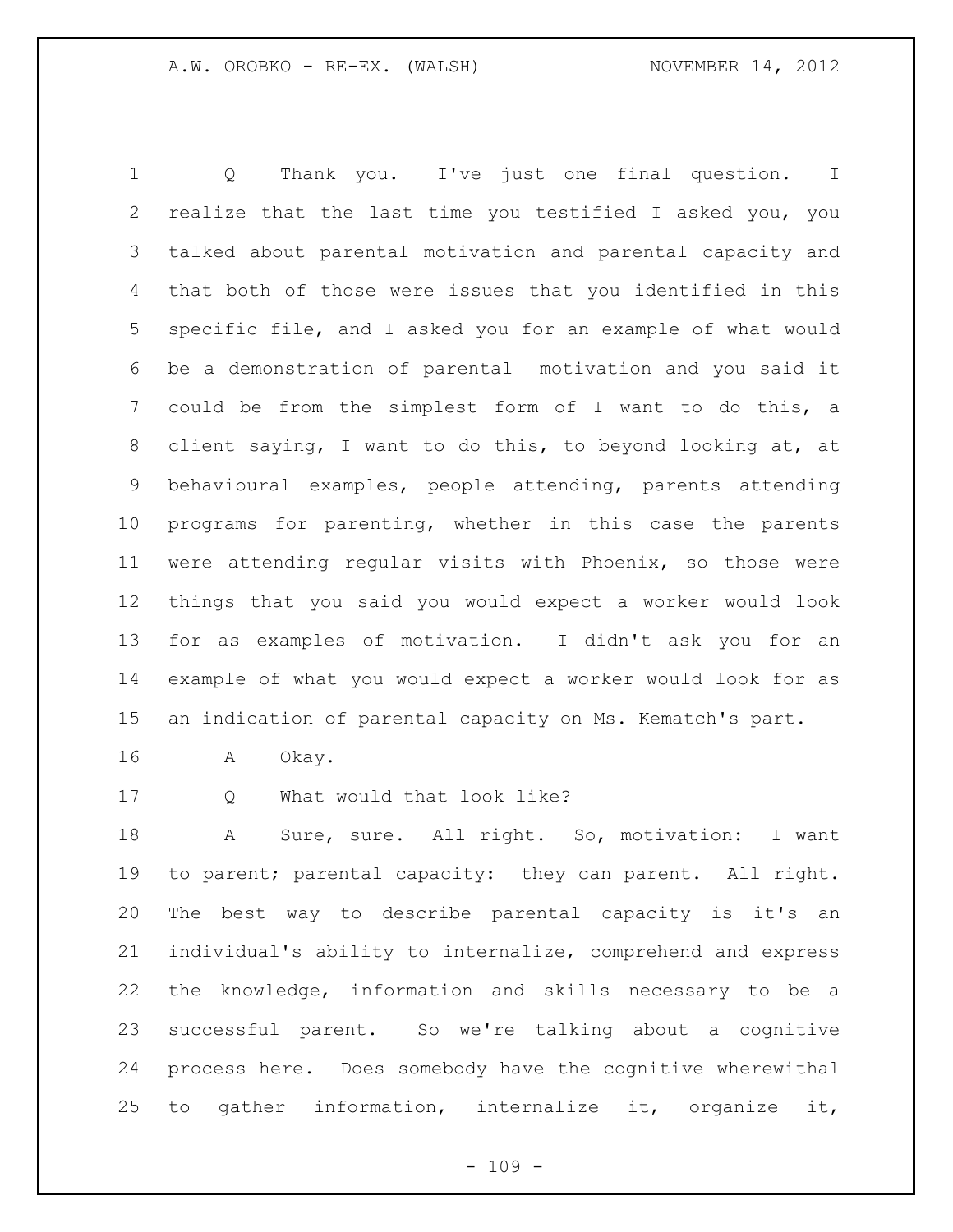Q Thank you. I've just one final question. I realize that the last time you testified I asked you, you talked about parental motivation and parental capacity and that both of those were issues that you identified in this specific file, and I asked you for an example of what would be a demonstration of parental motivation and you said it could be from the simplest form of I want to do this, a client saying, I want to do this, to beyond looking at, at behavioural examples, people attending, parents attending programs for parenting, whether in this case the parents were attending regular visits with Phoenix, so those were things that you said you would expect a worker would look for as examples of motivation. I didn't ask you for an example of what you would expect a worker would look for as an indication of parental capacity on Ms. Kematch's part.

A Okay.

Q What would that look like?

A Sure, sure. All right. So, motivation: I want to parent; parental capacity: they can parent. All right. The best way to describe parental capacity is it's an individual's ability to internalize, comprehend and express the knowledge, information and skills necessary to be a successful parent. So we're talking about a cognitive process here. Does somebody have the cognitive wherewithal to gather information, internalize it, organize it,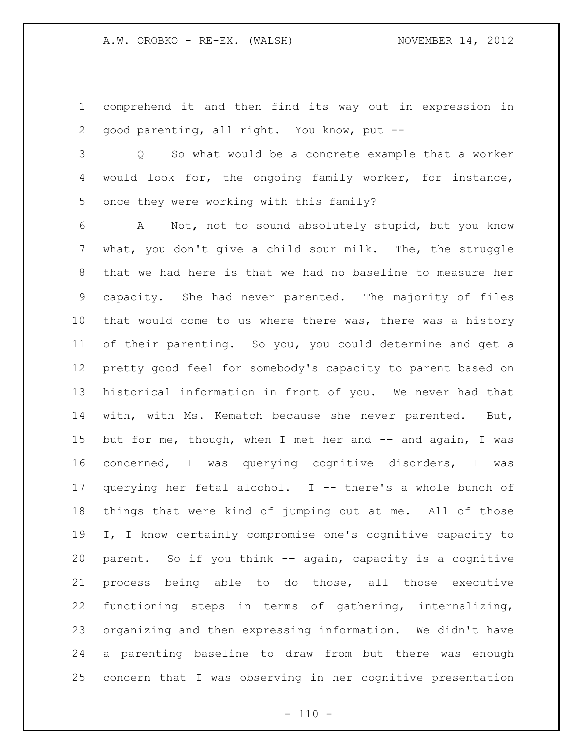comprehend it and then find its way out in expression in good parenting, all right. You know, put --

Q So what would be a concrete example that a worker would look for, the ongoing family worker, for instance, once they were working with this family?

A Not, not to sound absolutely stupid, but you know what, you don't give a child sour milk. The, the struggle that we had here is that we had no baseline to measure her capacity. She had never parented. The majority of files that would come to us where there was, there was a history of their parenting. So you, you could determine and get a pretty good feel for somebody's capacity to parent based on historical information in front of you. We never had that with, with Ms. Kematch because she never parented. But, but for me, though, when I met her and -- and again, I was concerned, I was querying cognitive disorders, I was querying her fetal alcohol. I -- there's a whole bunch of things that were kind of jumping out at me. All of those I, I know certainly compromise one's cognitive capacity to parent. So if you think -- again, capacity is a cognitive process being able to do those, all those executive functioning steps in terms of gathering, internalizing, organizing and then expressing information. We didn't have a parenting baseline to draw from but there was enough concern that I was observing in her cognitive presentation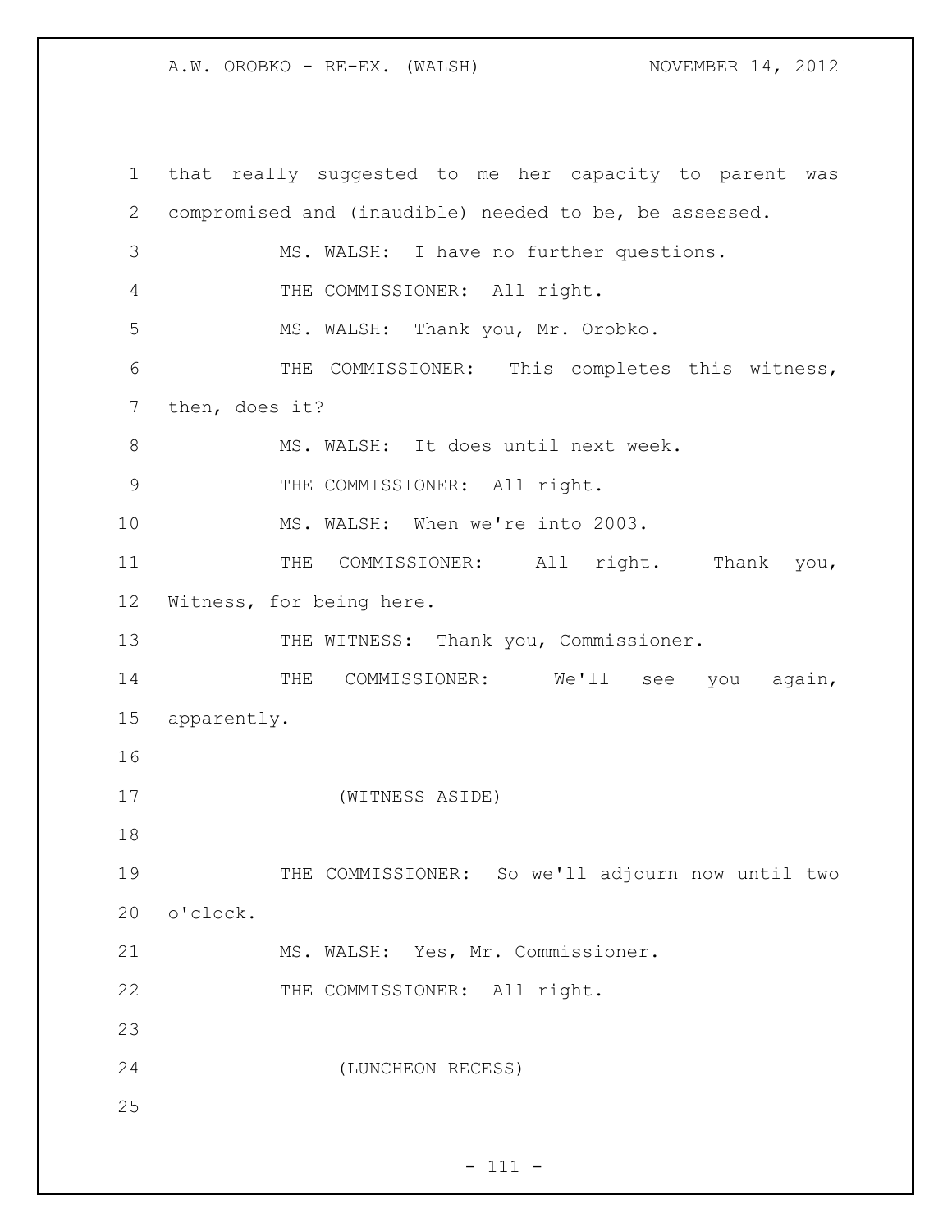that really suggested to me her capacity to parent was compromised and (inaudible) needed to be, be assessed.

MS. WALSH: I have no further questions.

THE COMMISSIONER: All right.

MS. WALSH: Thank you, Mr. Orobko.

THE COMMISSIONER: This completes this witness, then, does it?

MS. WALSH: It does until next week.

THE COMMISSIONER: All right.

MS. WALSH: When we're into 2003.

THE COMMISSIONER: All right. Thank you, Witness, for being here.

THE WITNESS: Thank you, Commissioner.

THE COMMISSIONER: We'll see you again, apparently.

(WITNESS ASIDE)

THE COMMISSIONER: So we'll adjourn now until two o'clock.

MS. WALSH: Yes, Mr. Commissioner.

THE COMMISSIONER: All right.

(LUNCHEON RECESS)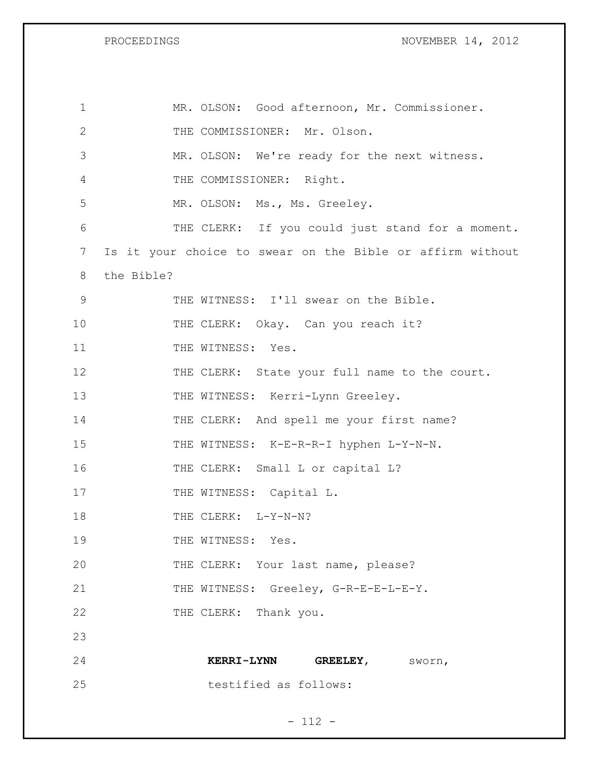MR. OLSON: Good afternoon, Mr. Commissioner.

THE COMMISSIONER: Mr. Olson.

MR. OLSON: We're ready for the next witness.

THE COMMISSIONER: Right.

MR. OLSON: Ms., Ms. Greeley.

THE CLERK: If you could just stand for a moment. Is it your choice to swear on the Bible or affirm without the Bible?

THE WITNESS: I'll swear on the Bible.

THE CLERK: Okay. Can you reach it?

THE WITNESS: Yes.

THE CLERK: State your full name to the court.

THE WITNESS: Kerri-Lynn Greeley.

THE CLERK: And spell me your first name?

THE WITNESS: K-E-R-R-I hyphen L-Y-N-N.

THE CLERK: Small L or capital L?

THE WITNESS: Capital L.

THE CLERK: L-Y-N-N?

THE WITNESS: Yes.

THE CLERK: Your last name, please?

THE WITNESS: Greeley, G-R-E-E-L-E-Y.

THE CLERK: Thank you.

**KERRI-LYNN GREELEY**, sworn, testified as follows: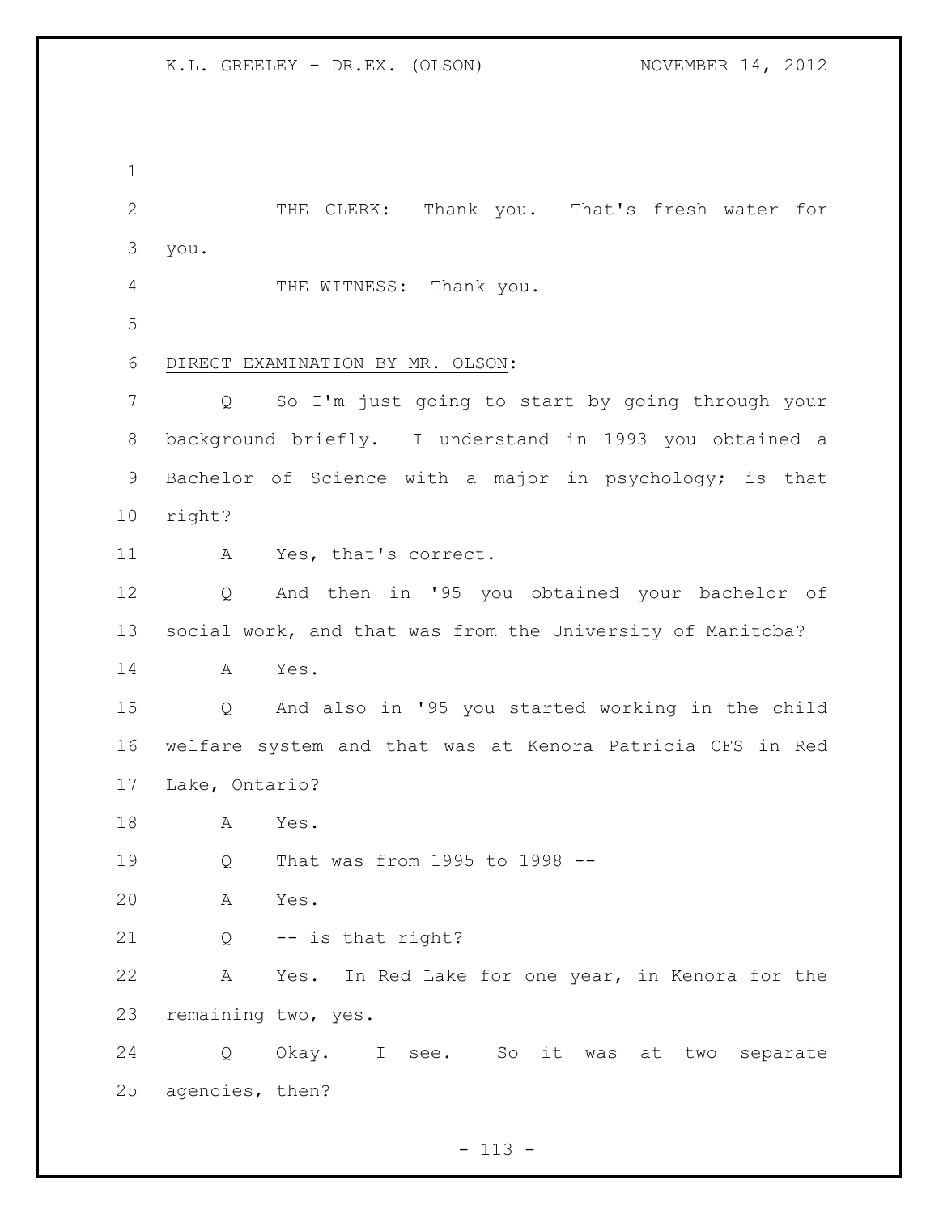THE CLERK: Thank you. That's fresh water for you.

THE WITNESS: Thank you.

DIRECT EXAMINATION BY MR. OLSON:

Q So I'm just going to start by going through your background briefly. I understand in 1993 you obtained a Bachelor of Science with a major in psychology; is that right?

A Yes, that's correct.

Q And then in '95 you obtained your bachelor of social work, and that was from the University of Manitoba?

A Yes.

Q And also in '95 you started working in the child welfare system and that was at Kenora Patricia CFS in Red Lake, Ontario?

A Yes.

Q That was from 1995 to 1998 --

A Yes.

Q -- is that right?

A Yes. In Red Lake for one year, in Kenora for the remaining two, yes.

Q Okay. I see. So it was at two separate agencies, then?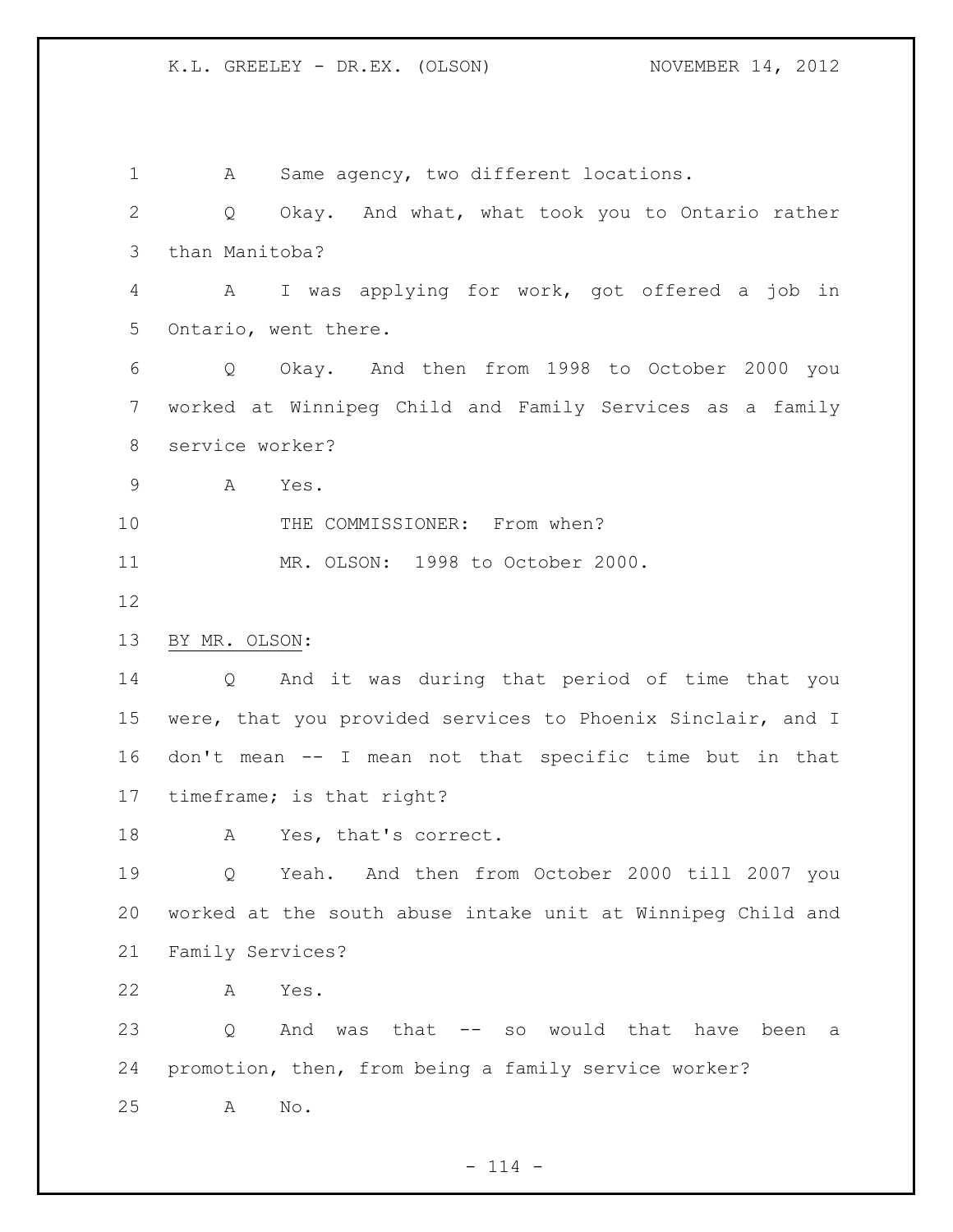A Same agency, two different locations.

Q Okay. And what, what took you to Ontario rather than Manitoba?

A I was applying for work, got offered a job in Ontario, went there.

Q Okay. And then from 1998 to October 2000 you worked at Winnipeg Child and Family Services as a family service worker?

A Yes.

THE COMMISSIONER: From when?

MR. OLSON: 1998 to October 2000.

BY MR. OLSON:

Q And it was during that period of time that you were, that you provided services to Phoenix Sinclair, and I don't mean -- I mean not that specific time but in that timeframe; is that right?

A Yes, that's correct.

Q Yeah. And then from October 2000 till 2007 you worked at the south abuse intake unit at Winnipeg Child and Family Services?

A Yes.

Q And was that -- so would that have been a promotion, then, from being a family service worker?

A No.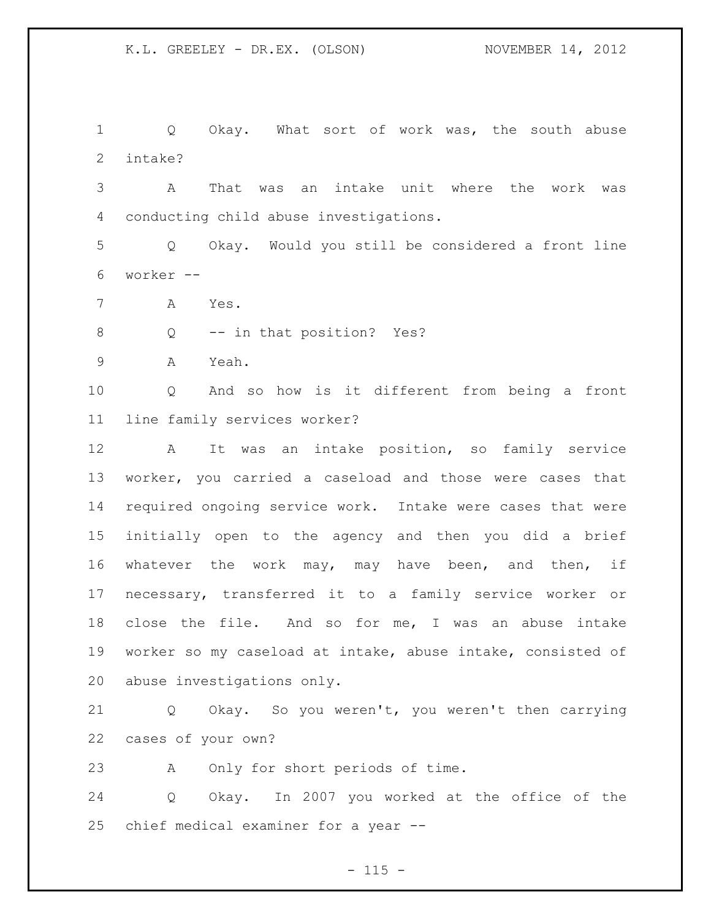Q Okay. What sort of work was, the south abuse intake?

A That was an intake unit where the work was conducting child abuse investigations.

Q Okay. Would you still be considered a front line worker --

A Yes.

Q -- in that position? Yes?

A Yeah.

Q And so how is it different from being a front line family services worker?

A It was an intake position, so family service worker, you carried a caseload and those were cases that required ongoing service work. Intake were cases that were initially open to the agency and then you did a brief whatever the work may, may have been, and then, if necessary, transferred it to a family service worker or close the file. And so for me, I was an abuse intake worker so my caseload at intake, abuse intake, consisted of abuse investigations only.

Q Okay. So you weren't, you weren't then carrying cases of your own?

A Only for short periods of time.

Q Okay. In 2007 you worked at the office of the chief medical examiner for a year --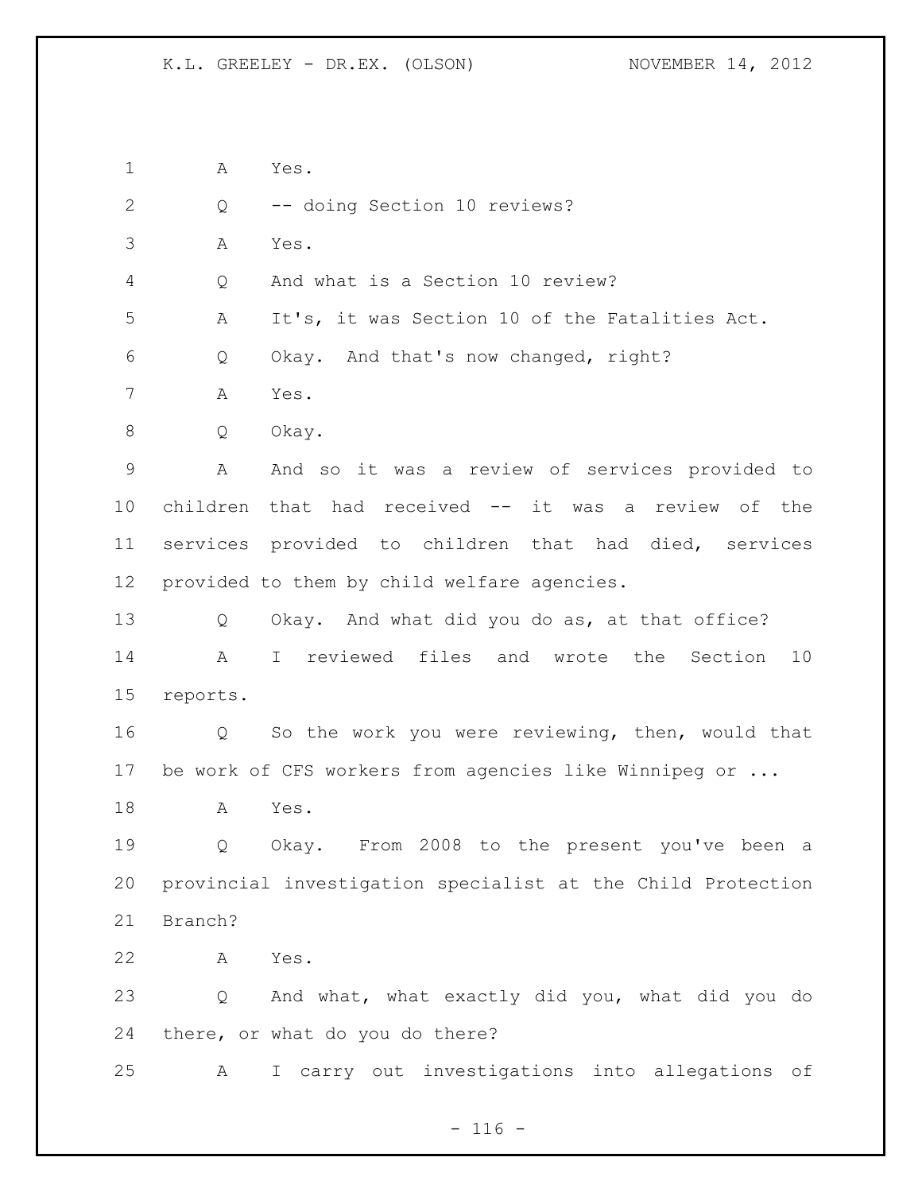1 A Yes.

2 Q -- doing Section 10 reviews?

3 A Yes.

4 Q And what is a Section 10 review?

5 A It's, it was Section 10 of the Fatalities Act.

6 Q Okay. And that's now changed, right?

7 A Yes.

8 Q Okay.

9 A And so it was a review of services provided to

10 children that had received -- it was a review of the

11 services provided to children that had died, services

12 provided to them by child welfare agencies.

13 Q Okay. And what did you do as, at that office?

14 A I reviewed files and wrote the Section 10

15 reports.

16 Q So the work you were reviewing, then, would that

17 be work of CFS workers from agencies like Winnipeg or ...

18 A Yes.

19 Q Okay. From 2008 to the present you've been a

20 provincial investigation specialist at the Child Protection

21 Branch?

22 A Yes.

23 Q And what, what exactly did you, what did you do

24 there, or what do you do there?

25 A I carry out investigations into allegations of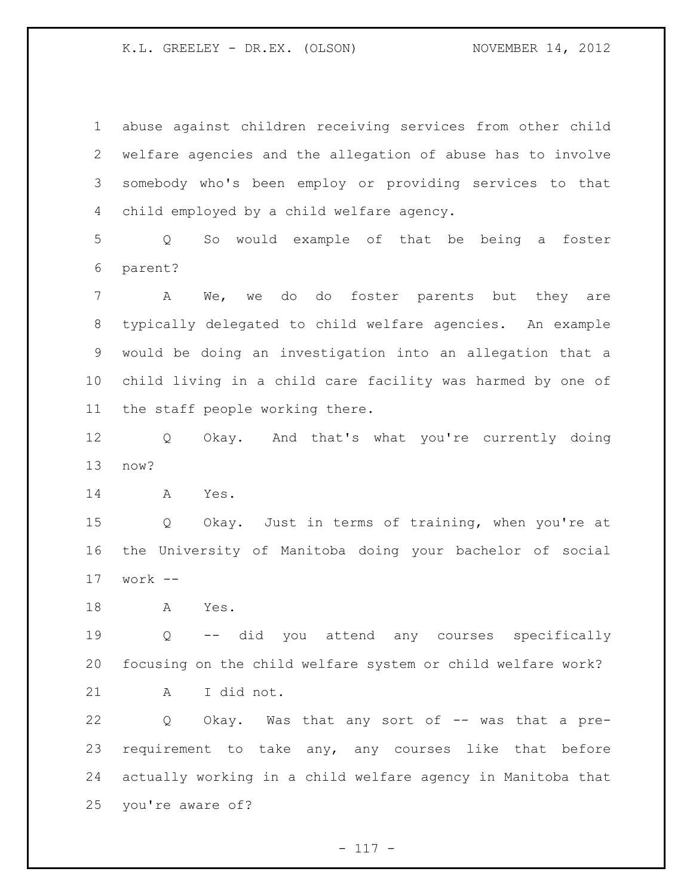abuse against children receiving services from other child welfare agencies and the allegation of abuse has to involve somebody who's been employ or providing services to that child employed by a child welfare agency.

Q So would example of that be being a foster parent?

A We, we do do foster parents but they are typically delegated to child welfare agencies. An example would be doing an investigation into an allegation that a child living in a child care facility was harmed by one of the staff people working there.

Q Okay. And that's what you're currently doing now?

A Yes.

Q Okay. Just in terms of training, when you're at the University of Manitoba doing your bachelor of social work --

A Yes.

Q -- did you attend any courses specifically focusing on the child welfare system or child welfare work?

A I did not.

Q Okay. Was that any sort of -- was that a pre-requirement to take any, any courses like that before actually working in a child welfare agency in Manitoba that you're aware of?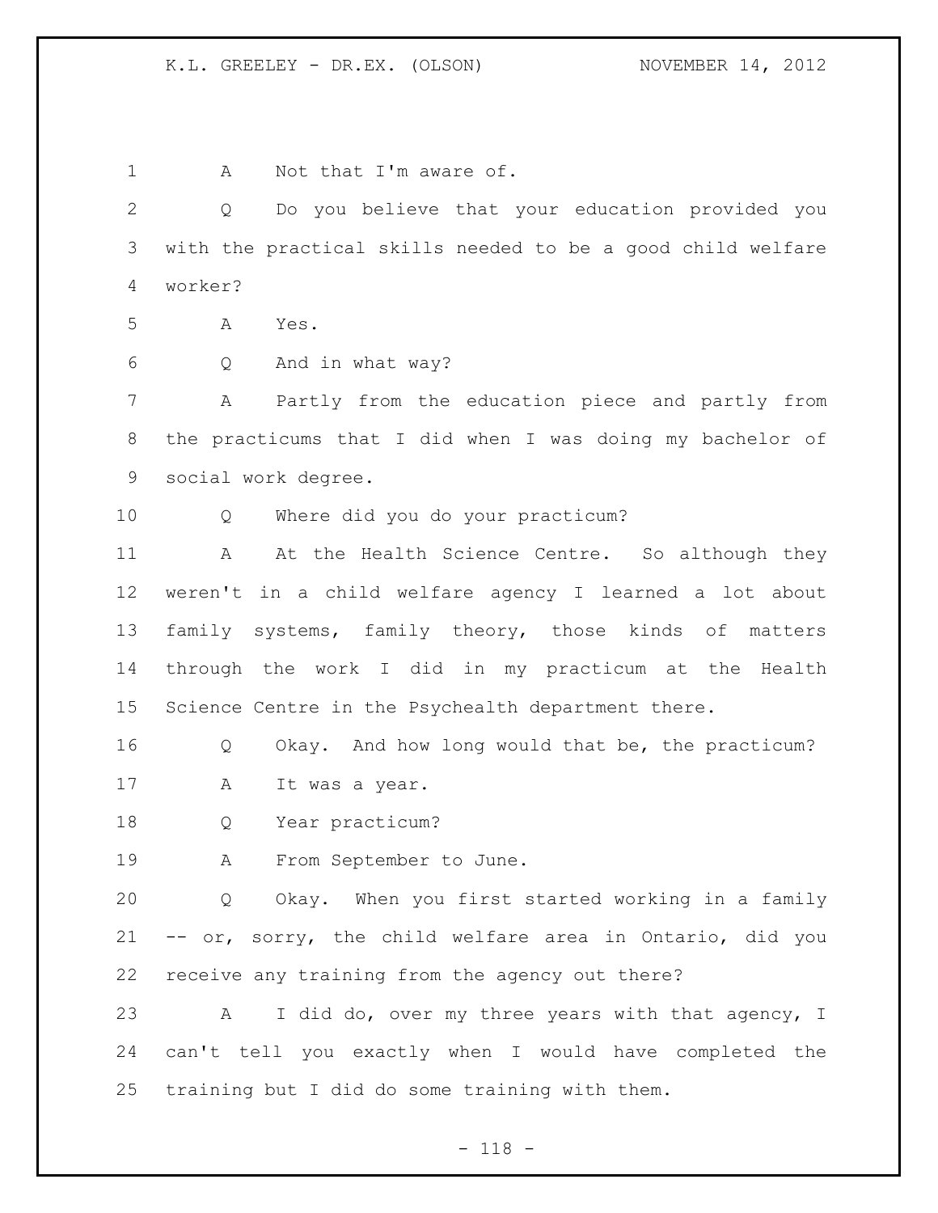1 A Not that I'm aware of.

2 Q Do you believe that your education provided you
3 with the practical skills needed to be a good child welfare
4 worker?

5 A Yes.

6 Q And in what way?

7 A Partly from the education piece and partly from
8 the practicums that I did when I was doing my bachelor of
9 social work degree.

10 Q Where did you do your practicum?

11 A At the Health Science Centre. So although they
12 weren't in a child welfare agency I learned a lot about
13 family systems, family theory, those kinds of matters
14 through the work I did in my practicum at the Health
15 Science Centre in the Psychealth department there.

16 Q Okay. And how long would that be, the practicum?

17 A It was a year.

18 Q Year practicum?

19 A From September to June.

20 Q Okay. When you first started working in a family
21 -- or, sorry, the child welfare area in Ontario, did you
22 receive any training from the agency out there?

23 A I did do, over my three years with that agency, I
24 can't tell you exactly when I would have completed the
25 training but I did do some training with them.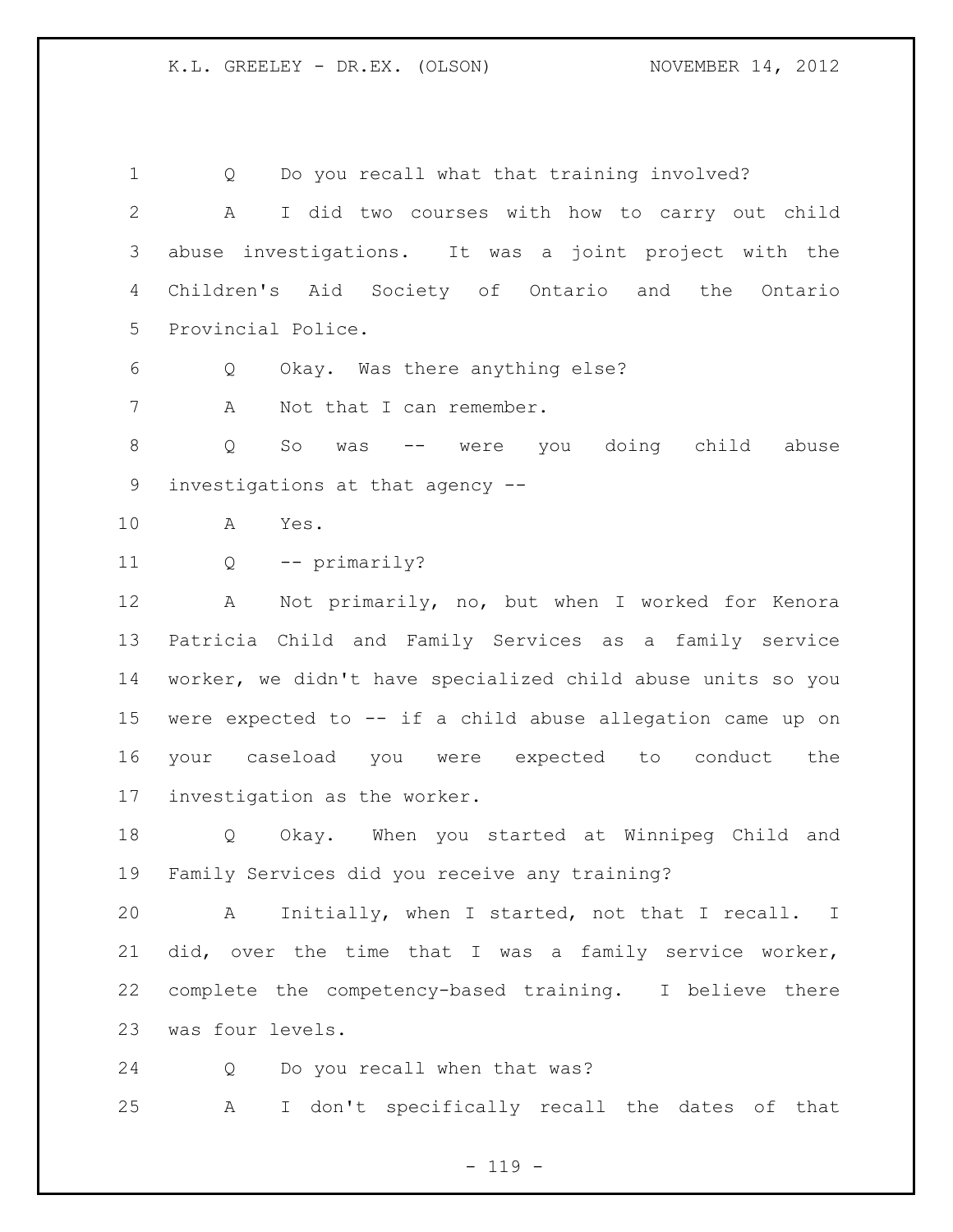Q Do you recall what that training involved?

A I did two courses with how to carry out child abuse investigations. It was a joint project with the Children's Aid Society of Ontario and the Ontario Provincial Police.

Q Okay. Was there anything else?

A Not that I can remember.

Q So was -- were you doing child abuse investigations at that agency --

A Yes.

Q -- primarily?

A Not primarily, no, but when I worked for Kenora Patricia Child and Family Services as a family service worker, we didn't have specialized child abuse units so you were expected to -- if a child abuse allegation came up on your caseload you were expected to conduct the investigation as the worker.

Q Okay. When you started at Winnipeg Child and Family Services did you receive any training?

A Initially, when I started, not that I recall. I did, over the time that I was a family service worker, complete the competency-based training. I believe there was four levels.

Q Do you recall when that was?

A I don't specifically recall the dates of that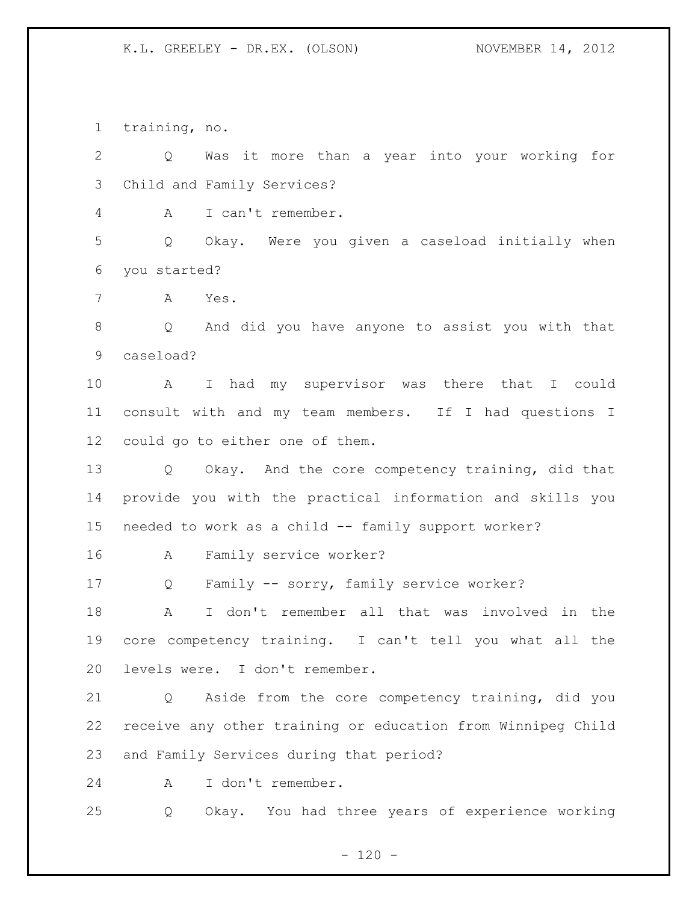training, no.

Q Was it more than a year into your working for Child and Family Services?

A I can't remember.

Q Okay. Were you given a caseload initially when you started?

A Yes.

Q And did you have anyone to assist you with that caseload?

A I had my supervisor was there that I could consult with and my team members. If I had questions I could go to either one of them.

Q Okay. And the core competency training, did that provide you with the practical information and skills you needed to work as a child -- family support worker?

A Family service worker?

Q Family -- sorry, family service worker?

A I don't remember all that was involved in the core competency training. I can't tell you what all the levels were. I don't remember.

Q Aside from the core competency training, did you receive any other training or education from Winnipeg Child and Family Services during that period?

A I don't remember.

Q Okay. You had three years of experience working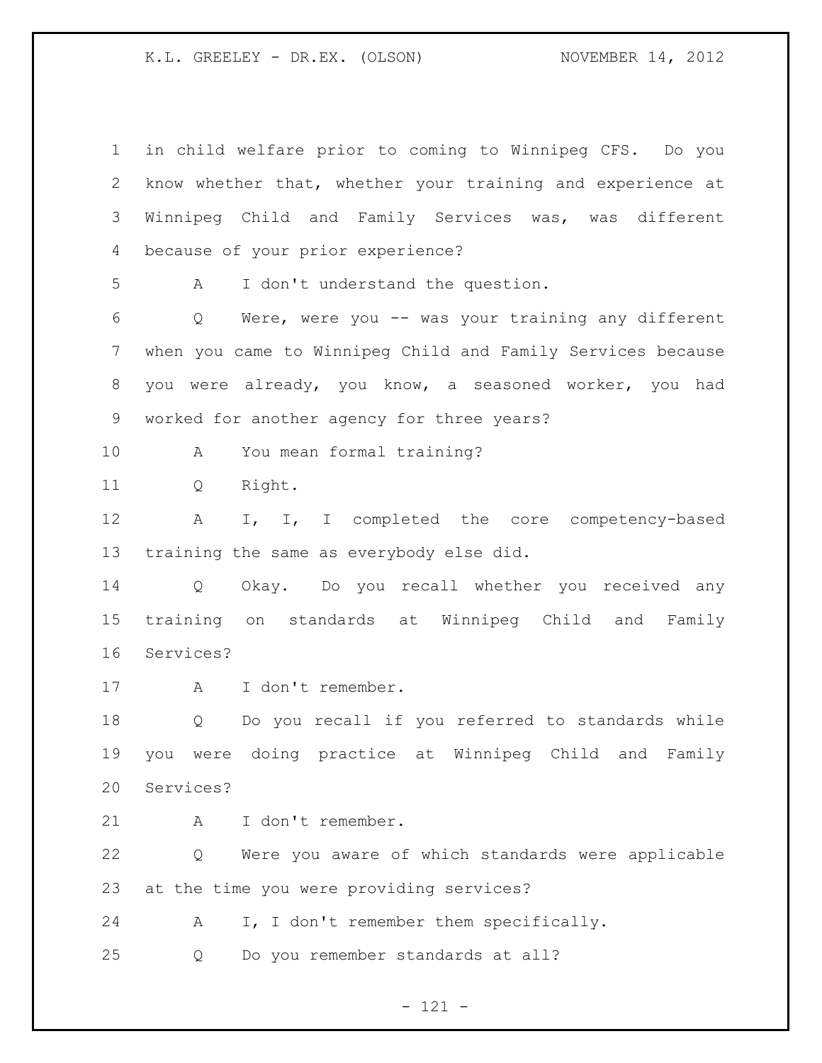in child welfare prior to coming to Winnipeg CFS. Do you know whether that, whether your training and experience at Winnipeg Child and Family Services was, was different because of your prior experience?

A I don't understand the question.

Q Were, were you -- was your training any different when you came to Winnipeg Child and Family Services because you were already, you know, a seasoned worker, you had worked for another agency for three years?

A You mean formal training?

Q Right.

A I, I, I completed the core competency-based training the same as everybody else did.

Q Okay. Do you recall whether you received any training on standards at Winnipeg Child and Family Services?

A I don't remember.

Q Do you recall if you referred to standards while you were doing practice at Winnipeg Child and Family Services?

A I don't remember.

Q Were you aware of which standards were applicable at the time you were providing services?

A I, I don't remember them specifically.

Q Do you remember standards at all?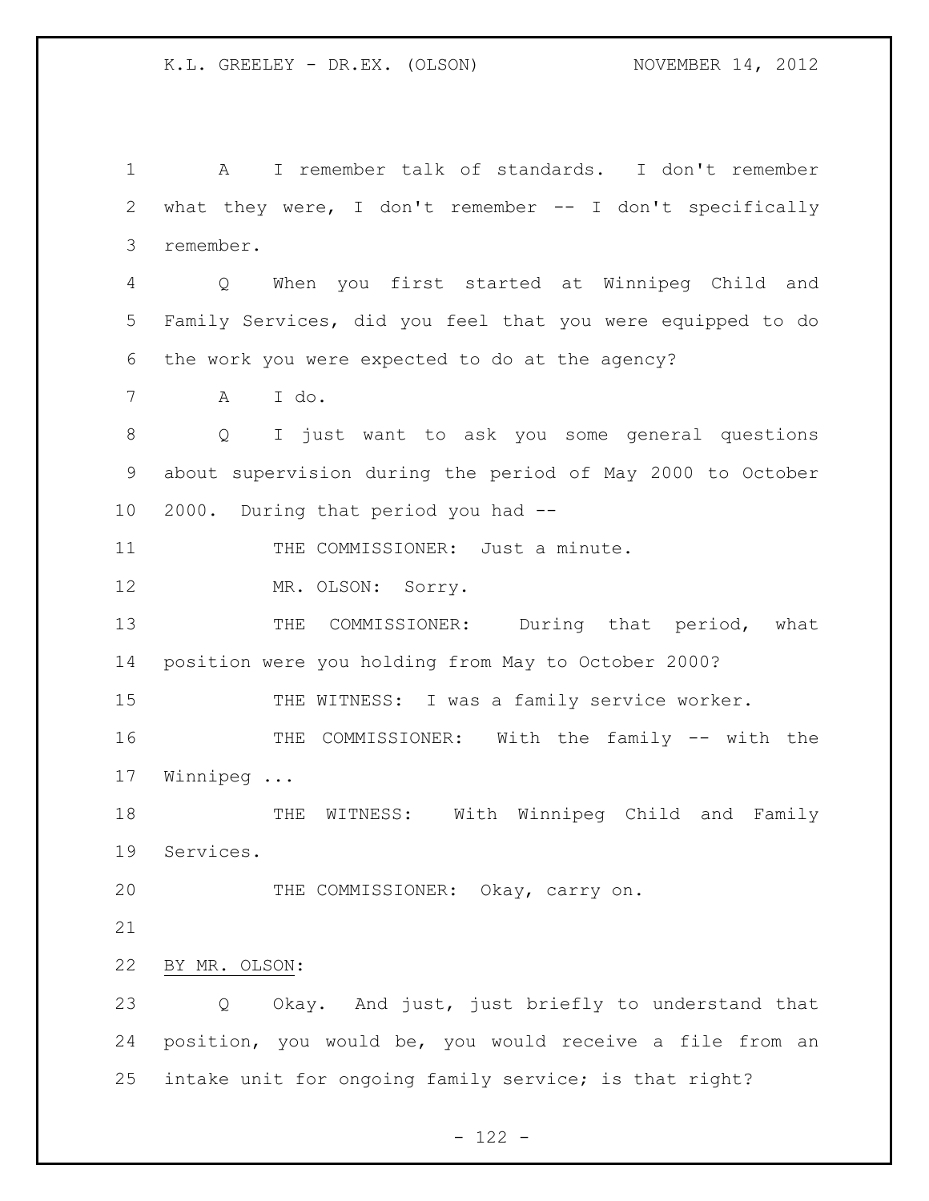A I remember talk of standards. I don't remember what they were, I don't remember -- I don't specifically remember.

Q When you first started at Winnipeg Child and Family Services, did you feel that you were equipped to do the work you were expected to do at the agency?

A I do.

Q I just want to ask you some general questions about supervision during the period of May 2000 to October 2000. During that period you had --

THE COMMISSIONER: Just a minute.

MR. OLSON: Sorry.

THE COMMISSIONER: During that period, what position were you holding from May to October 2000?

THE WITNESS: I was a family service worker.

THE COMMISSIONER: With the family -- with the Winnipeg ...

THE WITNESS: With Winnipeg Child and Family Services.

THE COMMISSIONER: Okay, carry on.

BY MR. OLSON:

Q Okay. And just, just briefly to understand that position, you would be, you would receive a file from an intake unit for ongoing family service; is that right?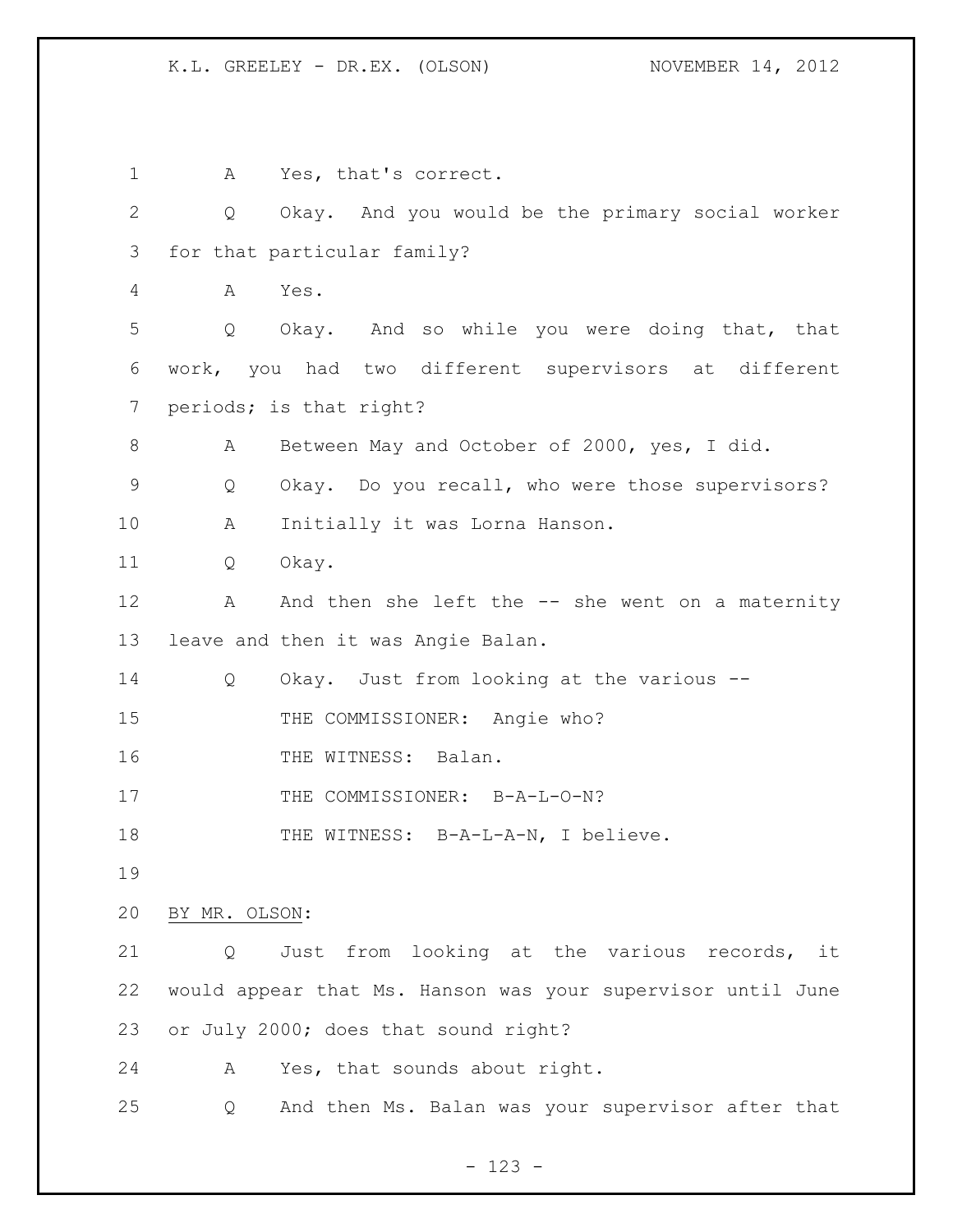A Yes, that's correct.

Q Okay. And you would be the primary social worker for that particular family?

A Yes.

Q Okay. And so while you were doing that, that work, you had two different supervisors at different periods; is that right?

A Between May and October of 2000, yes, I did.

Q Okay. Do you recall, who were those supervisors?

A Initially it was Lorna Hanson.

Q Okay.

A And then she left the -- she went on a maternity leave and then it was Angie Balan.

Q Okay. Just from looking at the various --

THE COMMISSIONER: Angie who?

THE WITNESS: Balan.

THE COMMISSIONER: B-A-L-O-N?

THE WITNESS: B-A-L-A-N, I believe.

BY MR. OLSON:

Q Just from looking at the various records, it would appear that Ms. Hanson was your supervisor until June or July 2000; does that sound right?

A Yes, that sounds about right.

Q And then Ms. Balan was your supervisor after that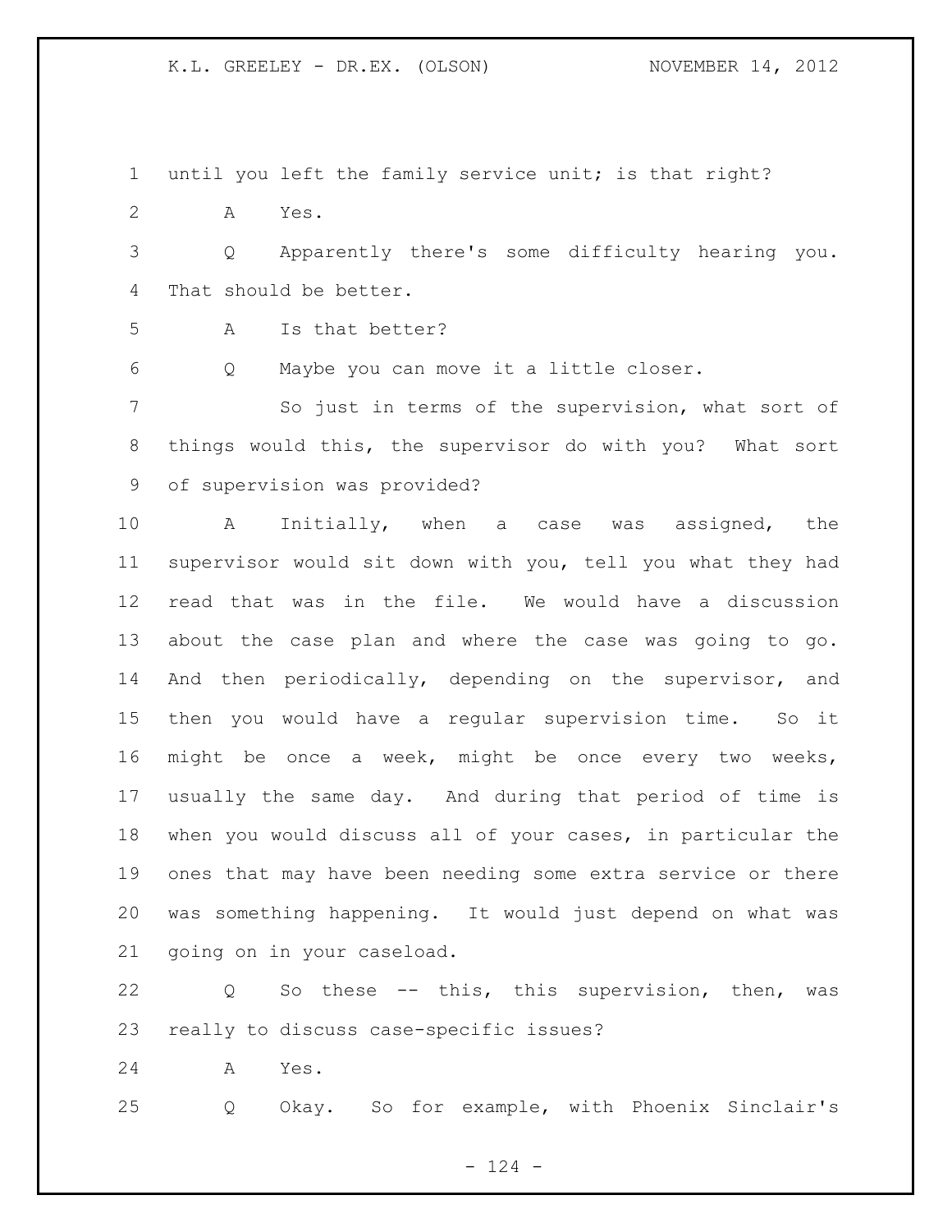until you left the family service unit; is that right?

A Yes.

Q Apparently there's some difficulty hearing you. That should be better.

A Is that better?

Q Maybe you can move it a little closer.

So just in terms of the supervision, what sort of things would this, the supervisor do with you? What sort of supervision was provided?

A Initially, when a case was assigned, the supervisor would sit down with you, tell you what they had read that was in the file. We would have a discussion about the case plan and where the case was going to go. And then periodically, depending on the supervisor, and then you would have a regular supervision time. So it might be once a week, might be once every two weeks, usually the same day. And during that period of time is when you would discuss all of your cases, in particular the ones that may have been needing some extra service or there was something happening. It would just depend on what was going on in your caseload.

Q So these -- this, this supervision, then, was really to discuss case-specific issues?

A Yes.

Q Okay. So for example, with Phoenix Sinclair's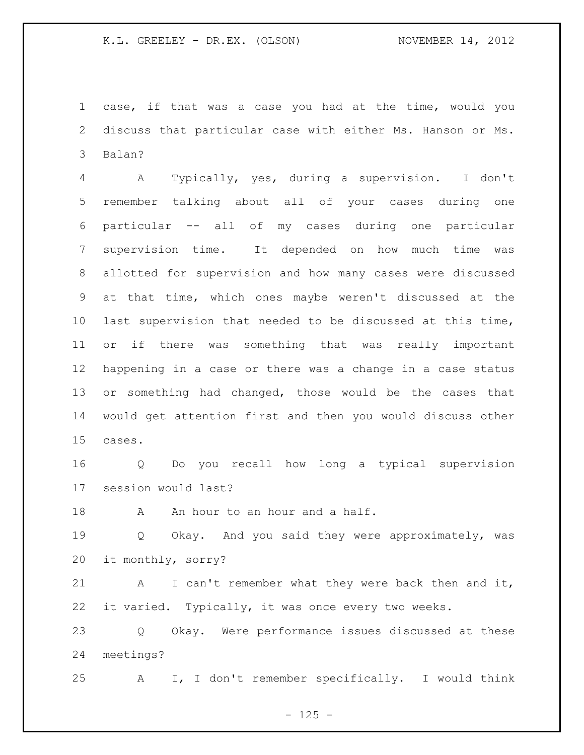case, if that was a case you had at the time, would you discuss that particular case with either Ms. Hanson or Ms. Balan?

A Typically, yes, during a supervision. I don't remember talking about all of your cases during one particular -- all of my cases during one particular supervision time. It depended on how much time was allotted for supervision and how many cases were discussed at that time, which ones maybe weren't discussed at the last supervision that needed to be discussed at this time, or if there was something that was really important happening in a case or there was a change in a case status or something had changed, those would be the cases that would get attention first and then you would discuss other cases.

Q Do you recall how long a typical supervision session would last?

A An hour to an hour and a half.

Q Okay. And you said they were approximately, was it monthly, sorry?

A I can't remember what they were back then and it, it varied. Typically, it was once every two weeks.

Q Okay. Were performance issues discussed at these meetings?

A I, I don't remember specifically. I would think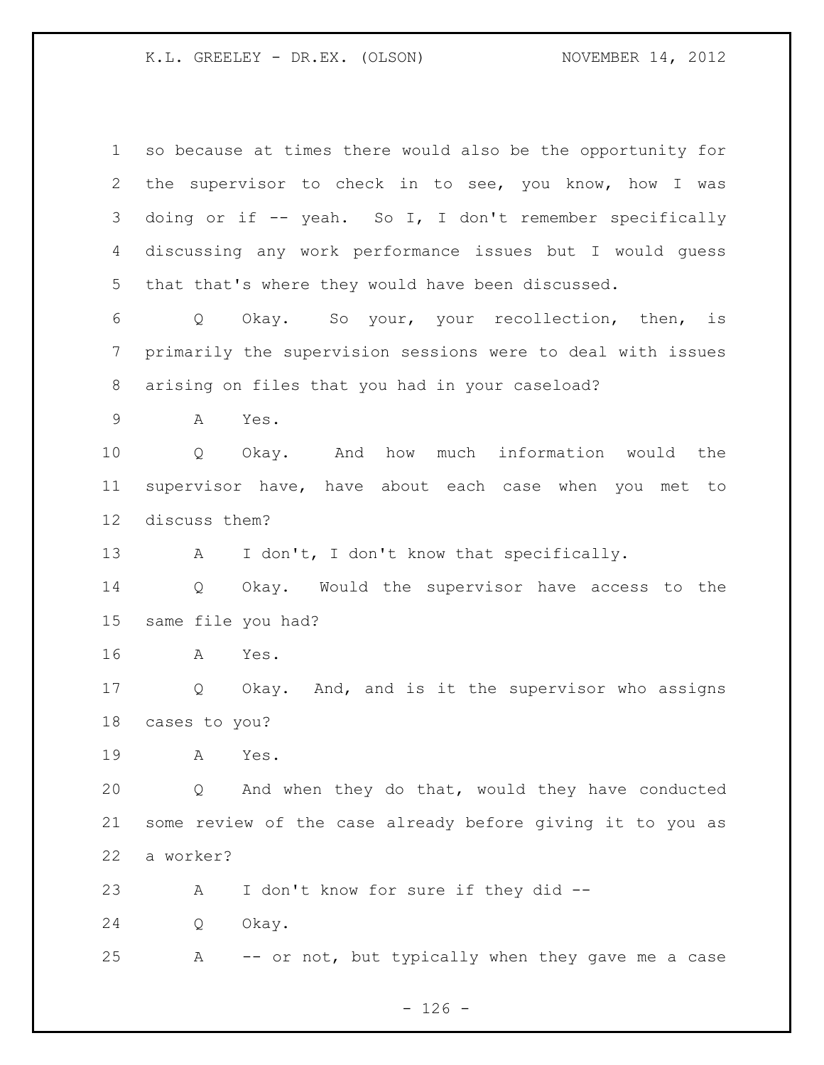so because at times there would also be the opportunity for the supervisor to check in to see, you know, how I was doing or if -- yeah. So I, I don't remember specifically discussing any work performance issues but I would guess that that's where they would have been discussed.

Q Okay. So your, your recollection, then, is primarily the supervision sessions were to deal with issues arising on files that you had in your caseload?

A Yes.

Q Okay. And how much information would the supervisor have, have about each case when you met to discuss them?

A I don't, I don't know that specifically.

Q Okay. Would the supervisor have access to the same file you had?

A Yes.

Q Okay. And, and is it the supervisor who assigns cases to you?

A Yes.

Q And when they do that, would they have conducted some review of the case already before giving it to you as a worker?

A I don't know for sure if they did --

Q Okay.

A -- or not, but typically when they gave me a case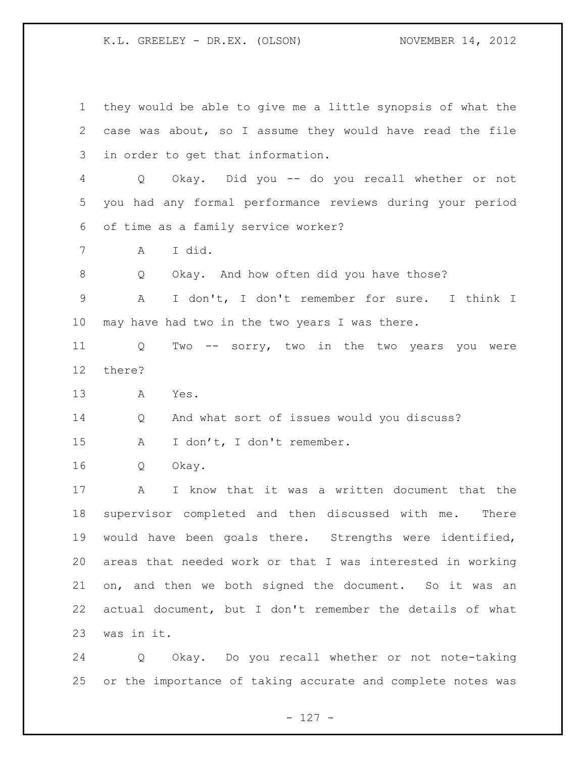they would be able to give me a little synopsis of what the case was about, so I assume they would have read the file in order to get that information.

Q Okay. Did you -- do you recall whether or not you had any formal performance reviews during your period of time as a family service worker?

A I did.

Q Okay. And how often did you have those?

A I don't, I don't remember for sure. I think I may have had two in the two years I was there.

Q Two -- sorry, two in the two years you were there?

A Yes.

Q And what sort of issues would you discuss?

A I don't, I don't remember.

Q Okay.

A I know that it was a written document that the supervisor completed and then discussed with me. There would have been goals there. Strengths were identified, areas that needed work or that I was interested in working on, and then we both signed the document. So it was an actual document, but I don't remember the details of what was in it.

Q Okay. Do you recall whether or not note-taking or the importance of taking accurate and complete notes was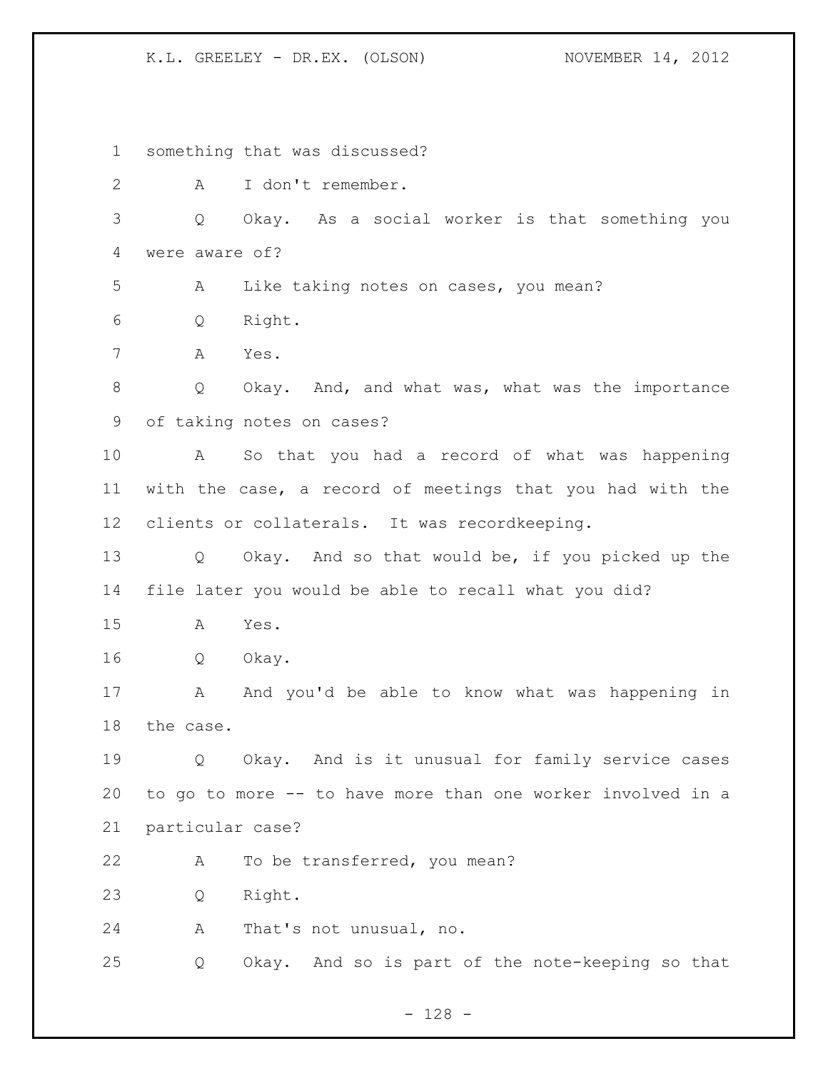something that was discussed?

A I don't remember.

Q Okay. As a social worker is that something you were aware of?

A Like taking notes on cases, you mean?

Q Right.

A Yes.

Q Okay. And, and what was, what was the importance of taking notes on cases?

A So that you had a record of what was happening with the case, a record of meetings that you had with the clients or collaterals. It was recordkeeping.

Q Okay. And so that would be, if you picked up the file later you would be able to recall what you did?

A Yes.

Q Okay.

A And you'd be able to know what was happening in the case.

Q Okay. And is it unusual for family service cases to go to more -- to have more than one worker involved in a particular case?

A To be transferred, you mean?

Q Right.

A That's not unusual, no.

Q Okay. And so is part of the note-keeping so that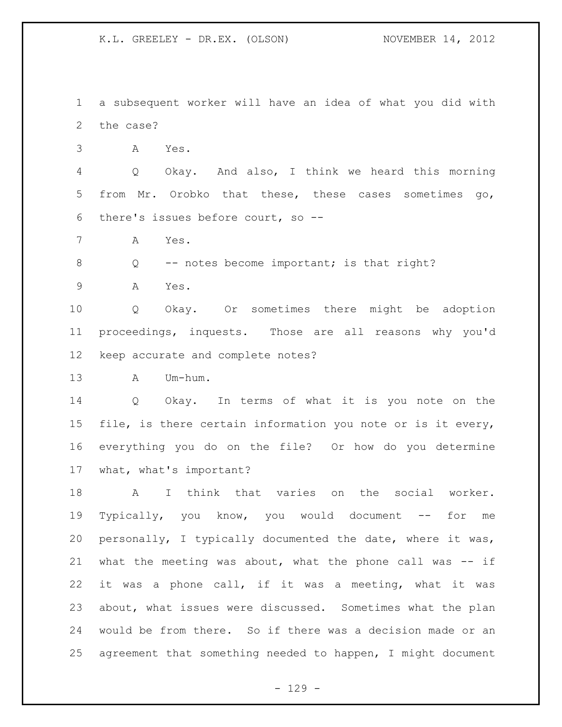a subsequent worker will have an idea of what you did with the case?

A Yes.

Q Okay. And also, I think we heard this morning from Mr. Orobko that these, these cases sometimes go, there's issues before court, so --

A Yes.

Q -- notes become important; is that right?

A Yes.

Q Okay. Or sometimes there might be adoption proceedings, inquests. Those are all reasons why you'd keep accurate and complete notes?

A Um-hum.

Q Okay. In terms of what it is you note on the file, is there certain information you note or is it every, everything you do on the file? Or how do you determine what, what's important?

A I think that varies on the social worker. Typically, you know, you would document -- for me personally, I typically documented the date, where it was, what the meeting was about, what the phone call was -- if it was a phone call, if it was a meeting, what it was about, what issues were discussed. Sometimes what the plan would be from there. So if there was a decision made or an agreement that something needed to happen, I might document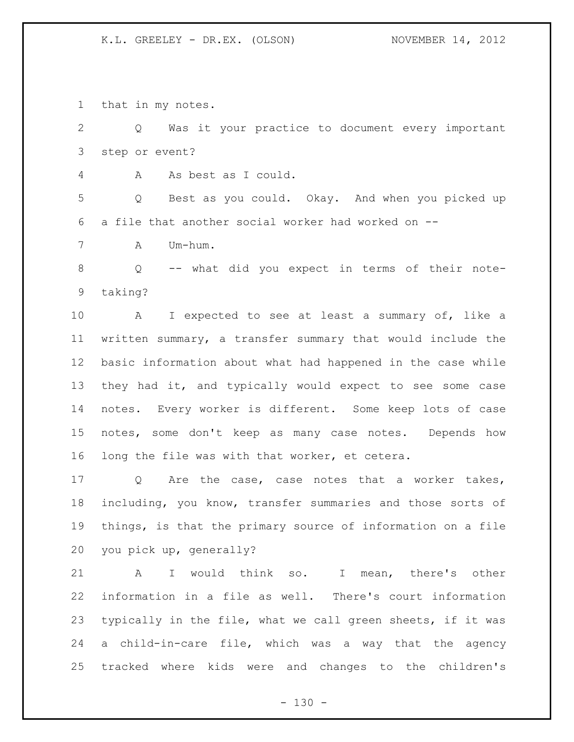that in my notes.

Q Was it your practice to document every important step or event?

A As best as I could.

Q Best as you could. Okay. And when you picked up a file that another social worker had worked on --

A Um-hum.

Q -- what did you expect in terms of their note-taking?

A I expected to see at least a summary of, like a written summary, a transfer summary that would include the basic information about what had happened in the case while they had it, and typically would expect to see some case notes. Every worker is different. Some keep lots of case notes, some don't keep as many case notes. Depends how long the file was with that worker, et cetera.

Q Are the case, case notes that a worker takes, including, you know, transfer summaries and those sorts of things, is that the primary source of information on a file you pick up, generally?

A I would think so. I mean, there's other information in a file as well. There's court information typically in the file, what we call green sheets, if it was a child-in-care file, which was a way that the agency tracked where kids were and changes to the children's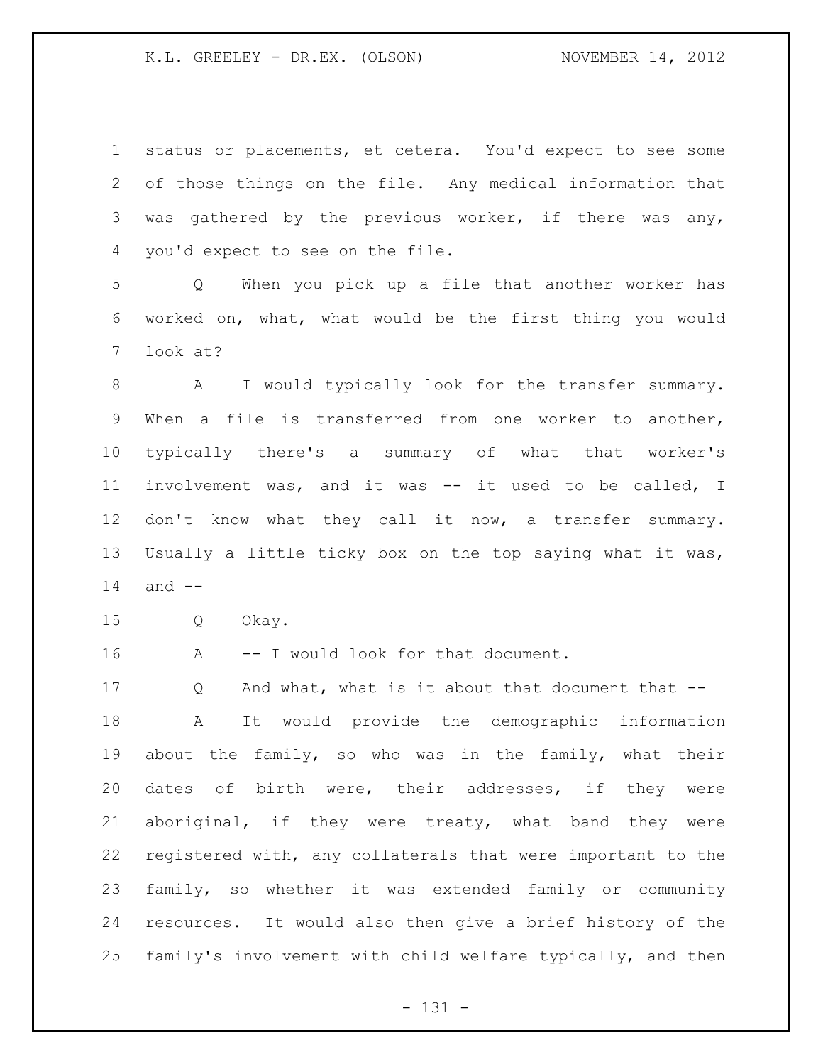status or placements, et cetera. You'd expect to see some of those things on the file. Any medical information that was gathered by the previous worker, if there was any, you'd expect to see on the file.

Q When you pick up a file that another worker has worked on, what, what would be the first thing you would look at?

A I would typically look for the transfer summary. When a file is transferred from one worker to another, typically there's a summary of what that worker's involvement was, and it was -- it used to be called, I don't know what they call it now, a transfer summary. Usually a little ticky box on the top saying what it was, and --

Q Okay.

A -- I would look for that document.

Q And what, what is it about that document that --

A It would provide the demographic information about the family, so who was in the family, what their dates of birth were, their addresses, if they were aboriginal, if they were treaty, what band they were registered with, any collaterals that were important to the family, so whether it was extended family or community resources. It would also then give a brief history of the family's involvement with child welfare typically, and then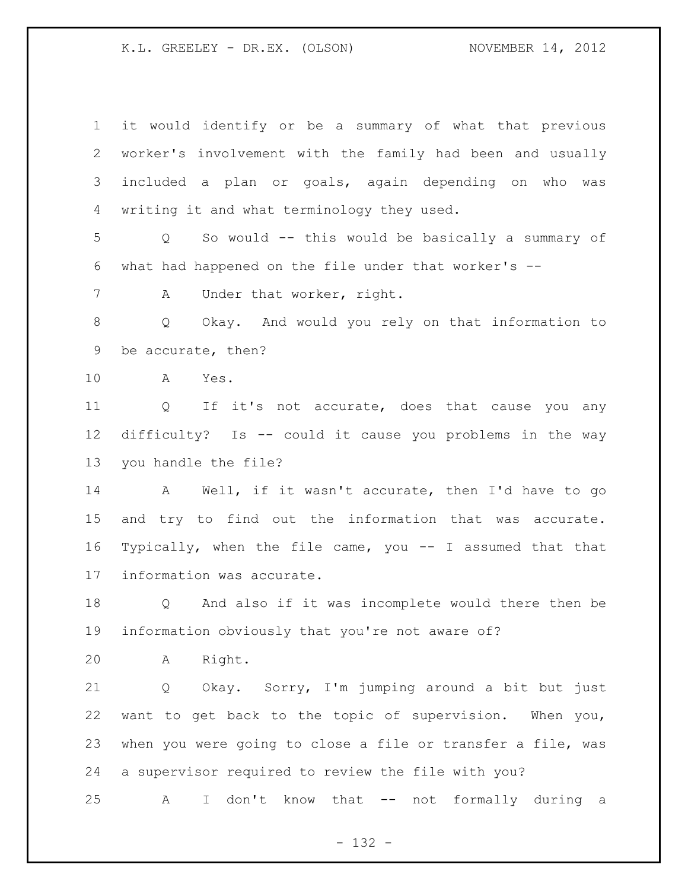it would identify or be a summary of what that previous worker's involvement with the family had been and usually included a plan or goals, again depending on who was writing it and what terminology they used.

Q So would -- this would be basically a summary of what had happened on the file under that worker's --

A Under that worker, right.

Q Okay. And would you rely on that information to be accurate, then?

A Yes.

Q If it's not accurate, does that cause you any difficulty? Is -- could it cause you problems in the way you handle the file?

A Well, if it wasn't accurate, then I'd have to go and try to find out the information that was accurate. Typically, when the file came, you -- I assumed that that information was accurate.

Q And also if it was incomplete would there then be information obviously that you're not aware of?

A Right.

Q Okay. Sorry, I'm jumping around a bit but just want to get back to the topic of supervision. When you, when you were going to close a file or transfer a file, was a supervisor required to review the file with you?

A I don't know that -- not formally during a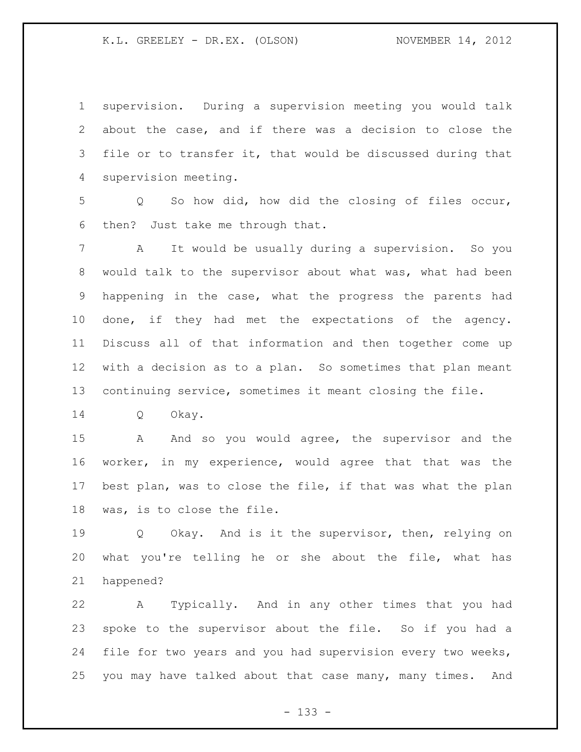supervision. During a supervision meeting you would talk about the case, and if there was a decision to close the file or to transfer it, that would be discussed during that supervision meeting.

Q So how did, how did the closing of files occur, then? Just take me through that.

A It would be usually during a supervision. So you would talk to the supervisor about what was, what had been happening in the case, what the progress the parents had done, if they had met the expectations of the agency. Discuss all of that information and then together come up with a decision as to a plan. So sometimes that plan meant continuing service, sometimes it meant closing the file.

Q Okay.

A And so you would agree, the supervisor and the worker, in my experience, would agree that that was the best plan, was to close the file, if that was what the plan was, is to close the file.

Q Okay. And is it the supervisor, then, relying on what you're telling he or she about the file, what has happened?

A Typically. And in any other times that you had spoke to the supervisor about the file. So if you had a file for two years and you had supervision every two weeks, you may have talked about that case many, many times. And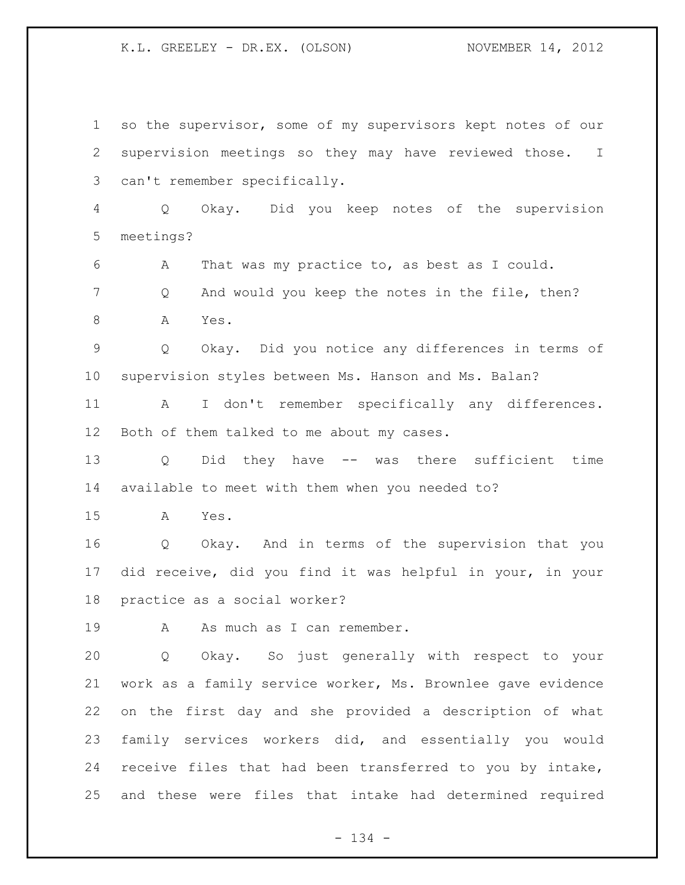so the supervisor, some of my supervisors kept notes of our supervision meetings so they may have reviewed those. I can't remember specifically.

Q Okay. Did you keep notes of the supervision meetings?

A That was my practice to, as best as I could.

Q And would you keep the notes in the file, then?

A Yes.

Q Okay. Did you notice any differences in terms of supervision styles between Ms. Hanson and Ms. Balan?

A I don't remember specifically any differences. Both of them talked to me about my cases.

Q Did they have -- was there sufficient time available to meet with them when you needed to?

A Yes.

Q Okay. And in terms of the supervision that you did receive, did you find it was helpful in your, in your practice as a social worker?

A As much as I can remember.

Q Okay. So just generally with respect to your work as a family service worker, Ms. Brownlee gave evidence on the first day and she provided a description of what family services workers did, and essentially you would receive files that had been transferred to you by intake, and these were files that intake had determined required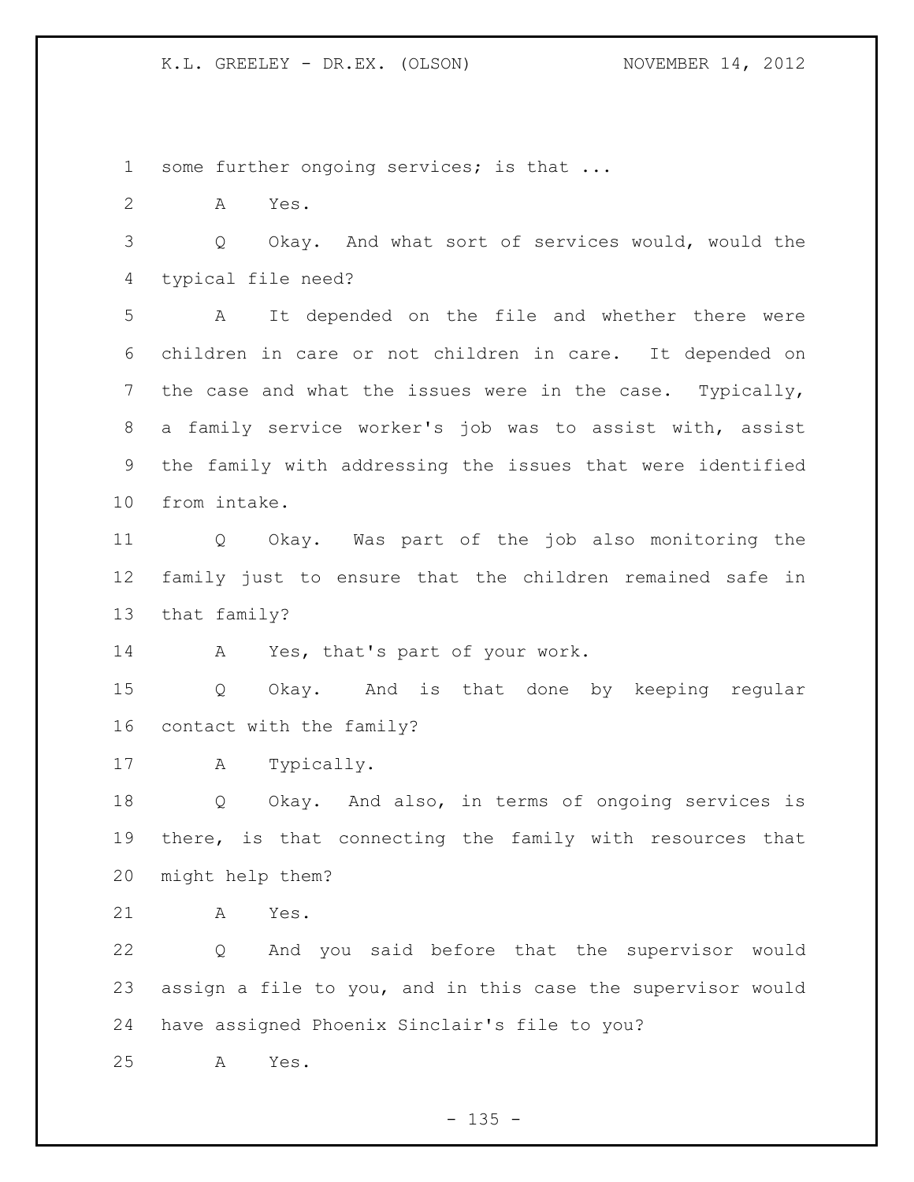some further ongoing services; is that ...

A Yes.

Q Okay. And what sort of services would, would the typical file need?

A It depended on the file and whether there were children in care or not children in care. It depended on the case and what the issues were in the case. Typically, a family service worker's job was to assist with, assist the family with addressing the issues that were identified from intake.

Q Okay. Was part of the job also monitoring the family just to ensure that the children remained safe in that family?

A Yes, that's part of your work.

Q Okay. And is that done by keeping regular contact with the family?

A Typically.

Q Okay. And also, in terms of ongoing services is there, is that connecting the family with resources that might help them?

A Yes.

Q And you said before that the supervisor would assign a file to you, and in this case the supervisor would have assigned Phoenix Sinclair's file to you?

A Yes.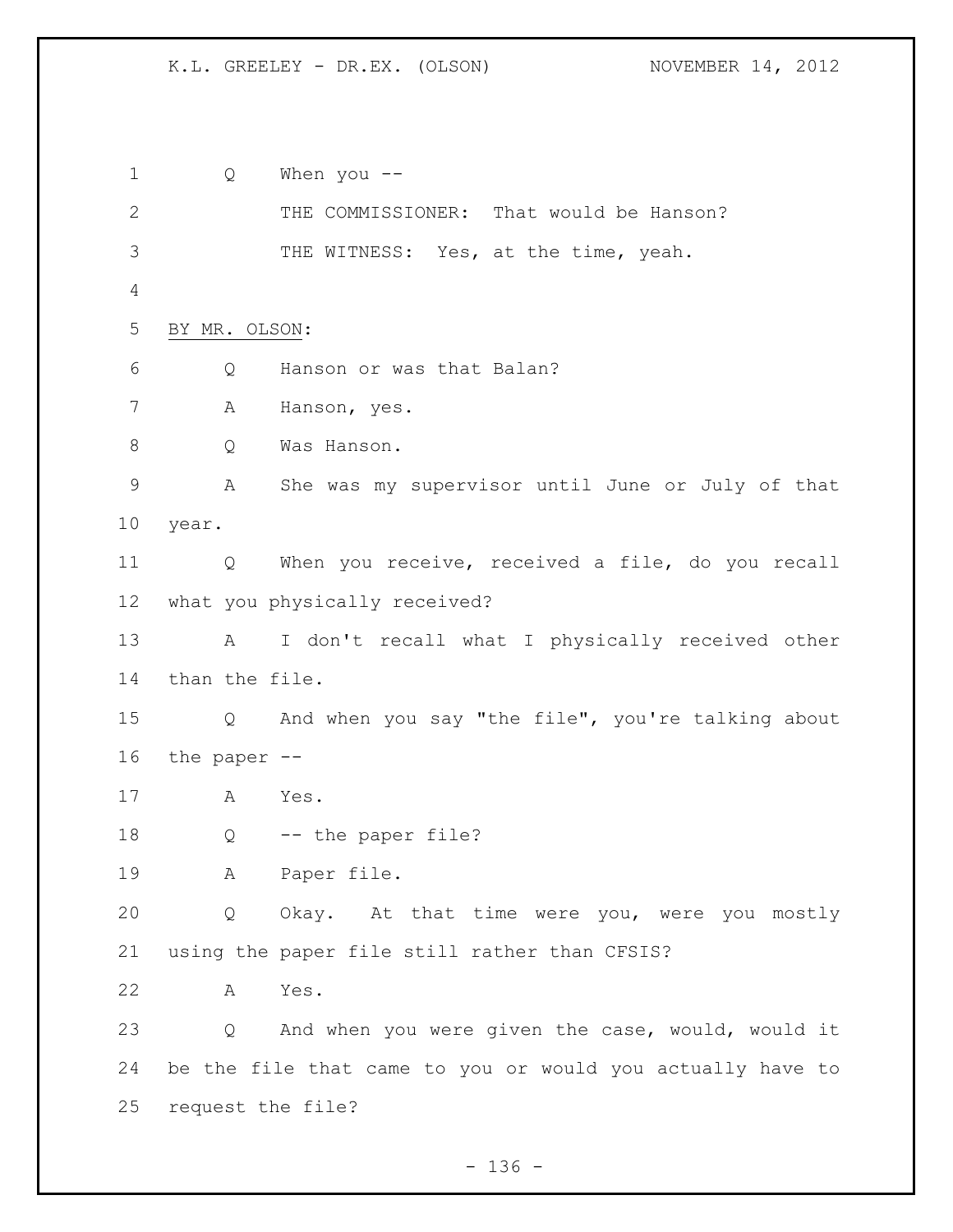Q When you --

THE COMMISSIONER: That would be Hanson?

THE WITNESS: Yes, at the time, yeah.

BY MR. OLSON:

Q Hanson or was that Balan?

A Hanson, yes.

Q Was Hanson.

A She was my supervisor until June or July of that year.

Q When you receive, received a file, do you recall what you physically received?

A I don't recall what I physically received other than the file.

Q And when you say "the file", you're talking about the paper --

A Yes.

Q -- the paper file?

A Paper file.

Q Okay. At that time were you, were you mostly using the paper file still rather than CFSIS?

A Yes.

Q And when you were given the case, would, would it be the file that came to you or would you actually have to request the file?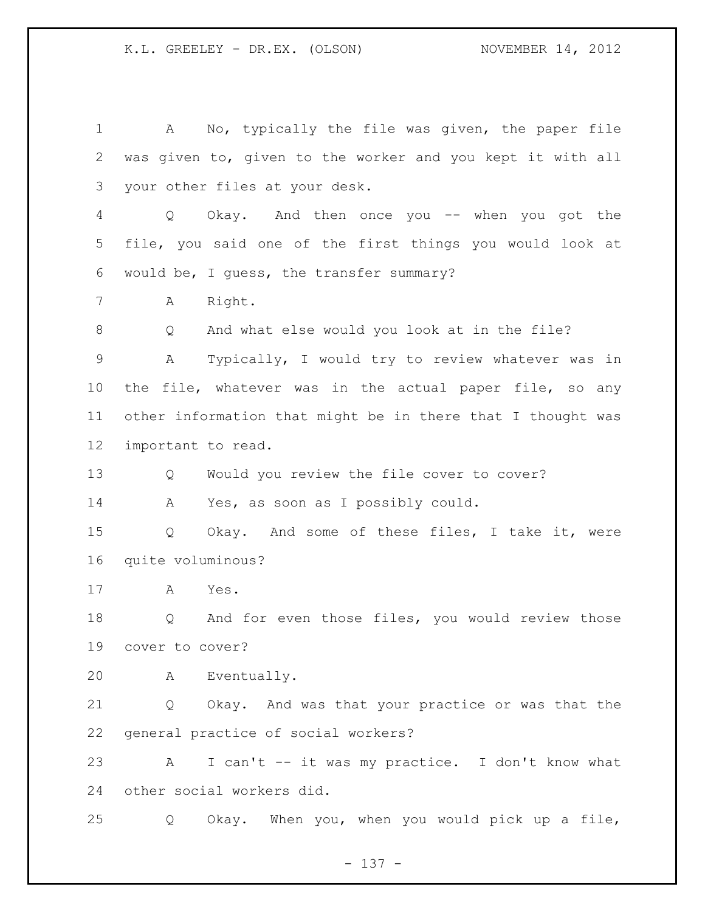A No, typically the file was given, the paper file was given to, given to the worker and you kept it with all your other files at your desk.

Q Okay. And then once you -- when you got the file, you said one of the first things you would look at would be, I guess, the transfer summary?

A Right.

Q And what else would you look at in the file?

A Typically, I would try to review whatever was in the file, whatever was in the actual paper file, so any other information that might be in there that I thought was important to read.

Q Would you review the file cover to cover?

A Yes, as soon as I possibly could.

Q Okay. And some of these files, I take it, were quite voluminous?

A Yes.

Q And for even those files, you would review those cover to cover?

A Eventually.

Q Okay. And was that your practice or was that the general practice of social workers?

A I can't -- it was my practice. I don't know what other social workers did.

Q Okay. When you, when you would pick up a file,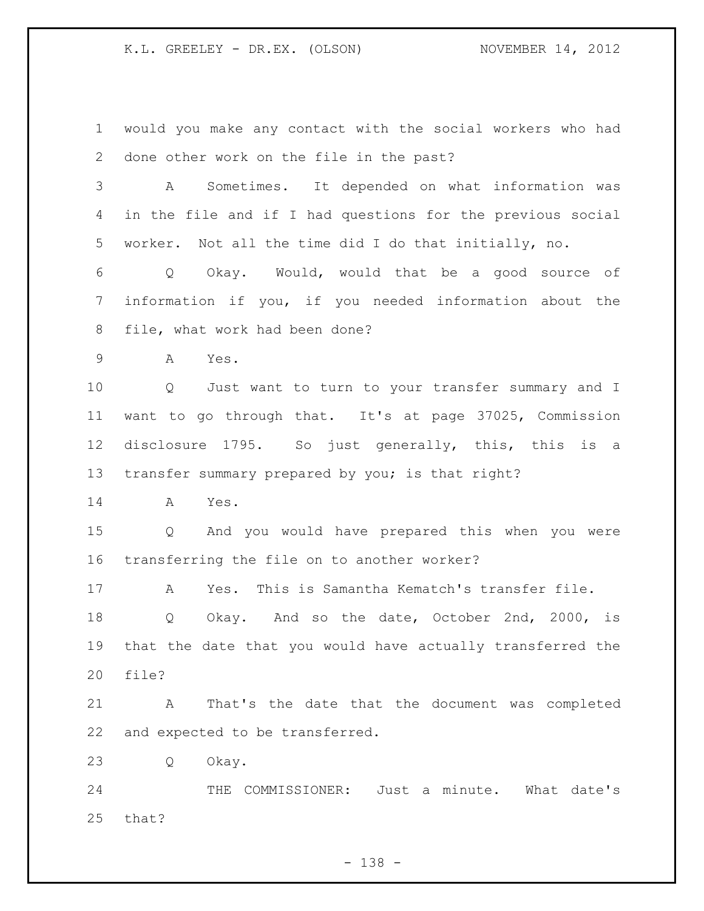would you make any contact with the social workers who had done other work on the file in the past?

A Sometimes. It depended on what information was in the file and if I had questions for the previous social worker. Not all the time did I do that initially, no.

Q Okay. Would, would that be a good source of information if you, if you needed information about the file, what work had been done?

A Yes.

Q Just want to turn to your transfer summary and I want to go through that. It's at page 37025, Commission disclosure 1795. So just generally, this, this is a transfer summary prepared by you; is that right?

A Yes.

Q And you would have prepared this when you were transferring the file on to another worker?

A Yes. This is Samantha Kematch's transfer file.

Q Okay. And so the date, October 2nd, 2000, is that the date that you would have actually transferred the file?

A That's the date that the document was completed and expected to be transferred.

Q Okay.

THE COMMISSIONER: Just a minute. What date's that?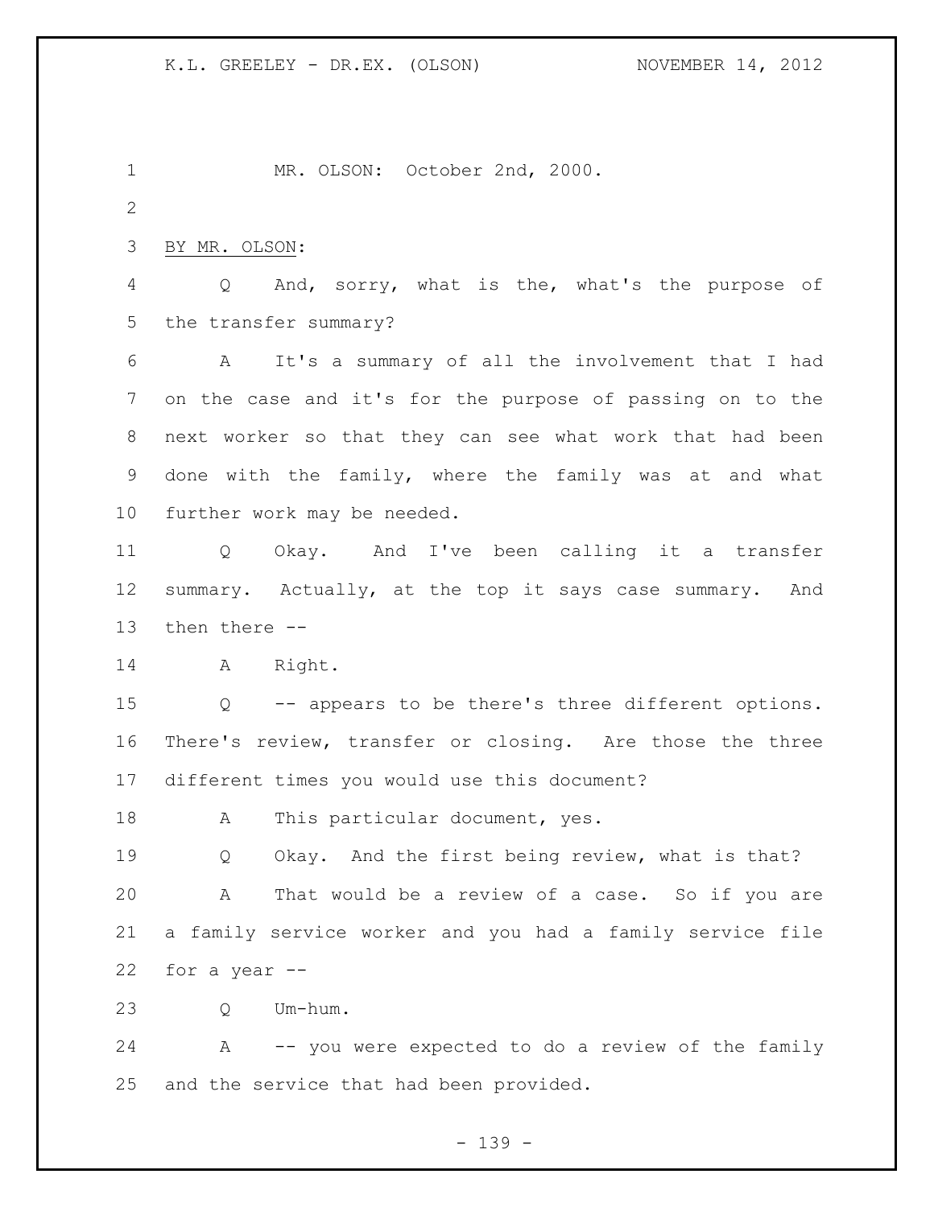MR. OLSON: October 2nd, 2000.

BY MR. OLSON:

Q And, sorry, what is the, what's the purpose of the transfer summary?

A It's a summary of all the involvement that I had on the case and it's for the purpose of passing on to the next worker so that they can see what work that had been done with the family, where the family was at and what further work may be needed.

Q Okay. And I've been calling it a transfer summary. Actually, at the top it says case summary. And then there --

A Right.

Q -- appears to be there's three different options. There's review, transfer or closing. Are those the three different times you would use this document?

A This particular document, yes.

Q Okay. And the first being review, what is that?

A That would be a review of a case. So if you are a family service worker and you had a family service file for a year --

Q Um-hum.

A -- you were expected to do a review of the family and the service that had been provided.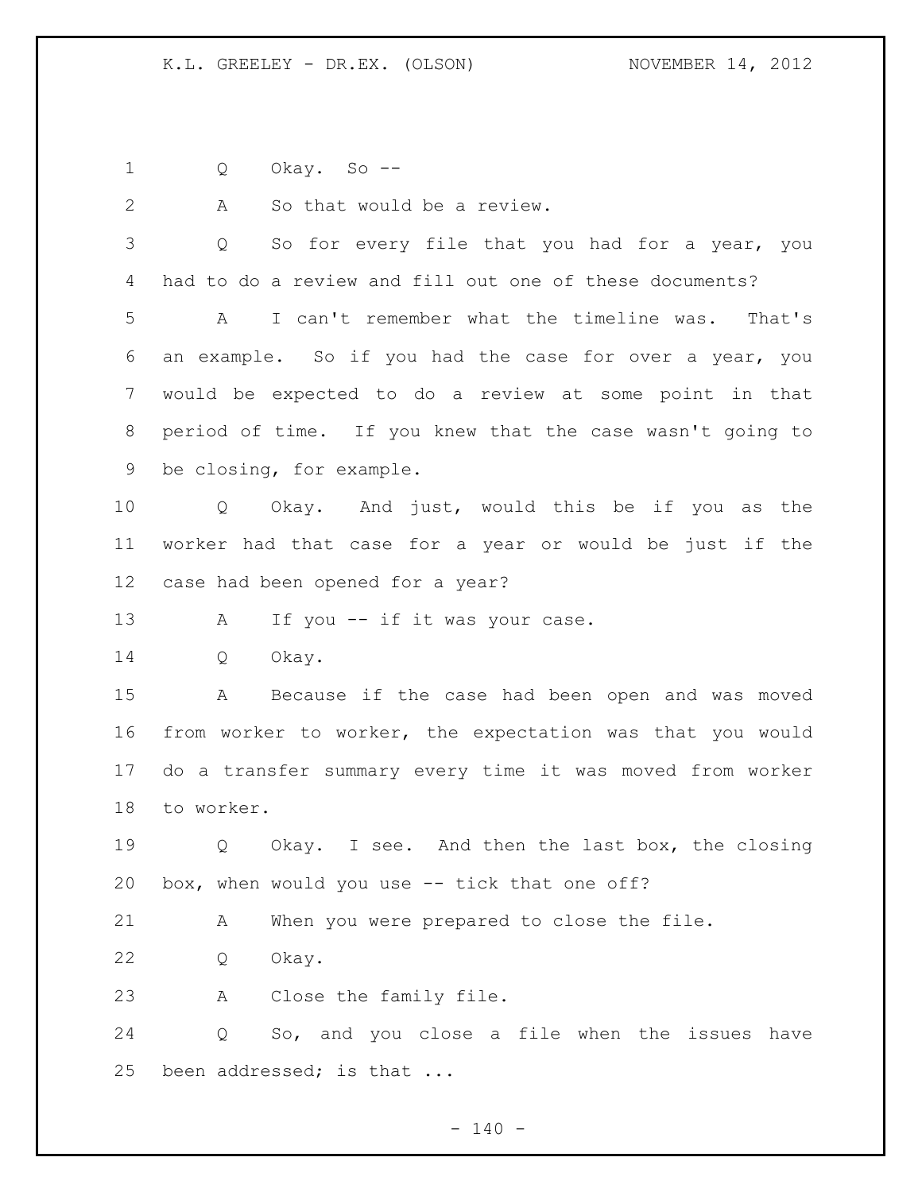Q Okay. So --

A So that would be a review.

Q So for every file that you had for a year, you had to do a review and fill out one of these documents?

A I can't remember what the timeline was. That's an example. So if you had the case for over a year, you would be expected to do a review at some point in that period of time. If you knew that the case wasn't going to be closing, for example.

Q Okay. And just, would this be if you as the worker had that case for a year or would be just if the case had been opened for a year?

A If you -- if it was your case.

Q Okay.

A Because if the case had been open and was moved from worker to worker, the expectation was that you would do a transfer summary every time it was moved from worker to worker.

Q Okay. I see. And then the last box, the closing box, when would you use -- tick that one off?

A When you were prepared to close the file.

Q Okay.

A Close the family file.

Q So, and you close a file when the issues have been addressed; is that ...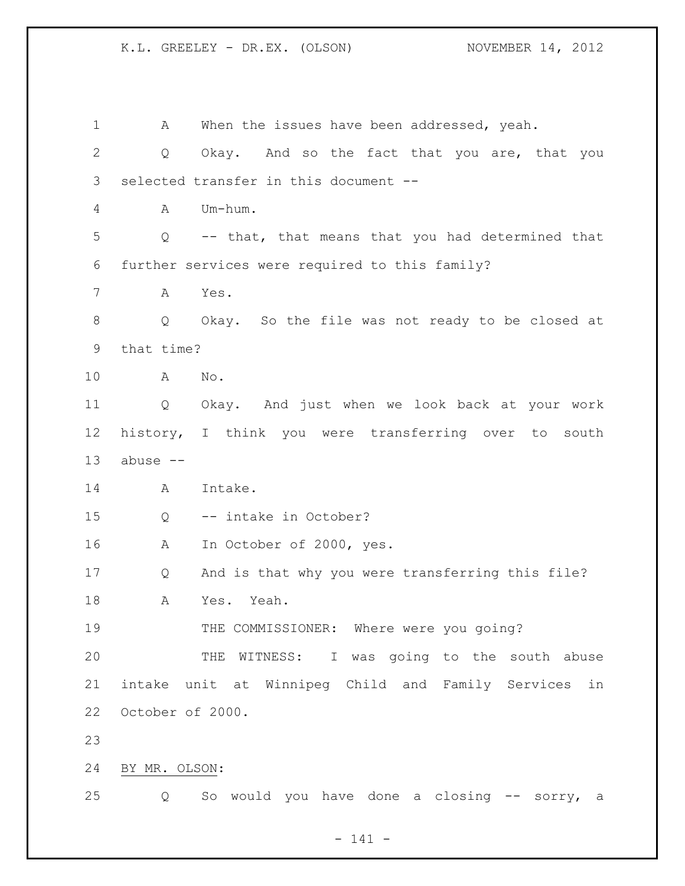A When the issues have been addressed, yeah.

Q Okay. And so the fact that you are, that you selected transfer in this document --

A Um-hum.

Q -- that, that means that you had determined that further services were required to this family?

A Yes.

Q Okay. So the file was not ready to be closed at that time?

A No.

Q Okay. And just when we look back at your work history, I think you were transferring over to south abuse --

A Intake.

Q -- intake in October?

A In October of 2000, yes.

Q And is that why you were transferring this file?

A Yes. Yeah.

THE COMMISSIONER: Where were you going?

THE WITNESS: I was going to the south abuse intake unit at Winnipeg Child and Family Services in October of 2000.

BY MR. OLSON:

Q So would you have done a closing -- sorry, a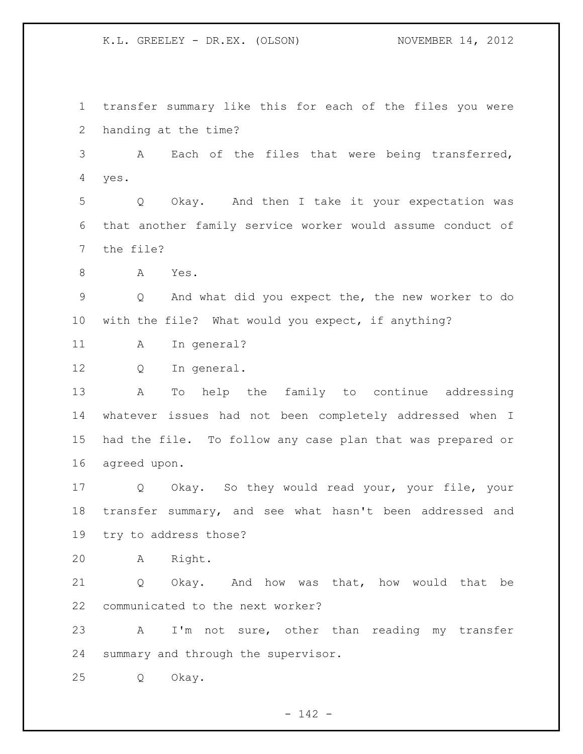transfer summary like this for each of the files you were handing at the time?

A Each of the files that were being transferred, yes.

Q Okay. And then I take it your expectation was that another family service worker would assume conduct of the file?

A Yes.

Q And what did you expect the, the new worker to do with the file? What would you expect, if anything?

A In general?

Q In general.

A To help the family to continue addressing whatever issues had not been completely addressed when I had the file. To follow any case plan that was prepared or agreed upon.

Q Okay. So they would read your, your file, your transfer summary, and see what hasn't been addressed and try to address those?

A Right.

Q Okay. And how was that, how would that be communicated to the next worker?

A I'm not sure, other than reading my transfer summary and through the supervisor.

Q Okay.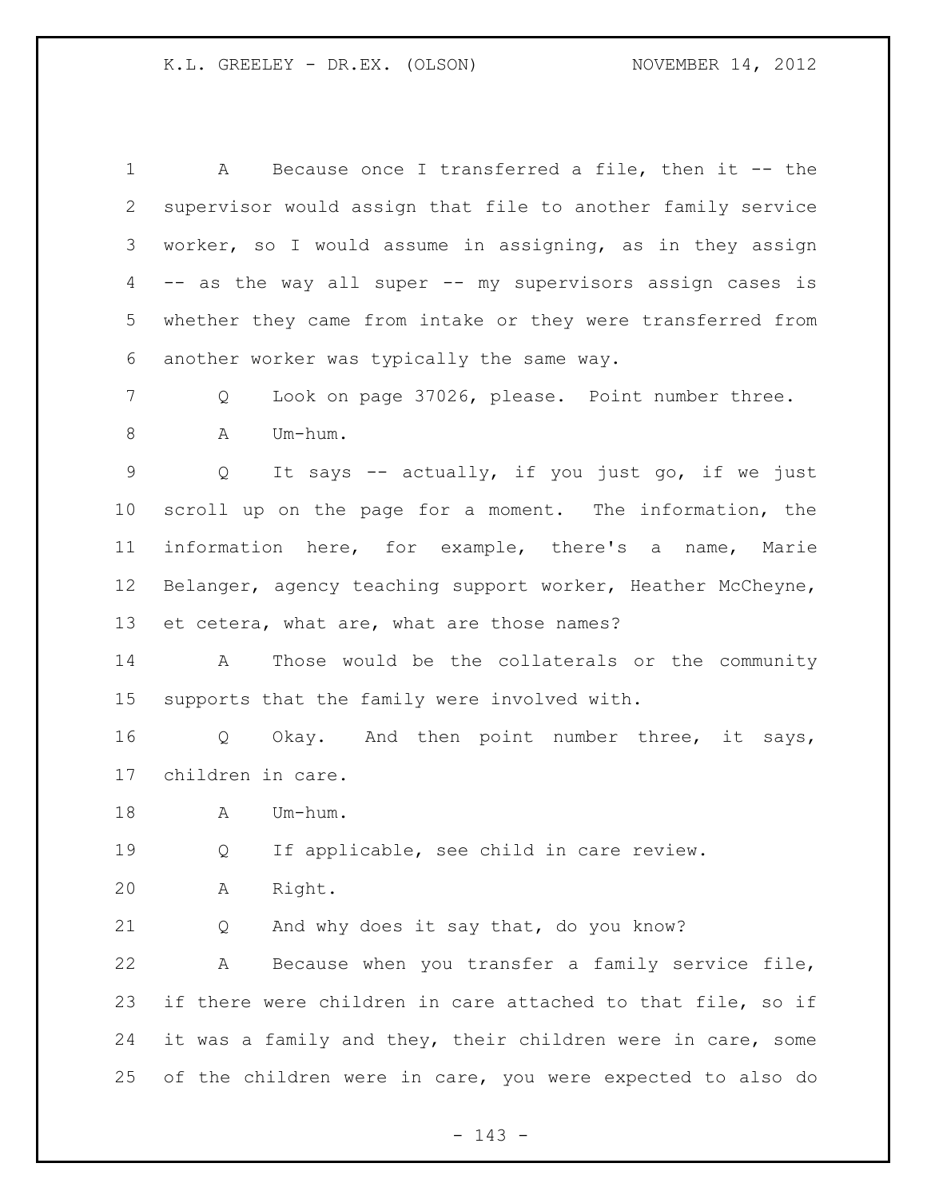A Because once I transferred a file, then it -- the supervisor would assign that file to another family service worker, so I would assume in assigning, as in they assign -- as the way all super -- my supervisors assign cases is whether they came from intake or they were transferred from another worker was typically the same way.

Q Look on page 37026, please. Point number three.

A Um-hum.

Q It says -- actually, if you just go, if we just scroll up on the page for a moment. The information, the information here, for example, there's a name, Marie Belanger, agency teaching support worker, Heather McCheyne, et cetera, what are, what are those names?

A Those would be the collaterals or the community supports that the family were involved with.

Q Okay. And then point number three, it says, children in care.

A Um-hum.

Q If applicable, see child in care review.

A Right.

Q And why does it say that, do you know?

A Because when you transfer a family service file, if there were children in care attached to that file, so if it was a family and they, their children were in care, some of the children were in care, you were expected to also do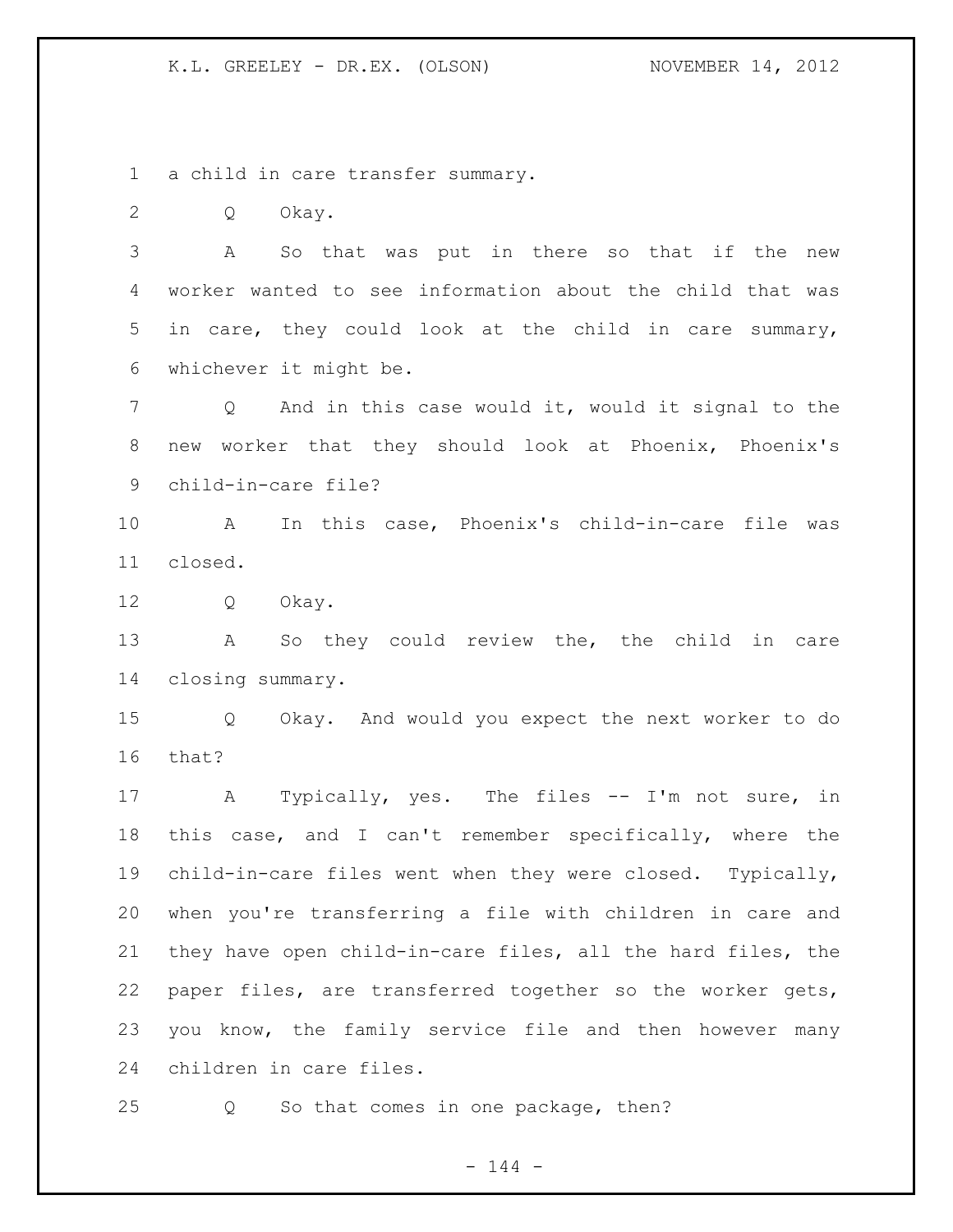a child in care transfer summary.

Q Okay.

A So that was put in there so that if the new worker wanted to see information about the child that was in care, they could look at the child in care summary, whichever it might be.

Q And in this case would it, would it signal to the new worker that they should look at Phoenix, Phoenix's child-in-care file?

A In this case, Phoenix's child-in-care file was closed.

Q Okay.

A So they could review the, the child in care closing summary.

Q Okay. And would you expect the next worker to do that?

A Typically, yes. The files -- I'm not sure, in this case, and I can't remember specifically, where the child-in-care files went when they were closed. Typically, when you're transferring a file with children in care and they have open child-in-care files, all the hard files, the paper files, are transferred together so the worker gets, you know, the family service file and then however many children in care files.

Q So that comes in one package, then?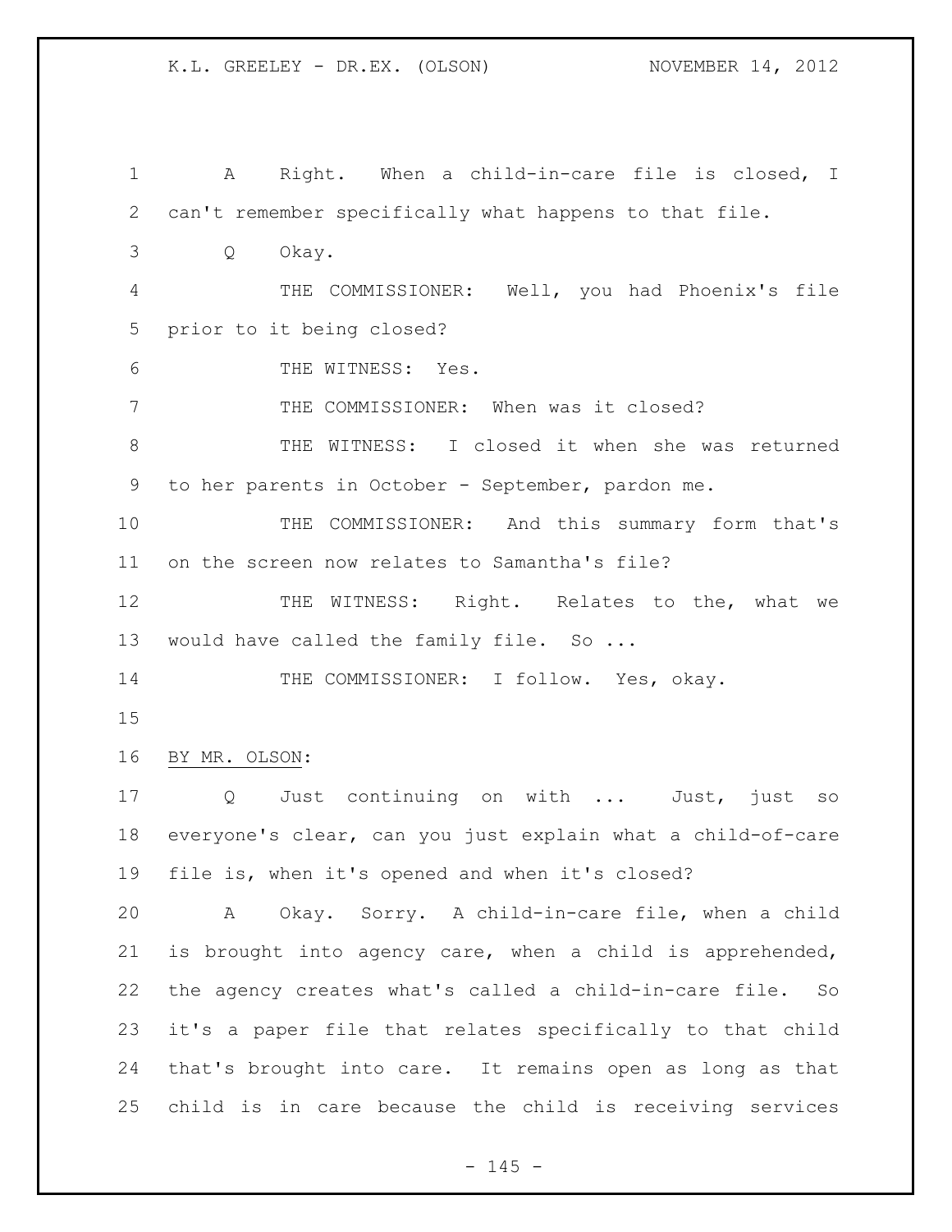A Right. When a child-in-care file is closed, I can't remember specifically what happens to that file.

Q Okay.

THE COMMISSIONER: Well, you had Phoenix's file prior to it being closed?

THE WITNESS: Yes.

THE COMMISSIONER: When was it closed?

THE WITNESS: I closed it when she was returned to her parents in October - September, pardon me.

THE COMMISSIONER: And this summary form that's on the screen now relates to Samantha's file?

THE WITNESS: Right. Relates to the, what we would have called the family file. So ...

THE COMMISSIONER: I follow. Yes, okay.

BY MR. OLSON:

Q Just continuing on with ... Just, just so everyone's clear, can you just explain what a child-of-care file is, when it's opened and when it's closed?

A Okay. Sorry. A child-in-care file, when a child is brought into agency care, when a child is apprehended, the agency creates what's called a child-in-care file. So it's a paper file that relates specifically to that child that's brought into care. It remains open as long as that child is in care because the child is receiving services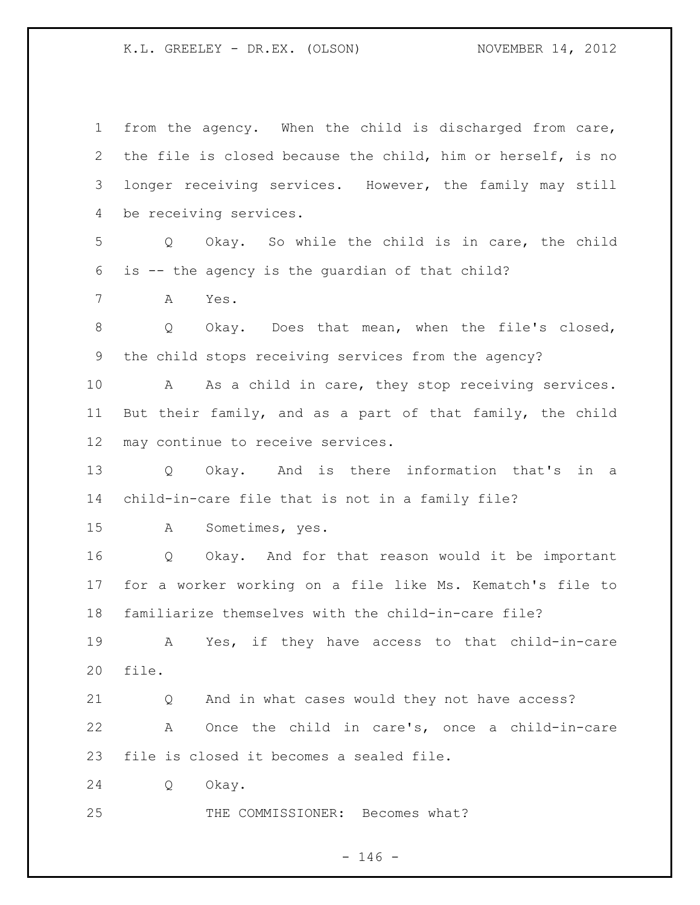from the agency. When the child is discharged from care, the file is closed because the child, him or herself, is no longer receiving services. However, the family may still be receiving services.

Q Okay. So while the child is in care, the child is -- the agency is the guardian of that child?

A Yes.

Q Okay. Does that mean, when the file's closed, the child stops receiving services from the agency?

A As a child in care, they stop receiving services. But their family, and as a part of that family, the child may continue to receive services.

Q Okay. And is there information that's in a child-in-care file that is not in a family file?

A Sometimes, yes.

Q Okay. And for that reason would it be important for a worker working on a file like Ms. Kematch's file to familiarize themselves with the child-in-care file?

A Yes, if they have access to that child-in-care file.

Q And in what cases would they not have access?

A Once the child in care's, once a child-in-care file is closed it becomes a sealed file.

Q Okay.

THE COMMISSIONER: Becomes what?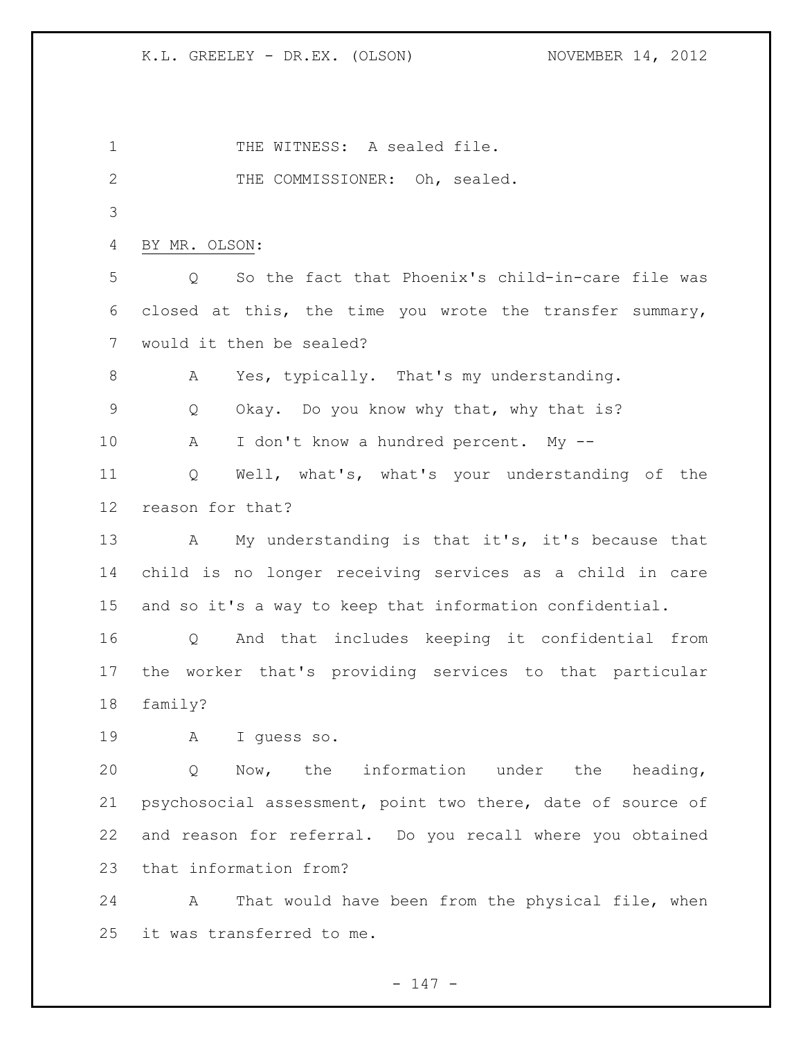THE WITNESS: A sealed file.

THE COMMISSIONER: Oh, sealed.

BY MR. OLSON:

Q So the fact that Phoenix's child-in-care file was closed at this, the time you wrote the transfer summary, would it then be sealed?

A Yes, typically. That's my understanding.

Q Okay. Do you know why that, why that is?

A I don't know a hundred percent. My --

Q Well, what's, what's your understanding of the reason for that?

A My understanding is that it's, it's because that child is no longer receiving services as a child in care and so it's a way to keep that information confidential.

Q And that includes keeping it confidential from the worker that's providing services to that particular family?

A I guess so.

Q Now, the information under the heading, psychosocial assessment, point two there, date of source of and reason for referral. Do you recall where you obtained that information from?

A That would have been from the physical file, when it was transferred to me.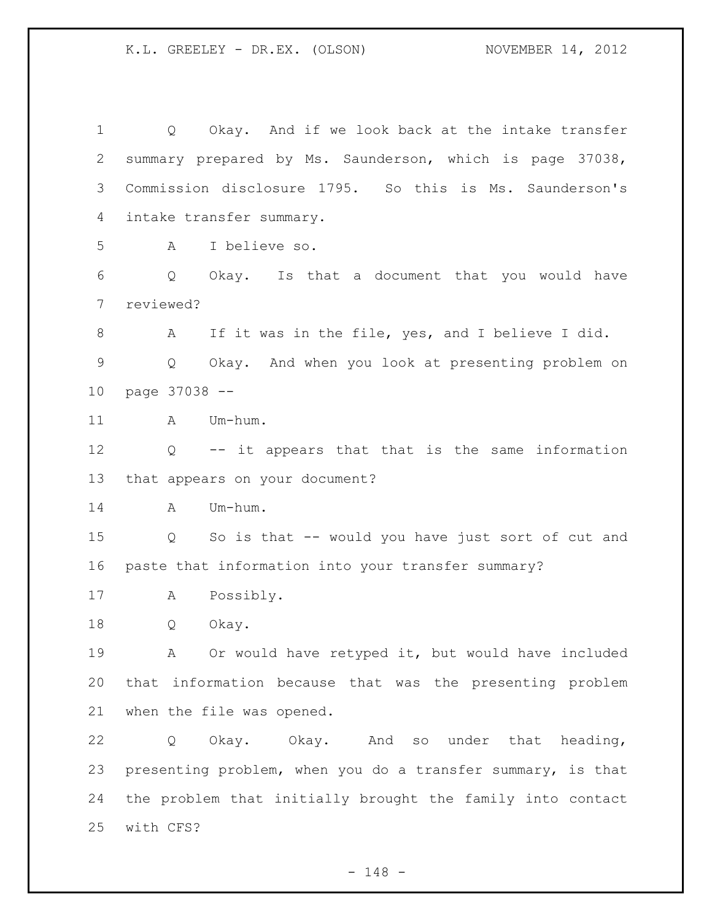Q Okay. And if we look back at the intake transfer summary prepared by Ms. Saunderson, which is page 37038, Commission disclosure 1795. So this is Ms. Saunderson's intake transfer summary.

A I believe so.

Q Okay. Is that a document that you would have reviewed?

A If it was in the file, yes, and I believe I did.

Q Okay. And when you look at presenting problem on page 37038 --

A Um-hum.

Q -- it appears that that is the same information that appears on your document?

A Um-hum.

Q So is that -- would you have just sort of cut and paste that information into your transfer summary?

A Possibly.

Q Okay.

A Or would have retyped it, but would have included that information because that was the presenting problem when the file was opened.

Q Okay. Okay. And so under that heading, presenting problem, when you do a transfer summary, is that the problem that initially brought the family into contact with CFS?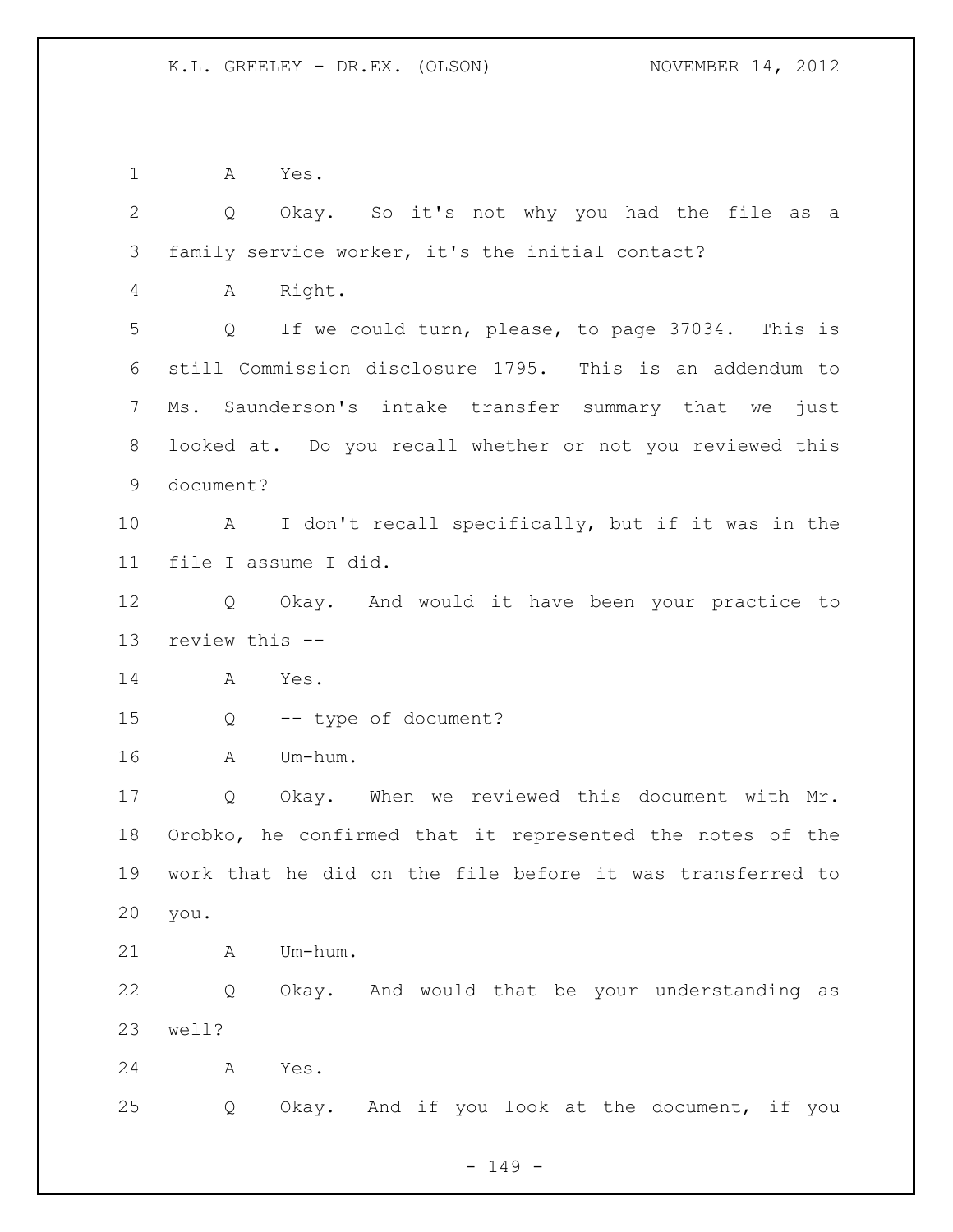A Yes.

Q Okay. So it's not why you had the file as a family service worker, it's the initial contact?

A Right.

Q If we could turn, please, to page 37034. This is still Commission disclosure 1795. This is an addendum to Ms. Saunderson's intake transfer summary that we just looked at. Do you recall whether or not you reviewed this document?

A I don't recall specifically, but if it was in the file I assume I did.

Q Okay. And would it have been your practice to review this --

A Yes.

Q -- type of document?

A Um-hum.

Q Okay. When we reviewed this document with Mr. Orobko, he confirmed that it represented the notes of the work that he did on the file before it was transferred to you.

A Um-hum.

Q Okay. And would that be your understanding as well?

A Yes.

Q Okay. And if you look at the document, if you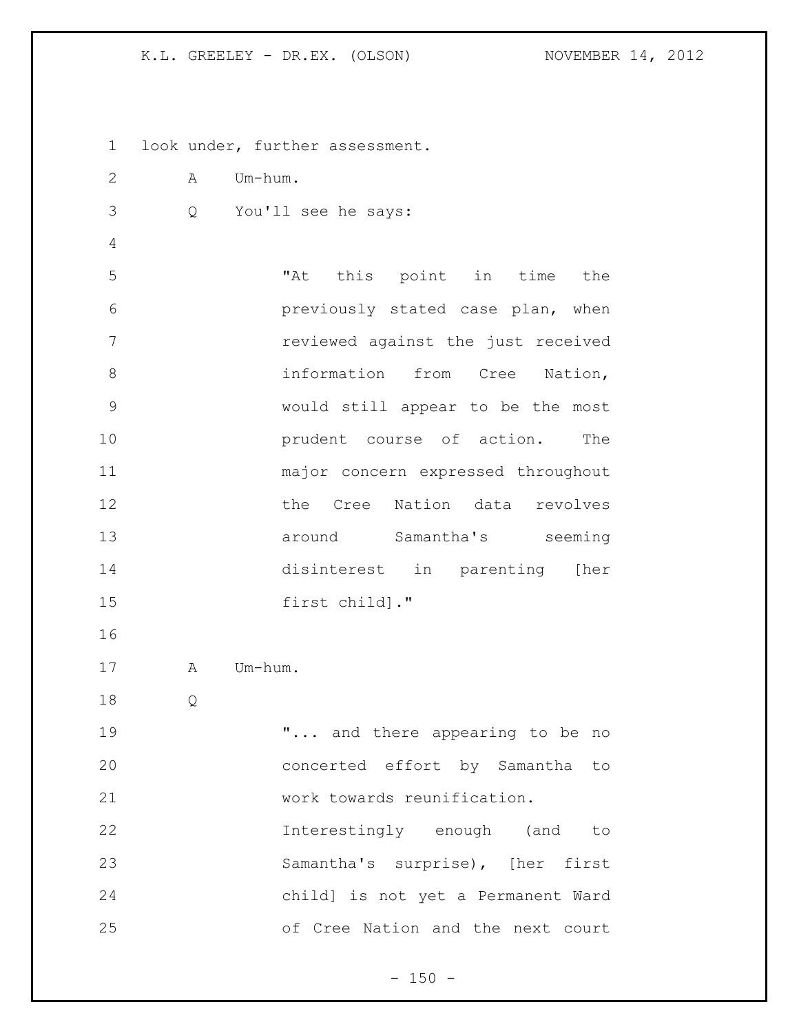look under, further assessment.

A Um-hum.

Q You'll see he says:

> "At this point in time the previously stated case plan, when reviewed against the just received information from Cree Nation, would still appear to be the most prudent course of action. The major concern expressed throughout the Cree Nation data revolves around Samantha's seeming disinterest in parenting [her first child]."

A Um-hum.

Q

> "... and there appearing to be no concerted effort by Samantha to work towards reunification. Interestingly enough (and to Samantha's surprise), [her first child] is not yet a Permanent Ward of Cree Nation and the next court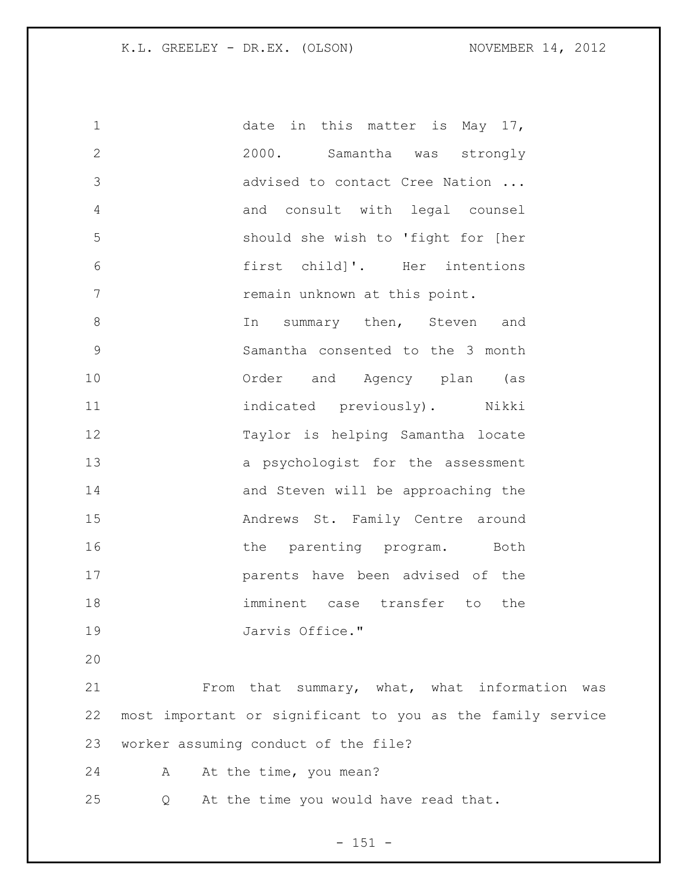date in this matter is May 17, 2000. Samantha was strongly advised to contact Cree Nation ... and consult with legal counsel should she wish to 'fight for [her first child]'. Her intentions remain unknown at this point.

In summary then, Steven and Samantha consented to the 3 month Order and Agency plan (as indicated previously). Nikki Taylor is helping Samantha locate a psychologist for the assessment and Steven will be approaching the Andrews St. Family Centre around the parenting program. Both parents have been advised of the imminent case transfer to the Jarvis Office."

From that summary, what, what information was most important or significant to you as the family service worker assuming conduct of the file?

A At the time, you mean?

Q At the time you would have read that.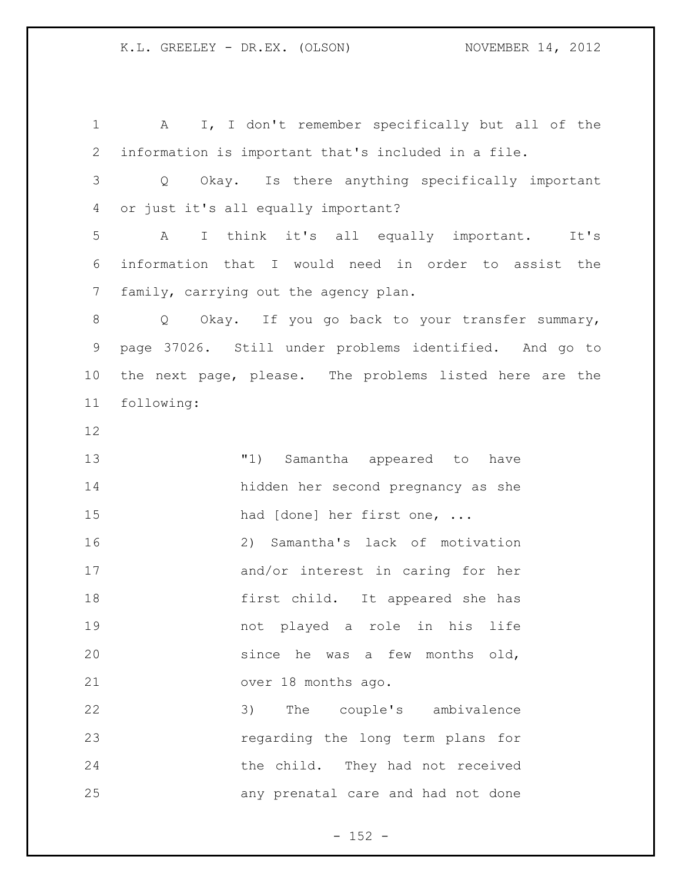A I, I don't remember specifically but all of the information is important that's included in a file.

Q Okay. Is there anything specifically important or just it's all equally important?

A I think it's all equally important. It's information that I would need in order to assist the family, carrying out the agency plan.

Q Okay. If you go back to your transfer summary, page 37026. Still under problems identified. And go to the next page, please. The problems listed here are the following:

> "1) Samantha appeared to have hidden her second pregnancy as she had [done] her first one, ...
>
> 2) Samantha's lack of motivation and/or interest in caring for her first child. It appeared she has not played a role in his life since he was a few months old, over 18 months ago.
>
> 3) The couple's ambivalence regarding the long term plans for the child. They had not received any prenatal care and had not done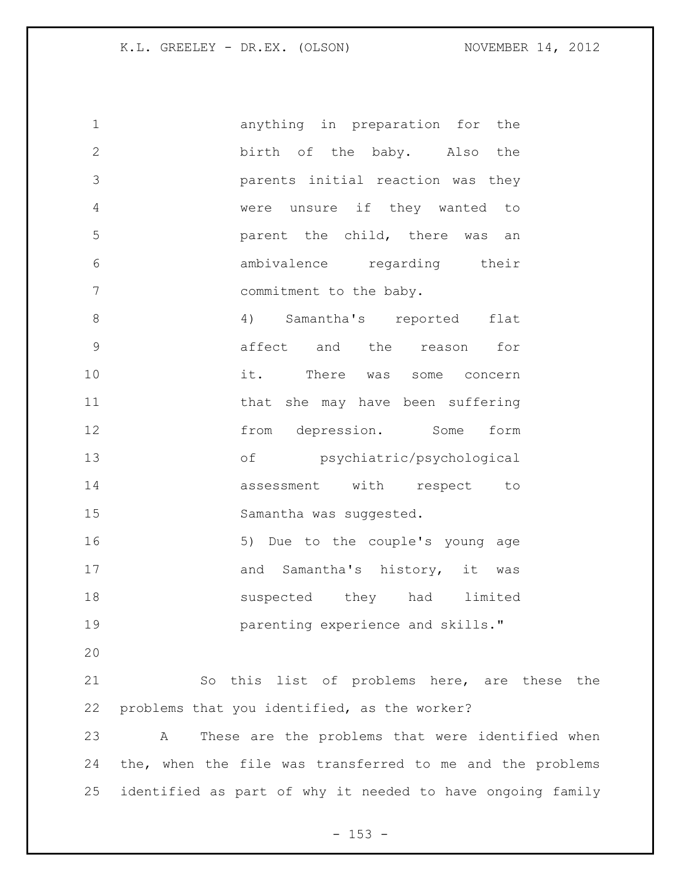anything in preparation for the birth of the baby. Also the parents initial reaction was they were unsure if they wanted to parent the child, there was an ambivalence regarding their commitment to the baby.

4) Samantha's reported flat affect and the reason for it. There was some concern that she may have been suffering from depression. Some form of psychiatric/psychological assessment with respect to Samantha was suggested.

5) Due to the couple's young age and Samantha's history, it was suspected they had limited parenting experience and skills."

So this list of problems here, are these the problems that you identified, as the worker?

A These are the problems that were identified when the, when the file was transferred to me and the problems identified as part of why it needed to have ongoing family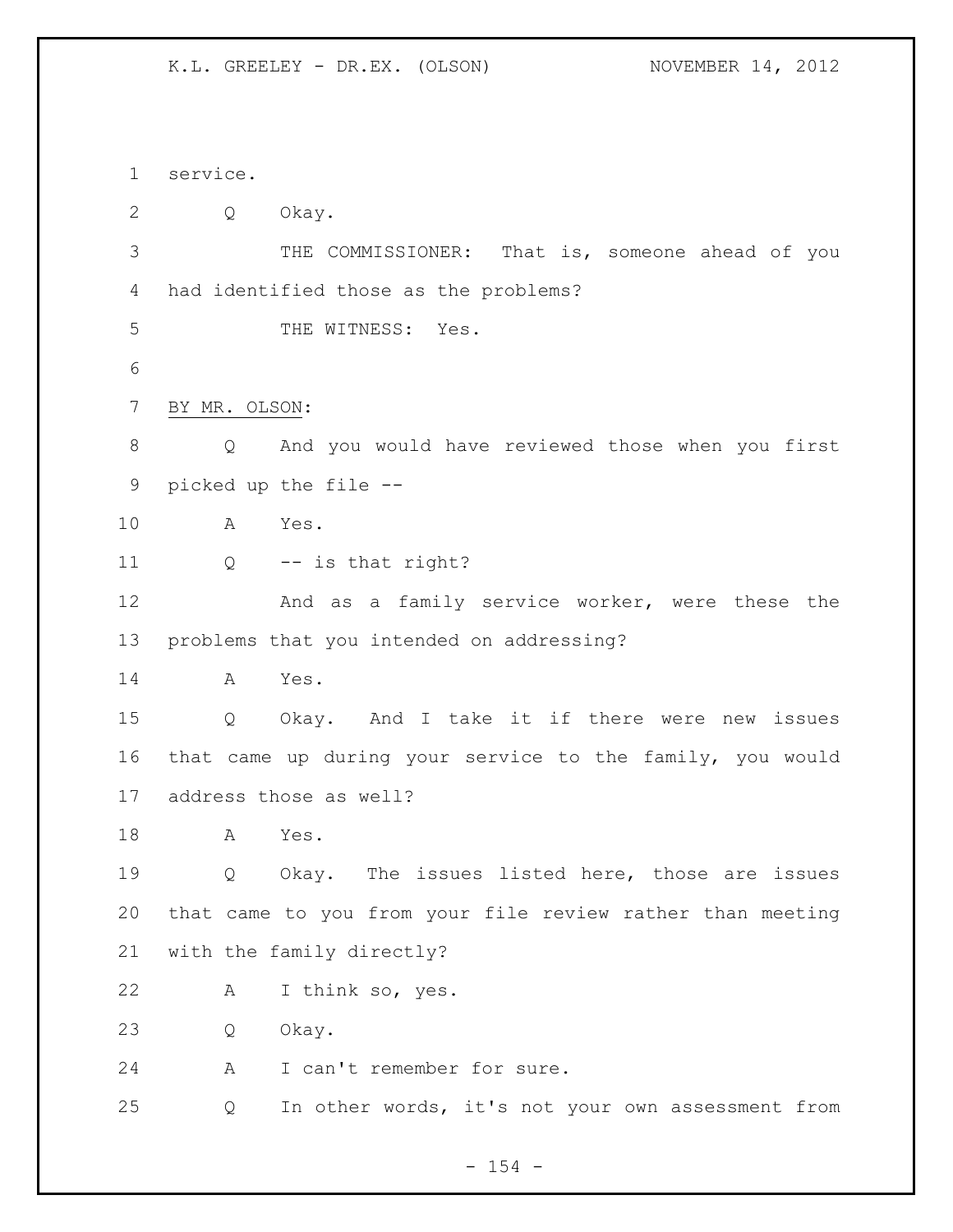service.

Q Okay.

THE COMMISSIONER: That is, someone ahead of you had identified those as the problems?

THE WITNESS: Yes.

BY MR. OLSON:

Q And you would have reviewed those when you first picked up the file --

A Yes.

Q -- is that right?

And as a family service worker, were these the problems that you intended on addressing?

A Yes.

Q Okay. And I take it if there were new issues that came up during your service to the family, you would address those as well?

A Yes.

Q Okay. The issues listed here, those are issues that came to you from your file review rather than meeting with the family directly?

A I think so, yes.

Q Okay.

A I can't remember for sure.

Q In other words, it's not your own assessment from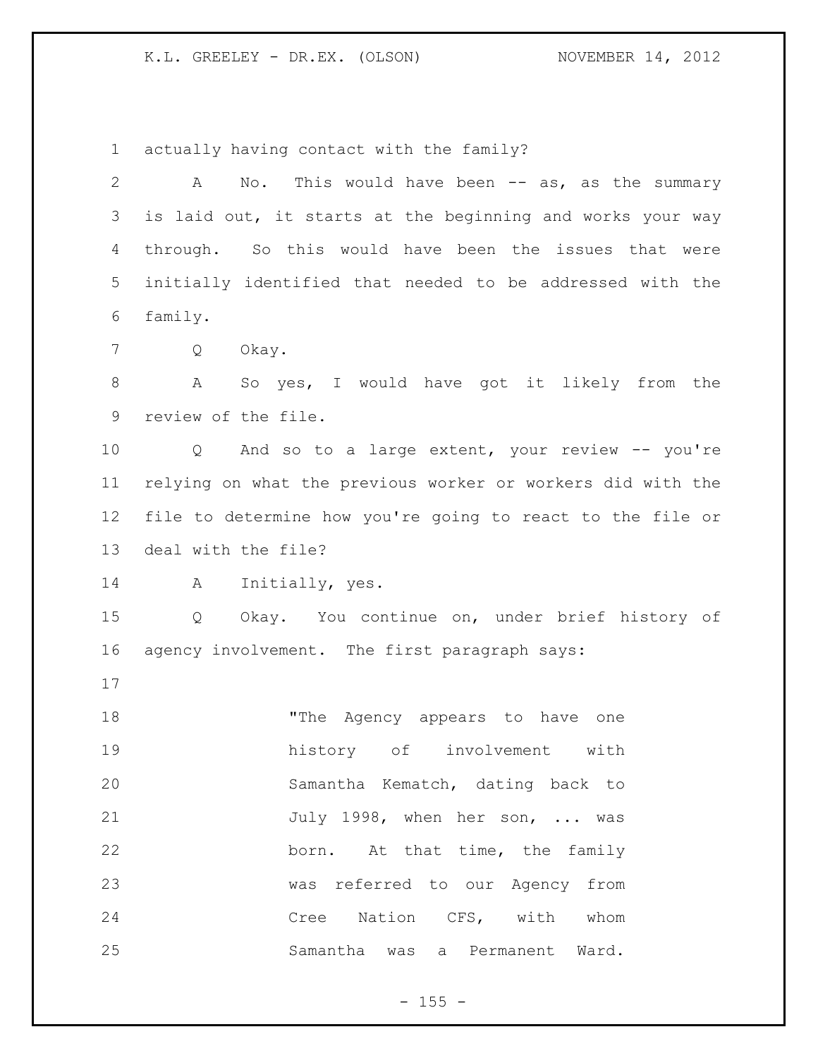actually having contact with the family?

A No. This would have been -- as, as the summary is laid out, it starts at the beginning and works your way through. So this would have been the issues that were initially identified that needed to be addressed with the family.

Q Okay.

A So yes, I would have got it likely from the review of the file.

Q And so to a large extent, your review -- you're relying on what the previous worker or workers did with the file to determine how you're going to react to the file or deal with the file?

A Initially, yes.

Q Okay. You continue on, under brief history of agency involvement. The first paragraph says:

> "The Agency appears to have one history of involvement with Samantha Kematch, dating back to July 1998, when her son, ... was born. At that time, the family was referred to our Agency from Cree Nation CFS, with whom Samantha was a Permanent Ward.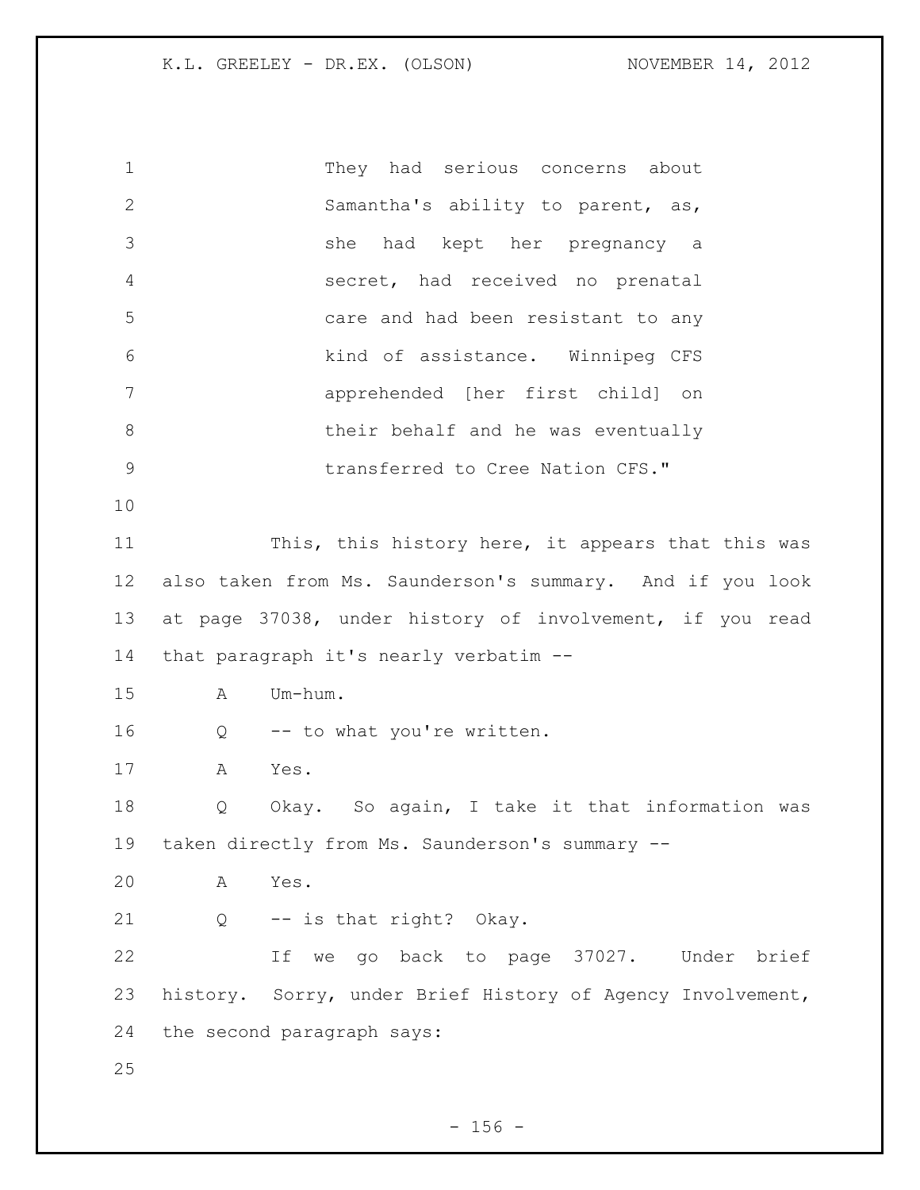They had serious concerns about Samantha's ability to parent, as, she had kept her pregnancy a secret, had received no prenatal care and had been resistant to any kind of assistance. Winnipeg CFS apprehended [her first child] on their behalf and he was eventually transferred to Cree Nation CFS."

This, this history here, it appears that this was also taken from Ms. Saunderson's summary. And if you look at page 37038, under history of involvement, if you read that paragraph it's nearly verbatim --

A Um-hum.

Q -- to what you're written.

A Yes.

Q Okay. So again, I take it that information was taken directly from Ms. Saunderson's summary --

A Yes.

Q -- is that right? Okay.

If we go back to page 37027. Under brief history. Sorry, under Brief History of Agency Involvement, the second paragraph says: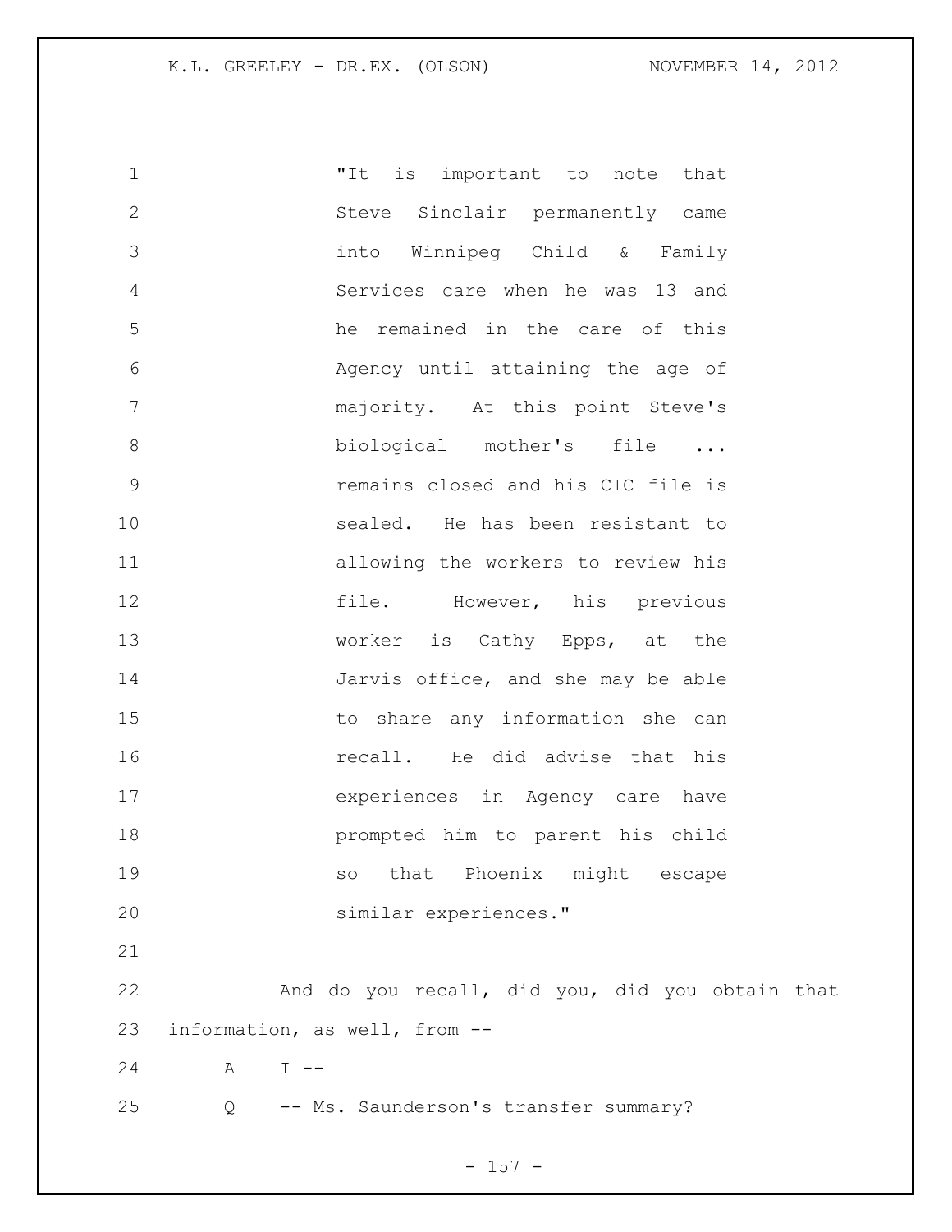"It is important to note that Steve Sinclair permanently came into Winnipeg Child & Family Services care when he was 13 and he remained in the care of this Agency until attaining the age of majority. At this point Steve's biological mother's file ... remains closed and his CIC file is sealed. He has been resistant to allowing the workers to review his file. However, his previous worker is Cathy Epps, at the Jarvis office, and she may be able to share any information she can recall. He did advise that his experiences in Agency care have prompted him to parent his child so that Phoenix might escape similar experiences."

And do you recall, did you, did you obtain that information, as well, from --

A I --

Q -- Ms. Saunderson's transfer summary?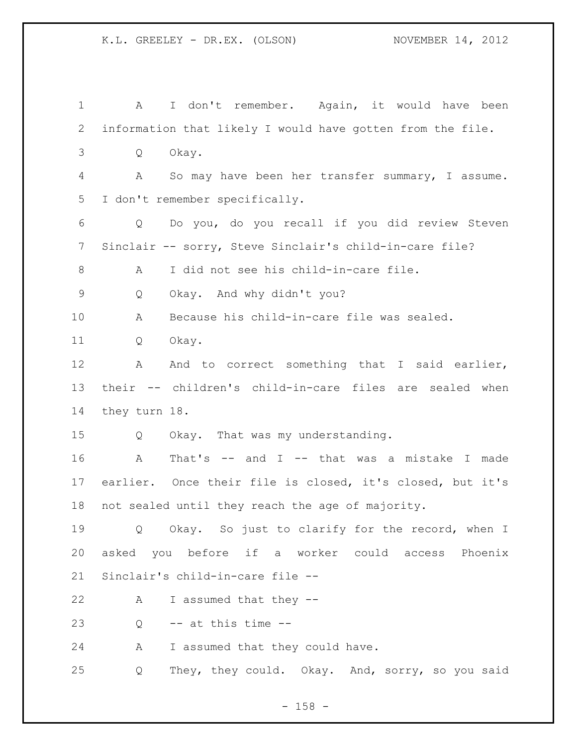A I don't remember. Again, it would have been information that likely I would have gotten from the file.

Q Okay.

A So may have been her transfer summary, I assume. I don't remember specifically.

Q Do you, do you recall if you did review Steven Sinclair -- sorry, Steve Sinclair's child-in-care file?

A I did not see his child-in-care file.

Q Okay. And why didn't you?

A Because his child-in-care file was sealed.

Q Okay.

A And to correct something that I said earlier, their -- children's child-in-care files are sealed when they turn 18.

Q Okay. That was my understanding.

A That's -- and I -- that was a mistake I made earlier. Once their file is closed, it's closed, but it's not sealed until they reach the age of majority.

Q Okay. So just to clarify for the record, when I asked you before if a worker could access Phoenix Sinclair's child-in-care file --

A I assumed that they --

Q -- at this time --

A I assumed that they could have.

Q They, they could. Okay. And, sorry, so you said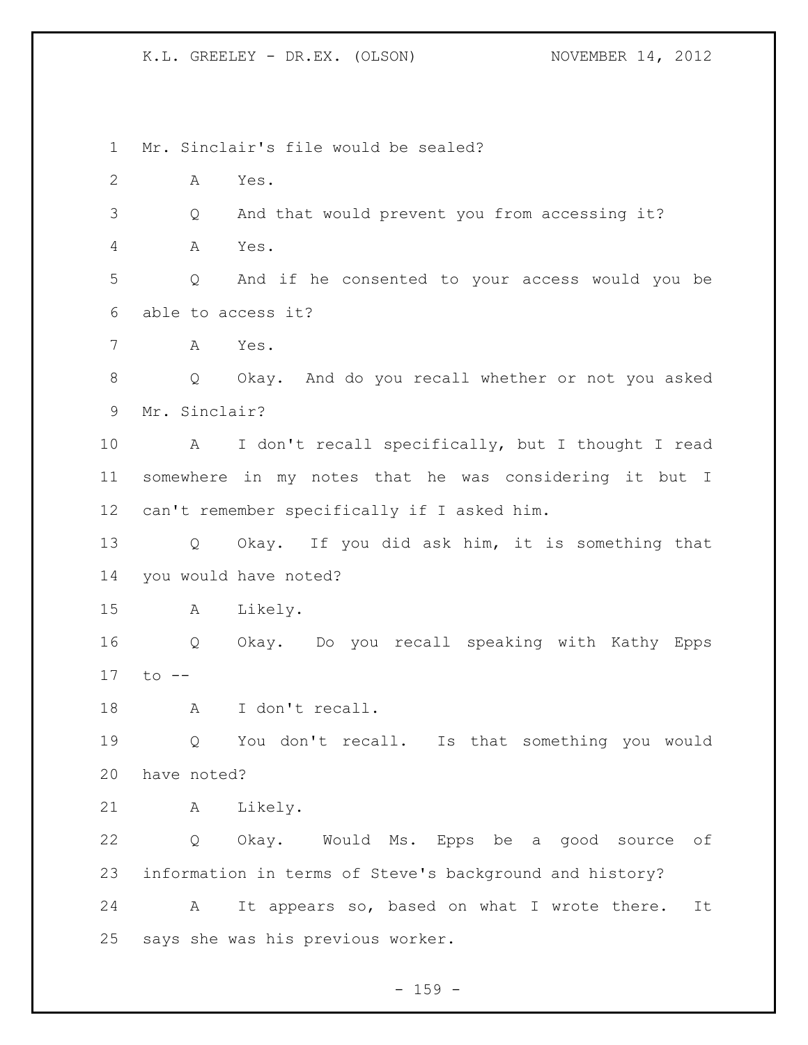Mr. Sinclair's file would be sealed?

A Yes.

Q And that would prevent you from accessing it?

A Yes.

Q And if he consented to your access would you be able to access it?

A Yes.

Q Okay. And do you recall whether or not you asked Mr. Sinclair?

A I don't recall specifically, but I thought I read somewhere in my notes that he was considering it but I can't remember specifically if I asked him.

Q Okay. If you did ask him, it is something that you would have noted?

A Likely.

Q Okay. Do you recall speaking with Kathy Epps to --

A I don't recall.

Q You don't recall. Is that something you would have noted?

A Likely.

Q Okay. Would Ms. Epps be a good source of information in terms of Steve's background and history?

A It appears so, based on what I wrote there. It says she was his previous worker.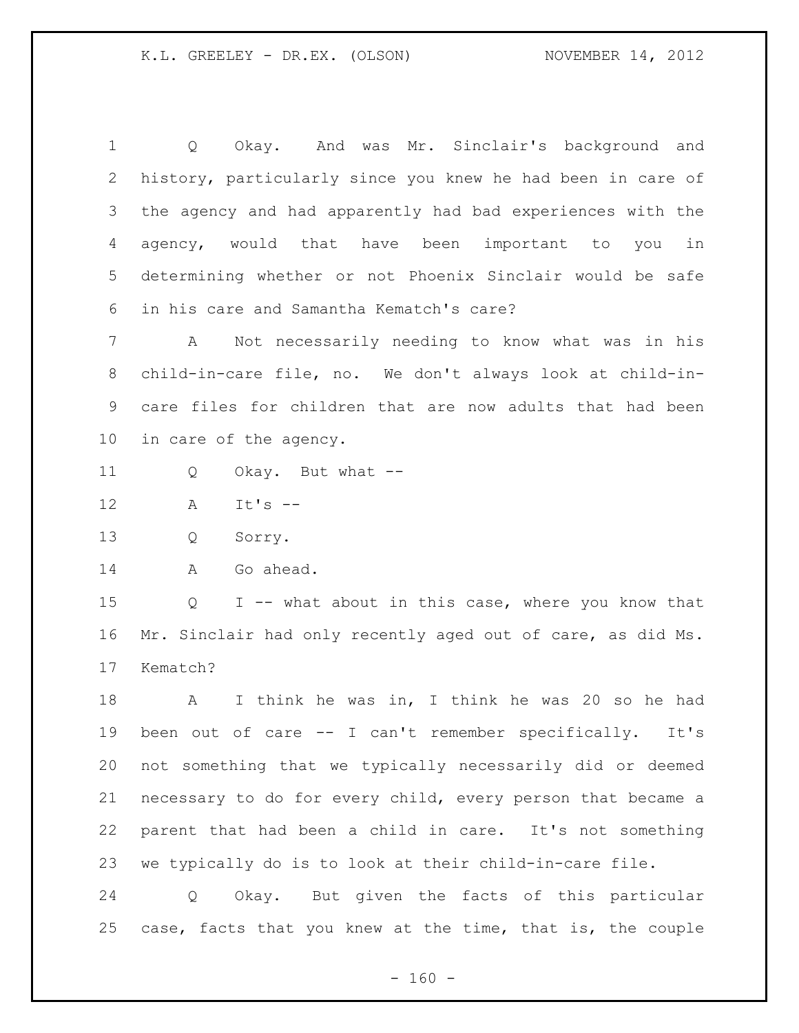Q Okay. And was Mr. Sinclair's background and history, particularly since you knew he had been in care of the agency and had apparently had bad experiences with the agency, would that have been important to you in determining whether or not Phoenix Sinclair would be safe in his care and Samantha Kematch's care?

A Not necessarily needing to know what was in his child-in-care file, no. We don't always look at child-in-care files for children that are now adults that had been in care of the agency.

Q Okay. But what --

A It's --

Q Sorry.

A Go ahead.

Q I -- what about in this case, where you know that Mr. Sinclair had only recently aged out of care, as did Ms. Kematch?

A I think he was in, I think he was 20 so he had been out of care -- I can't remember specifically. It's not something that we typically necessarily did or deemed necessary to do for every child, every person that became a parent that had been a child in care. It's not something we typically do is to look at their child-in-care file.

Q Okay. But given the facts of this particular case, facts that you knew at the time, that is, the couple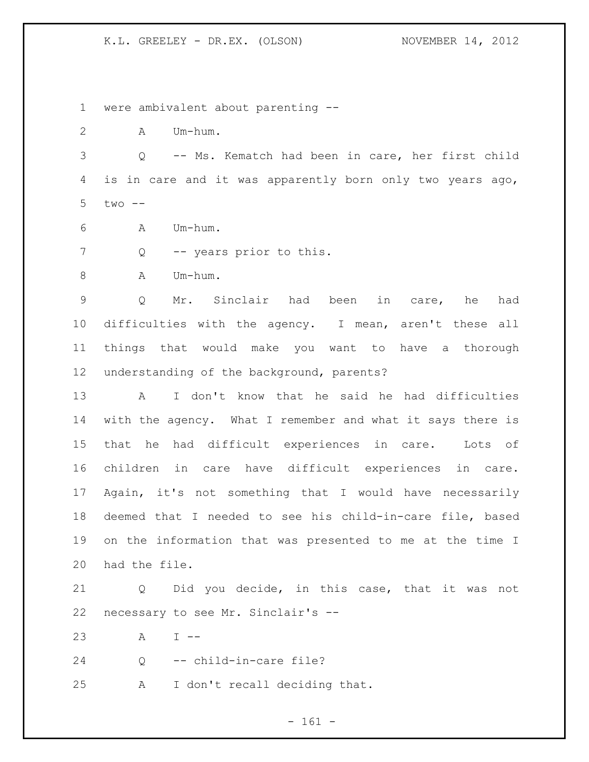were ambivalent about parenting --

A Um-hum.

Q -- Ms. Kematch had been in care, her first child is in care and it was apparently born only two years ago, two --

A Um-hum.

Q -- years prior to this.

A Um-hum.

Q Mr. Sinclair had been in care, he had difficulties with the agency. I mean, aren't these all things that would make you want to have a thorough understanding of the background, parents?

A I don't know that he said he had difficulties with the agency. What I remember and what it says there is that he had difficult experiences in care. Lots of children in care have difficult experiences in care. Again, it's not something that I would have necessarily deemed that I needed to see his child-in-care file, based on the information that was presented to me at the time I had the file.

Q Did you decide, in this case, that it was not necessary to see Mr. Sinclair's --

A I --

Q -- child-in-care file?

A I don't recall deciding that.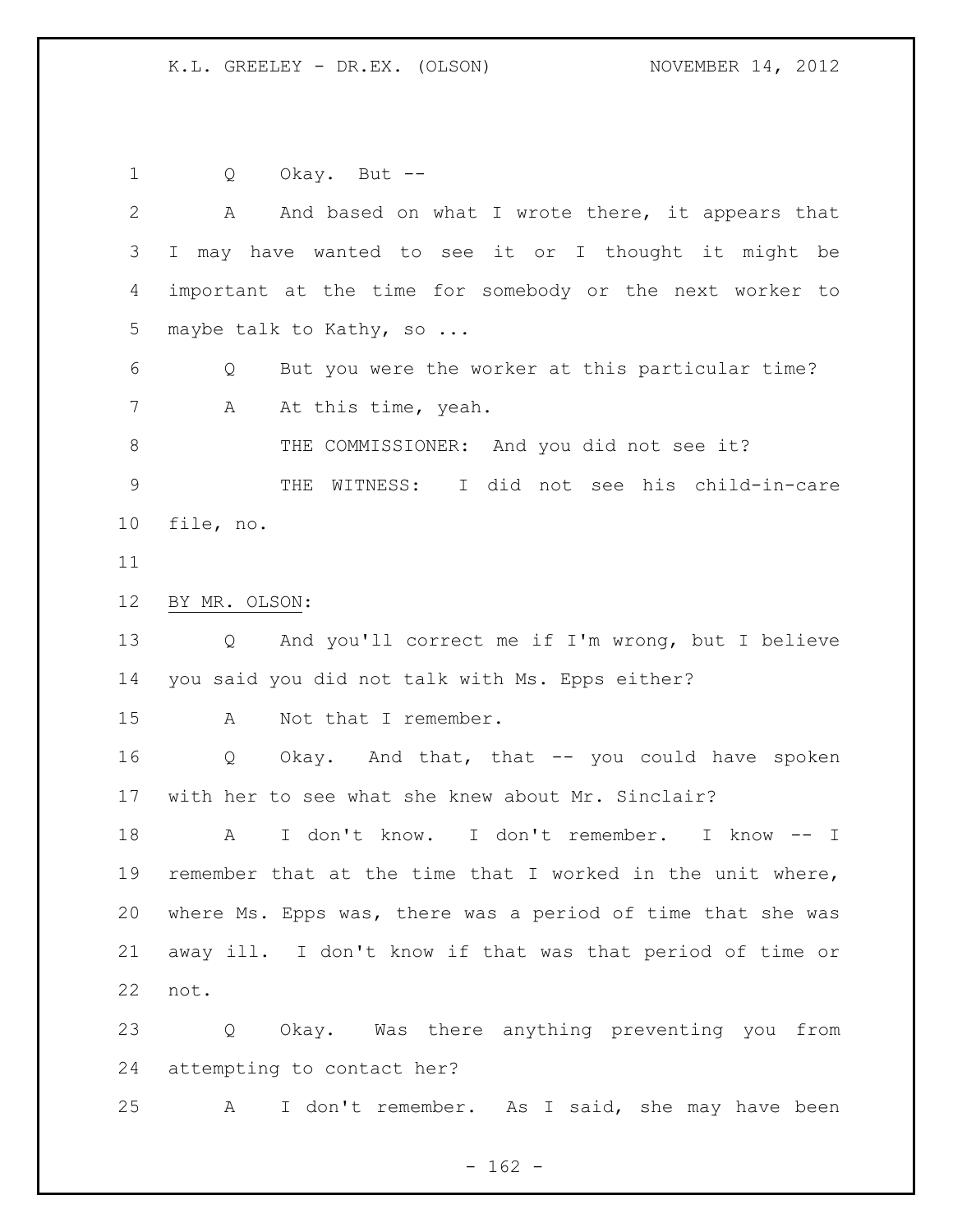Q Okay. But --

A And based on what I wrote there, it appears that I may have wanted to see it or I thought it might be important at the time for somebody or the next worker to maybe talk to Kathy, so ...

Q But you were the worker at this particular time?

A At this time, yeah.

THE COMMISSIONER: And you did not see it?

THE WITNESS: I did not see his child-in-care file, no.

BY MR. OLSON:

Q And you'll correct me if I'm wrong, but I believe you said you did not talk with Ms. Epps either?

A Not that I remember.

Q Okay. And that, that -- you could have spoken with her to see what she knew about Mr. Sinclair?

A I don't know. I don't remember. I know -- I remember that at the time that I worked in the unit where, where Ms. Epps was, there was a period of time that she was away ill. I don't know if that was that period of time or not.

Q Okay. Was there anything preventing you from attempting to contact her?

A I don't remember. As I said, she may have been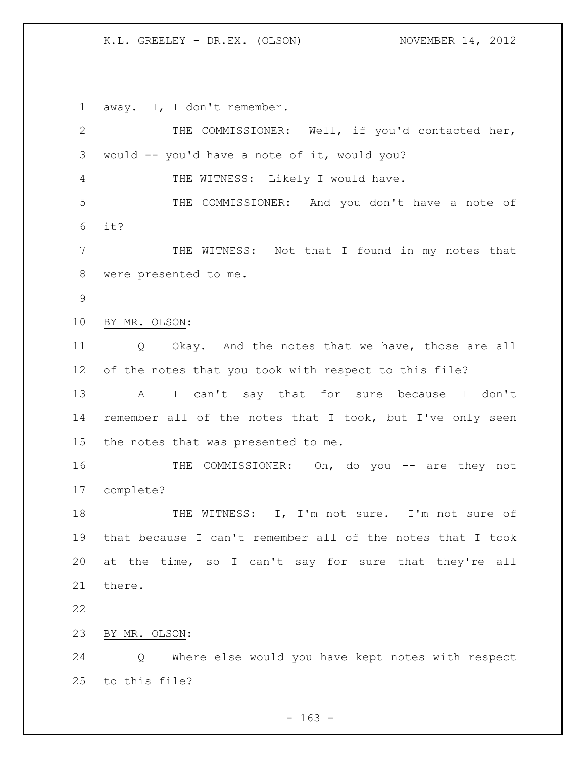away. I, I don't remember.

THE COMMISSIONER: Well, if you'd contacted her, would -- you'd have a note of it, would you?

THE WITNESS: Likely I would have.

THE COMMISSIONER: And you don't have a note of it?

THE WITNESS: Not that I found in my notes that were presented to me.

BY MR. OLSON:

Q Okay. And the notes that we have, those are all of the notes that you took with respect to this file?

A I can't say that for sure because I don't remember all of the notes that I took, but I've only seen the notes that was presented to me.

THE COMMISSIONER: Oh, do you -- are they not complete?

THE WITNESS: I, I'm not sure. I'm not sure of that because I can't remember all of the notes that I took at the time, so I can't say for sure that they're all there.

BY MR. OLSON:

Q Where else would you have kept notes with respect to this file?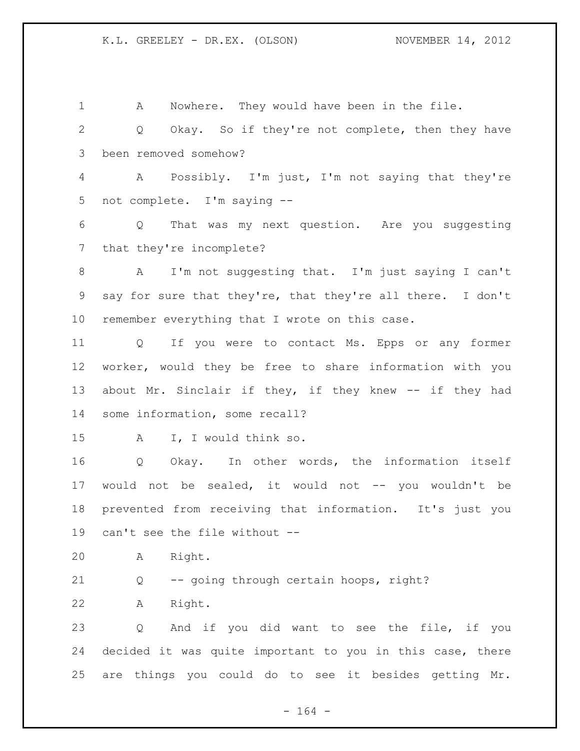A Nowhere. They would have been in the file.

Q Okay. So if they're not complete, then they have been removed somehow?

A Possibly. I'm just, I'm not saying that they're not complete. I'm saying --

Q That was my next question. Are you suggesting that they're incomplete?

A I'm not suggesting that. I'm just saying I can't say for sure that they're, that they're all there. I don't remember everything that I wrote on this case.

Q If you were to contact Ms. Epps or any former worker, would they be free to share information with you about Mr. Sinclair if they, if they knew -- if they had some information, some recall?

A I, I would think so.

Q Okay. In other words, the information itself would not be sealed, it would not -- you wouldn't be prevented from receiving that information. It's just you can't see the file without --

A Right.

Q -- going through certain hoops, right?

A Right.

Q And if you did want to see the file, if you decided it was quite important to you in this case, there are things you could do to see it besides getting Mr.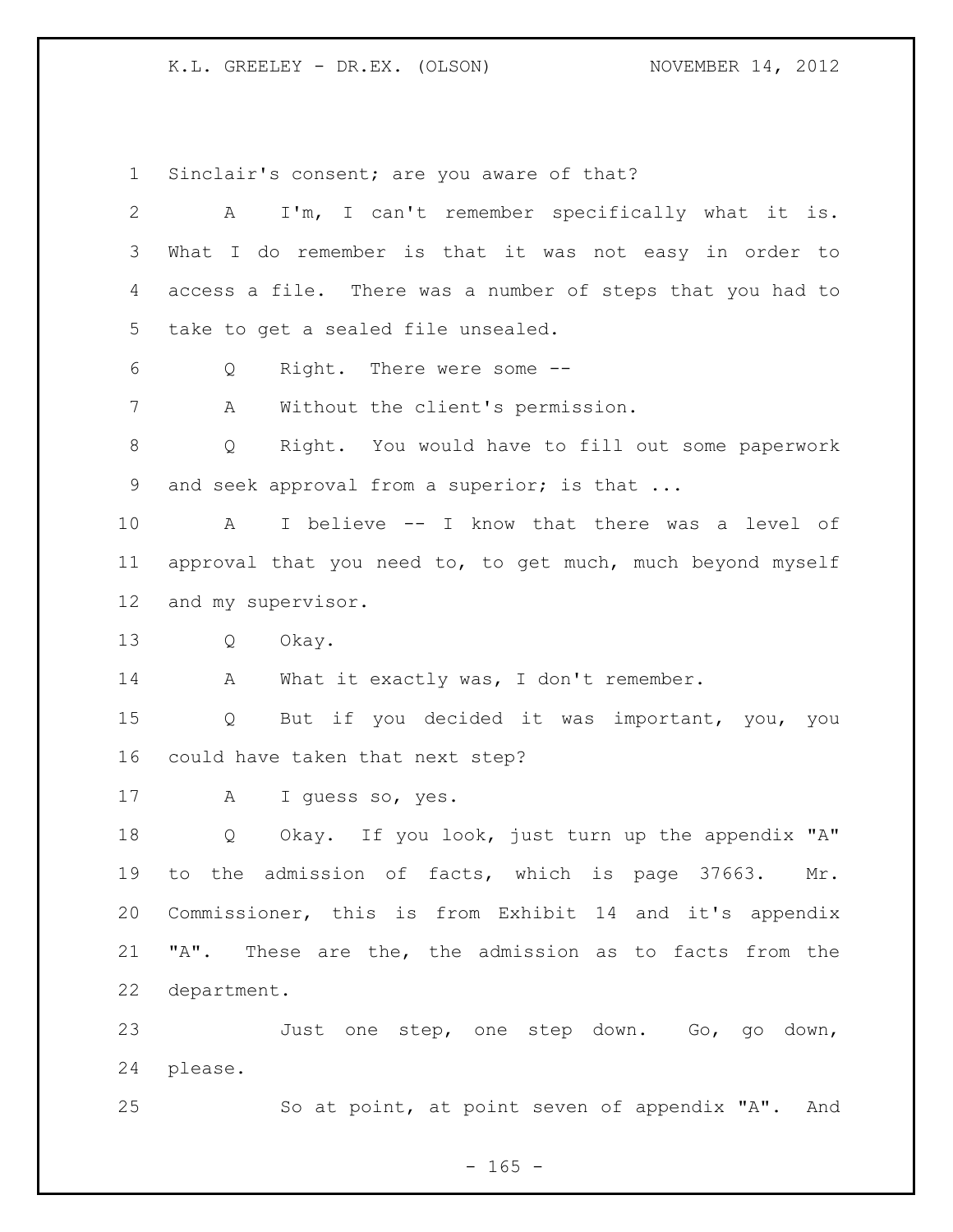Sinclair's consent; are you aware of that?

A I'm, I can't remember specifically what it is. What I do remember is that it was not easy in order to access a file. There was a number of steps that you had to take to get a sealed file unsealed.

Q Right. There were some --

A Without the client's permission.

Q Right. You would have to fill out some paperwork and seek approval from a superior; is that ...

A I believe -- I know that there was a level of approval that you need to, to get much, much beyond myself and my supervisor.

Q Okay.

A What it exactly was, I don't remember.

Q But if you decided it was important, you, you could have taken that next step?

A I guess so, yes.

Q Okay. If you look, just turn up the appendix "A" to the admission of facts, which is page 37663. Mr. Commissioner, this is from Exhibit 14 and it's appendix "A". These are the, the admission as to facts from the department.

Just one step, one step down. Go, go down, please.

So at point, at point seven of appendix "A". And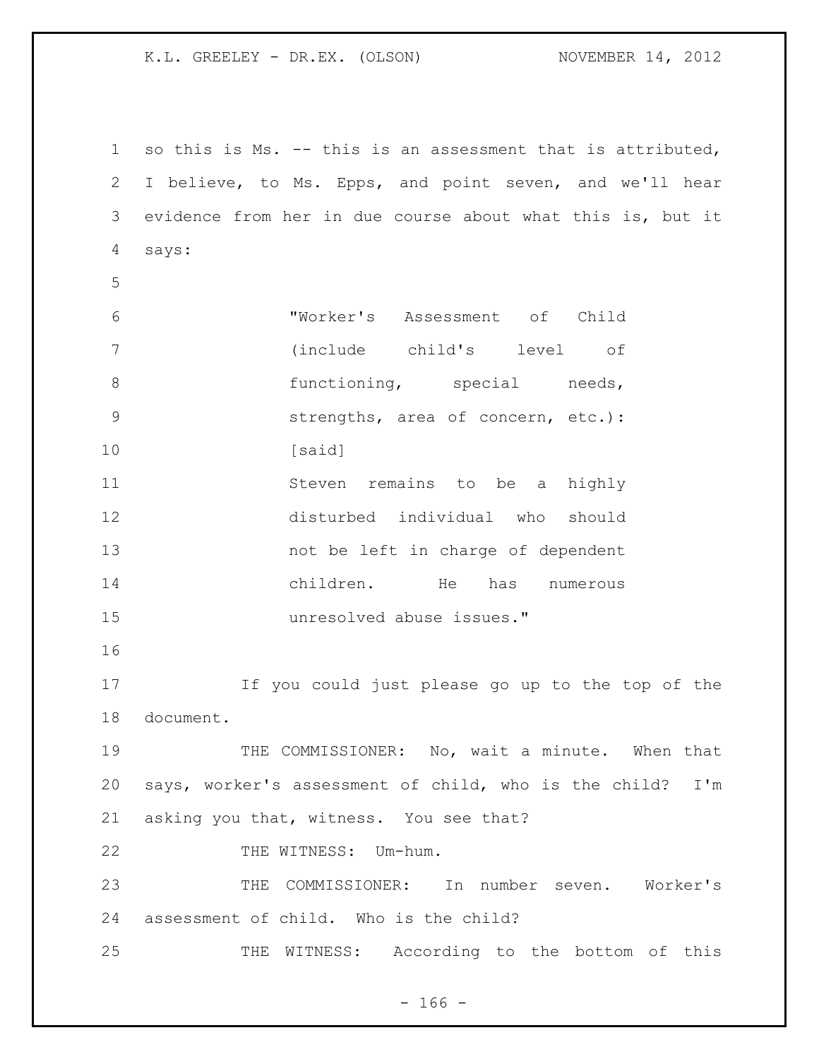so this is Ms. -- this is an assessment that is attributed, I believe, to Ms. Epps, and point seven, and we'll hear evidence from her in due course about what this is, but it says:

> "Worker's Assessment of Child (include child's level of functioning, special needs, strengths, area of concern, etc.): [said]
> Steven remains to be a highly disturbed individual who should not be left in charge of dependent children. He has numerous unresolved abuse issues."

If you could just please go up to the top of the document.

THE COMMISSIONER: No, wait a minute. When that says, worker's assessment of child, who is the child? I'm asking you that, witness. You see that?

THE WITNESS: Um-hum.

THE COMMISSIONER: In number seven. Worker's assessment of child. Who is the child?

THE WITNESS: According to the bottom of this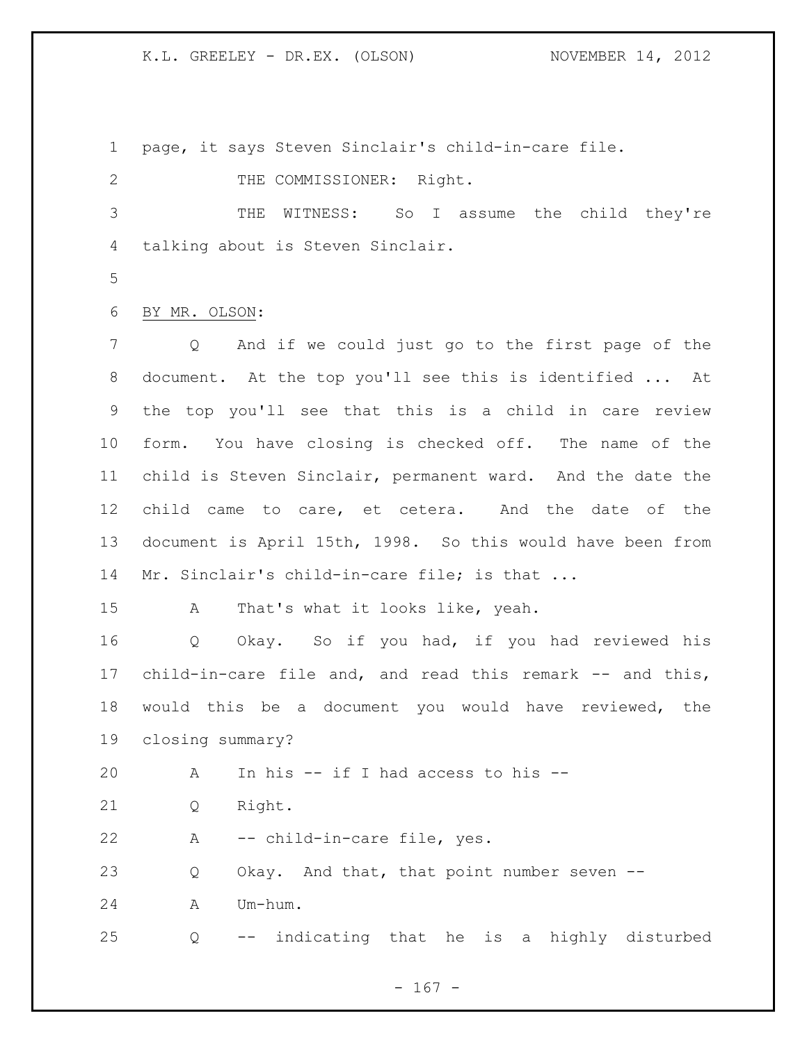page, it says Steven Sinclair's child-in-care file.

THE COMMISSIONER: Right.

THE WITNESS: So I assume the child they're talking about is Steven Sinclair.

BY MR. OLSON:

Q And if we could just go to the first page of the document. At the top you'll see this is identified ... At the top you'll see that this is a child in care review form. You have closing is checked off. The name of the child is Steven Sinclair, permanent ward. And the date the child came to care, et cetera. And the date of the document is April 15th, 1998. So this would have been from Mr. Sinclair's child-in-care file; is that ...

A That's what it looks like, yeah.

Q Okay. So if you had, if you had reviewed his child-in-care file and, and read this remark -- and this, would this be a document you would have reviewed, the closing summary?

A In his -- if I had access to his --

Q Right.

A -- child-in-care file, yes.

Q Okay. And that, that point number seven --

A Um-hum.

Q -- indicating that he is a highly disturbed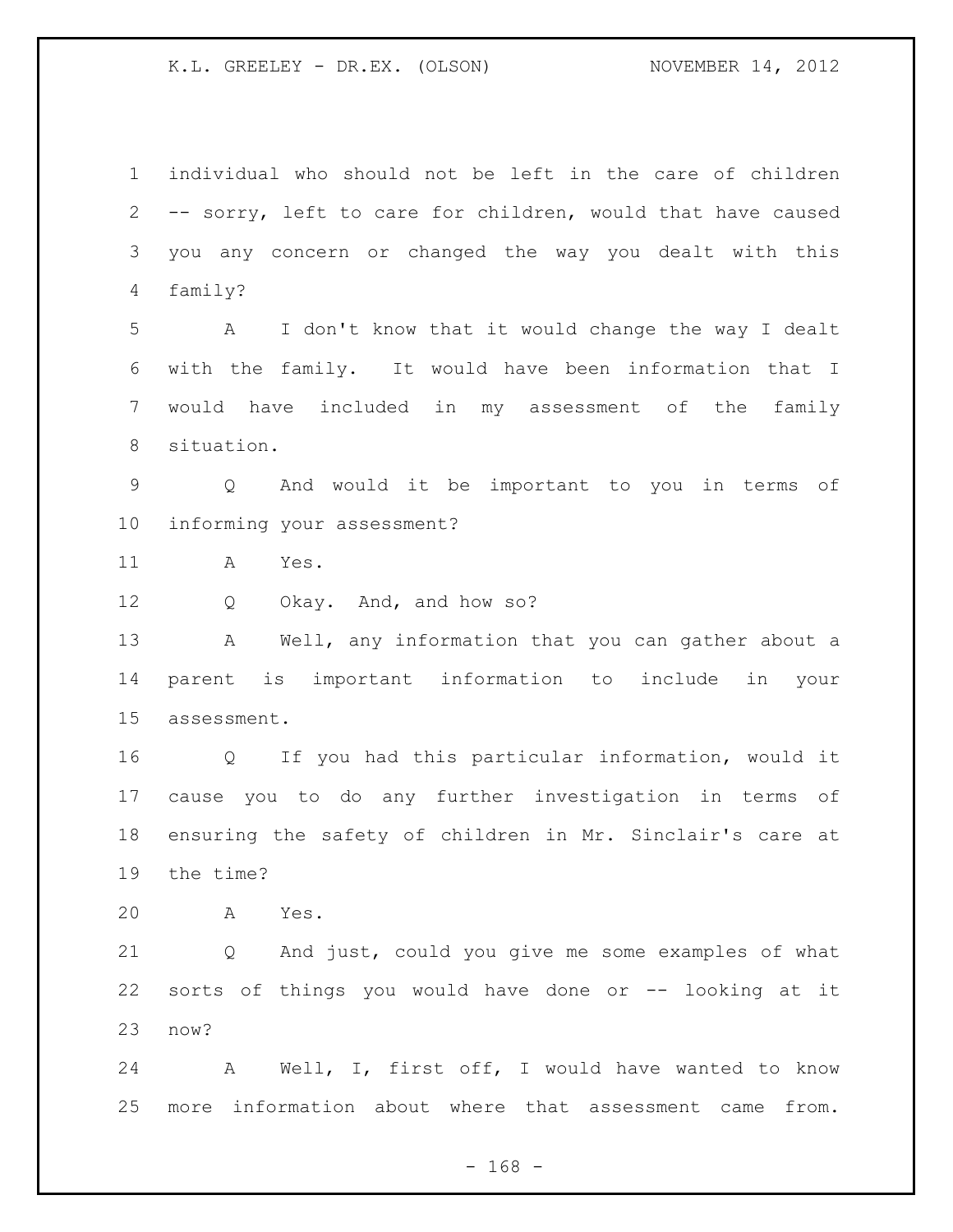individual who should not be left in the care of children -- sorry, left to care for children, would that have caused you any concern or changed the way you dealt with this family?

A I don't know that it would change the way I dealt with the family. It would have been information that I would have included in my assessment of the family situation.

Q And would it be important to you in terms of informing your assessment?

A Yes.

Q Okay. And, and how so?

A Well, any information that you can gather about a parent is important information to include in your assessment.

Q If you had this particular information, would it cause you to do any further investigation in terms of ensuring the safety of children in Mr. Sinclair's care at the time?

A Yes.

Q And just, could you give me some examples of what sorts of things you would have done or -- looking at it now?

A Well, I, first off, I would have wanted to know more information about where that assessment came from.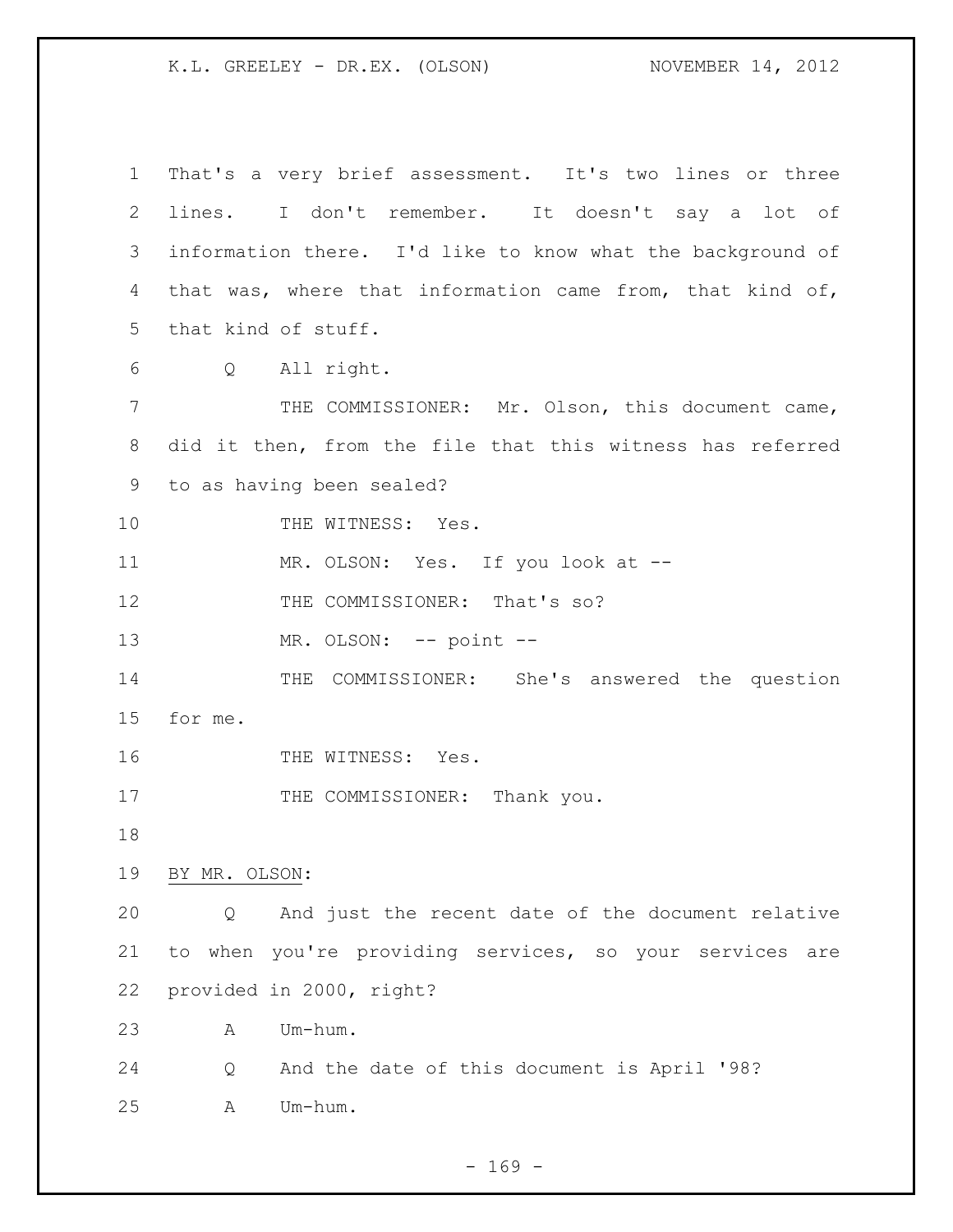That's a very brief assessment. It's two lines or three lines. I don't remember. It doesn't say a lot of information there. I'd like to know what the background of that was, where that information came from, that kind of, that kind of stuff.

Q All right.

THE COMMISSIONER: Mr. Olson, this document came, did it then, from the file that this witness has referred to as having been sealed?

THE WITNESS: Yes.

MR. OLSON: Yes. If you look at --

THE COMMISSIONER: That's so?

MR. OLSON: -- point --

THE COMMISSIONER: She's answered the question for me.

THE WITNESS: Yes.

THE COMMISSIONER: Thank you.

BY MR. OLSON:

Q And just the recent date of the document relative to when you're providing services, so your services are provided in 2000, right?

A Um-hum.

Q And the date of this document is April '98?

A Um-hum.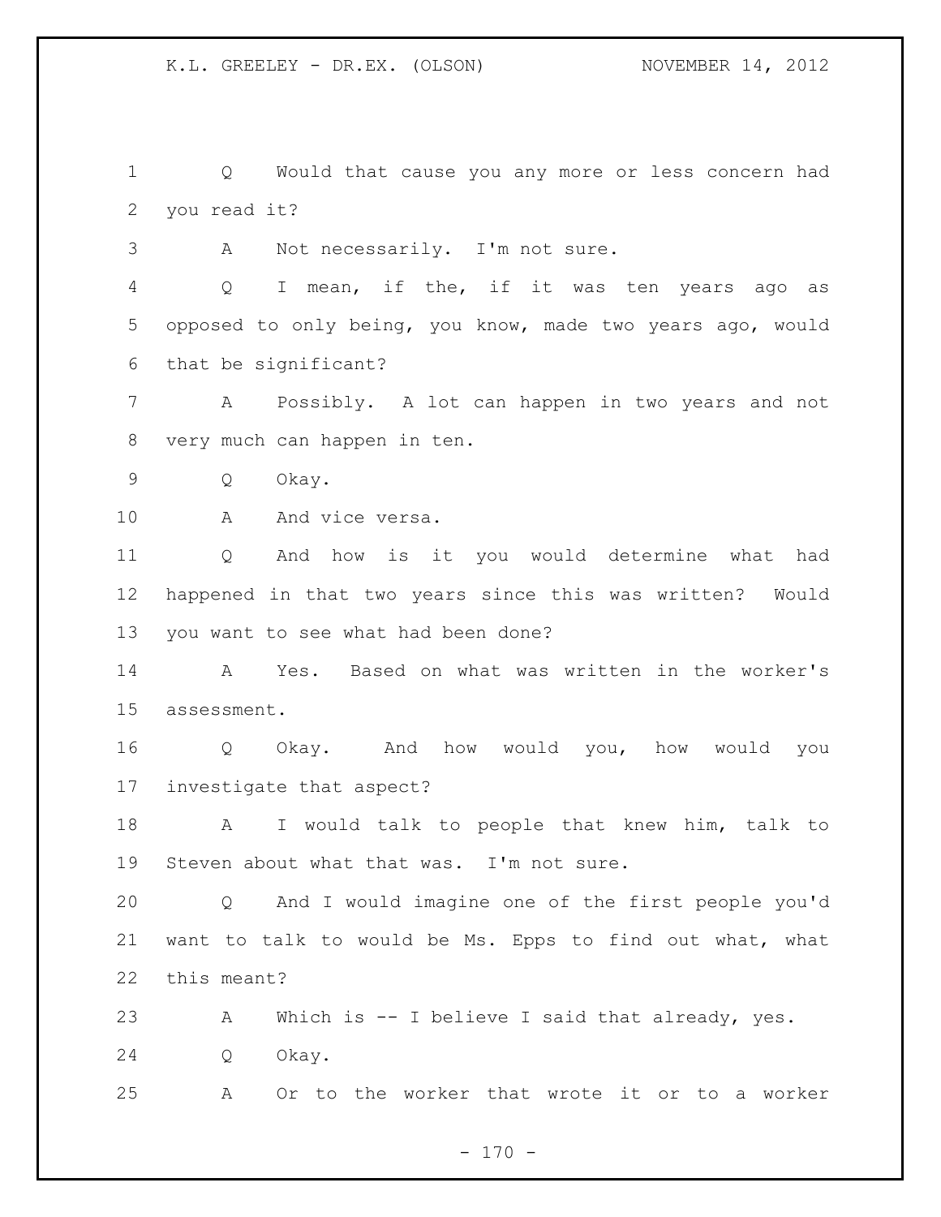Q Would that cause you any more or less concern had you read it?

A Not necessarily. I'm not sure.

Q I mean, if the, if it was ten years ago as opposed to only being, you know, made two years ago, would that be significant?

A Possibly. A lot can happen in two years and not very much can happen in ten.

Q Okay.

A And vice versa.

Q And how is it you would determine what had happened in that two years since this was written? Would you want to see what had been done?

A Yes. Based on what was written in the worker's assessment.

Q Okay. And how would you, how would you investigate that aspect?

A I would talk to people that knew him, talk to Steven about what that was. I'm not sure.

Q And I would imagine one of the first people you'd want to talk to would be Ms. Epps to find out what, what this meant?

A Which is -- I believe I said that already, yes.

Q Okay.

A Or to the worker that wrote it or to a worker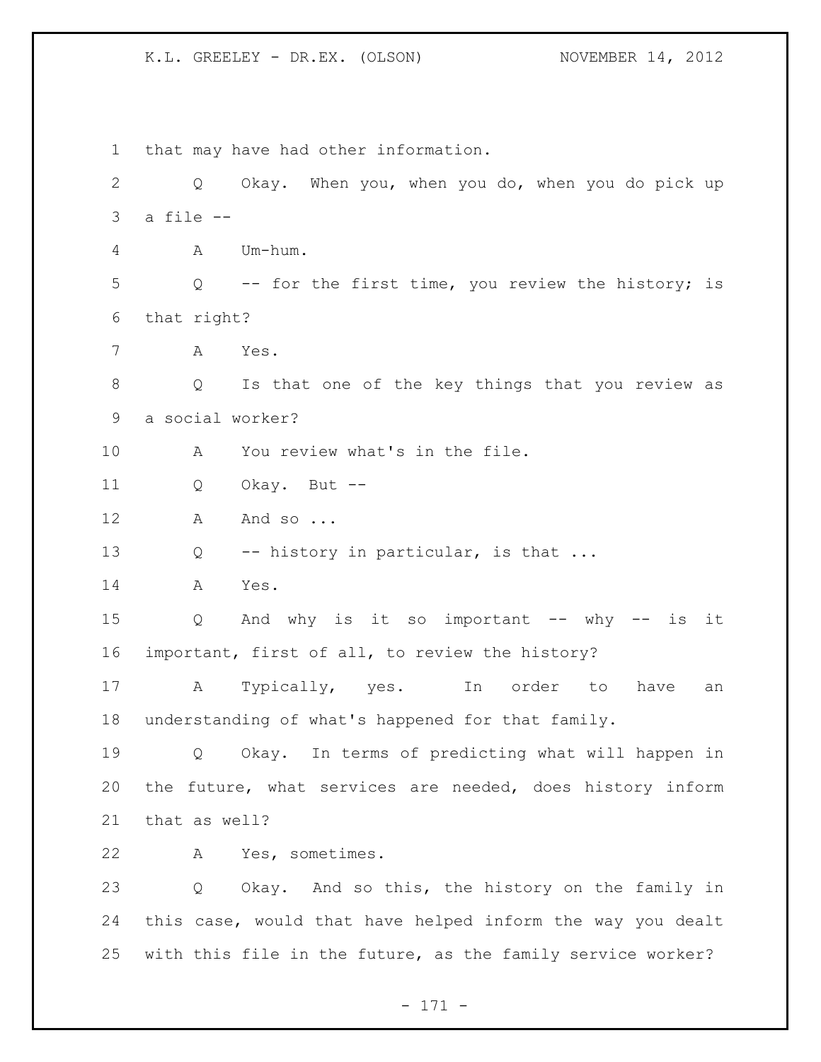that may have had other information.

Q Okay. When you, when you do, when you do pick up a file --

A Um-hum.

Q -- for the first time, you review the history; is that right?

A Yes.

Q Is that one of the key things that you review as a social worker?

A You review what's in the file.

Q Okay. But --

A And so ...

Q -- history in particular, is that ...

A Yes.

Q And why is it so important -- why -- is it important, first of all, to review the history?

A Typically, yes. In order to have an understanding of what's happened for that family.

Q Okay. In terms of predicting what will happen in the future, what services are needed, does history inform that as well?

A Yes, sometimes.

Q Okay. And so this, the history on the family in this case, would that have helped inform the way you dealt with this file in the future, as the family service worker?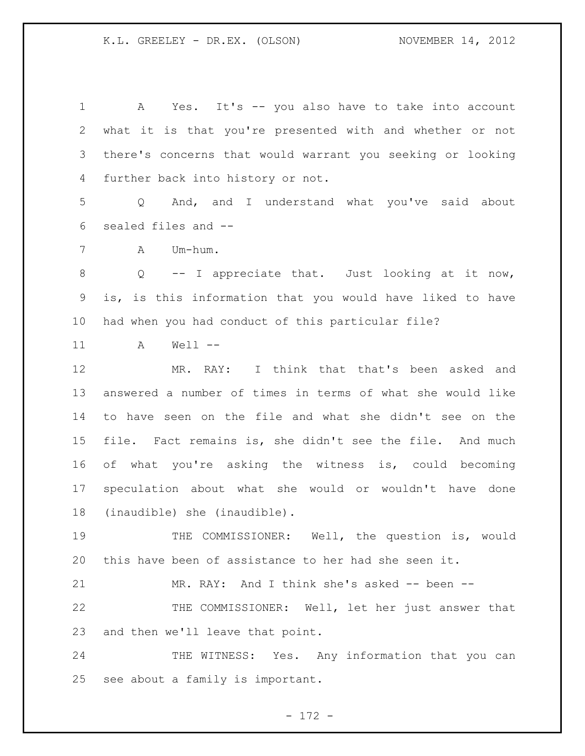A Yes. It's -- you also have to take into account what it is that you're presented with and whether or not there's concerns that would warrant you seeking or looking further back into history or not.

Q And, and I understand what you've said about sealed files and --

A Um-hum.

Q -- I appreciate that. Just looking at it now, is, is this information that you would have liked to have had when you had conduct of this particular file?

A Well --

MR. RAY: I think that that's been asked and answered a number of times in terms of what she would like to have seen on the file and what she didn't see on the file. Fact remains is, she didn't see the file. And much of what you're asking the witness is, could becoming speculation about what she would or wouldn't have done (inaudible) she (inaudible).

THE COMMISSIONER: Well, the question is, would this have been of assistance to her had she seen it.

MR. RAY: And I think she's asked -- been --

THE COMMISSIONER: Well, let her just answer that and then we'll leave that point.

THE WITNESS: Yes. Any information that you can see about a family is important.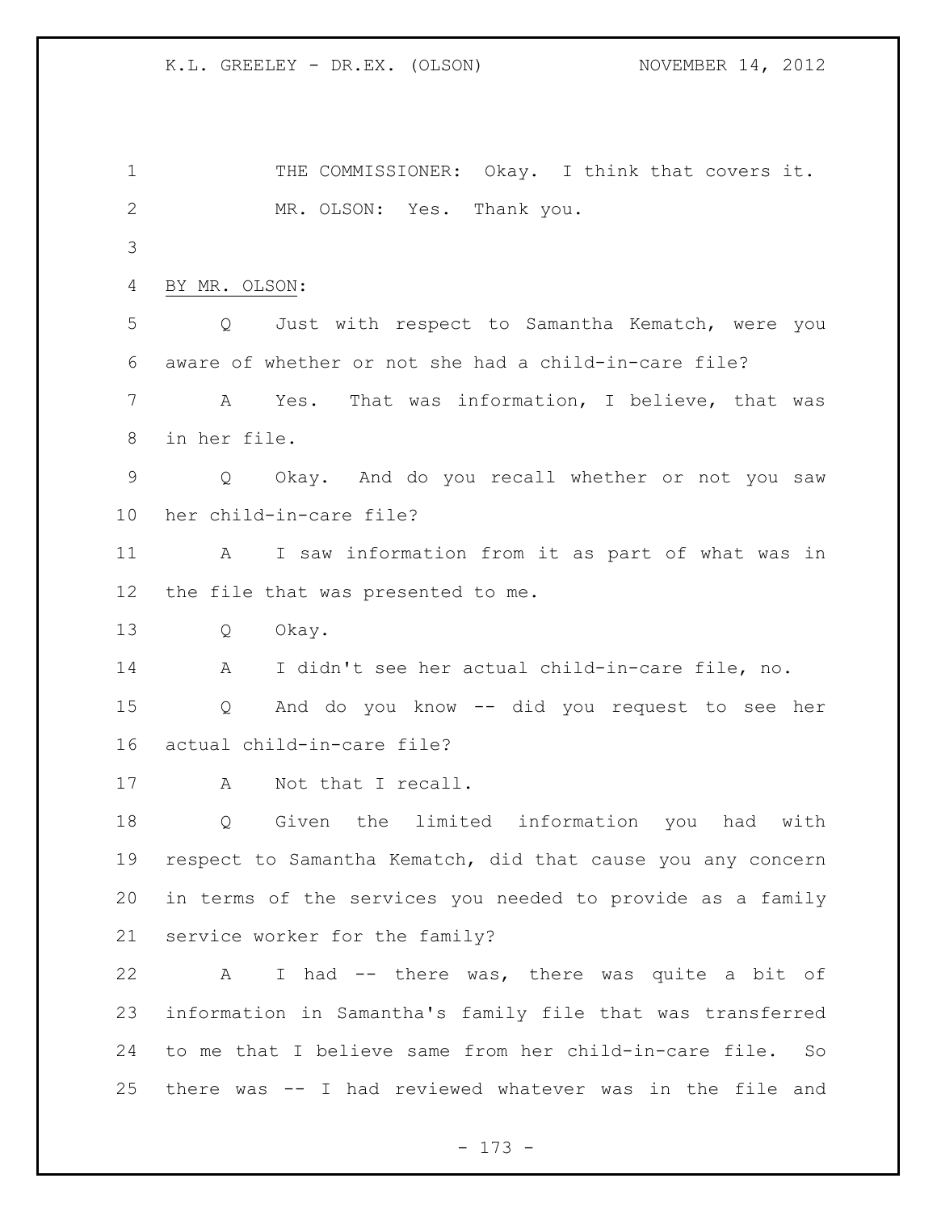THE COMMISSIONER: Okay. I think that covers it.

MR. OLSON: Yes. Thank you.

BY MR. OLSON:

Q Just with respect to Samantha Kematch, were you aware of whether or not she had a child-in-care file?

A Yes. That was information, I believe, that was in her file.

Q Okay. And do you recall whether or not you saw her child-in-care file?

A I saw information from it as part of what was in the file that was presented to me.

Q Okay.

A I didn't see her actual child-in-care file, no.

Q And do you know -- did you request to see her actual child-in-care file?

A Not that I recall.

Q Given the limited information you had with respect to Samantha Kematch, did that cause you any concern in terms of the services you needed to provide as a family service worker for the family?

A I had -- there was, there was quite a bit of information in Samantha's family file that was transferred to me that I believe same from her child-in-care file. So there was -- I had reviewed whatever was in the file and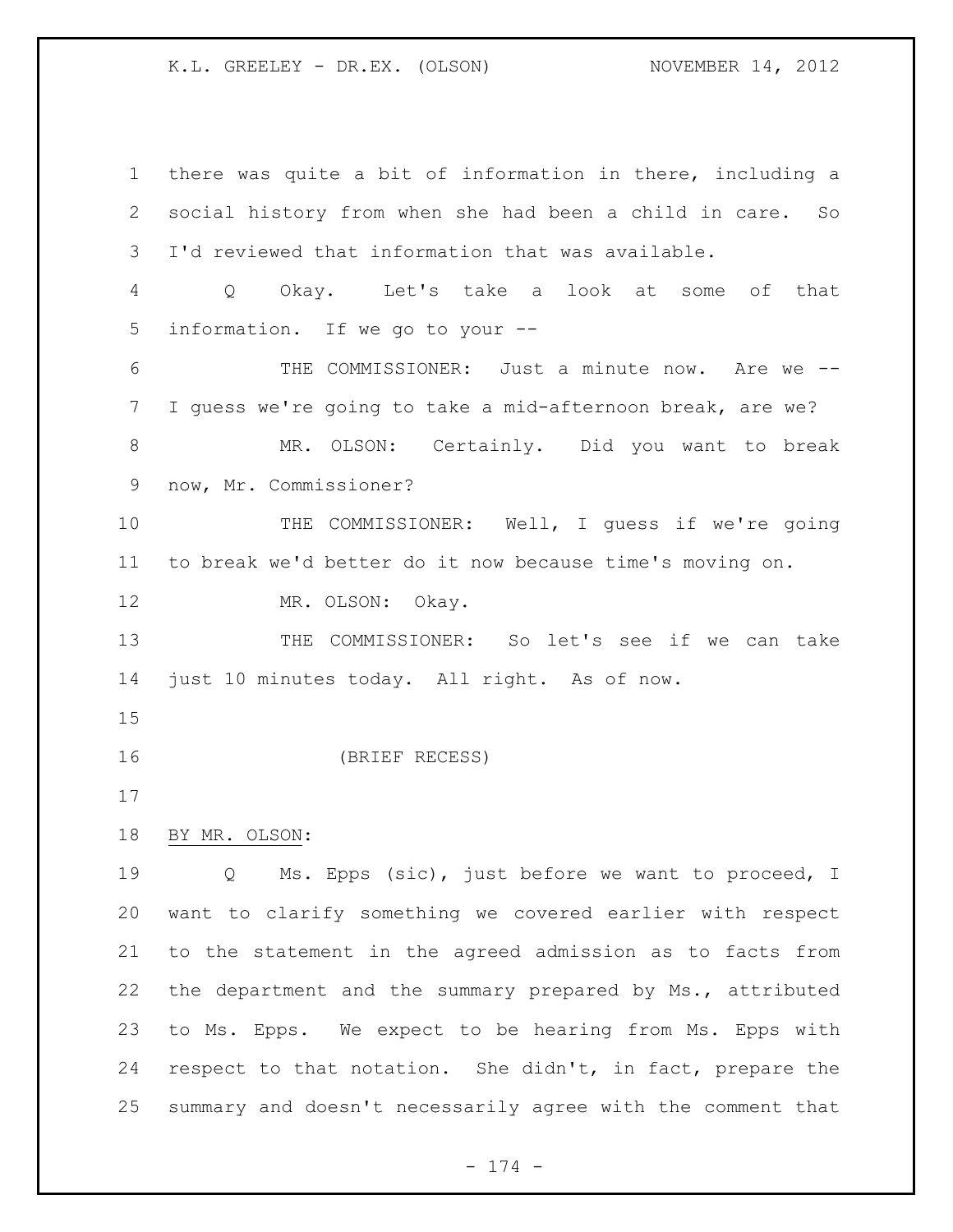there was quite a bit of information in there, including a social history from when she had been a child in care. So I'd reviewed that information that was available.

Q Okay. Let's take a look at some of that information. If we go to your --

THE COMMISSIONER: Just a minute now. Are we -- I guess we're going to take a mid-afternoon break, are we?

MR. OLSON: Certainly. Did you want to break now, Mr. Commissioner?

THE COMMISSIONER: Well, I guess if we're going to break we'd better do it now because time's moving on.

MR. OLSON: Okay.

THE COMMISSIONER: So let's see if we can take just 10 minutes today. All right. As of now.

(BRIEF RECESS)

BY MR. OLSON:

Q Ms. Epps (sic), just before we want to proceed, I want to clarify something we covered earlier with respect to the statement in the agreed admission as to facts from the department and the summary prepared by Ms., attributed to Ms. Epps. We expect to be hearing from Ms. Epps with respect to that notation. She didn't, in fact, prepare the summary and doesn't necessarily agree with the comment that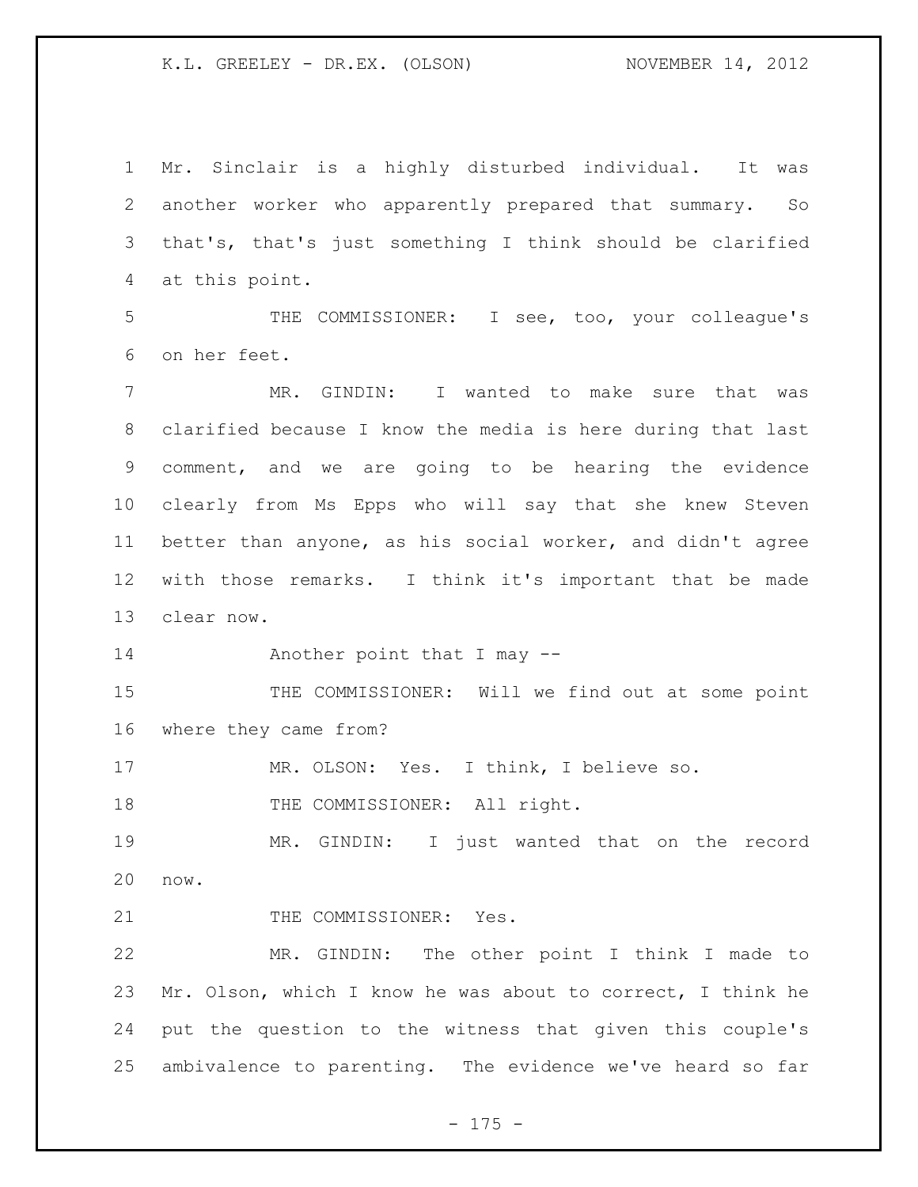Mr. Sinclair is a highly disturbed individual. It was another worker who apparently prepared that summary. So that's, that's just something I think should be clarified at this point.

THE COMMISSIONER: I see, too, your colleague's on her feet.

MR. GINDIN: I wanted to make sure that was clarified because I know the media is here during that last comment, and we are going to be hearing the evidence clearly from Ms Epps who will say that she knew Steven better than anyone, as his social worker, and didn't agree with those remarks. I think it's important that be made clear now.

Another point that I may --

THE COMMISSIONER: Will we find out at some point where they came from?

MR. OLSON: Yes. I think, I believe so.

THE COMMISSIONER: All right.

MR. GINDIN: I just wanted that on the record now.

THE COMMISSIONER: Yes.

MR. GINDIN: The other point I think I made to Mr. Olson, which I know he was about to correct, I think he put the question to the witness that given this couple's ambivalence to parenting. The evidence we've heard so far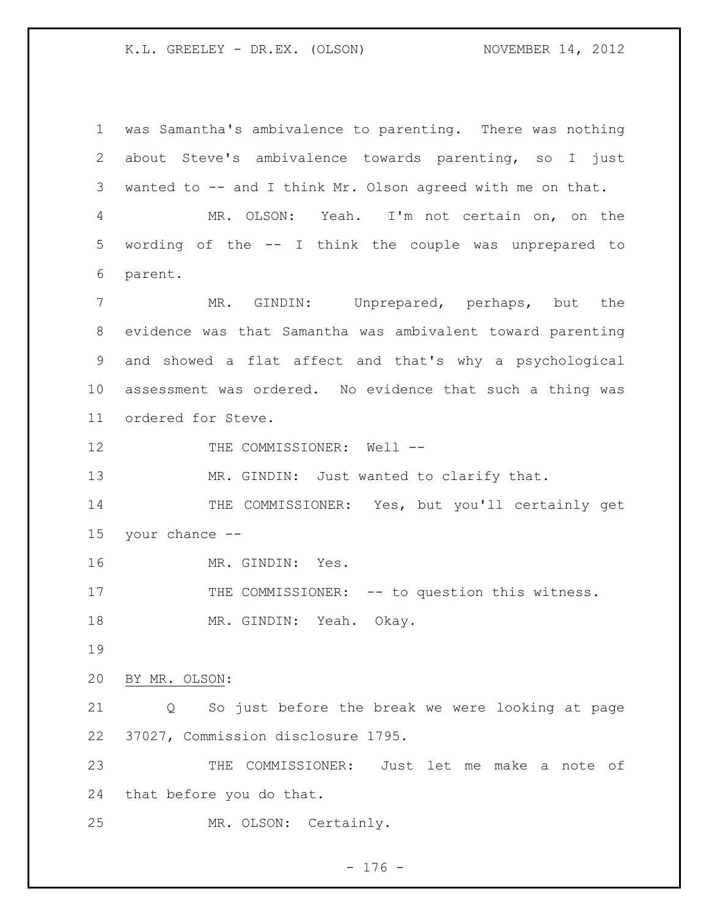was Samantha's ambivalence to parenting. There was nothing about Steve's ambivalence towards parenting, so I just wanted to -- and I think Mr. Olson agreed with me on that.

MR. OLSON: Yeah. I'm not certain on, on the wording of the -- I think the couple was unprepared to parent.

MR. GINDIN: Unprepared, perhaps, but the evidence was that Samantha was ambivalent toward parenting and showed a flat affect and that's why a psychological assessment was ordered. No evidence that such a thing was ordered for Steve.

THE COMMISSIONER: Well --

MR. GINDIN: Just wanted to clarify that.

THE COMMISSIONER: Yes, but you'll certainly get your chance --

MR. GINDIN: Yes.

THE COMMISSIONER: -- to question this witness.

MR. GINDIN: Yeah. Okay.

BY MR. OLSON:

Q So just before the break we were looking at page 37027, Commission disclosure 1795.

THE COMMISSIONER: Just let me make a note of that before you do that.

MR. OLSON: Certainly.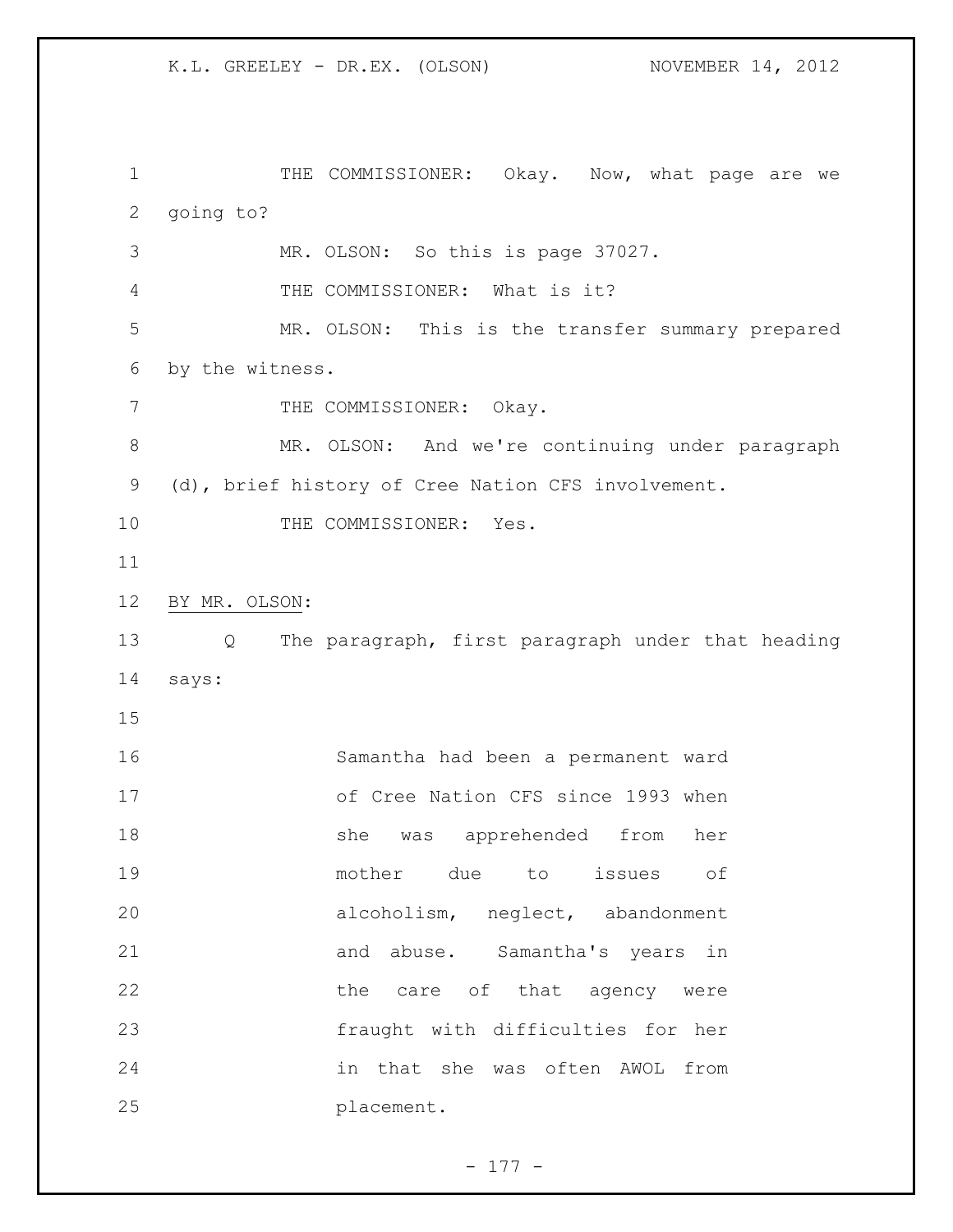THE COMMISSIONER: Okay. Now, what page are we going to?

MR. OLSON: So this is page 37027.

THE COMMISSIONER: What is it?

MR. OLSON: This is the transfer summary prepared by the witness.

THE COMMISSIONER: Okay.

MR. OLSON: And we're continuing under paragraph (d), brief history of Cree Nation CFS involvement.

THE COMMISSIONER: Yes.

BY MR. OLSON:

Q The paragraph, first paragraph under that heading says:

> Samantha had been a permanent ward of Cree Nation CFS since 1993 when she was apprehended from her mother due to issues of alcoholism, neglect, abandonment and abuse. Samantha's years in the care of that agency were fraught with difficulties for her in that she was often AWOL from placement.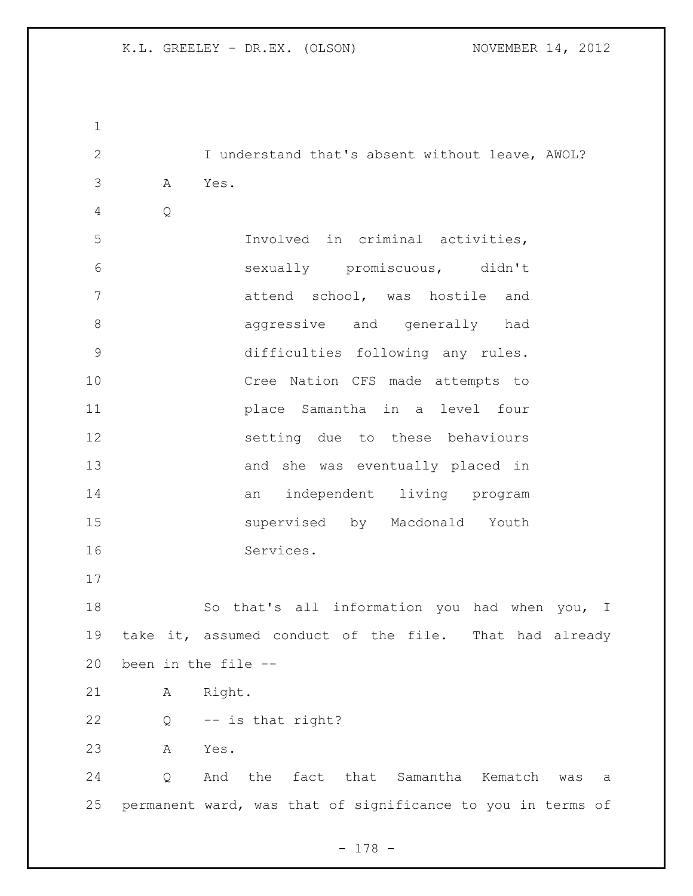I understand that's absent without leave, AWOL?

A Yes.

Q

> Involved in criminal activities, sexually promiscuous, didn't attend school, was hostile and aggressive and generally had difficulties following any rules. Cree Nation CFS made attempts to place Samantha in a level four setting due to these behaviours and she was eventually placed in an independent living program supervised by Macdonald Youth Services.

So that's all information you had when you, I take it, assumed conduct of the file. That had already been in the file --

A Right.

Q -- is that right?

A Yes.

Q And the fact that Samantha Kematch was a permanent ward, was that of significance to you in terms of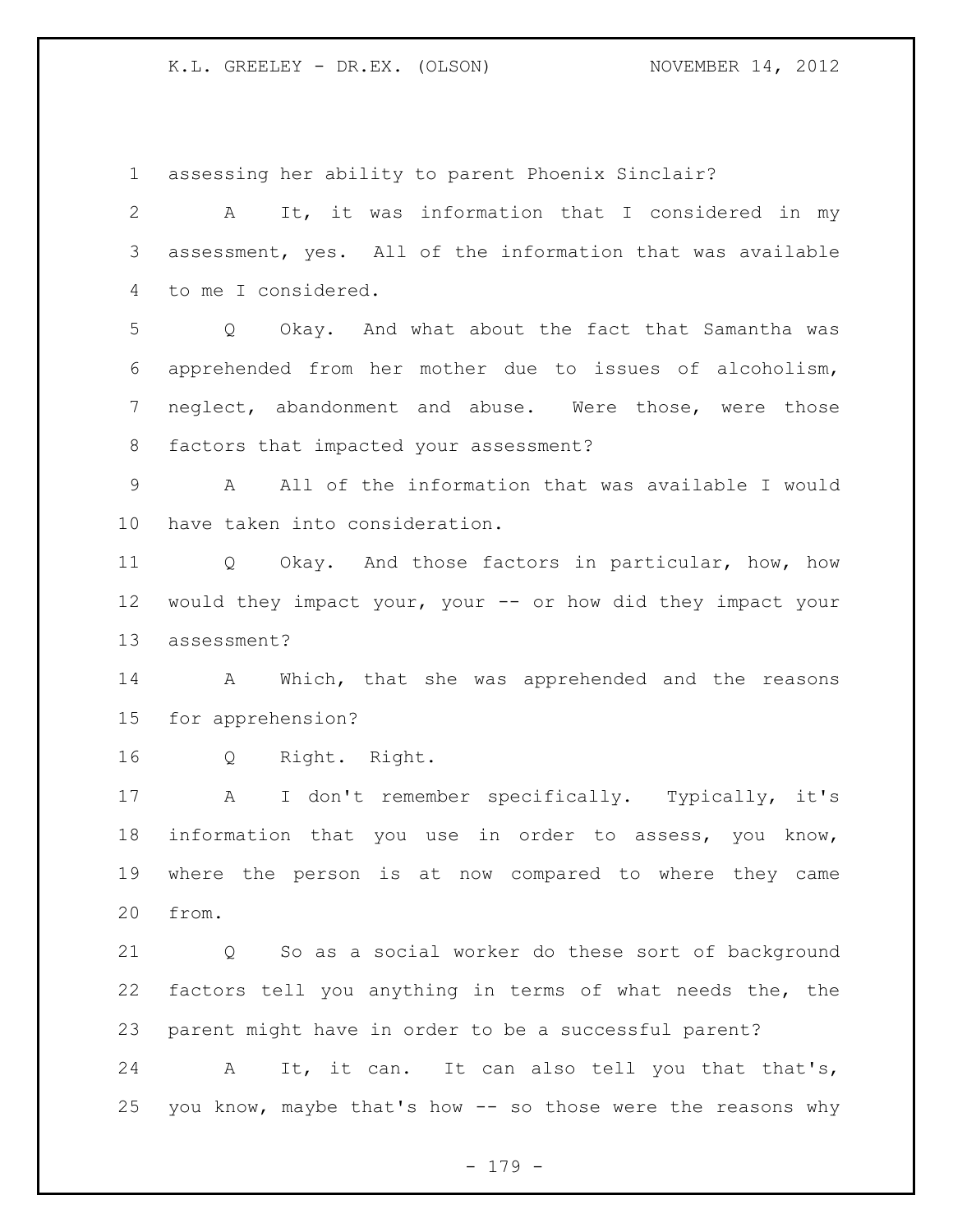assessing her ability to parent Phoenix Sinclair?

A It, it was information that I considered in my assessment, yes. All of the information that was available to me I considered.

Q Okay. And what about the fact that Samantha was apprehended from her mother due to issues of alcoholism, neglect, abandonment and abuse. Were those, were those factors that impacted your assessment?

A All of the information that was available I would have taken into consideration.

Q Okay. And those factors in particular, how, how would they impact your, your -- or how did they impact your assessment?

A Which, that she was apprehended and the reasons for apprehension?

Q Right. Right.

A I don't remember specifically. Typically, it's information that you use in order to assess, you know, where the person is at now compared to where they came from.

Q So as a social worker do these sort of background factors tell you anything in terms of what needs the, the parent might have in order to be a successful parent?

A It, it can. It can also tell you that that's, you know, maybe that's how -- so those were the reasons why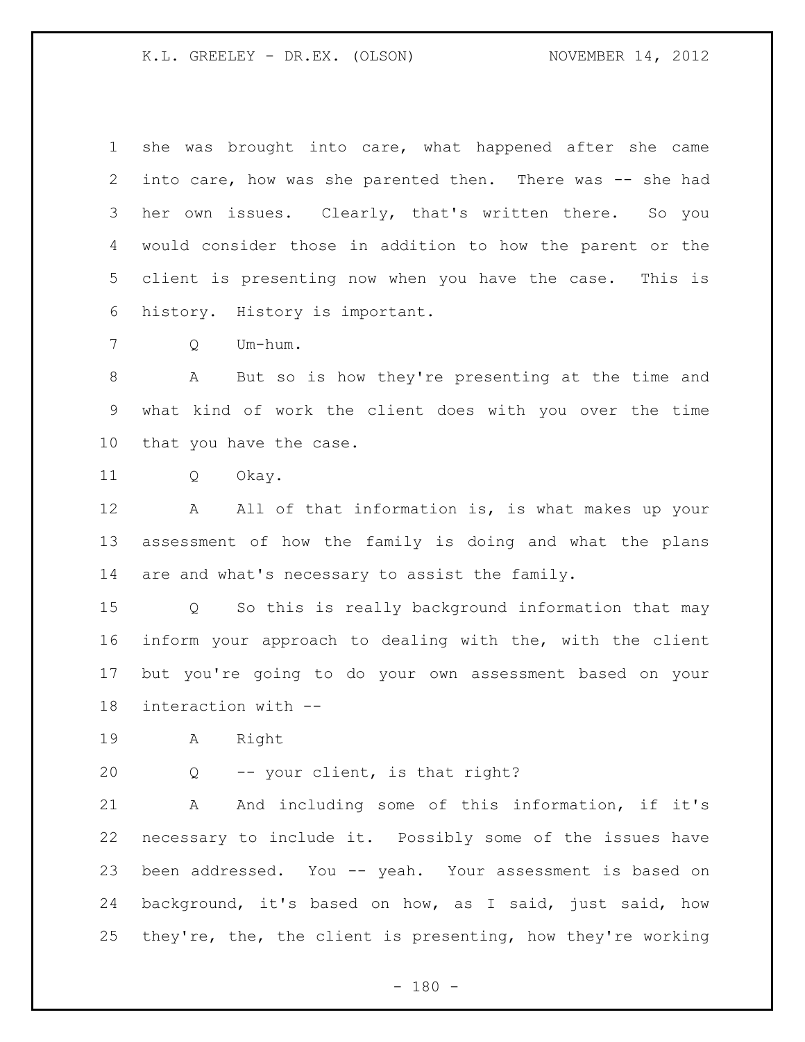she was brought into care, what happened after she came into care, how was she parented then. There was -- she had her own issues. Clearly, that's written there. So you would consider those in addition to how the parent or the client is presenting now when you have the case. This is history. History is important.

Q Um-hum.

A But so is how they're presenting at the time and what kind of work the client does with you over the time that you have the case.

Q Okay.

A All of that information is, is what makes up your assessment of how the family is doing and what the plans are and what's necessary to assist the family.

Q So this is really background information that may inform your approach to dealing with the, with the client but you're going to do your own assessment based on your interaction with --

A Right

Q -- your client, is that right?

A And including some of this information, if it's necessary to include it. Possibly some of the issues have been addressed. You -- yeah. Your assessment is based on background, it's based on how, as I said, just said, how they're, the, the client is presenting, how they're working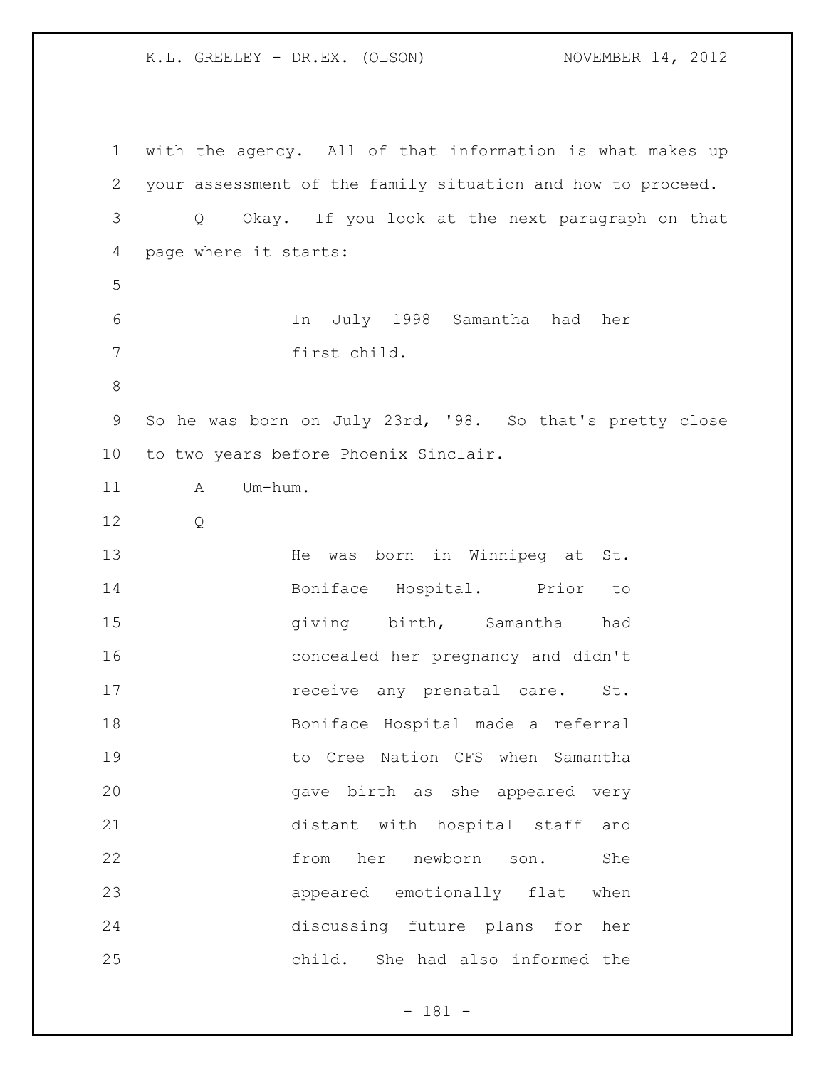with the agency. All of that information is what makes up your assessment of the family situation and how to proceed.

Q Okay. If you look at the next paragraph on that page where it starts:

> In July 1998 Samantha had her first child.

So he was born on July 23rd, '98. So that's pretty close to two years before Phoenix Sinclair.

A Um-hum.

Q

> He was born in Winnipeg at St. Boniface Hospital. Prior to giving birth, Samantha had concealed her pregnancy and didn't receive any prenatal care. St. Boniface Hospital made a referral to Cree Nation CFS when Samantha gave birth as she appeared very distant with hospital staff and from her newborn son. She appeared emotionally flat when discussing future plans for her child. She had also informed the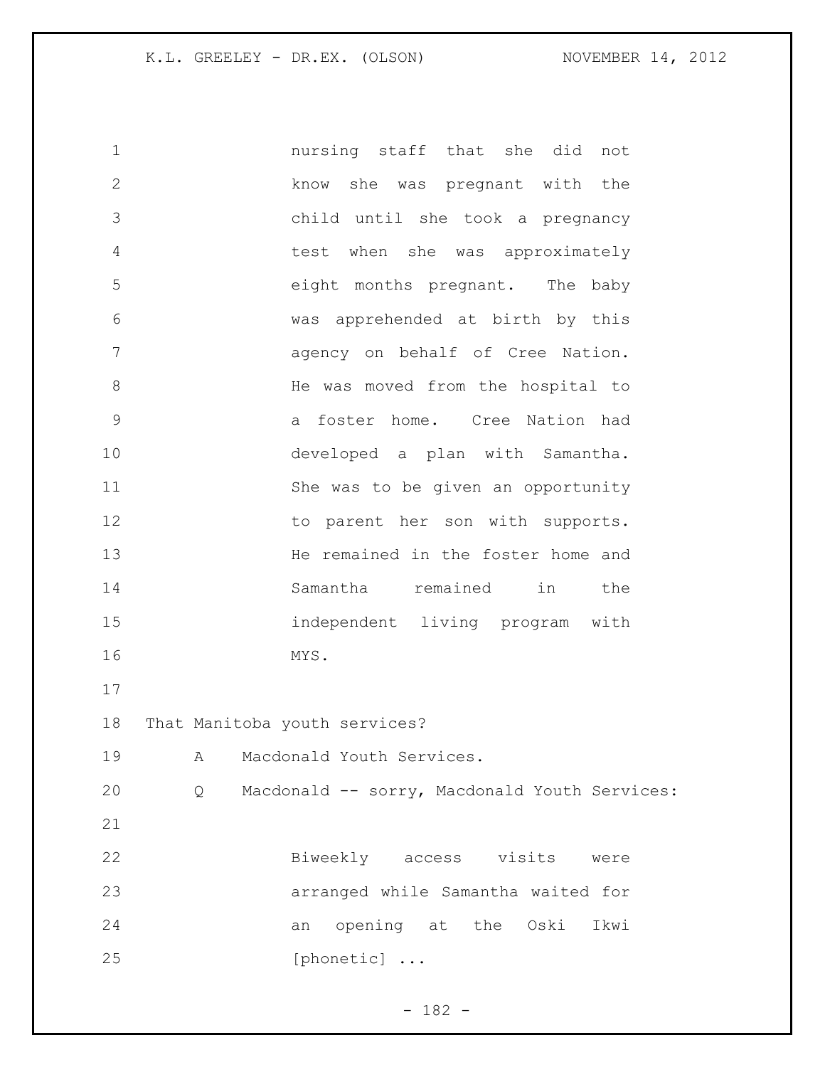nursing staff that she did not know she was pregnant with the child until she took a pregnancy test when she was approximately eight months pregnant. The baby was apprehended at birth by this agency on behalf of Cree Nation. He was moved from the hospital to a foster home. Cree Nation had developed a plan with Samantha. She was to be given an opportunity to parent her son with supports. He remained in the foster home and Samantha remained in the independent living program with MYS.

That Manitoba youth services?

A Macdonald Youth Services.

Q Macdonald -- sorry, Macdonald Youth Services:

Biweekly access visits were arranged while Samantha waited for an opening at the Oski Ikwi [phonetic] ...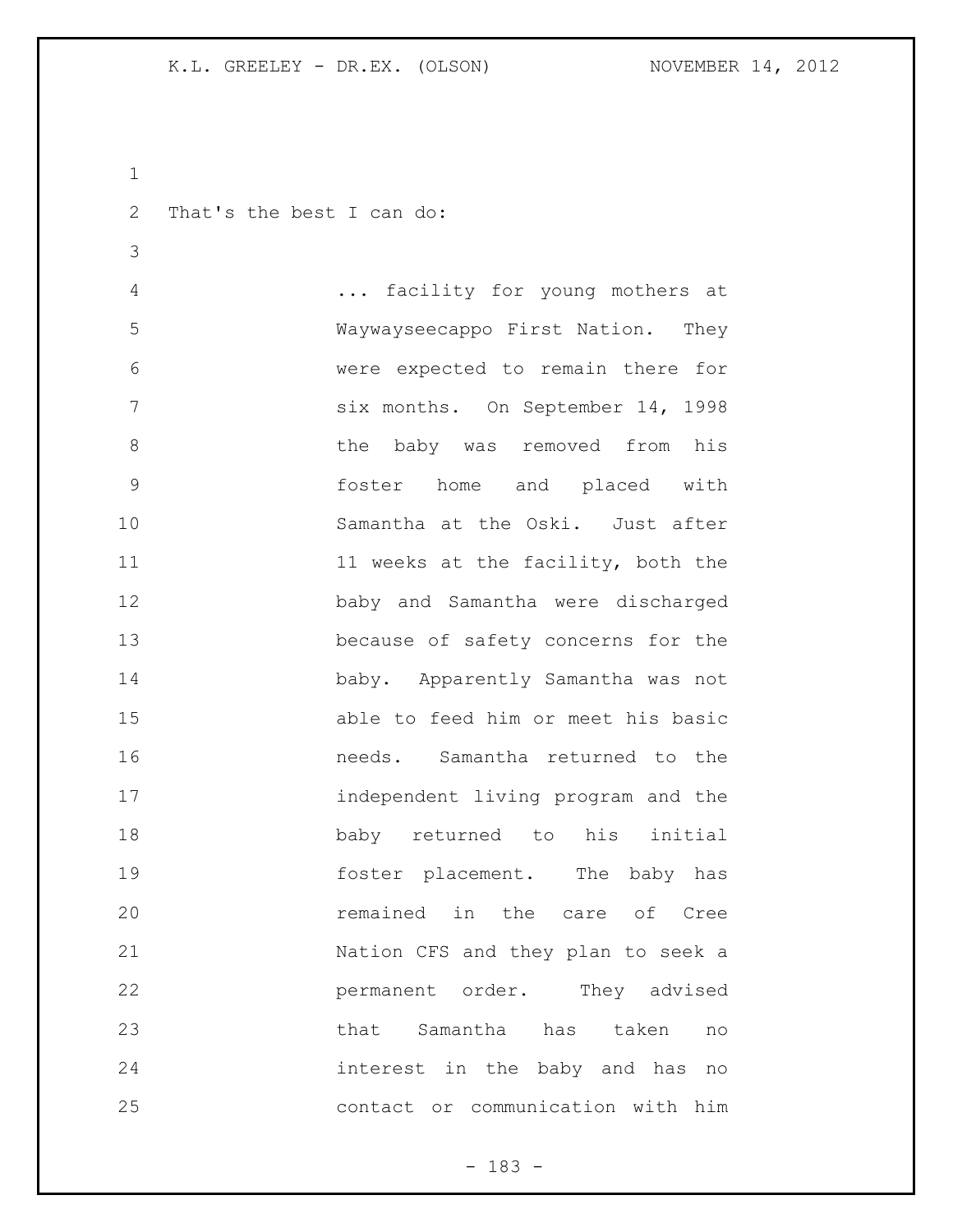That's the best I can do:

> ... facility for young mothers at Waywayseecappo First Nation. They were expected to remain there for six months. On September 14, 1998 the baby was removed from his foster home and placed with Samantha at the Oski. Just after 11 weeks at the facility, both the baby and Samantha were discharged because of safety concerns for the baby. Apparently Samantha was not able to feed him or meet his basic needs. Samantha returned to the independent living program and the baby returned to his initial foster placement. The baby has remained in the care of Cree Nation CFS and they plan to seek a permanent order. They advised that Samantha has taken no interest in the baby and has no contact or communication with him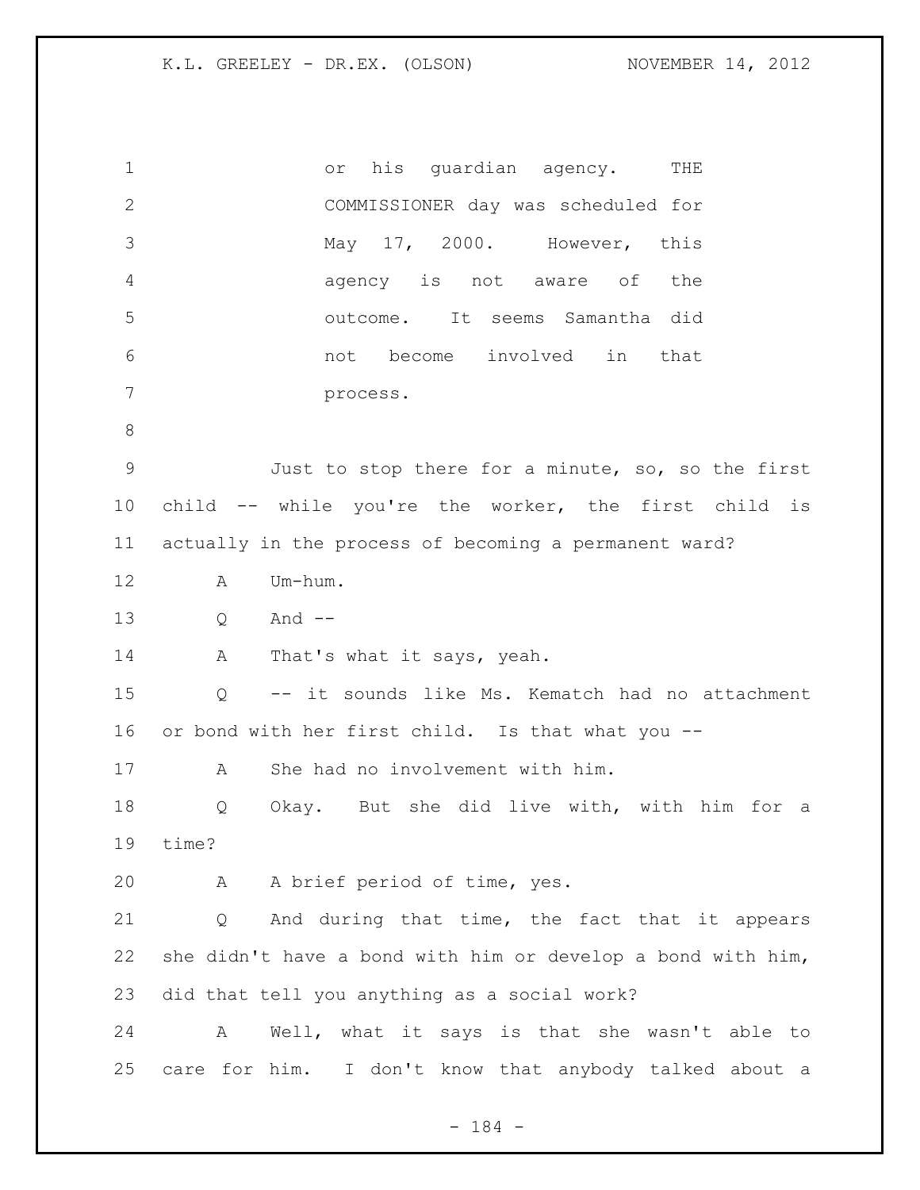or his guardian agency. THE COMMISSIONER day was scheduled for May 17, 2000. However, this agency is not aware of the outcome. It seems Samantha did not become involved in that process.

Just to stop there for a minute, so, so the first child -- while you're the worker, the first child is actually in the process of becoming a permanent ward?

A Um-hum.

Q And --

A That's what it says, yeah.

Q -- it sounds like Ms. Kematch had no attachment or bond with her first child. Is that what you --

A She had no involvement with him.

Q Okay. But she did live with, with him for a time?

A A brief period of time, yes.

Q And during that time, the fact that it appears she didn't have a bond with him or develop a bond with him, did that tell you anything as a social work?

A Well, what it says is that she wasn't able to care for him. I don't know that anybody talked about a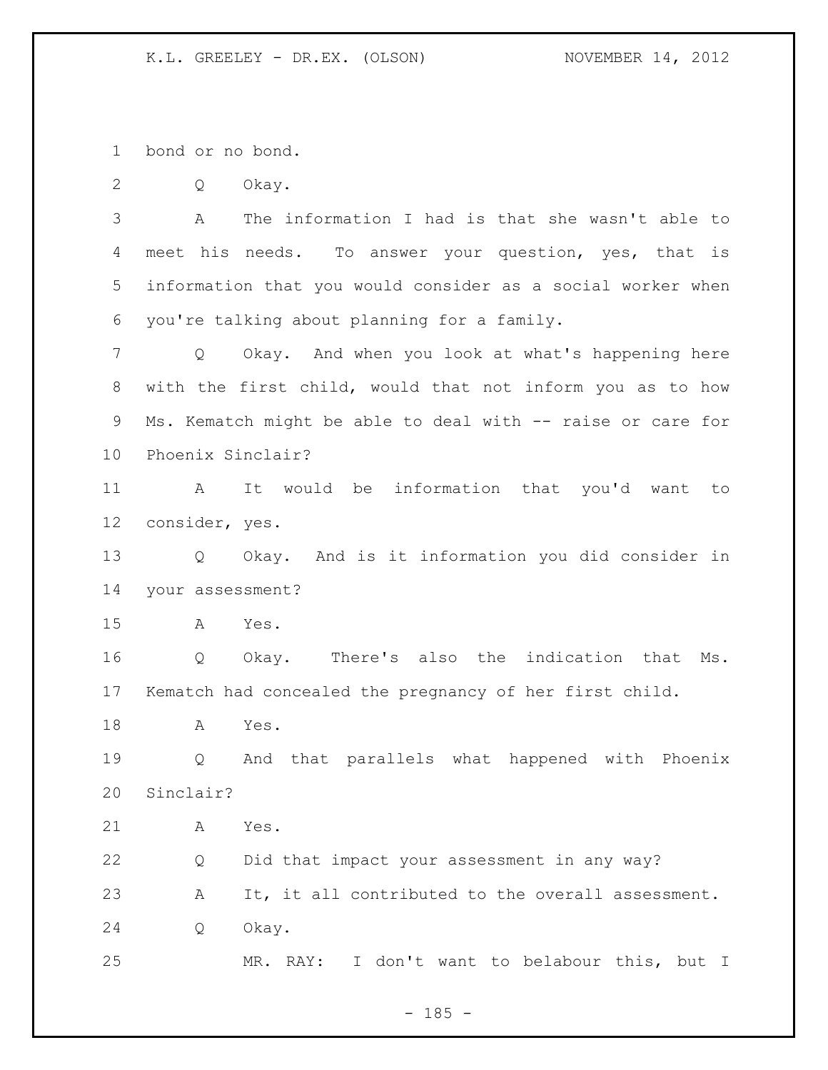bond or no bond.

Q Okay.

A The information I had is that she wasn't able to meet his needs. To answer your question, yes, that is information that you would consider as a social worker when you're talking about planning for a family.

Q Okay. And when you look at what's happening here with the first child, would that not inform you as to how Ms. Kematch might be able to deal with -- raise or care for Phoenix Sinclair?

A It would be information that you'd want to consider, yes.

Q Okay. And is it information you did consider in your assessment?

A Yes.

Q Okay. There's also the indication that Ms. Kematch had concealed the pregnancy of her first child.

A Yes.

Q And that parallels what happened with Phoenix Sinclair?

A Yes.

Q Did that impact your assessment in any way?

A It, it all contributed to the overall assessment.

Q Okay.

MR. RAY: I don't want to belabour this, but I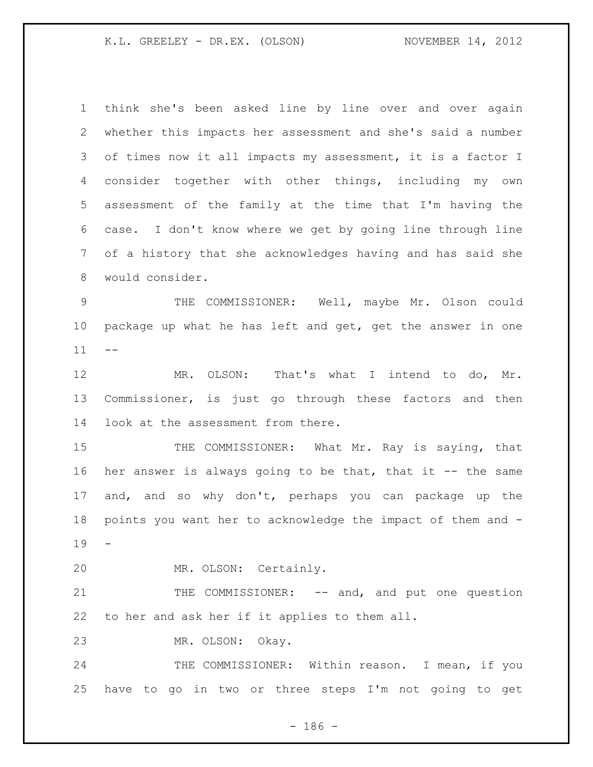think she's been asked line by line over and over again whether this impacts her assessment and she's said a number of times now it all impacts my assessment, it is a factor I consider together with other things, including my own assessment of the family at the time that I'm having the case. I don't know where we get by going line through line of a history that she acknowledges having and has said she would consider.

THE COMMISSIONER: Well, maybe Mr. Olson could package up what he has left and get, get the answer in one --

MR. OLSON: That's what I intend to do, Mr. Commissioner, is just go through these factors and then look at the assessment from there.

THE COMMISSIONER: What Mr. Ray is saying, that her answer is always going to be that, that it -- the same and, and so why don't, perhaps you can package up the points you want her to acknowledge the impact of them and --

MR. OLSON: Certainly.

THE COMMISSIONER: -- and, and put one question to her and ask her if it applies to them all.

MR. OLSON: Okay.

THE COMMISSIONER: Within reason. I mean, if you have to go in two or three steps I'm not going to get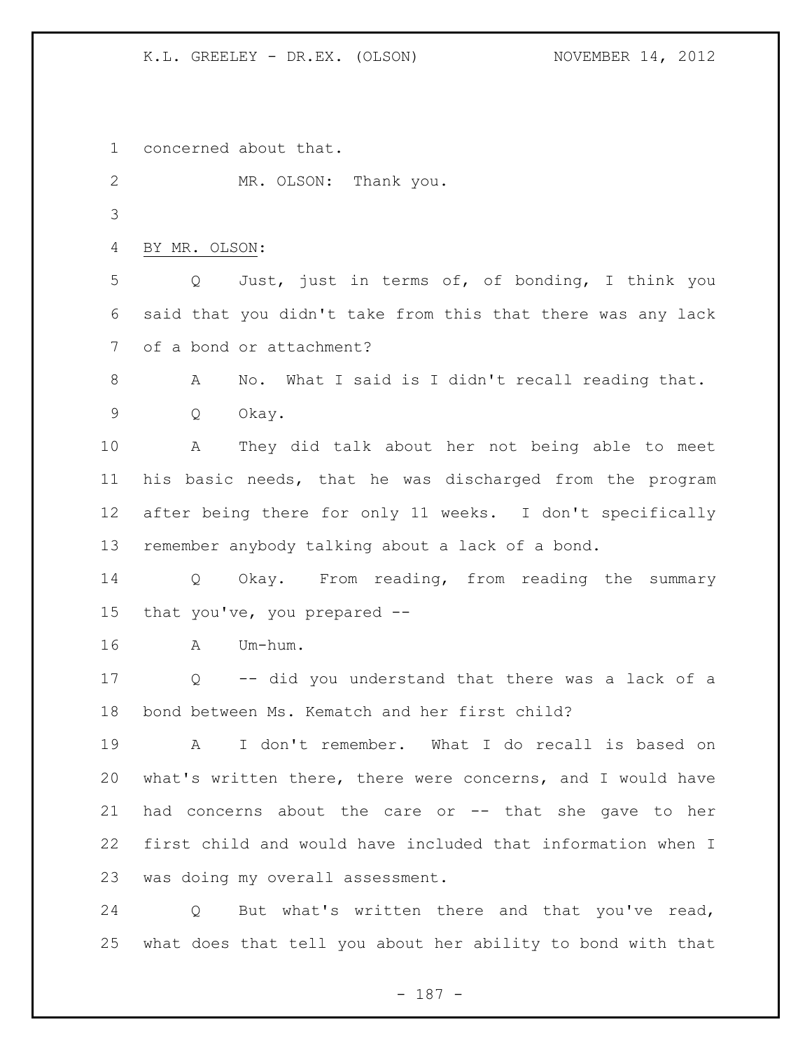concerned about that.

MR. OLSON: Thank you.

BY MR. OLSON:

Q Just, just in terms of, of bonding, I think you said that you didn't take from this that there was any lack of a bond or attachment?

A No. What I said is I didn't recall reading that.

Q Okay.

A They did talk about her not being able to meet his basic needs, that he was discharged from the program after being there for only 11 weeks. I don't specifically remember anybody talking about a lack of a bond.

Q Okay. From reading, from reading the summary that you've, you prepared --

A Um-hum.

Q -- did you understand that there was a lack of a bond between Ms. Kematch and her first child?

A I don't remember. What I do recall is based on what's written there, there were concerns, and I would have had concerns about the care or -- that she gave to her first child and would have included that information when I was doing my overall assessment.

Q But what's written there and that you've read, what does that tell you about her ability to bond with that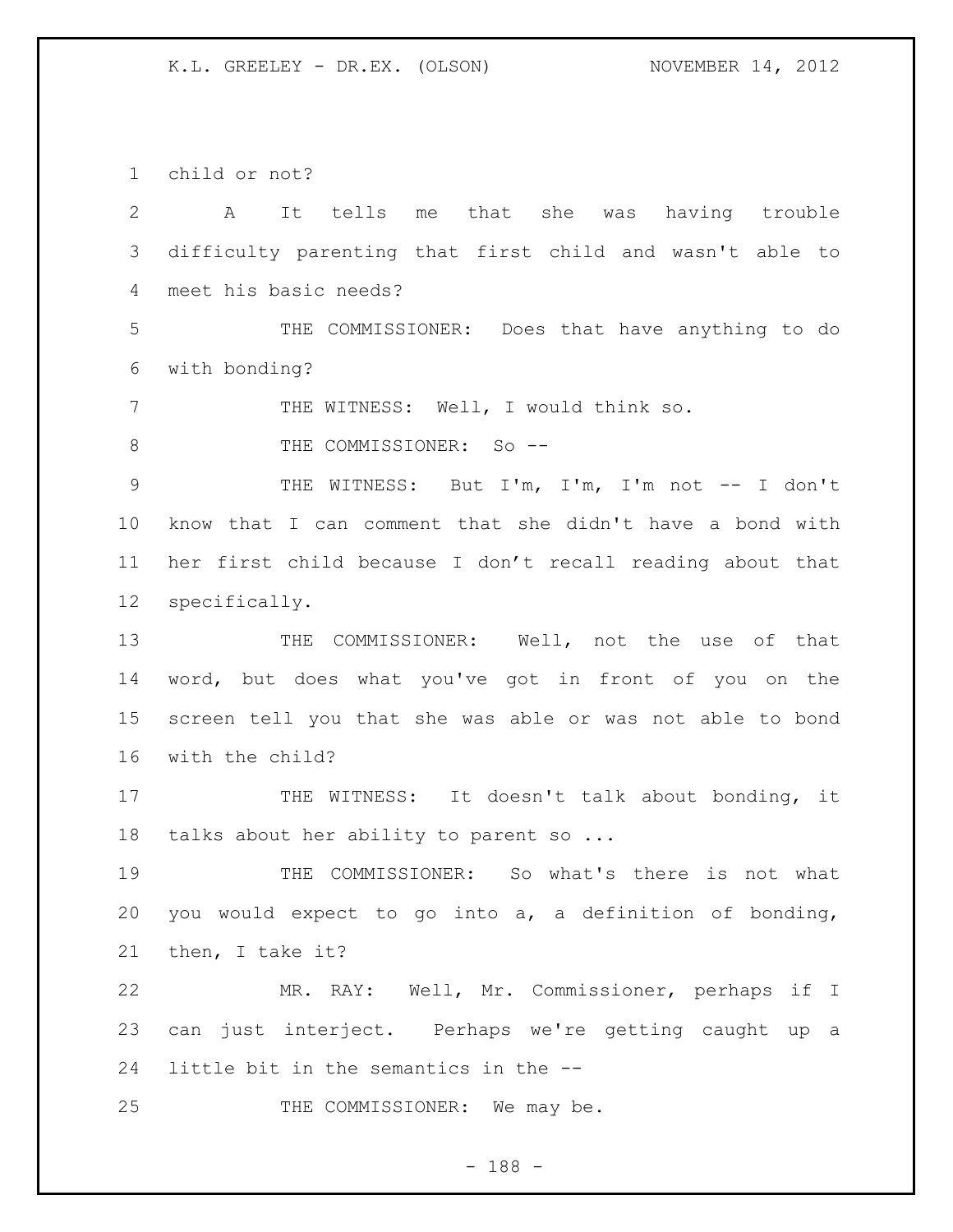child or not?

A It tells me that she was having trouble difficulty parenting that first child and wasn't able to meet his basic needs?

THE COMMISSIONER: Does that have anything to do with bonding?

THE WITNESS: Well, I would think so.

THE COMMISSIONER: So --

THE WITNESS: But I'm, I'm, I'm not -- I don't know that I can comment that she didn't have a bond with her first child because I don't recall reading about that specifically.

THE COMMISSIONER: Well, not the use of that word, but does what you've got in front of you on the screen tell you that she was able or was not able to bond with the child?

THE WITNESS: It doesn't talk about bonding, it talks about her ability to parent so ...

THE COMMISSIONER: So what's there is not what you would expect to go into a, a definition of bonding, then, I take it?

MR. RAY: Well, Mr. Commissioner, perhaps if I can just interject. Perhaps we're getting caught up a little bit in the semantics in the --

THE COMMISSIONER: We may be.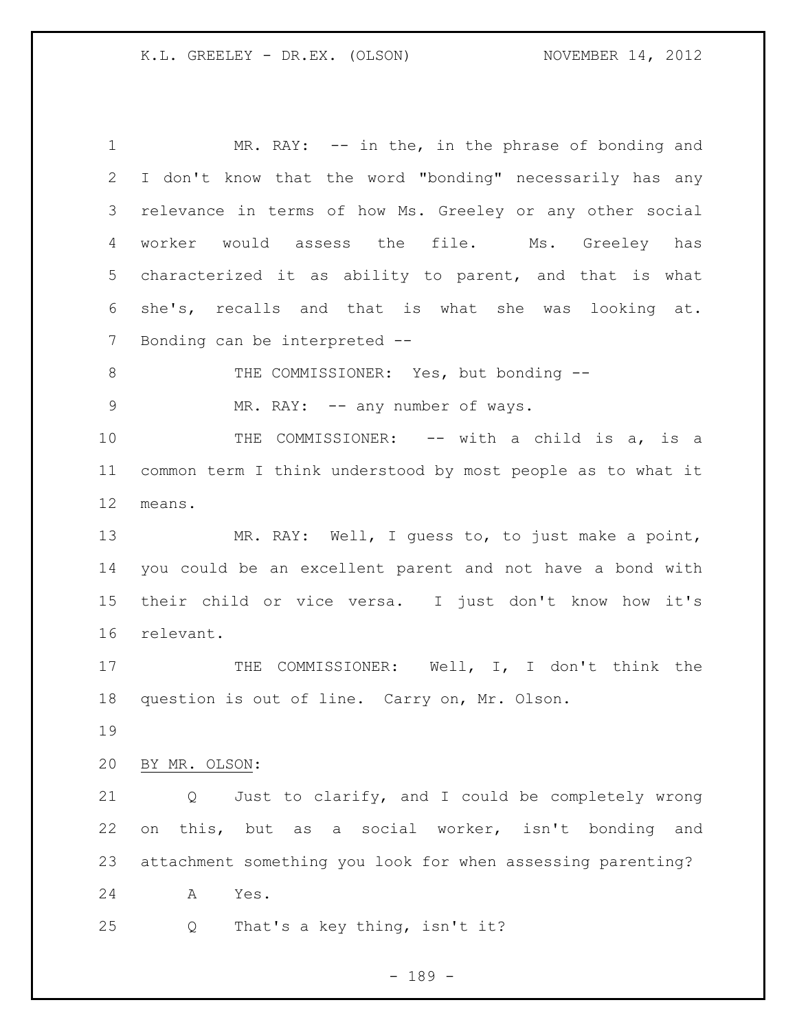MR. RAY: -- in the, in the phrase of bonding and I don't know that the word "bonding" necessarily has any relevance in terms of how Ms. Greeley or any other social worker would assess the file. Ms. Greeley has characterized it as ability to parent, and that is what she's, recalls and that is what she was looking at. Bonding can be interpreted --

THE COMMISSIONER: Yes, but bonding --

MR. RAY: -- any number of ways.

THE COMMISSIONER: -- with a child is a, is a common term I think understood by most people as to what it means.

MR. RAY: Well, I guess to, to just make a point, you could be an excellent parent and not have a bond with their child or vice versa. I just don't know how it's relevant.

THE COMMISSIONER: Well, I, I don't think the question is out of line. Carry on, Mr. Olson.

BY MR. OLSON:

Q Just to clarify, and I could be completely wrong on this, but as a social worker, isn't bonding and attachment something you look for when assessing parenting?

A Yes.

Q That's a key thing, isn't it?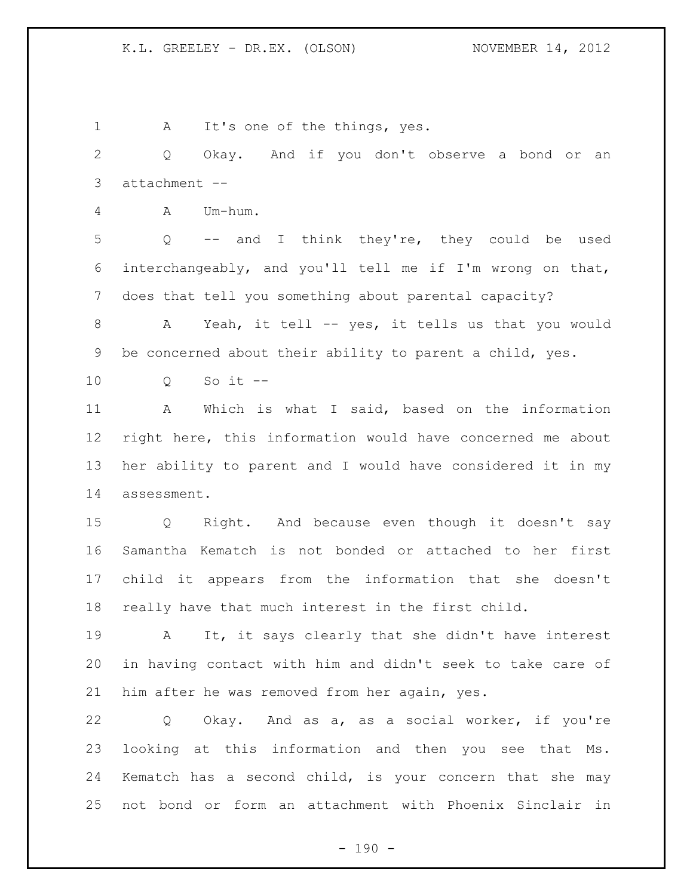A It's one of the things, yes.

Q Okay. And if you don't observe a bond or an attachment --

A Um-hum.

Q -- and I think they're, they could be used interchangeably, and you'll tell me if I'm wrong on that, does that tell you something about parental capacity?

A Yeah, it tell -- yes, it tells us that you would be concerned about their ability to parent a child, yes.

Q So it --

A Which is what I said, based on the information right here, this information would have concerned me about her ability to parent and I would have considered it in my assessment.

Q Right. And because even though it doesn't say Samantha Kematch is not bonded or attached to her first child it appears from the information that she doesn't really have that much interest in the first child.

A It, it says clearly that she didn't have interest in having contact with him and didn't seek to take care of him after he was removed from her again, yes.

Q Okay. And as a, as a social worker, if you're looking at this information and then you see that Ms. Kematch has a second child, is your concern that she may not bond or form an attachment with Phoenix Sinclair in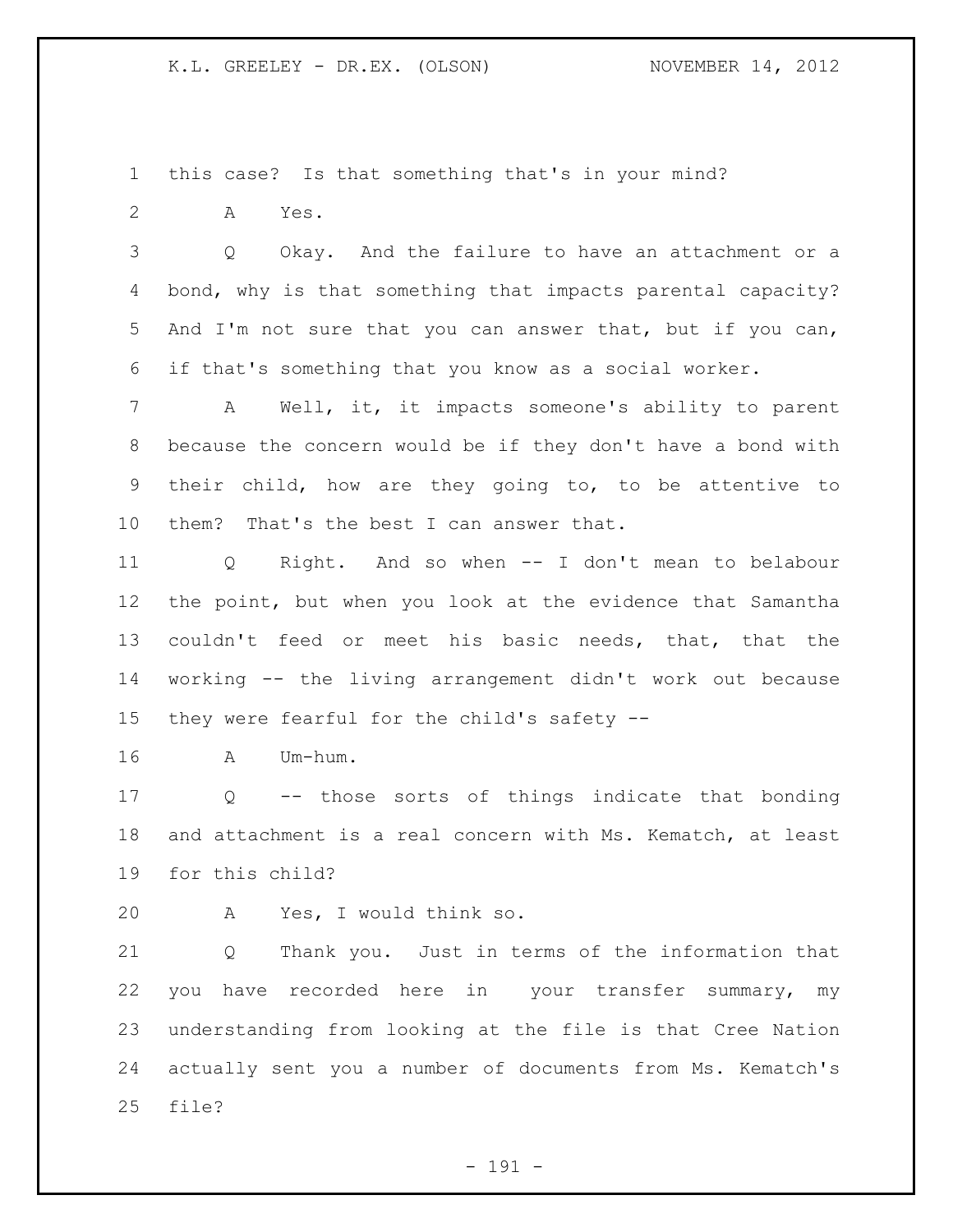this case? Is that something that's in your mind?

A Yes.

Q Okay. And the failure to have an attachment or a bond, why is that something that impacts parental capacity? And I'm not sure that you can answer that, but if you can, if that's something that you know as a social worker.

A Well, it, it impacts someone's ability to parent because the concern would be if they don't have a bond with their child, how are they going to, to be attentive to them? That's the best I can answer that.

Q Right. And so when -- I don't mean to belabour the point, but when you look at the evidence that Samantha couldn't feed or meet his basic needs, that, that the working -- the living arrangement didn't work out because they were fearful for the child's safety --

A Um-hum.

Q -- those sorts of things indicate that bonding and attachment is a real concern with Ms. Kematch, at least for this child?

A Yes, I would think so.

Q Thank you. Just in terms of the information that you have recorded here in your transfer summary, my understanding from looking at the file is that Cree Nation actually sent you a number of documents from Ms. Kematch's file?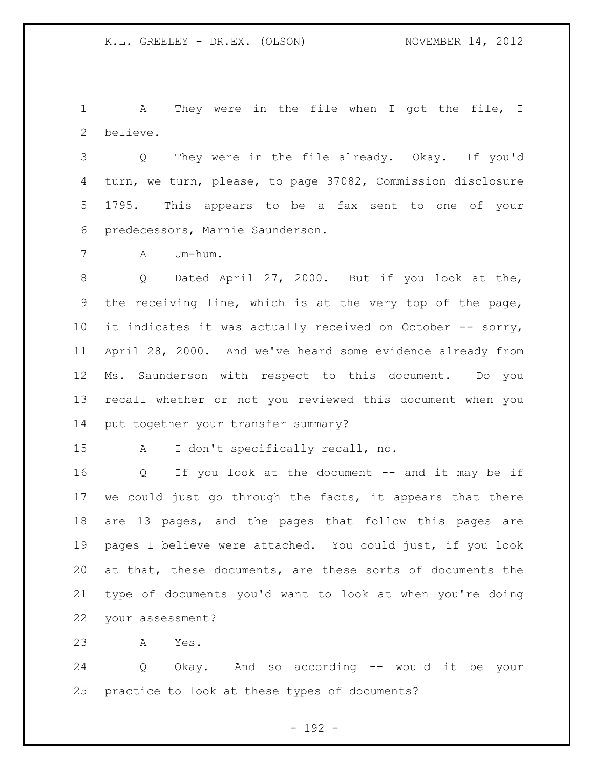A They were in the file when I got the file, I believe.

Q They were in the file already. Okay. If you'd turn, we turn, please, to page 37082, Commission disclosure 1795. This appears to be a fax sent to one of your predecessors, Marnie Saunderson.

A Um-hum.

Q Dated April 27, 2000. But if you look at the, the receiving line, which is at the very top of the page, it indicates it was actually received on October -- sorry, April 28, 2000. And we've heard some evidence already from Ms. Saunderson with respect to this document. Do you recall whether or not you reviewed this document when you put together your transfer summary?

A I don't specifically recall, no.

Q If you look at the document -- and it may be if we could just go through the facts, it appears that there are 13 pages, and the pages that follow this pages are pages I believe were attached. You could just, if you look at that, these documents, are these sorts of documents the type of documents you'd want to look at when you're doing your assessment?

A Yes.

Q Okay. And so according -- would it be your practice to look at these types of documents?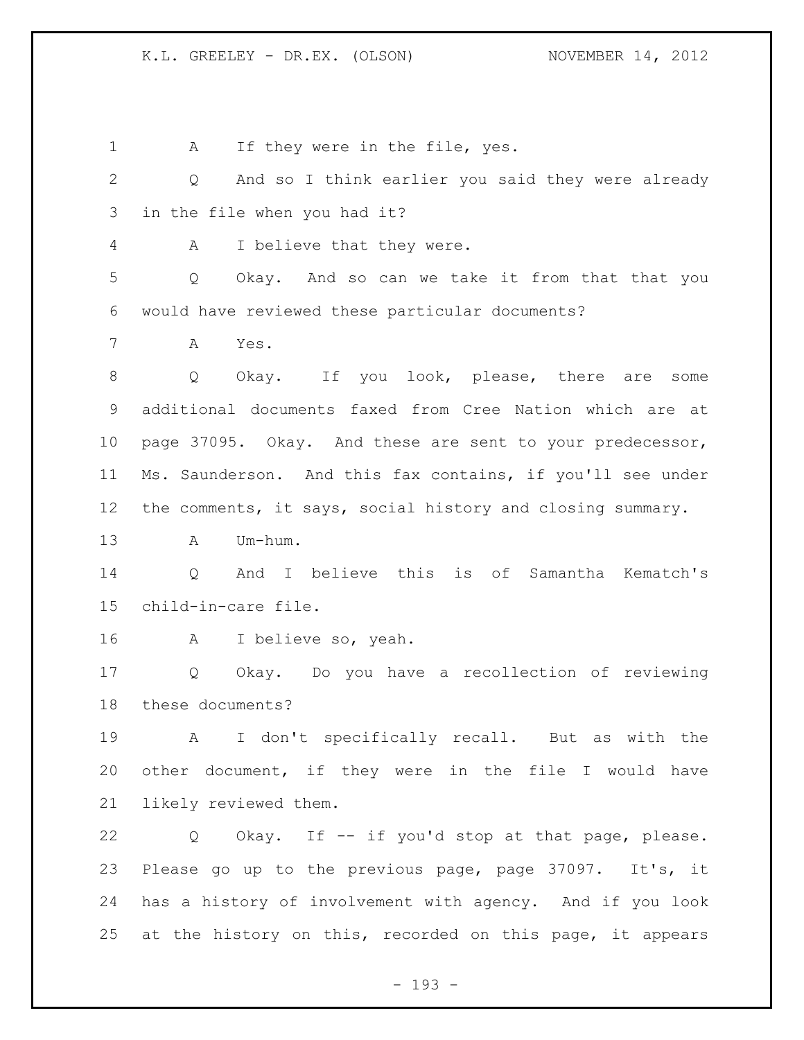A If they were in the file, yes.

Q And so I think earlier you said they were already in the file when you had it?

A I believe that they were.

Q Okay. And so can we take it from that that you would have reviewed these particular documents?

A Yes.

Q Okay. If you look, please, there are some additional documents faxed from Cree Nation which are at page 37095. Okay. And these are sent to your predecessor, Ms. Saunderson. And this fax contains, if you'll see under the comments, it says, social history and closing summary.

A Um-hum.

Q And I believe this is of Samantha Kematch's child-in-care file.

A I believe so, yeah.

Q Okay. Do you have a recollection of reviewing these documents?

A I don't specifically recall. But as with the other document, if they were in the file I would have likely reviewed them.

Q Okay. If -- if you'd stop at that page, please. Please go up to the previous page, page 37097. It's, it has a history of involvement with agency. And if you look at the history on this, recorded on this page, it appears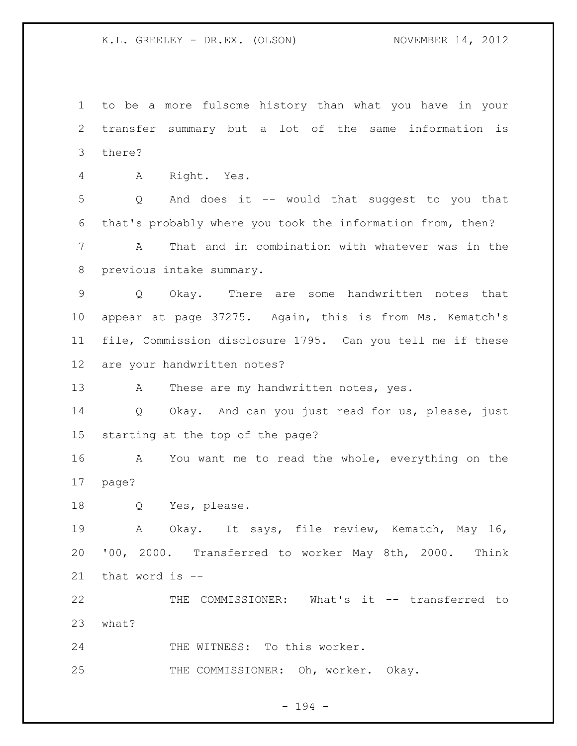to be a more fulsome history than what you have in your transfer summary but a lot of the same information is there?

A Right. Yes.

Q And does it -- would that suggest to you that that's probably where you took the information from, then?

A That and in combination with whatever was in the previous intake summary.

Q Okay. There are some handwritten notes that appear at page 37275. Again, this is from Ms. Kematch's file, Commission disclosure 1795. Can you tell me if these are your handwritten notes?

A These are my handwritten notes, yes.

Q Okay. And can you just read for us, please, just starting at the top of the page?

A You want me to read the whole, everything on the page?

Q Yes, please.

A Okay. It says, file review, Kematch, May 16, '00, 2000. Transferred to worker May 8th, 2000. Think that word is --

THE COMMISSIONER: What's it -- transferred to what?

THE WITNESS: To this worker.

THE COMMISSIONER: Oh, worker. Okay.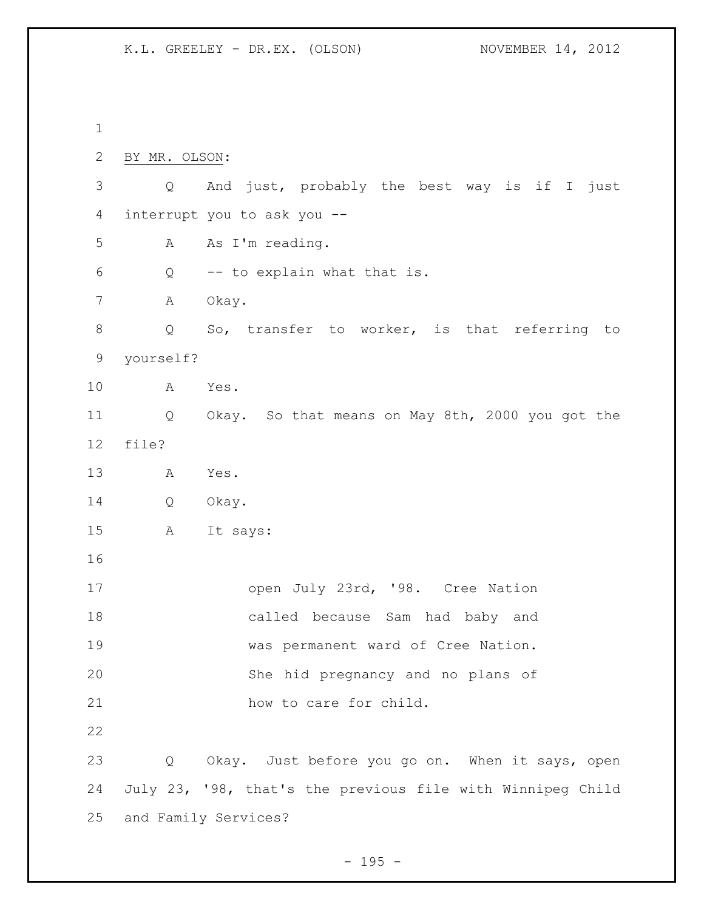BY MR. OLSON:

Q And just, probably the best way is if I just interrupt you to ask you --

A As I'm reading.

Q -- to explain what that is.

A Okay.

Q So, transfer to worker, is that referring to yourself?

A Yes.

Q Okay. So that means on May 8th, 2000 you got the file?

A Yes.

Q Okay.

A It says:

> open July 23rd, '98. Cree Nation called because Sam had baby and was permanent ward of Cree Nation. She hid pregnancy and no plans of how to care for child.

Q Okay. Just before you go on. When it says, open July 23, '98, that's the previous file with Winnipeg Child and Family Services?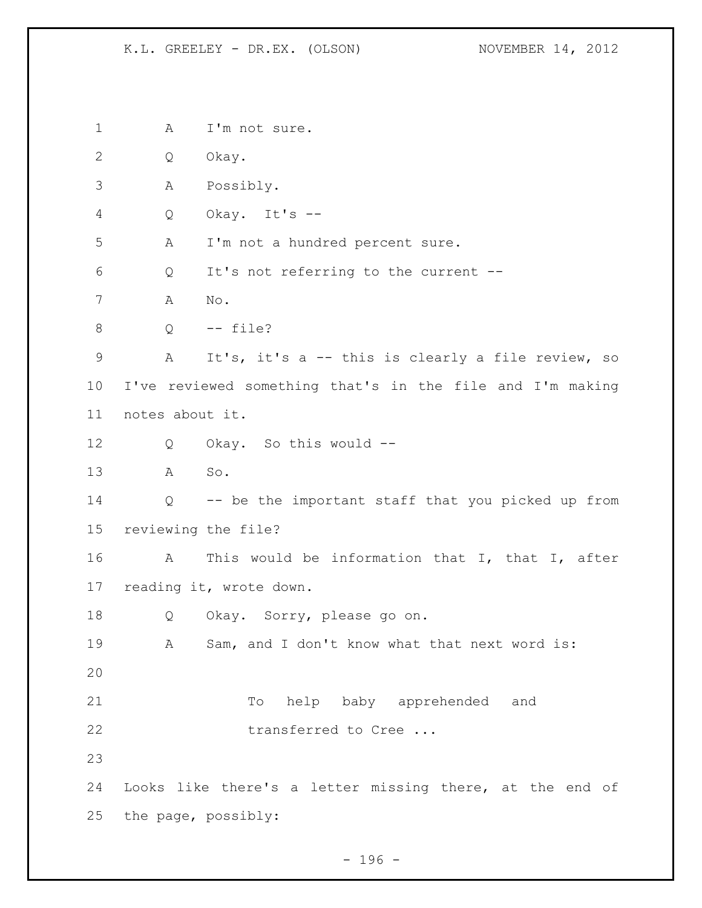A I'm not sure.

Q Okay.

A Possibly.

Q Okay. It's --

A I'm not a hundred percent sure.

Q It's not referring to the current --

A No.

Q -- file?

A It's, it's a -- this is clearly a file review, so I've reviewed something that's in the file and I'm making notes about it.

Q Okay. So this would --

A So.

Q -- be the important staff that you picked up from reviewing the file?

A This would be information that I, that I, after reading it, wrote down.

Q Okay. Sorry, please go on.

A Sam, and I don't know what that next word is:

> To help baby apprehended and transferred to Cree ...

Looks like there's a letter missing there, at the end of the page, possibly: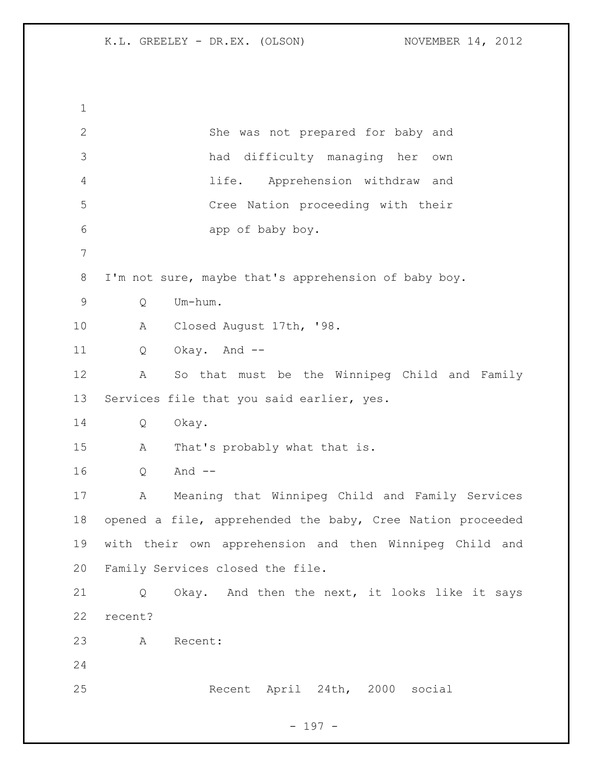She was not prepared for baby and had difficulty managing her own life. Apprehension withdraw and Cree Nation proceeding with their app of baby boy.

I'm not sure, maybe that's apprehension of baby boy.

Q Um-hum.

A Closed August 17th, '98.

Q Okay. And --

A So that must be the Winnipeg Child and Family Services file that you said earlier, yes.

Q Okay.

A That's probably what that is.

Q And --

A Meaning that Winnipeg Child and Family Services opened a file, apprehended the baby, Cree Nation proceeded with their own apprehension and then Winnipeg Child and Family Services closed the file.

Q Okay. And then the next, it looks like it says recent?

A Recent:

Recent April 24th, 2000 social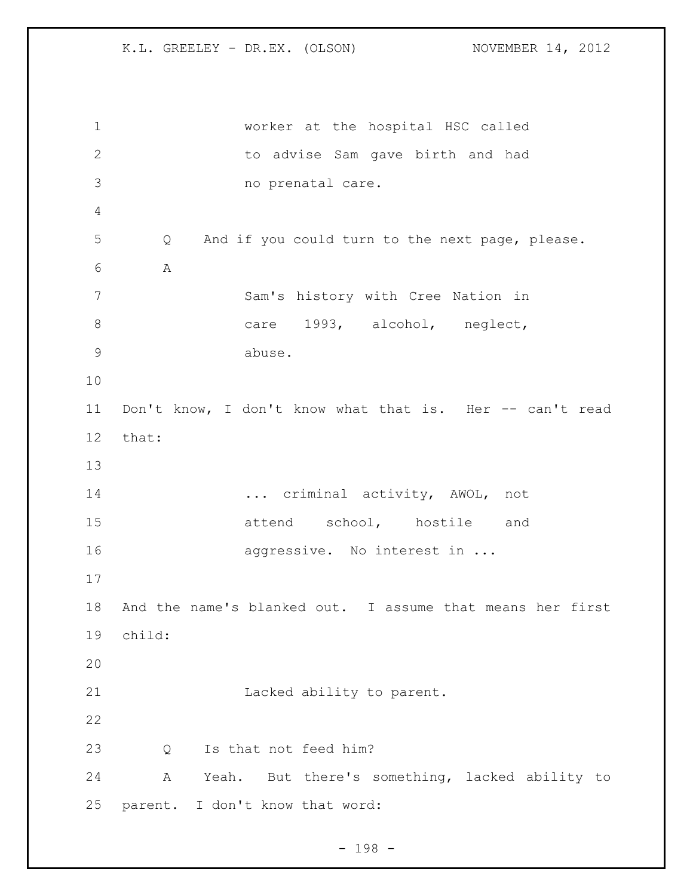worker at the hospital HSC called to advise Sam gave birth and had no prenatal care.

Q And if you could turn to the next page, please.

A

Sam's history with Cree Nation in care 1993, alcohol, neglect, abuse.

Don't know, I don't know what that is. Her -- can't read that:

... criminal activity, AWOL, not attend school, hostile and aggressive. No interest in ...

And the name's blanked out. I assume that means her first child:

Lacked ability to parent.

Q Is that not feed him?

A Yeah. But there's something, lacked ability to parent. I don't know that word: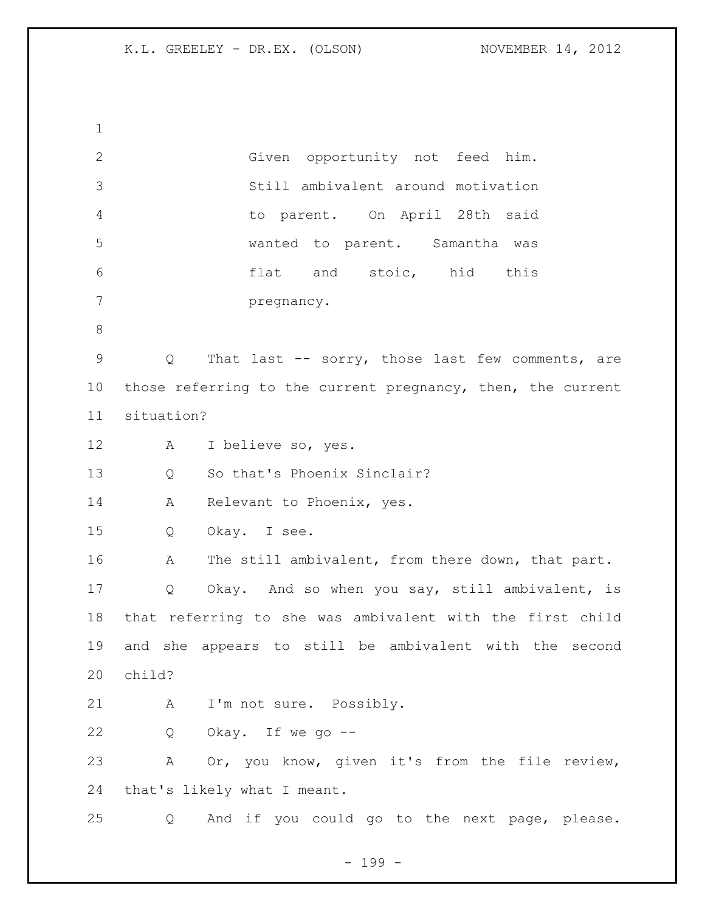Given opportunity not feed him. Still ambivalent around motivation to parent. On April 28th said wanted to parent. Samantha was flat and stoic, hid this pregnancy.

Q That last -- sorry, those last few comments, are those referring to the current pregnancy, then, the current situation?

A I believe so, yes.

Q So that's Phoenix Sinclair?

A Relevant to Phoenix, yes.

Q Okay. I see.

A The still ambivalent, from there down, that part.

Q Okay. And so when you say, still ambivalent, is that referring to she was ambivalent with the first child and she appears to still be ambivalent with the second child?

A I'm not sure. Possibly.

Q Okay. If we go --

A Or, you know, given it's from the file review, that's likely what I meant.

Q And if you could go to the next page, please.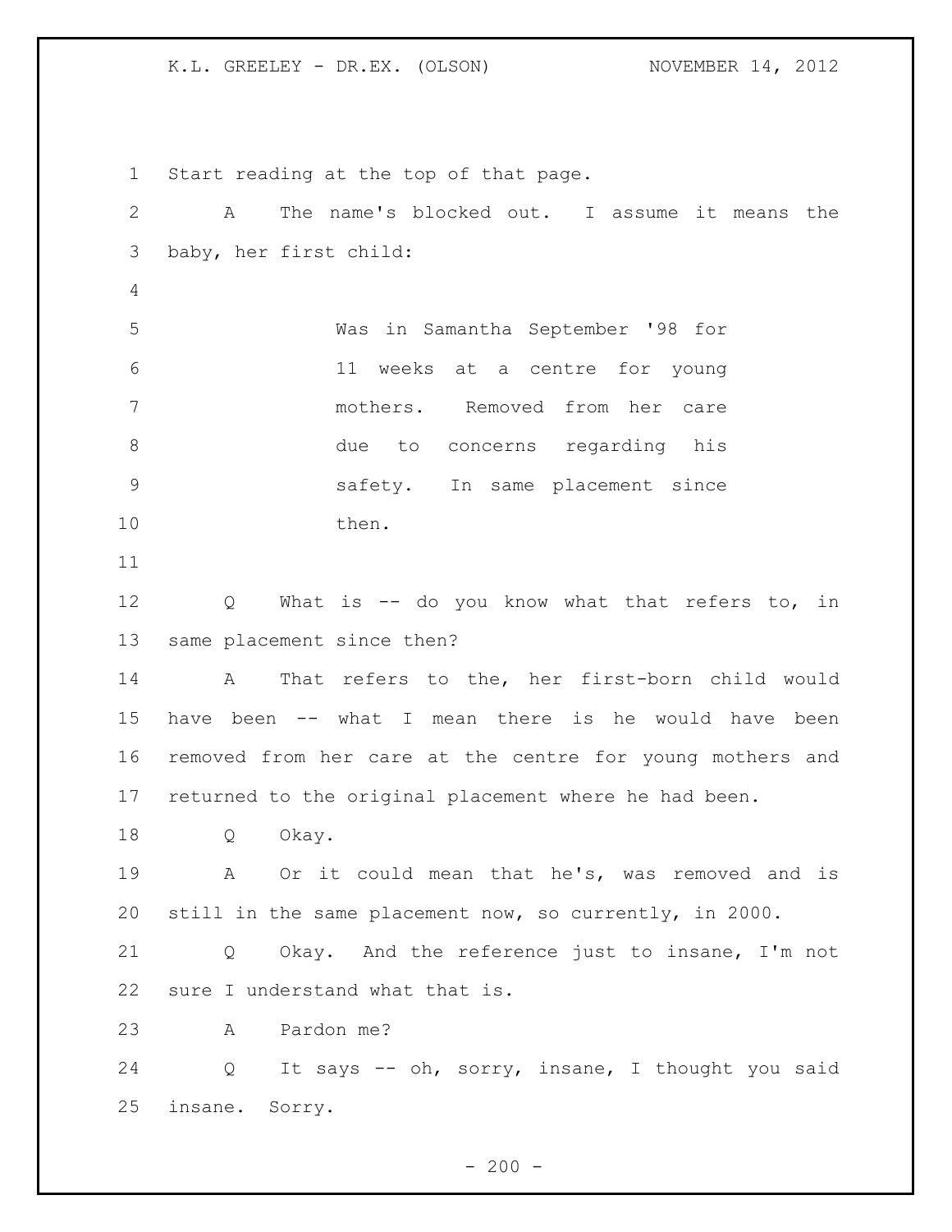Start reading at the top of that page.

A The name's blocked out. I assume it means the baby, her first child:

> Was in Samantha September '98 for 11 weeks at a centre for young mothers. Removed from her care due to concerns regarding his safety. In same placement since then.

Q What is -- do you know what that refers to, in same placement since then?

A That refers to the, her first-born child would have been -- what I mean there is he would have been removed from her care at the centre for young mothers and returned to the original placement where he had been.

Q Okay.

A Or it could mean that he's, was removed and is still in the same placement now, so currently, in 2000.

Q Okay. And the reference just to insane, I'm not sure I understand what that is.

A Pardon me?

Q It says -- oh, sorry, insane, I thought you said insane. Sorry.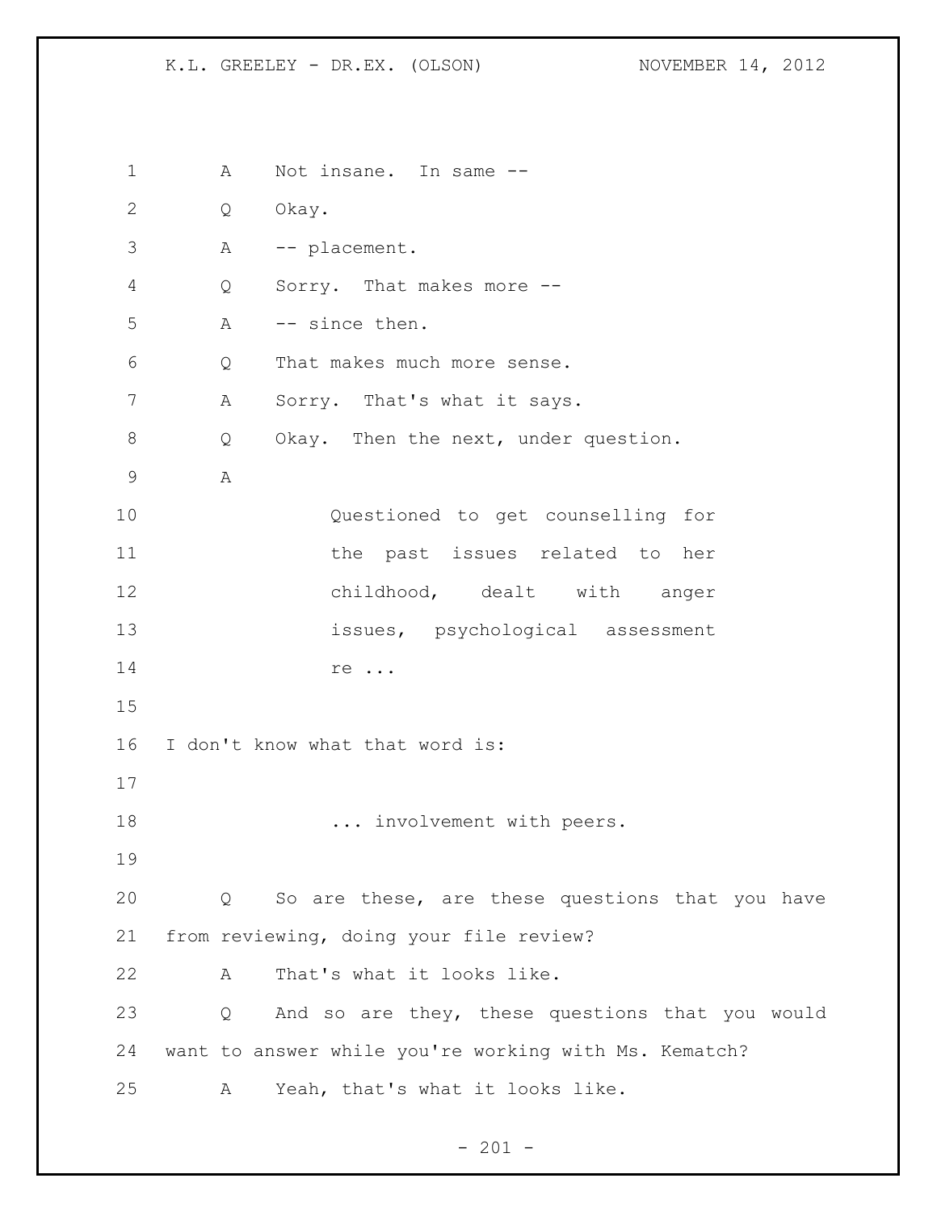A Not insane. In same --

Q Okay.

A -- placement.

Q Sorry. That makes more --

A -- since then.

Q That makes much more sense.

A Sorry. That's what it says.

Q Okay. Then the next, under question.

A

> Questioned to get counselling for the past issues related to her childhood, dealt with anger issues, psychological assessment re ...

I don't know what that word is:

> ... involvement with peers.

Q So are these, are these questions that you have from reviewing, doing your file review?

A That's what it looks like.

Q And so are they, these questions that you would want to answer while you're working with Ms. Kematch?

A Yeah, that's what it looks like.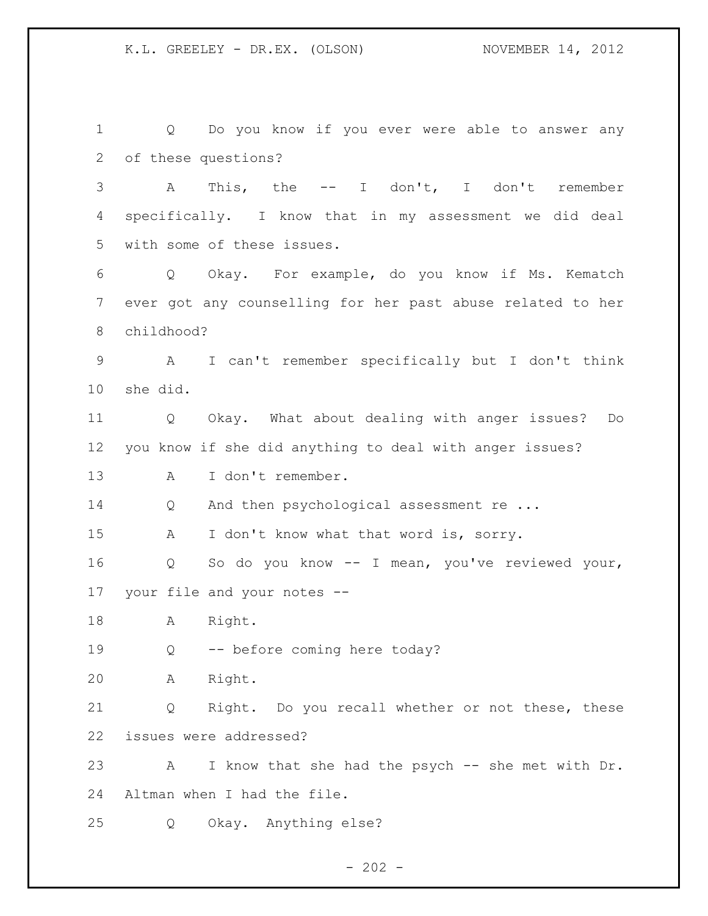Q Do you know if you ever were able to answer any of these questions?

A This, the -- I don't, I don't remember specifically. I know that in my assessment we did deal with some of these issues.

Q Okay. For example, do you know if Ms. Kematch ever got any counselling for her past abuse related to her childhood?

A I can't remember specifically but I don't think she did.

Q Okay. What about dealing with anger issues? Do you know if she did anything to deal with anger issues?

A I don't remember.

Q And then psychological assessment re ...

A I don't know what that word is, sorry.

Q So do you know -- I mean, you've reviewed your, your file and your notes --

A Right.

Q -- before coming here today?

A Right.

Q Right. Do you recall whether or not these, these issues were addressed?

A I know that she had the psych -- she met with Dr. Altman when I had the file.

Q Okay. Anything else?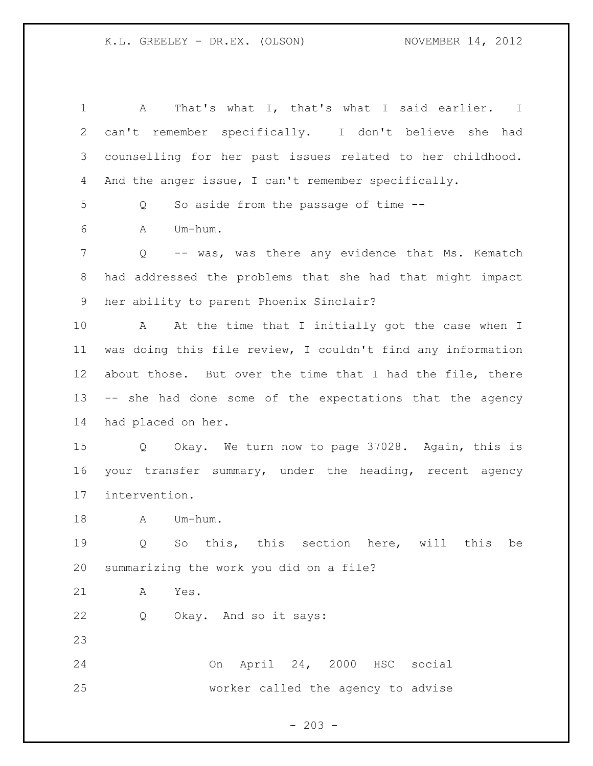A That's what I, that's what I said earlier. I can't remember specifically. I don't believe she had counselling for her past issues related to her childhood. And the anger issue, I can't remember specifically.

Q So aside from the passage of time --

A Um-hum.

Q -- was, was there any evidence that Ms. Kematch had addressed the problems that she had that might impact her ability to parent Phoenix Sinclair?

A At the time that I initially got the case when I was doing this file review, I couldn't find any information about those. But over the time that I had the file, there -- she had done some of the expectations that the agency had placed on her.

Q Okay. We turn now to page 37028. Again, this is your transfer summary, under the heading, recent agency intervention.

A Um-hum.

Q So this, this section here, will this be summarizing the work you did on a file?

A Yes.

Q Okay. And so it says:

> On April 24, 2000 HSC social worker called the agency to advise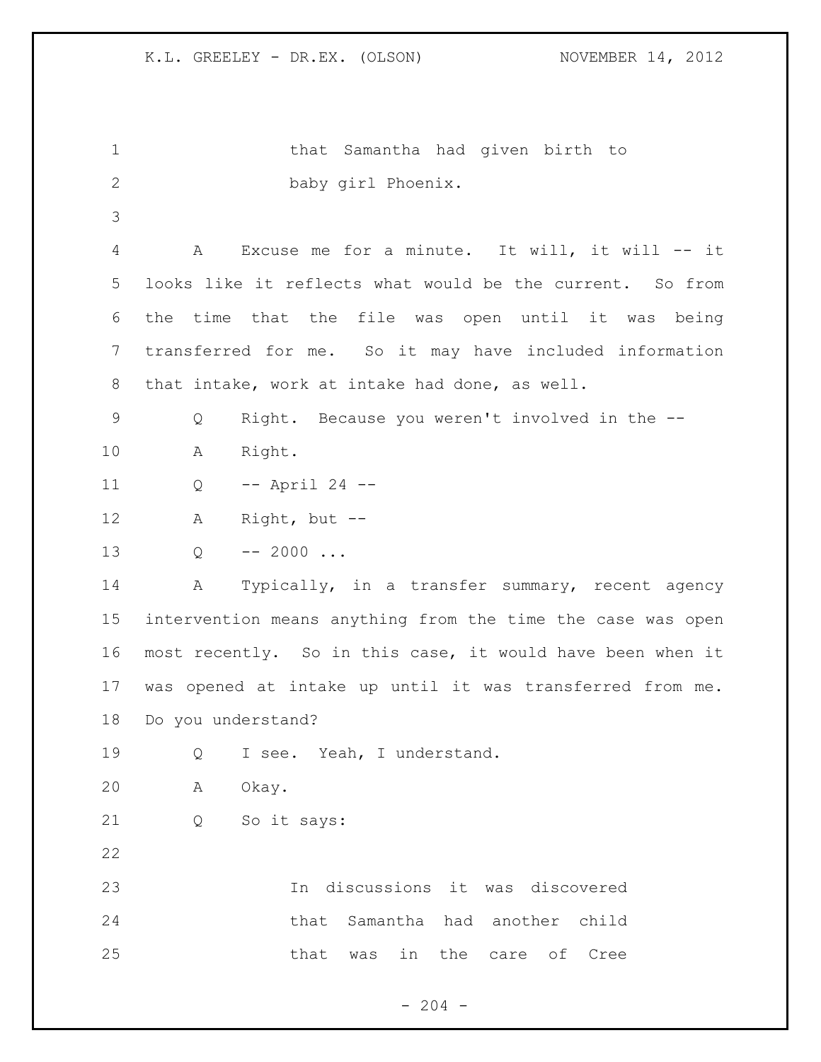that Samantha had given birth to
baby girl Phoenix.

A Excuse me for a minute. It will, it will -- it looks like it reflects what would be the current. So from the time that the file was open until it was being transferred for me. So it may have included information that intake, work at intake had done, as well.

Q Right. Because you weren't involved in the --

A Right.

Q -- April 24 --

A Right, but --

Q -- 2000 ...

A Typically, in a transfer summary, recent agency intervention means anything from the time the case was open most recently. So in this case, it would have been when it was opened at intake up until it was transferred from me. Do you understand?

Q I see. Yeah, I understand.

A Okay.

Q So it says:

In discussions it was discovered
that Samantha had another child
that was in the care of Cree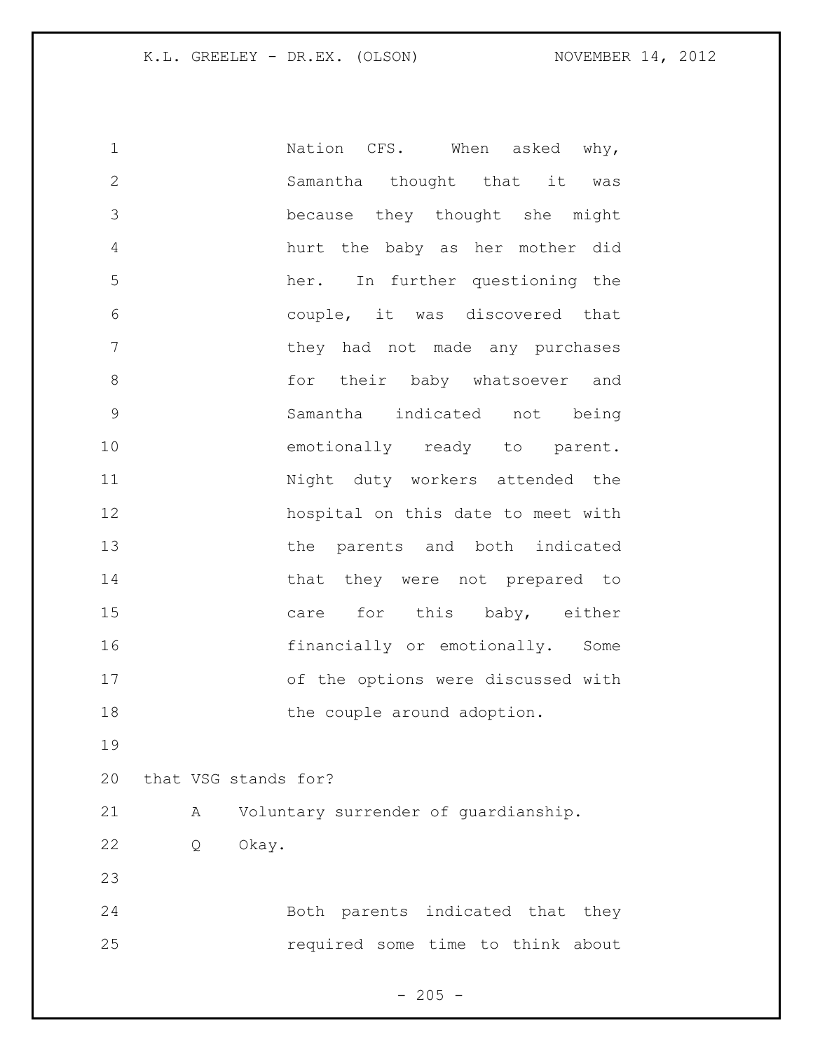Nation CFS. When asked why, Samantha thought that it was because they thought she might hurt the baby as her mother did her. In further questioning the couple, it was discovered that they had not made any purchases for their baby whatsoever and Samantha indicated not being emotionally ready to parent. Night duty workers attended the hospital on this date to meet with the parents and both indicated that they were not prepared to care for this baby, either financially or emotionally. Some of the options were discussed with the couple around adoption.

that VSG stands for?

A Voluntary surrender of guardianship.

Q Okay.

Both parents indicated that they required some time to think about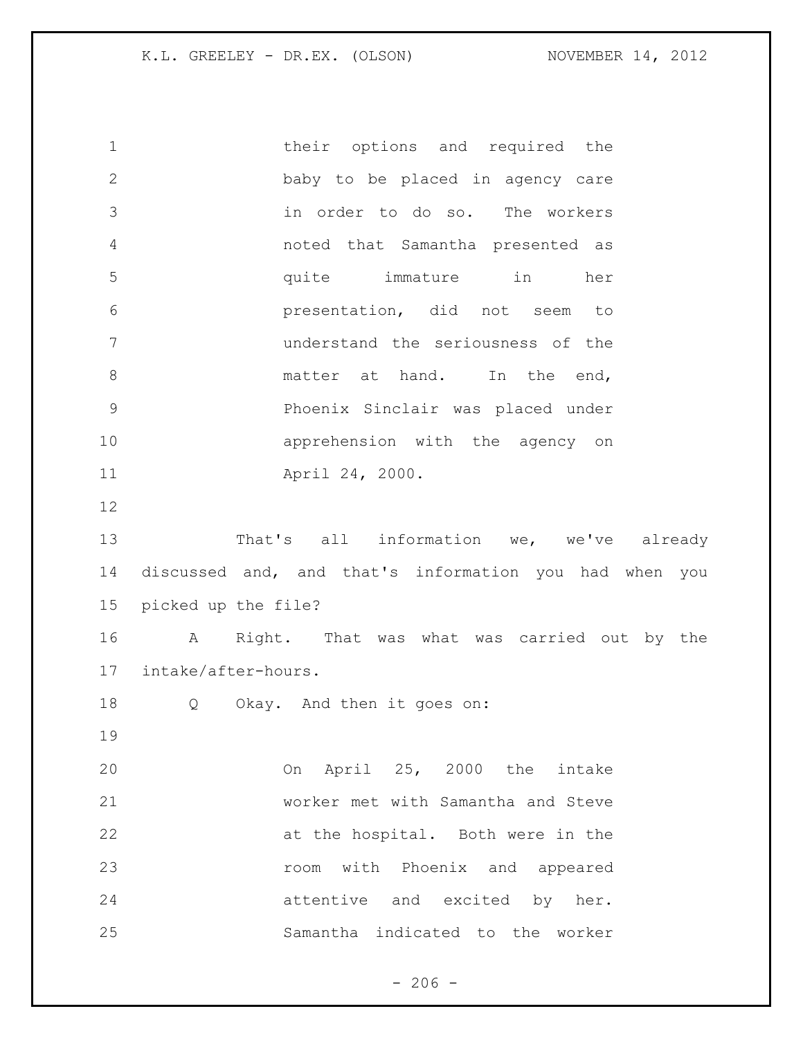> their options and required the baby to be placed in agency care in order to do so. The workers noted that Samantha presented as quite immature in her presentation, did not seem to understand the seriousness of the matter at hand. In the end, Phoenix Sinclair was placed under apprehension with the agency on April 24, 2000.

That's all information we, we've already discussed and, and that's information you had when you picked up the file?

A Right. That was what was carried out by the intake/after-hours.

Q Okay. And then it goes on:

> On April 25, 2000 the intake worker met with Samantha and Steve at the hospital. Both were in the room with Phoenix and appeared attentive and excited by her. Samantha indicated to the worker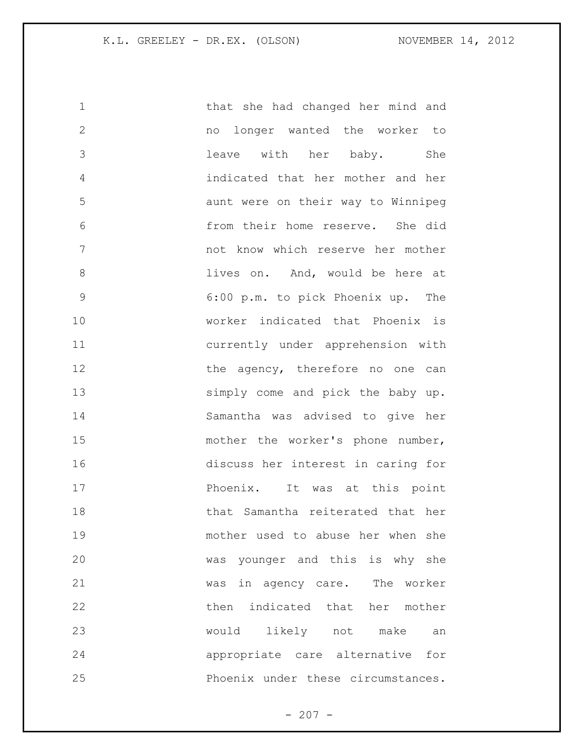that she had changed her mind and no longer wanted the worker to leave with her baby. She indicated that her mother and her aunt were on their way to Winnipeg from their home reserve. She did not know which reserve her mother lives on. And, would be here at 6:00 p.m. to pick Phoenix up. The worker indicated that Phoenix is currently under apprehension with the agency, therefore no one can simply come and pick the baby up. Samantha was advised to give her mother the worker's phone number, discuss her interest in caring for Phoenix. It was at this point that Samantha reiterated that her mother used to abuse her when she was younger and this is why she was in agency care. The worker then indicated that her mother would likely not make an appropriate care alternative for Phoenix under these circumstances.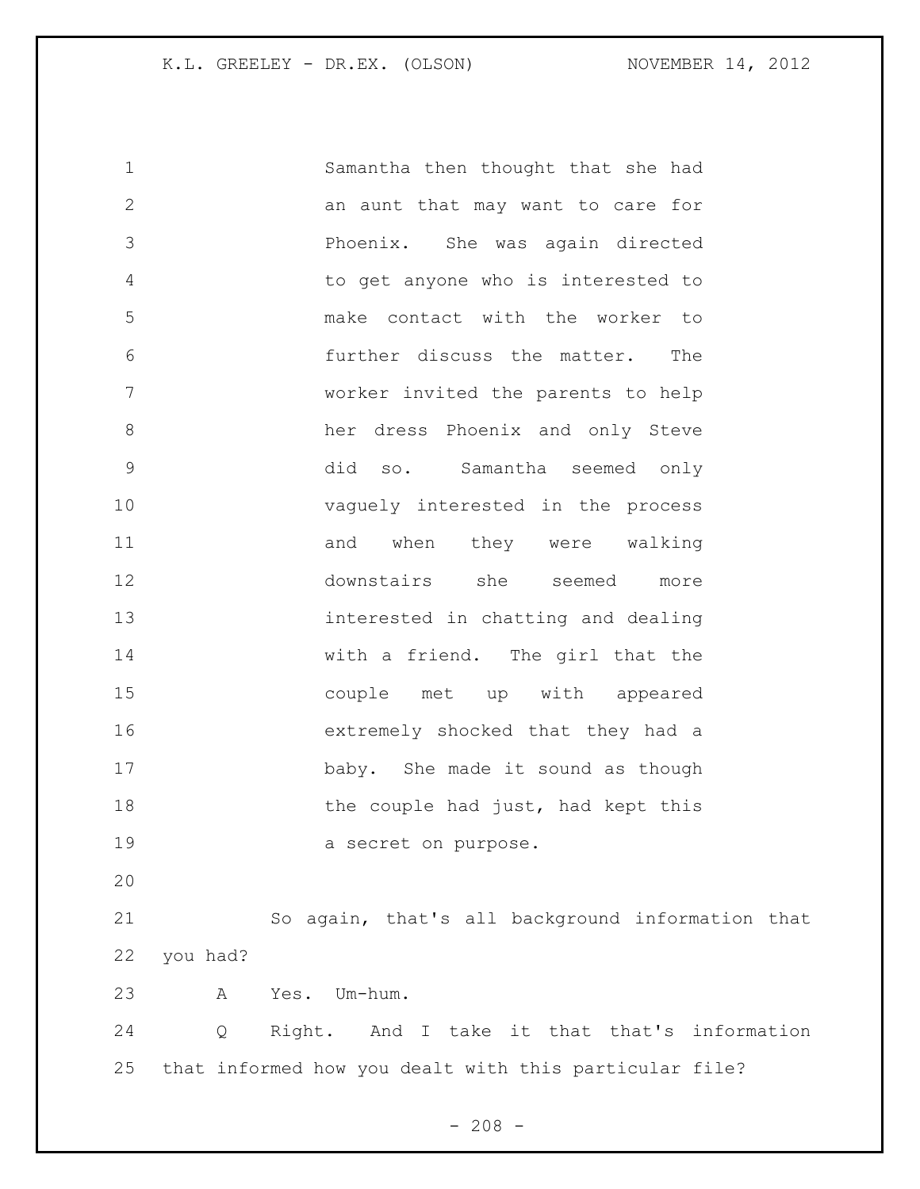Samantha then thought that she had an aunt that may want to care for Phoenix. She was again directed to get anyone who is interested to make contact with the worker to further discuss the matter. The worker invited the parents to help her dress Phoenix and only Steve did so. Samantha seemed only vaguely interested in the process and when they were walking downstairs she seemed more interested in chatting and dealing with a friend. The girl that the couple met up with appeared extremely shocked that they had a baby. She made it sound as though the couple had just, had kept this a secret on purpose.

So again, that's all background information that you had?

A Yes. Um-hum.

Q Right. And I take it that that's information that informed how you dealt with this particular file?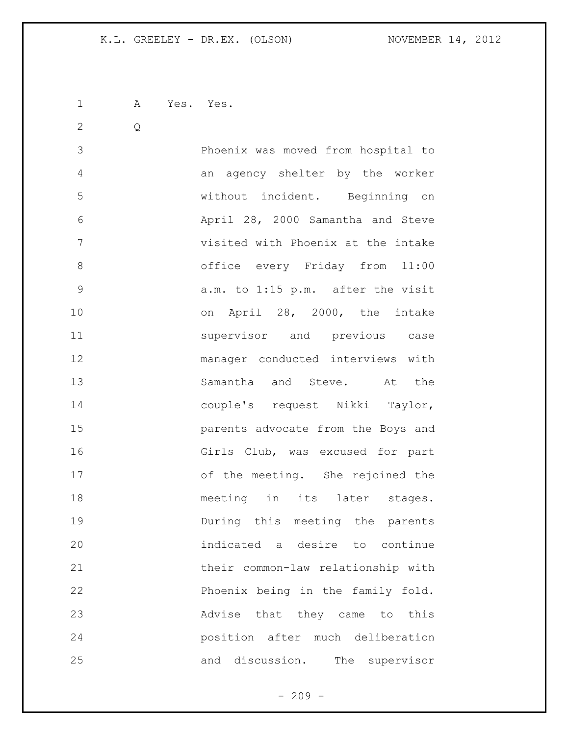A Yes. Yes.

Q

Phoenix was moved from hospital to an agency shelter by the worker without incident. Beginning on April 28, 2000 Samantha and Steve visited with Phoenix at the intake office every Friday from 11:00 a.m. to 1:15 p.m. after the visit on April 28, 2000, the intake supervisor and previous case manager conducted interviews with Samantha and Steve. At the couple's request Nikki Taylor, parents advocate from the Boys and Girls Club, was excused for part of the meeting. She rejoined the meeting in its later stages. During this meeting the parents indicated a desire to continue their common-law relationship with Phoenix being in the family fold. Advise that they came to this position after much deliberation and discussion. The supervisor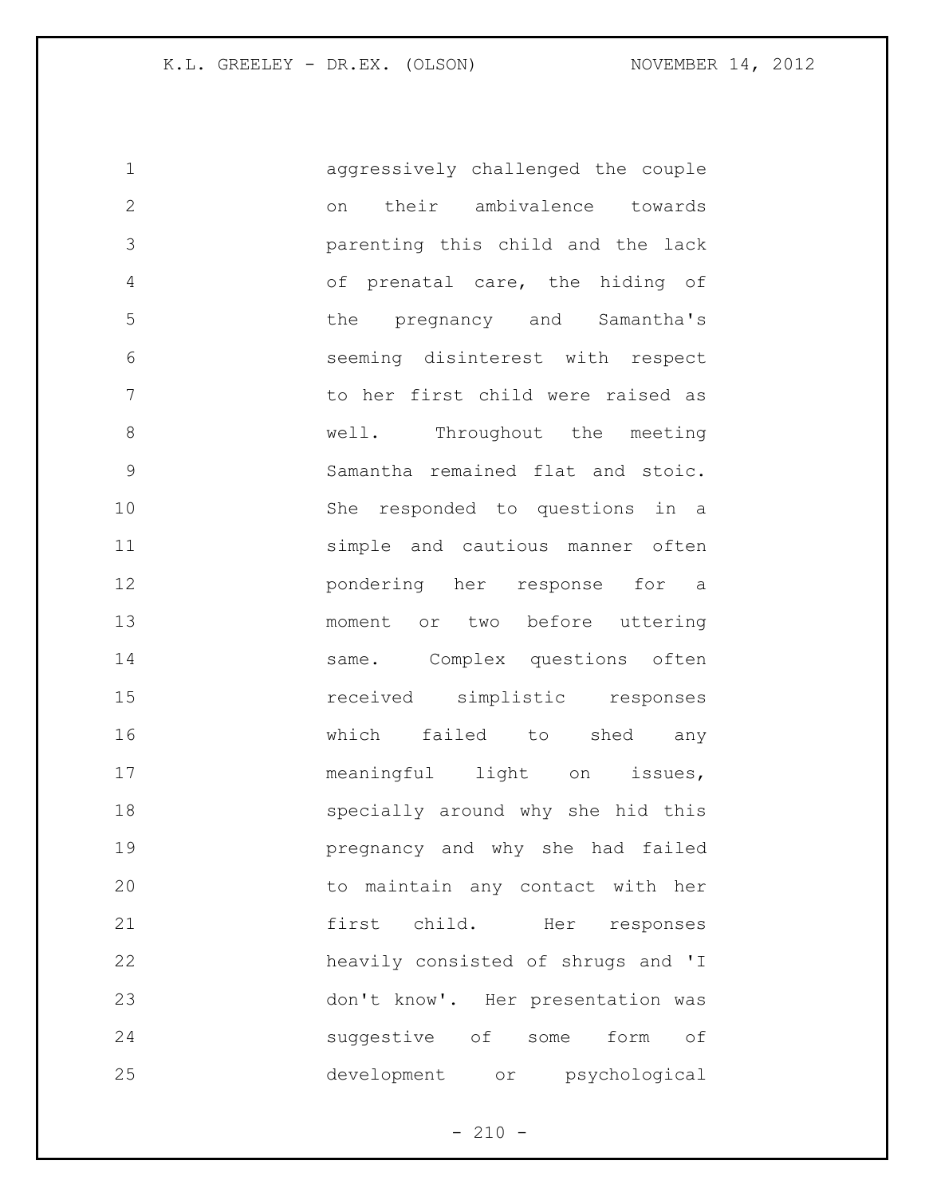aggressively challenged the couple on their ambivalence towards parenting this child and the lack of prenatal care, the hiding of the pregnancy and Samantha's seeming disinterest with respect to her first child were raised as well. Throughout the meeting Samantha remained flat and stoic. She responded to questions in a simple and cautious manner often pondering her response for a moment or two before uttering same. Complex questions often received simplistic responses which failed to shed any meaningful light on issues, specially around why she hid this pregnancy and why she had failed to maintain any contact with her first child. Her responses heavily consisted of shrugs and 'I don't know'. Her presentation was suggestive of some form of development or psychological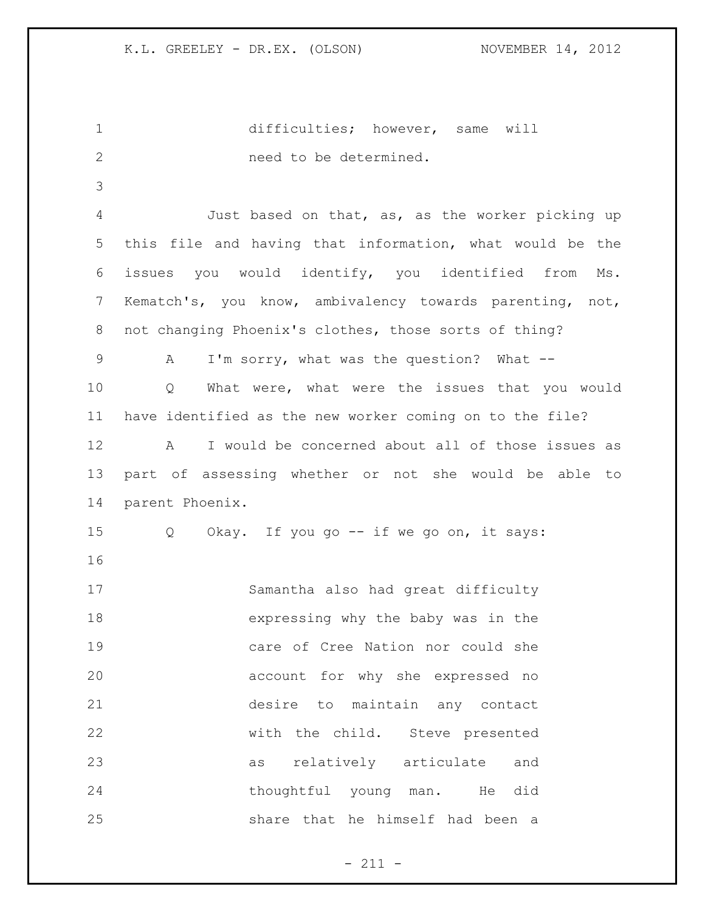difficulties; however, same will need to be determined.

Just based on that, as, as the worker picking up this file and having that information, what would be the issues you would identify, you identified from Ms. Kematch's, you know, ambivalency towards parenting, not, not changing Phoenix's clothes, those sorts of thing?

A I'm sorry, what was the question? What --

Q What were, what were the issues that you would have identified as the new worker coming on to the file?

A I would be concerned about all of those issues as part of assessing whether or not she would be able to parent Phoenix.

Q Okay. If you go -- if we go on, it says:

> Samantha also had great difficulty expressing why the baby was in the care of Cree Nation nor could she account for why she expressed no desire to maintain any contact with the child. Steve presented as relatively articulate and thoughtful young man. He did share that he himself had been a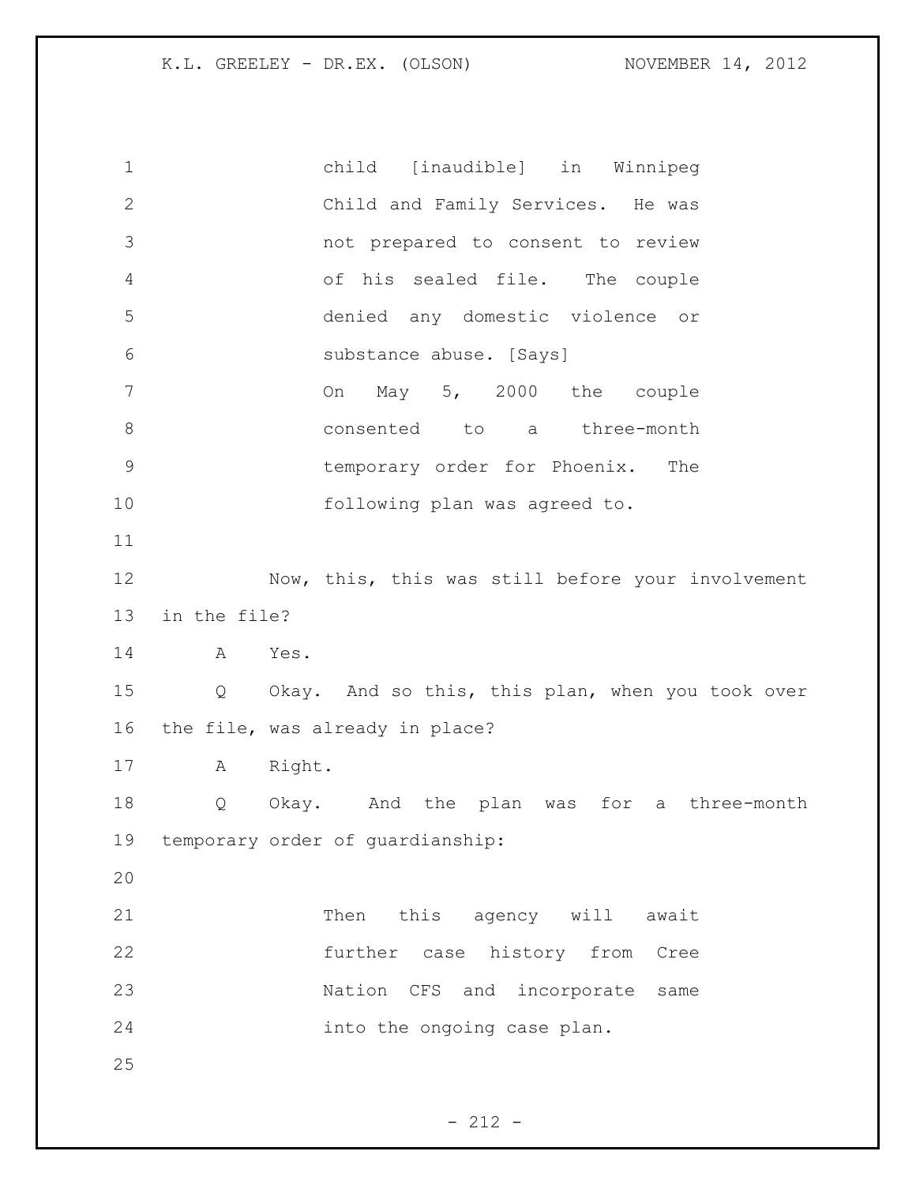> child [inaudible] in Winnipeg Child and Family Services. He was not prepared to consent to review of his sealed file. The couple denied any domestic violence or substance abuse. [Says]
>
> On May 5, 2000 the couple consented to a three-month temporary order for Phoenix. The following plan was agreed to.

Now, this, this was still before your involvement in the file?

A Yes.

Q Okay. And so this, this plan, when you took over the file, was already in place?

A Right.

Q Okay. And the plan was for a three-month temporary order of guardianship:

> Then this agency will await further case history from Cree Nation CFS and incorporate same into the ongoing case plan.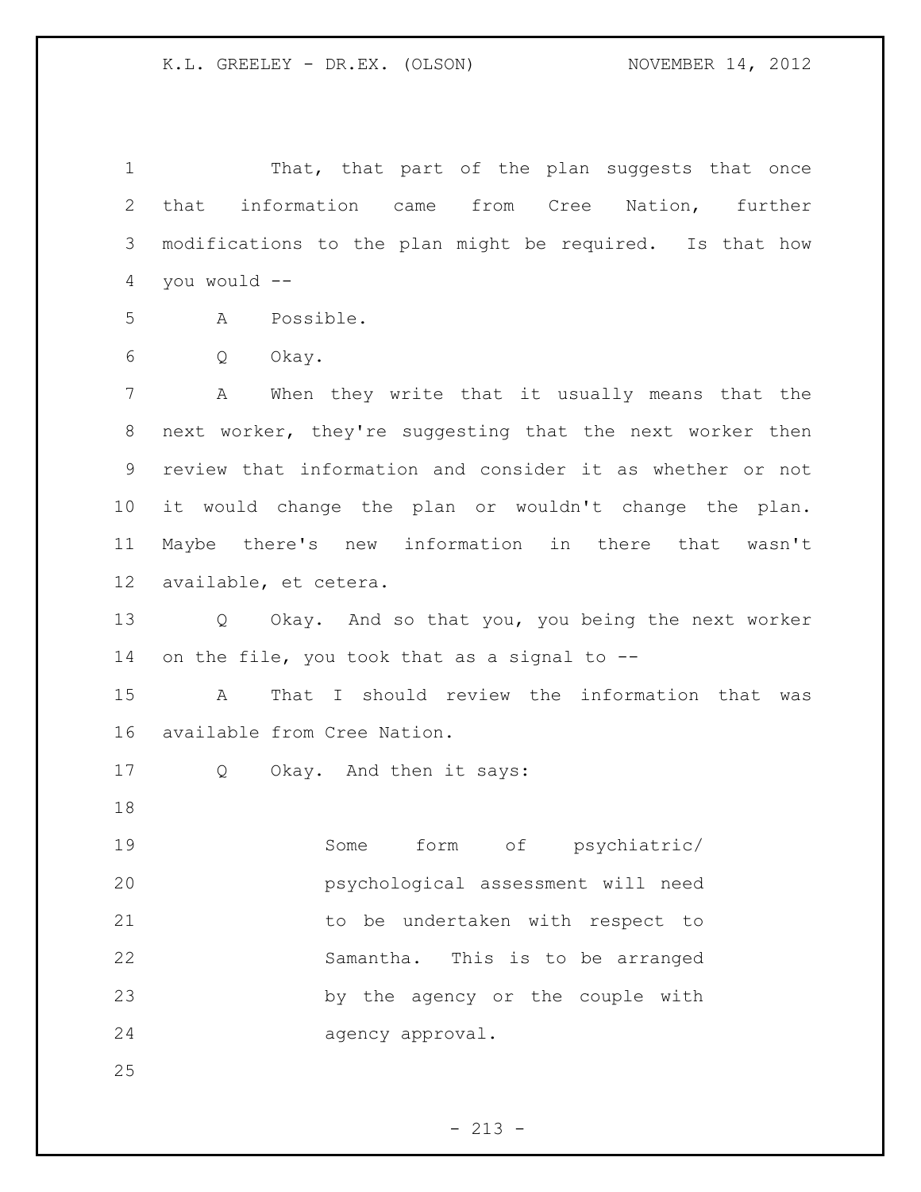That, that part of the plan suggests that once that information came from Cree Nation, further modifications to the plan might be required. Is that how you would --

A Possible.

Q Okay.

A When they write that it usually means that the next worker, they're suggesting that the next worker then review that information and consider it as whether or not it would change the plan or wouldn't change the plan. Maybe there's new information in there that wasn't available, et cetera.

Q Okay. And so that you, you being the next worker on the file, you took that as a signal to --

A That I should review the information that was available from Cree Nation.

Q Okay. And then it says:

> Some form of psychiatric/ psychological assessment will need to be undertaken with respect to Samantha. This is to be arranged by the agency or the couple with agency approval.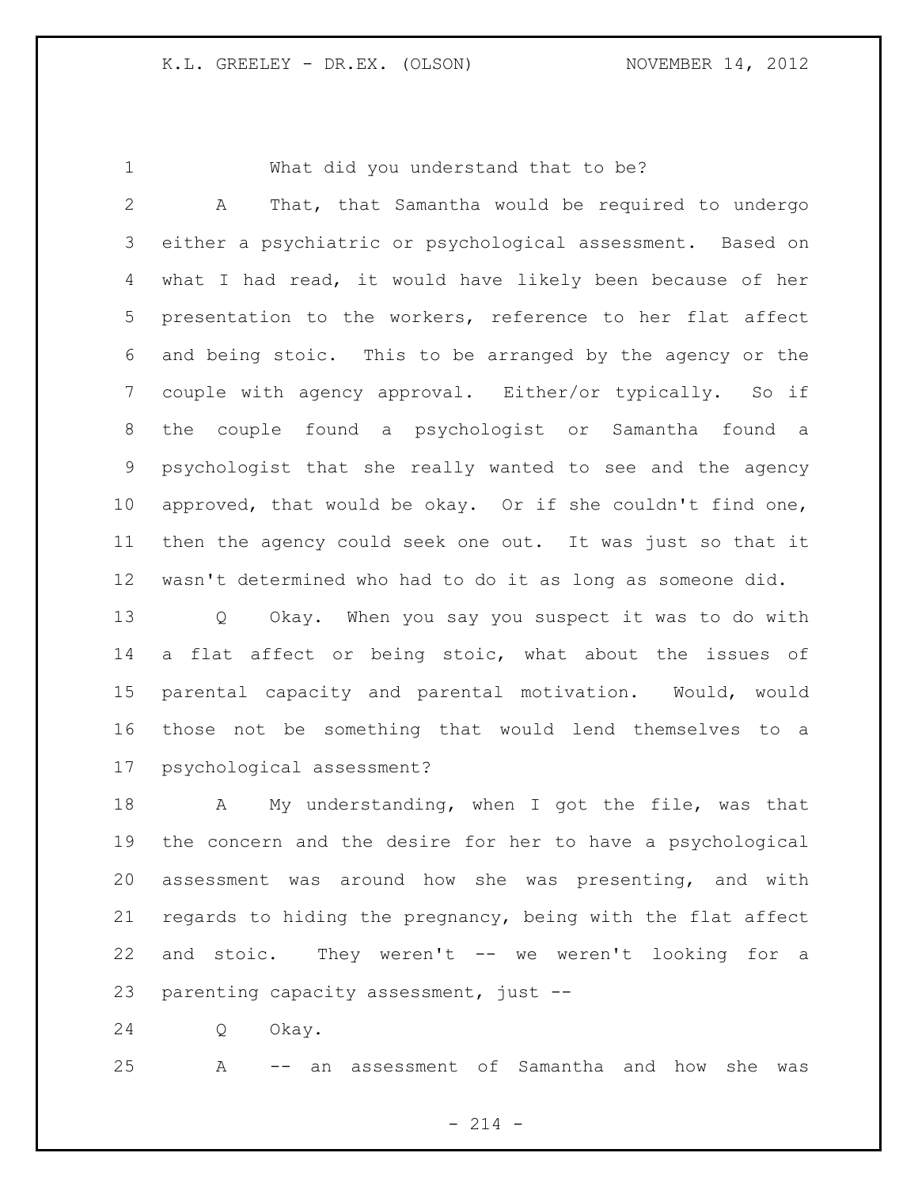What did you understand that to be?

A That, that Samantha would be required to undergo either a psychiatric or psychological assessment. Based on what I had read, it would have likely been because of her presentation to the workers, reference to her flat affect and being stoic. This to be arranged by the agency or the couple with agency approval. Either/or typically. So if the couple found a psychologist or Samantha found a psychologist that she really wanted to see and the agency approved, that would be okay. Or if she couldn't find one, then the agency could seek one out. It was just so that it wasn't determined who had to do it as long as someone did.

Q Okay. When you say you suspect it was to do with a flat affect or being stoic, what about the issues of parental capacity and parental motivation. Would, would those not be something that would lend themselves to a psychological assessment?

A My understanding, when I got the file, was that the concern and the desire for her to have a psychological assessment was around how she was presenting, and with regards to hiding the pregnancy, being with the flat affect and stoic. They weren't -- we weren't looking for a parenting capacity assessment, just --

Q Okay.

A -- an assessment of Samantha and how she was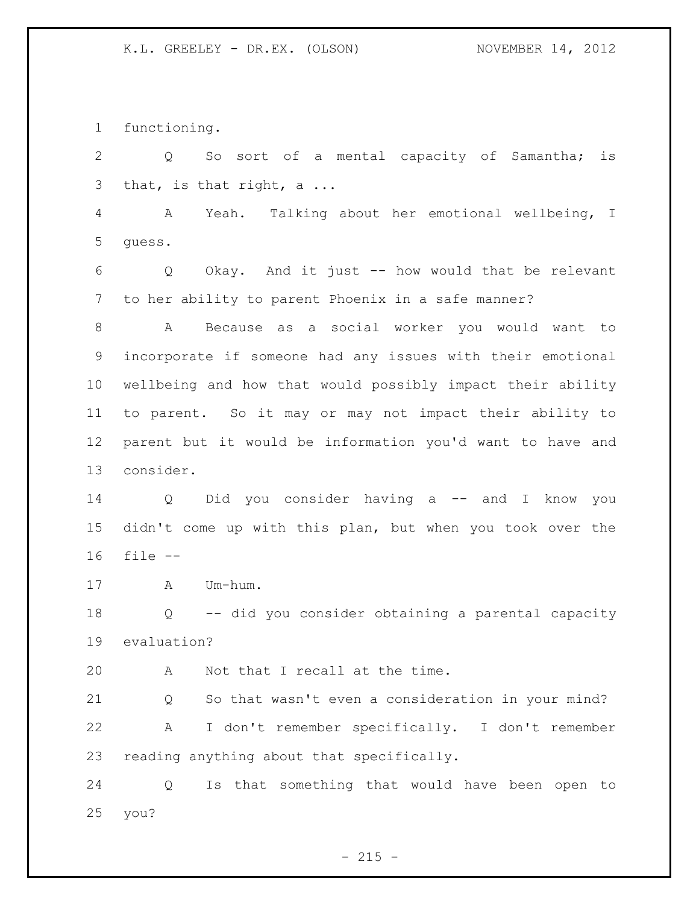functioning.

Q So sort of a mental capacity of Samantha; is that, is that right, a ...

A Yeah. Talking about her emotional wellbeing, I guess.

Q Okay. And it just -- how would that be relevant to her ability to parent Phoenix in a safe manner?

A Because as a social worker you would want to incorporate if someone had any issues with their emotional wellbeing and how that would possibly impact their ability to parent. So it may or may not impact their ability to parent but it would be information you'd want to have and consider.

Q Did you consider having a -- and I know you didn't come up with this plan, but when you took over the file --

A Um-hum.

Q -- did you consider obtaining a parental capacity evaluation?

A Not that I recall at the time.

Q So that wasn't even a consideration in your mind?

A I don't remember specifically. I don't remember reading anything about that specifically.

Q Is that something that would have been open to you?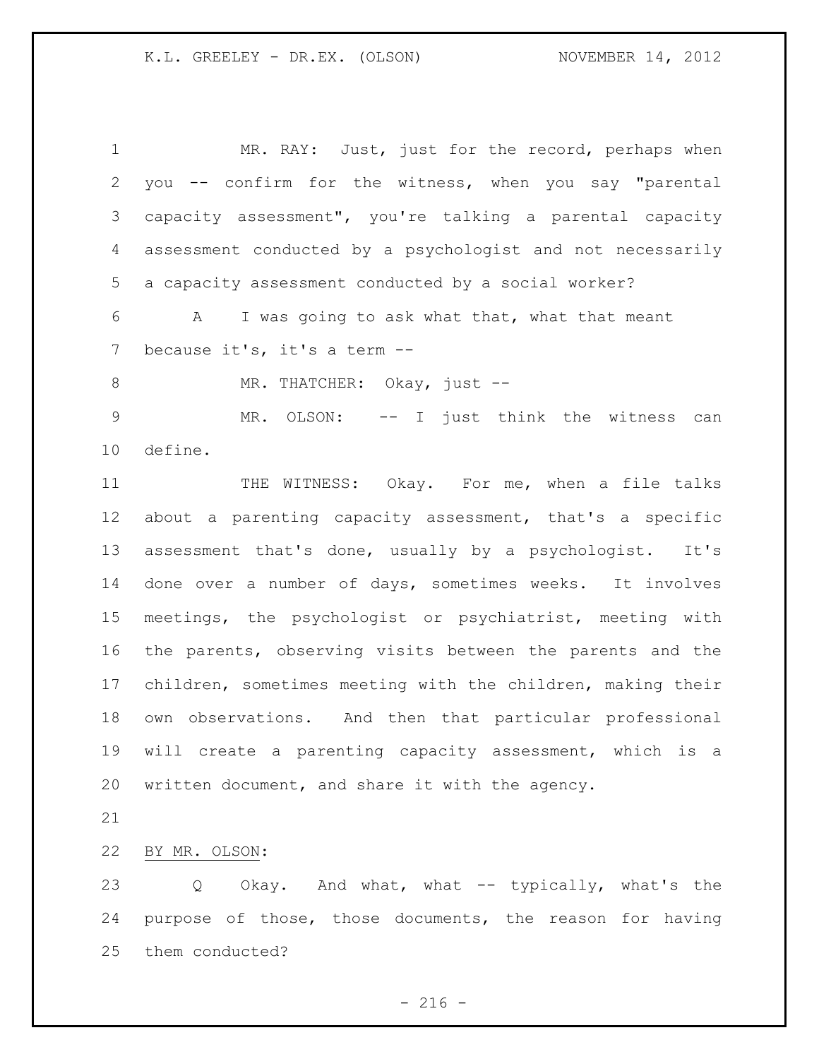MR. RAY: Just, just for the record, perhaps when you -- confirm for the witness, when you say "parental capacity assessment", you're talking a parental capacity assessment conducted by a psychologist and not necessarily a capacity assessment conducted by a social worker?

A I was going to ask what that, what that meant because it's, it's a term --

MR. THATCHER: Okay, just --

MR. OLSON: -- I just think the witness can define.

THE WITNESS: Okay. For me, when a file talks about a parenting capacity assessment, that's a specific assessment that's done, usually by a psychologist. It's done over a number of days, sometimes weeks. It involves meetings, the psychologist or psychiatrist, meeting with the parents, observing visits between the parents and the children, sometimes meeting with the children, making their own observations. And then that particular professional will create a parenting capacity assessment, which is a written document, and share it with the agency.

BY MR. OLSON:

Q Okay. And what, what -- typically, what's the purpose of those, those documents, the reason for having them conducted?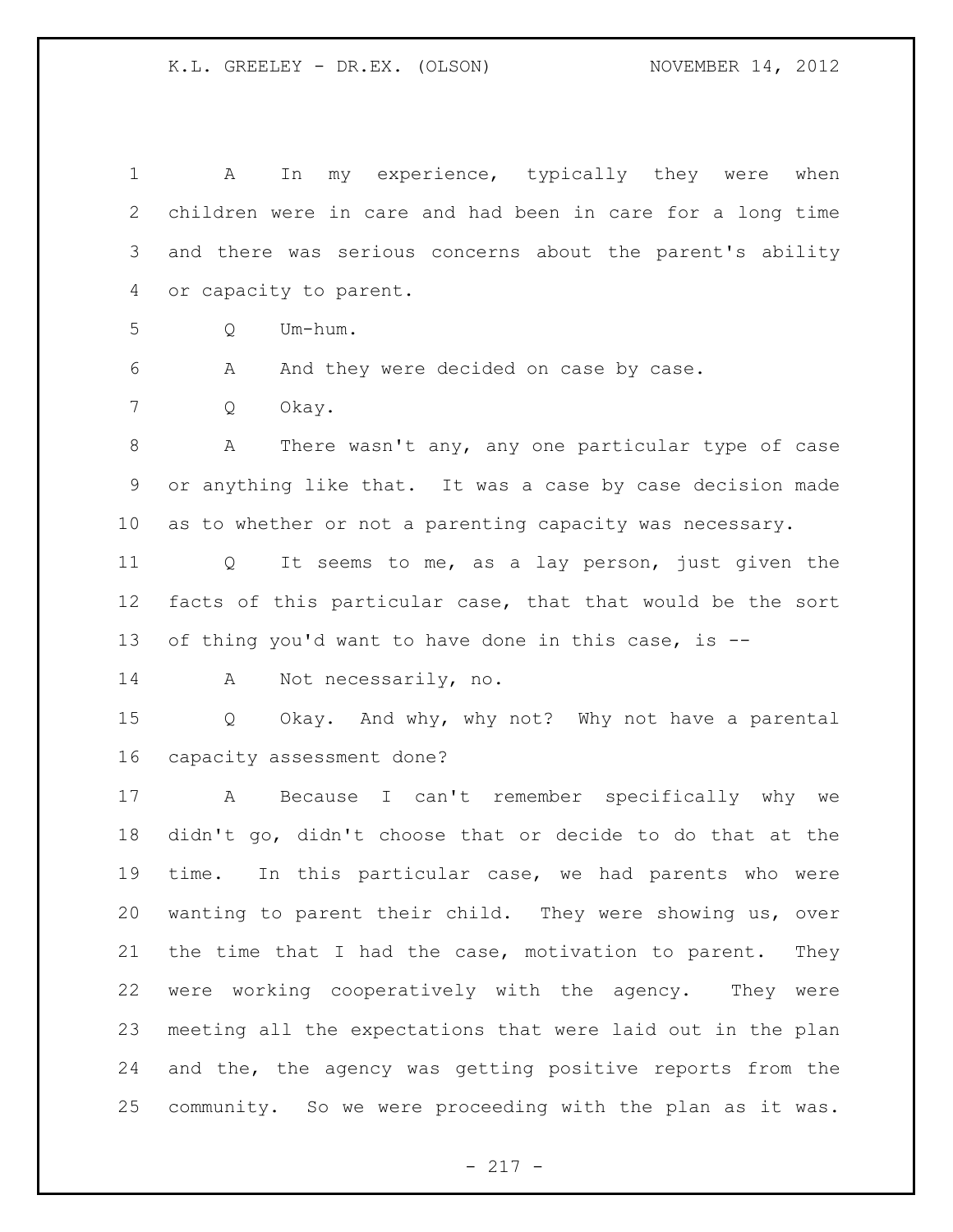A In my experience, typically they were when children were in care and had been in care for a long time and there was serious concerns about the parent's ability or capacity to parent.

Q Um-hum.

A And they were decided on case by case.

Q Okay.

A There wasn't any, any one particular type of case or anything like that. It was a case by case decision made as to whether or not a parenting capacity was necessary.

Q It seems to me, as a lay person, just given the facts of this particular case, that that would be the sort of thing you'd want to have done in this case, is --

A Not necessarily, no.

Q Okay. And why, why not? Why not have a parental capacity assessment done?

A Because I can't remember specifically why we didn't go, didn't choose that or decide to do that at the time. In this particular case, we had parents who were wanting to parent their child. They were showing us, over the time that I had the case, motivation to parent. They were working cooperatively with the agency. They were meeting all the expectations that were laid out in the plan and the, the agency was getting positive reports from the community. So we were proceeding with the plan as it was.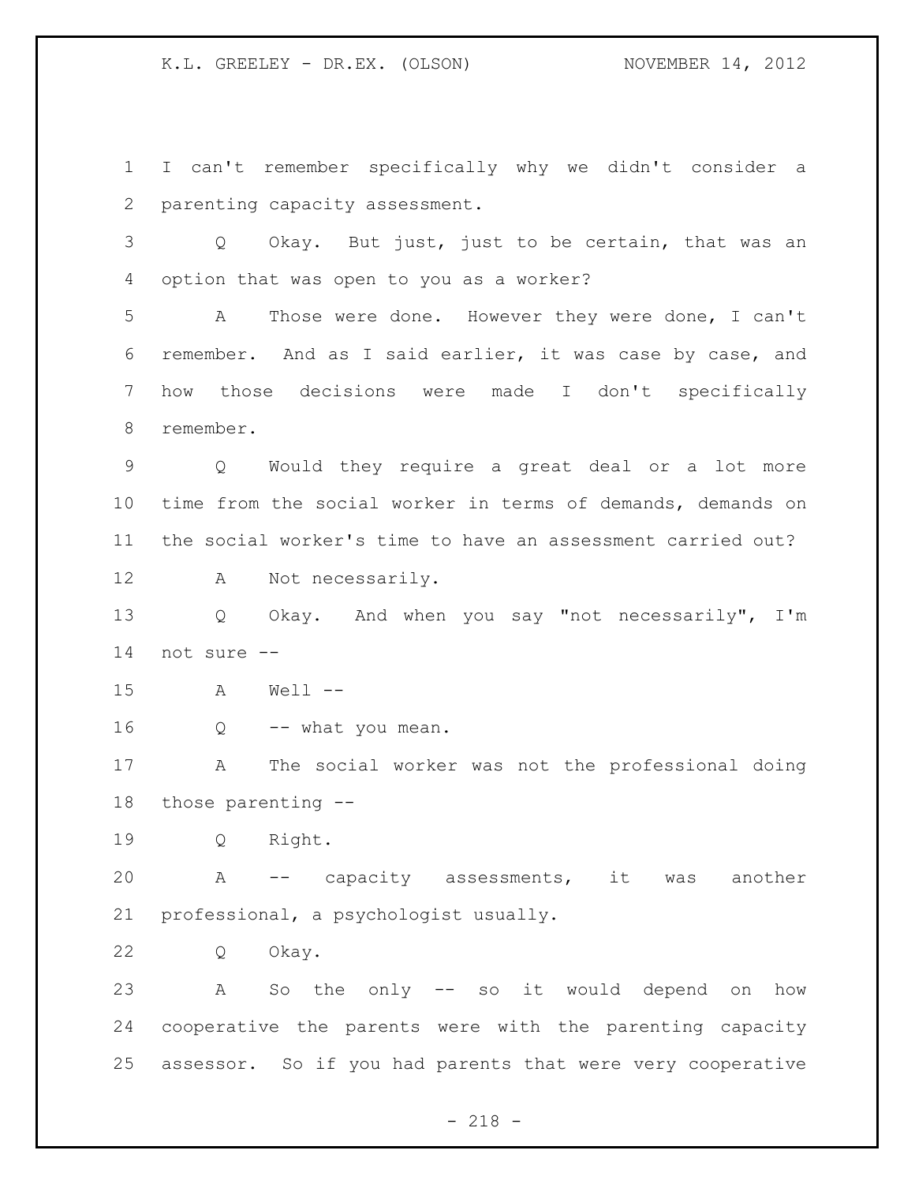I can't remember specifically why we didn't consider a parenting capacity assessment.

Q Okay. But just, just to be certain, that was an option that was open to you as a worker?

A Those were done. However they were done, I can't remember. And as I said earlier, it was case by case, and how those decisions were made I don't specifically remember.

Q Would they require a great deal or a lot more time from the social worker in terms of demands, demands on the social worker's time to have an assessment carried out?

A Not necessarily.

Q Okay. And when you say "not necessarily", I'm not sure --

A Well --

Q -- what you mean.

A The social worker was not the professional doing those parenting --

Q Right.

A -- capacity assessments, it was another professional, a psychologist usually.

Q Okay.

A So the only -- so it would depend on how cooperative the parents were with the parenting capacity assessor. So if you had parents that were very cooperative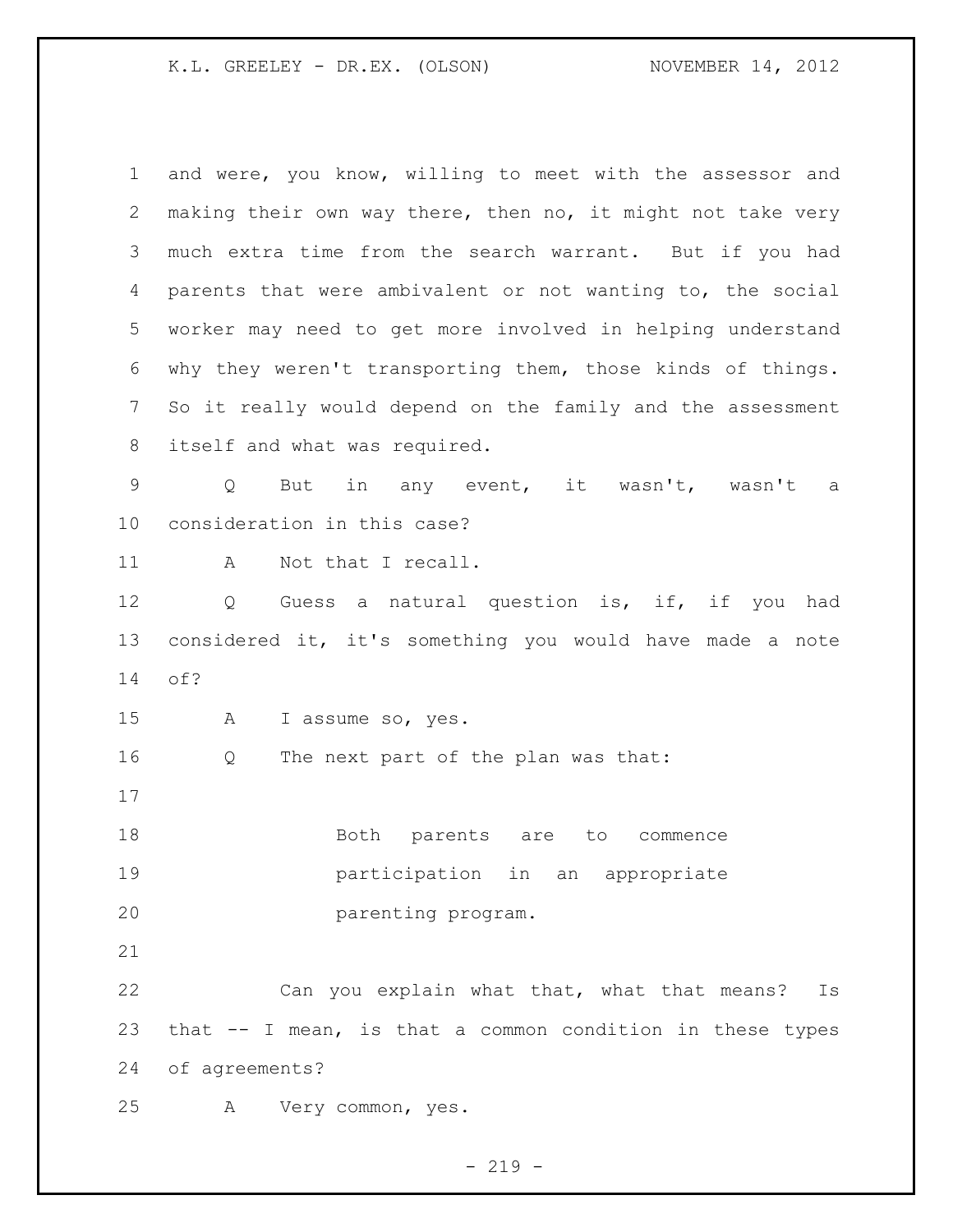and were, you know, willing to meet with the assessor and making their own way there, then no, it might not take very much extra time from the search warrant. But if you had parents that were ambivalent or not wanting to, the social worker may need to get more involved in helping understand why they weren't transporting them, those kinds of things. So it really would depend on the family and the assessment itself and what was required.

Q But in any event, it wasn't, wasn't a consideration in this case?

A Not that I recall.

Q Guess a natural question is, if, if you had considered it, it's something you would have made a note of?

A I assume so, yes.

Q The next part of the plan was that:

> Both parents are to commence participation in an appropriate parenting program.

Can you explain what that, what that means? Is that -- I mean, is that a common condition in these types of agreements?

A Very common, yes.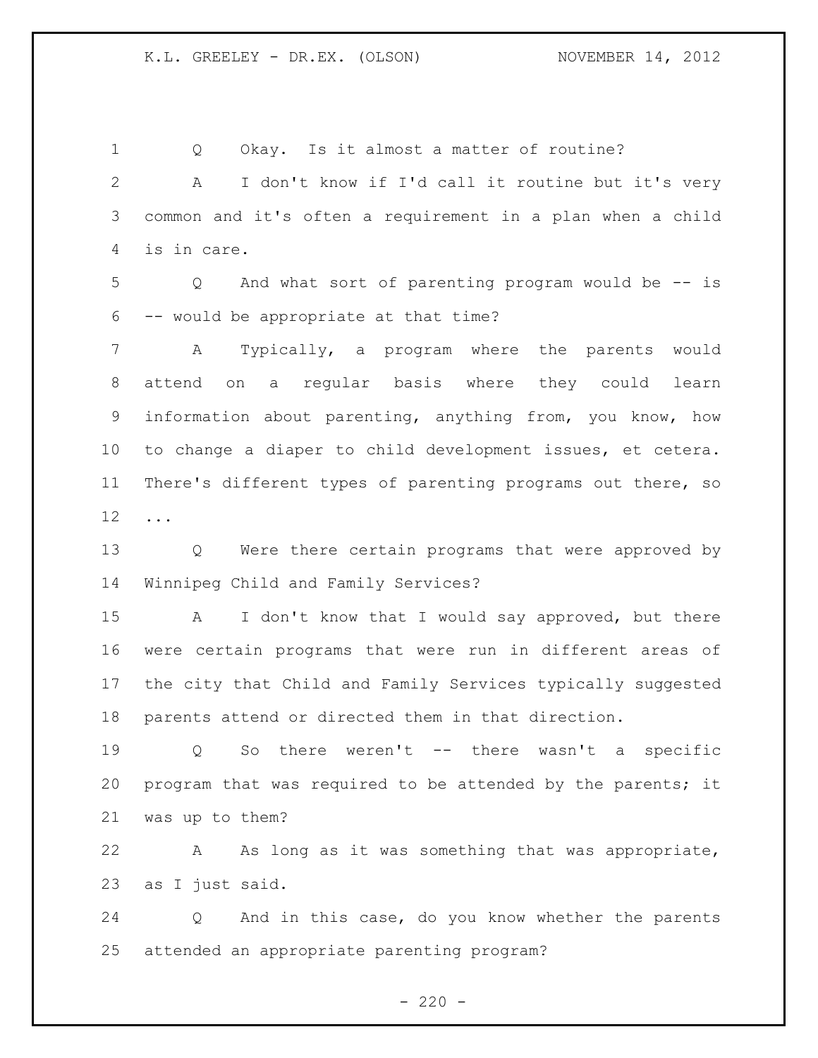Q Okay. Is it almost a matter of routine?

A I don't know if I'd call it routine but it's very common and it's often a requirement in a plan when a child is in care.

Q And what sort of parenting program would be -- is -- would be appropriate at that time?

A Typically, a program where the parents would attend on a regular basis where they could learn information about parenting, anything from, you know, how to change a diaper to child development issues, et cetera. There's different types of parenting programs out there, so ...

Q Were there certain programs that were approved by Winnipeg Child and Family Services?

A I don't know that I would say approved, but there were certain programs that were run in different areas of the city that Child and Family Services typically suggested parents attend or directed them in that direction.

Q So there weren't -- there wasn't a specific program that was required to be attended by the parents; it was up to them?

A As long as it was something that was appropriate, as I just said.

Q And in this case, do you know whether the parents attended an appropriate parenting program?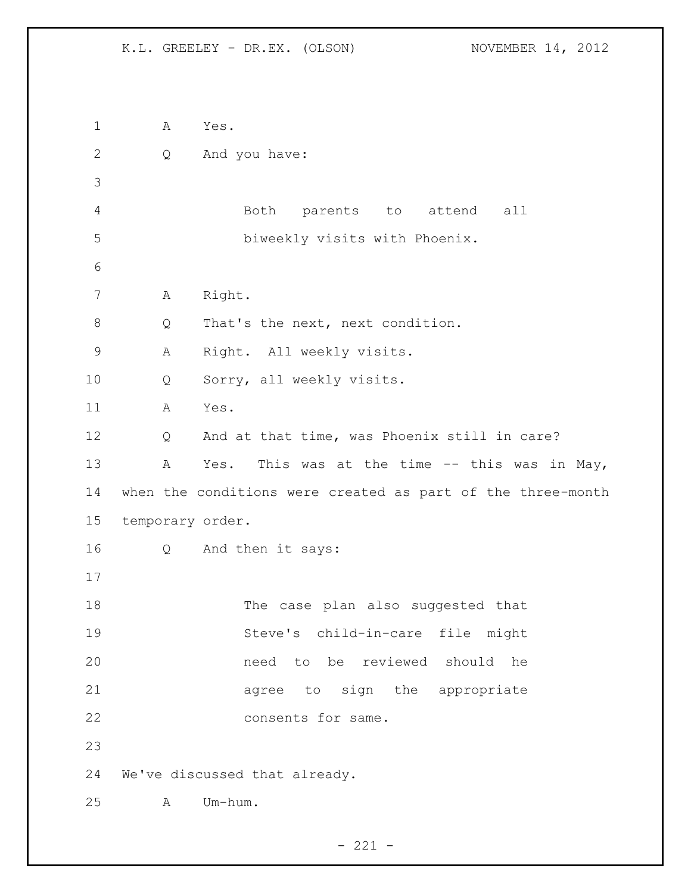A Yes.

Q And you have:

> Both parents to attend all biweekly visits with Phoenix.

A Right.

Q That's the next, next condition.

A Right. All weekly visits.

Q Sorry, all weekly visits.

A Yes.

Q And at that time, was Phoenix still in care?

A Yes. This was at the time -- this was in May, when the conditions were created as part of the three-month temporary order.

Q And then it says:

> The case plan also suggested that Steve's child-in-care file might need to be reviewed should he agree to sign the appropriate consents for same.

We've discussed that already.

A Um-hum.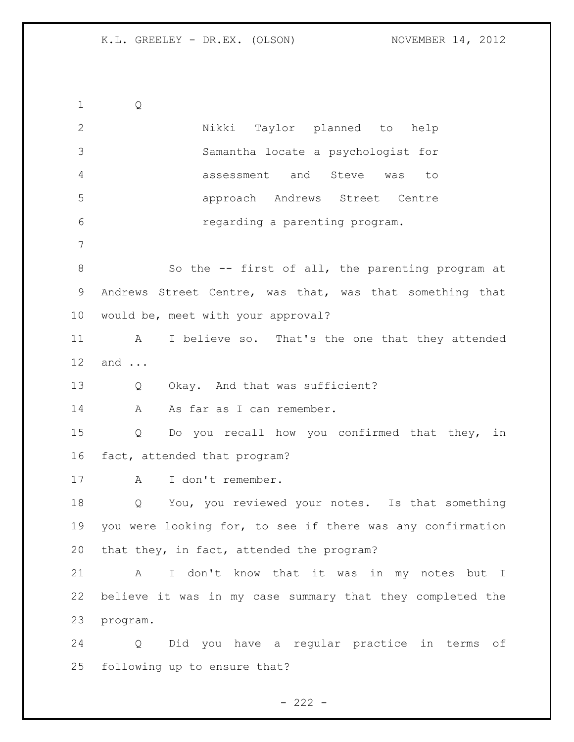Q

> Nikki Taylor planned to help Samantha locate a psychologist for assessment and Steve was to approach Andrews Street Centre regarding a parenting program.

So the -- first of all, the parenting program at Andrews Street Centre, was that, was that something that would be, meet with your approval?

A I believe so. That's the one that they attended and ...

Q Okay. And that was sufficient?

A As far as I can remember.

Q Do you recall how you confirmed that they, in fact, attended that program?

A I don't remember.

Q You, you reviewed your notes. Is that something you were looking for, to see if there was any confirmation that they, in fact, attended the program?

A I don't know that it was in my notes but I believe it was in my case summary that they completed the program.

Q Did you have a regular practice in terms of following up to ensure that?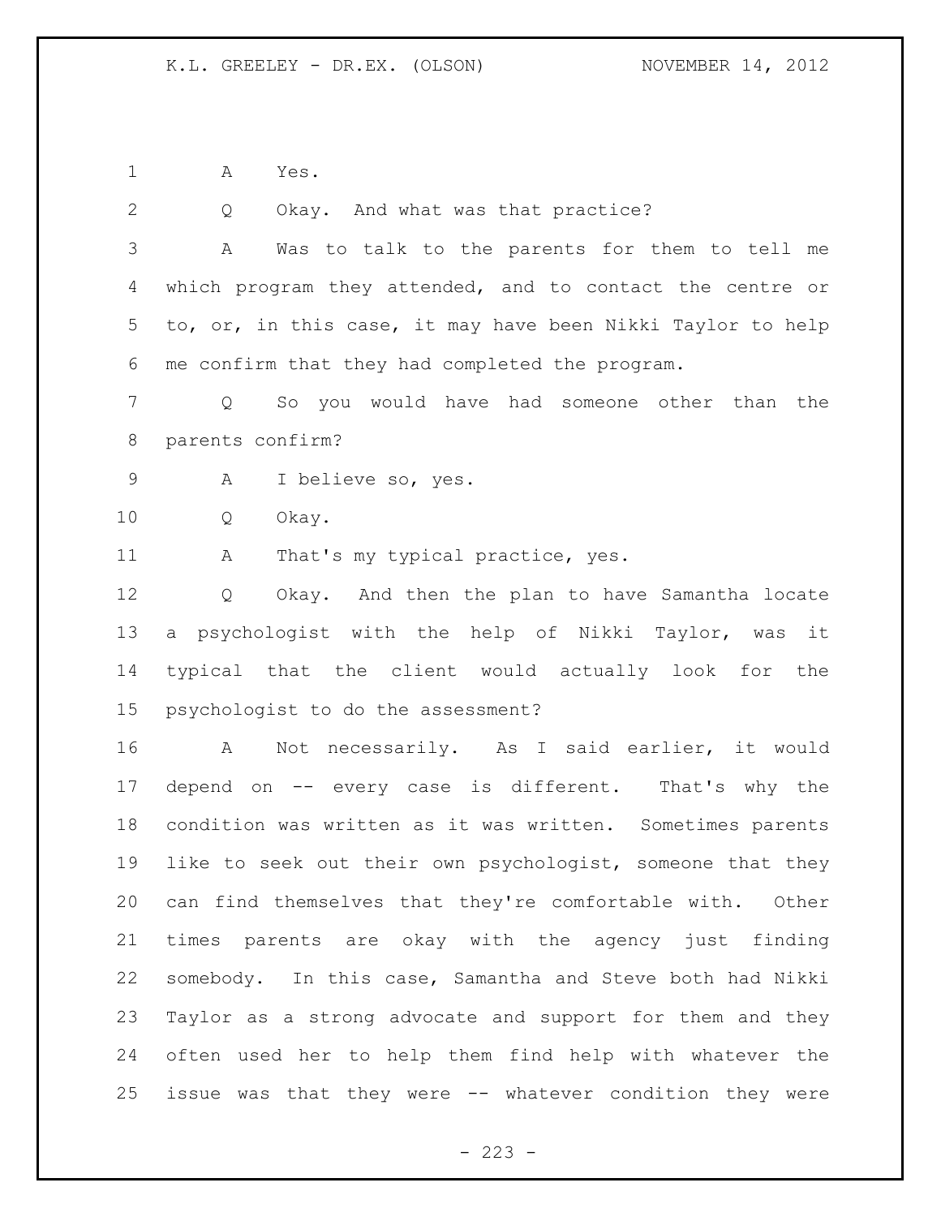A Yes.

Q Okay. And what was that practice?

A Was to talk to the parents for them to tell me which program they attended, and to contact the centre or to, or, in this case, it may have been Nikki Taylor to help me confirm that they had completed the program.

Q So you would have had someone other than the parents confirm?

A I believe so, yes.

Q Okay.

A That's my typical practice, yes.

Q Okay. And then the plan to have Samantha locate a psychologist with the help of Nikki Taylor, was it typical that the client would actually look for the psychologist to do the assessment?

A Not necessarily. As I said earlier, it would depend on -- every case is different. That's why the condition was written as it was written. Sometimes parents like to seek out their own psychologist, someone that they can find themselves that they're comfortable with. Other times parents are okay with the agency just finding somebody. In this case, Samantha and Steve both had Nikki Taylor as a strong advocate and support for them and they often used her to help them find help with whatever the issue was that they were -- whatever condition they were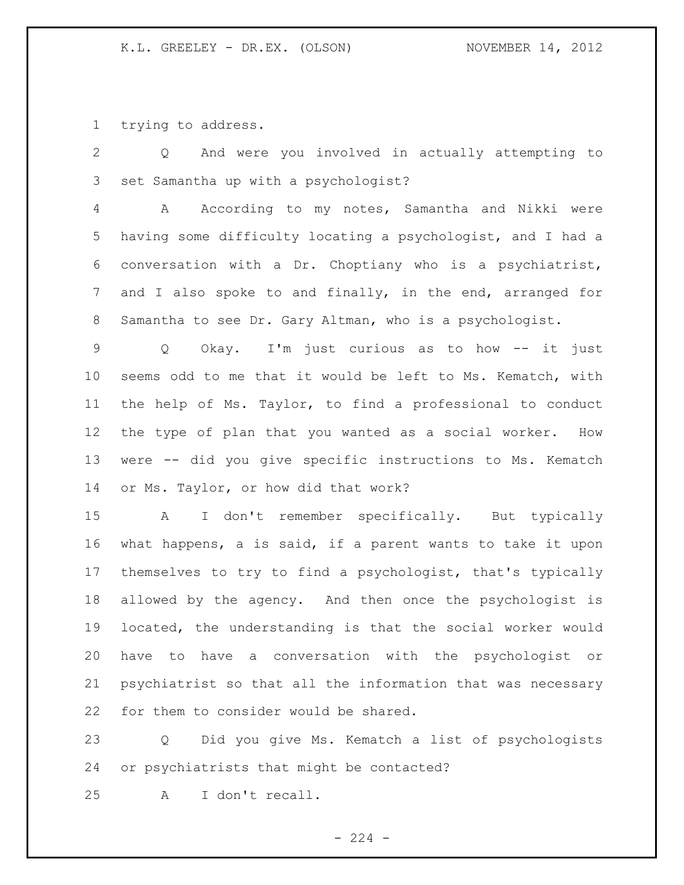trying to address.

Q And were you involved in actually attempting to set Samantha up with a psychologist?

A According to my notes, Samantha and Nikki were having some difficulty locating a psychologist, and I had a conversation with a Dr. Choptiany who is a psychiatrist, and I also spoke to and finally, in the end, arranged for Samantha to see Dr. Gary Altman, who is a psychologist.

Q Okay. I'm just curious as to how -- it just seems odd to me that it would be left to Ms. Kematch, with the help of Ms. Taylor, to find a professional to conduct the type of plan that you wanted as a social worker. How were -- did you give specific instructions to Ms. Kematch or Ms. Taylor, or how did that work?

A I don't remember specifically. But typically what happens, a is said, if a parent wants to take it upon themselves to try to find a psychologist, that's typically allowed by the agency. And then once the psychologist is located, the understanding is that the social worker would have to have a conversation with the psychologist or psychiatrist so that all the information that was necessary for them to consider would be shared.

Q Did you give Ms. Kematch a list of psychologists or psychiatrists that might be contacted?

A I don't recall.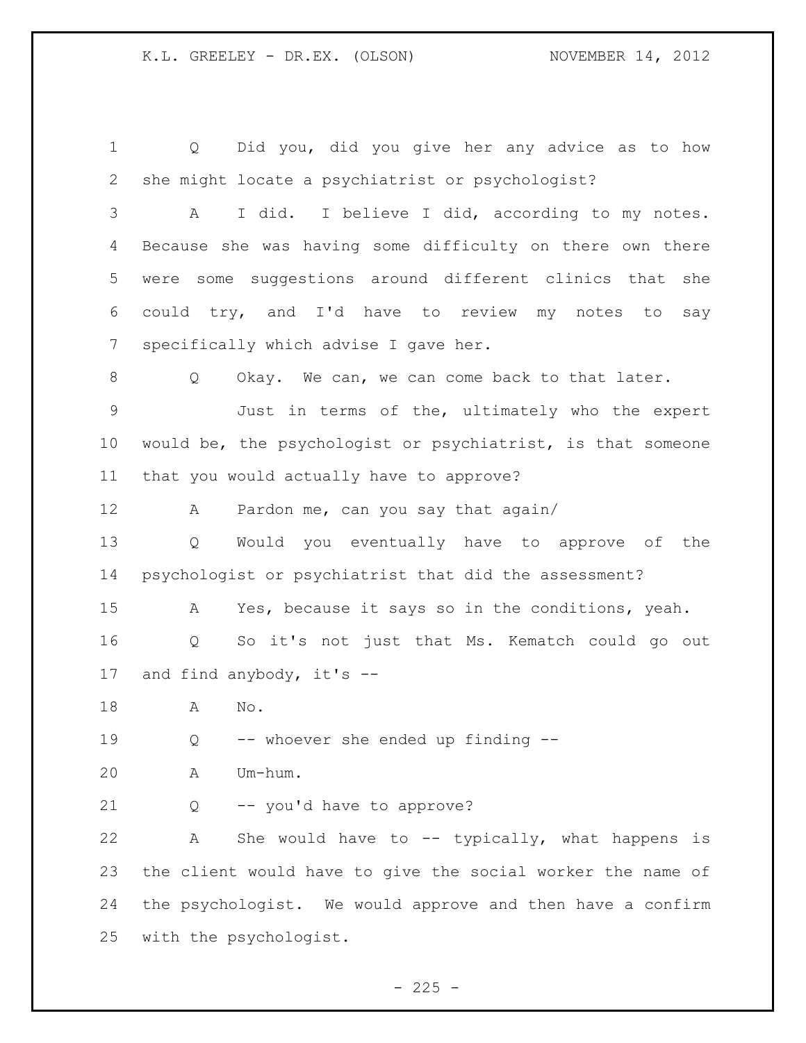Q Did you, did you give her any advice as to how she might locate a psychiatrist or psychologist?

A I did. I believe I did, according to my notes. Because she was having some difficulty on there own there were some suggestions around different clinics that she could try, and I'd have to review my notes to say specifically which advise I gave her.

Q Okay. We can, we can come back to that later.

Just in terms of the, ultimately who the expert would be, the psychologist or psychiatrist, is that someone that you would actually have to approve?

A Pardon me, can you say that again/

Q Would you eventually have to approve of the psychologist or psychiatrist that did the assessment?

A Yes, because it says so in the conditions, yeah.

Q So it's not just that Ms. Kematch could go out and find anybody, it's --

A No.

Q -- whoever she ended up finding --

A Um-hum.

Q -- you'd have to approve?

A She would have to -- typically, what happens is the client would have to give the social worker the name of the psychologist. We would approve and then have a confirm with the psychologist.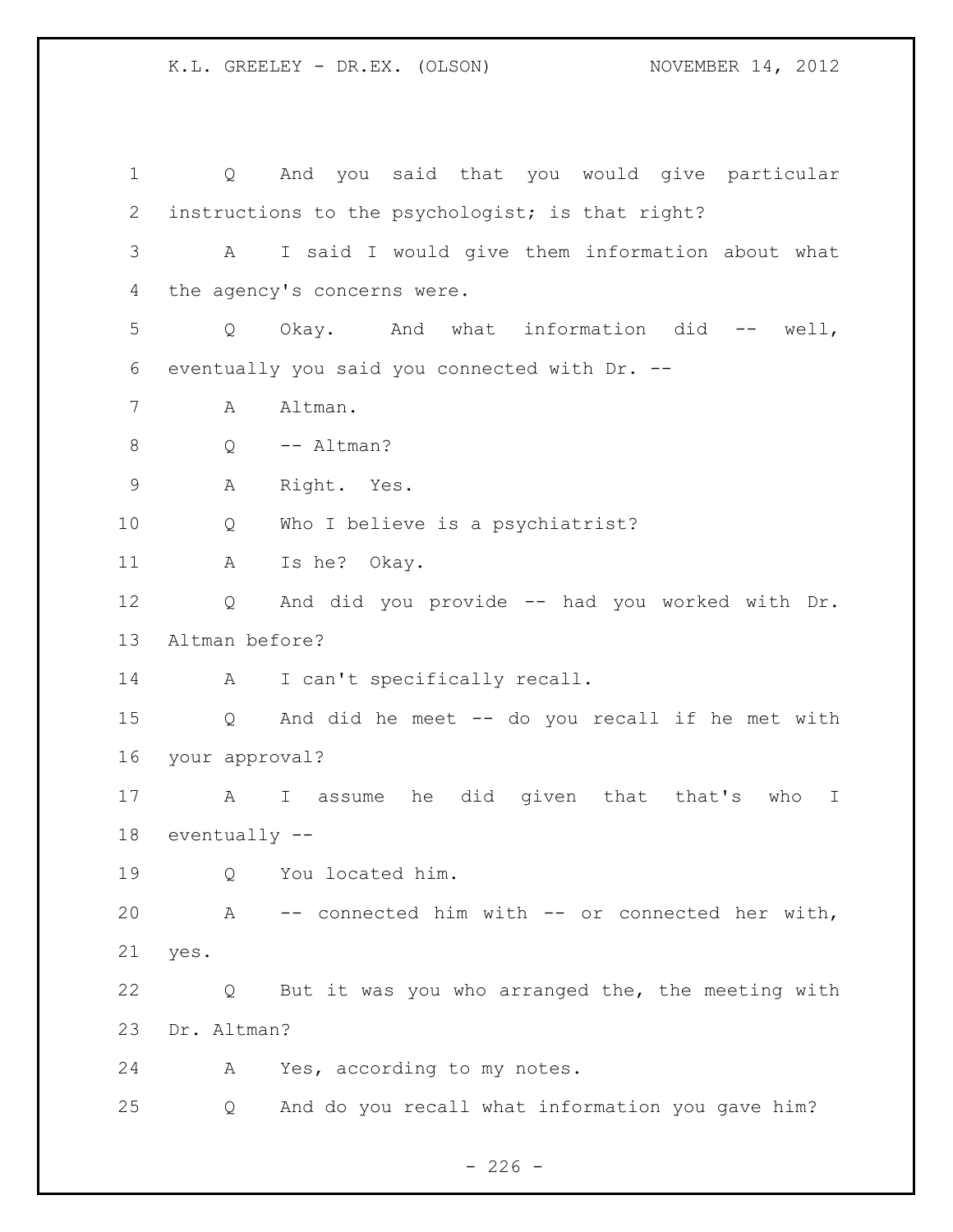Q And you said that you would give particular instructions to the psychologist; is that right?

A I said I would give them information about what the agency's concerns were.

Q Okay. And what information did -- well, eventually you said you connected with Dr. --

A Altman.

Q -- Altman?

A Right. Yes.

Q Who I believe is a psychiatrist?

A Is he? Okay.

Q And did you provide -- had you worked with Dr. Altman before?

A I can't specifically recall.

Q And did he meet -- do you recall if he met with your approval?

A I assume he did given that that's who I eventually --

Q You located him.

A -- connected him with -- or connected her with, yes.

Q But it was you who arranged the, the meeting with Dr. Altman?

A Yes, according to my notes.

Q And do you recall what information you gave him?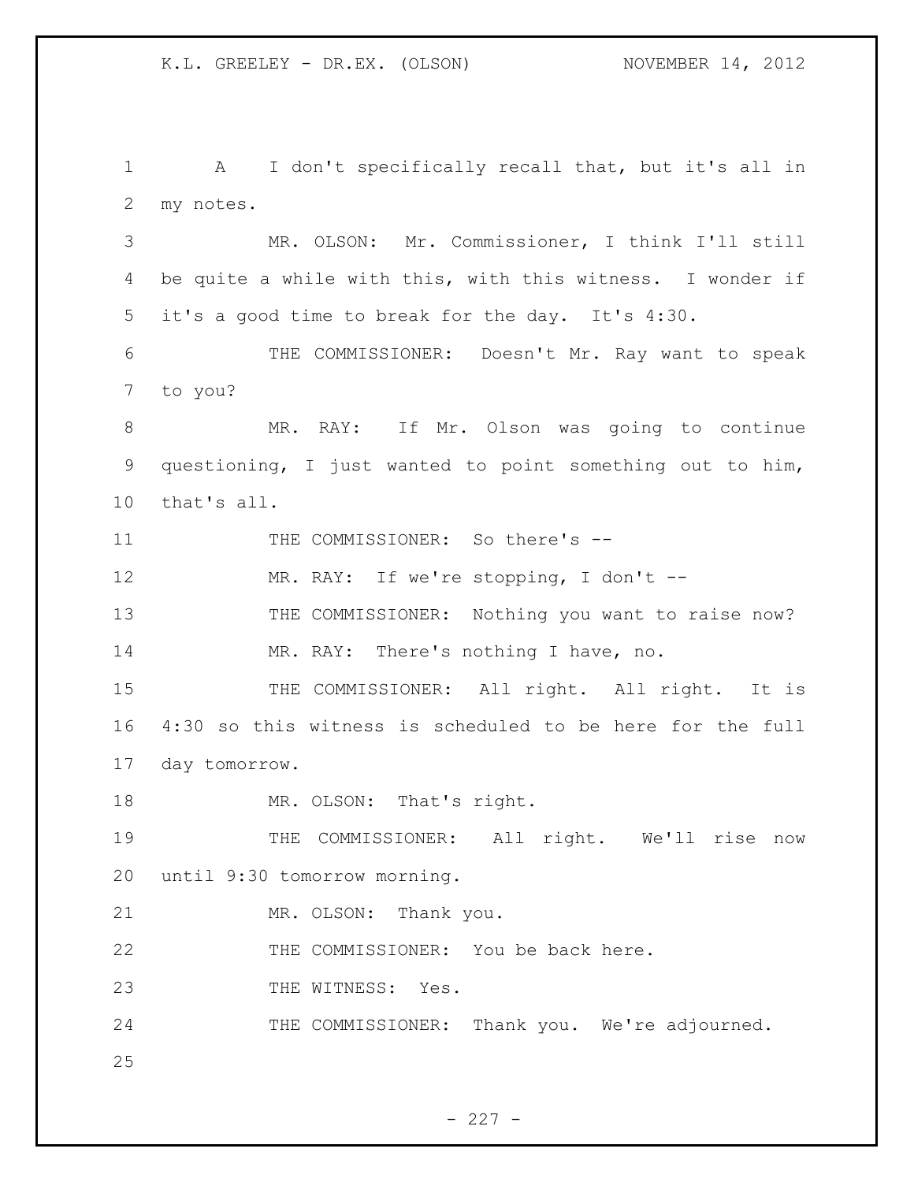A I don't specifically recall that, but it's all in my notes.

MR. OLSON: Mr. Commissioner, I think I'll still be quite a while with this, with this witness. I wonder if it's a good time to break for the day. It's 4:30.

THE COMMISSIONER: Doesn't Mr. Ray want to speak to you?

MR. RAY: If Mr. Olson was going to continue questioning, I just wanted to point something out to him, that's all.

THE COMMISSIONER: So there's --

MR. RAY: If we're stopping, I don't --

THE COMMISSIONER: Nothing you want to raise now?

MR. RAY: There's nothing I have, no.

THE COMMISSIONER: All right. All right. It is 4:30 so this witness is scheduled to be here for the full day tomorrow.

MR. OLSON: That's right.

THE COMMISSIONER: All right. We'll rise now until 9:30 tomorrow morning.

MR. OLSON: Thank you.

THE COMMISSIONER: You be back here.

THE WITNESS: Yes.

THE COMMISSIONER: Thank you. We're adjourned.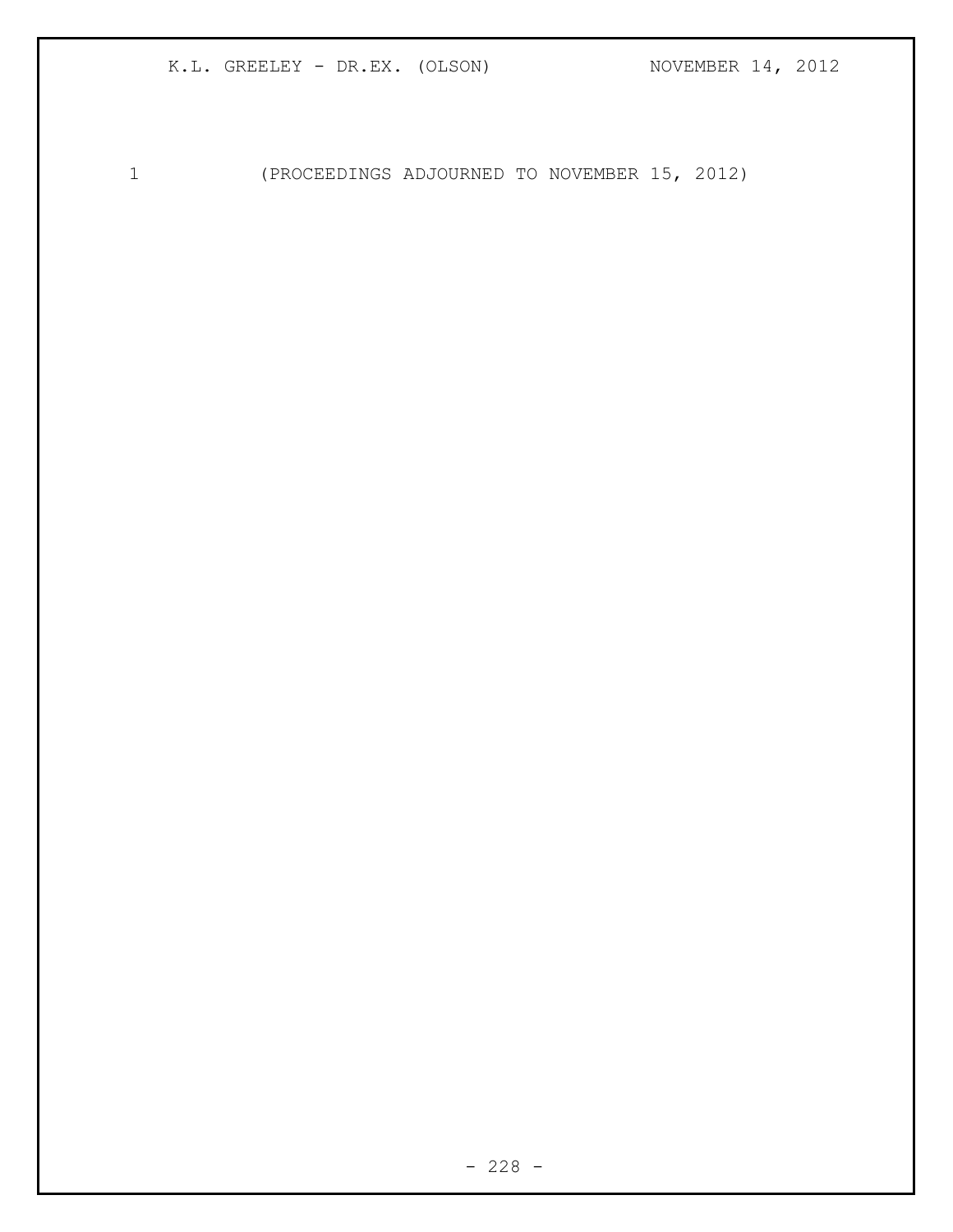1 (PROCEEDINGS ADJOURNED TO NOVEMBER 15, 2012)